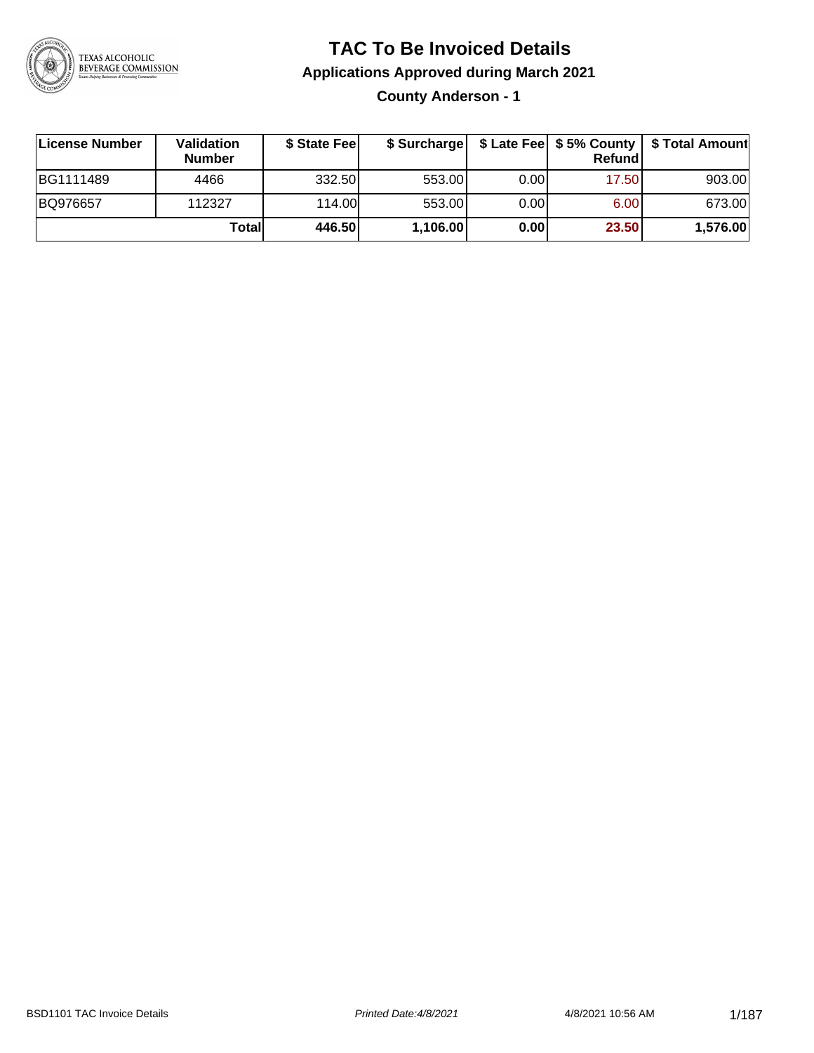# TAC To Be Invoiced Details

## Applications Approved during March 2021

### County Anderson - 1

| License Number | Validation Number | $ State Fee | $ Surcharge | $ Late Fee | $ 5% County Refund | $ Total Amount |
|---|---|---|---|---|---|---|
| BG1111489 | 4466 | 332.50 | 553.00 | 0.00 | 17.50 | 903.00 |
| BQ976657 | 112327 | 114.00 | 553.00 | 0.00 | 6.00 | 673.00 |
| | **Total** | **446.50** | **1,106.00** | **0.00** | **23.50** | **1,576.00** |

BSD1101 TAC Invoice Details *Printed Date:4/8/2021* 4/8/2021 10:56 AM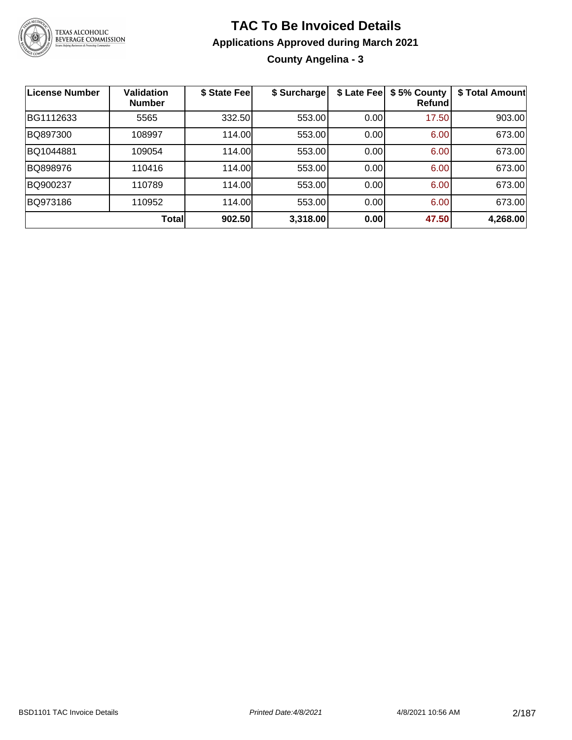# TAC To Be Invoiced Details

## Applications Approved during March 2021

### County Angelina - 3

| License Number | Validation Number | $ State Fee | $ Surcharge | $ Late Fee | $ 5% County Refund | $ Total Amount |
|---|---|---|---|---|---|---|
| BG1112633 | 5565 | 332.50 | 553.00 | 0.00 | 17.50 | 903.00 |
| BQ897300 | 108997 | 114.00 | 553.00 | 0.00 | 6.00 | 673.00 |
| BQ1044881 | 109054 | 114.00 | 553.00 | 0.00 | 6.00 | 673.00 |
| BQ898976 | 110416 | 114.00 | 553.00 | 0.00 | 6.00 | 673.00 |
| BQ900237 | 110789 | 114.00 | 553.00 | 0.00 | 6.00 | 673.00 |
| BQ973186 | 110952 | 114.00 | 553.00 | 0.00 | 6.00 | 673.00 |
| | **Total** | **902.50** | **3,318.00** | **0.00** | **47.50** | **4,268.00** |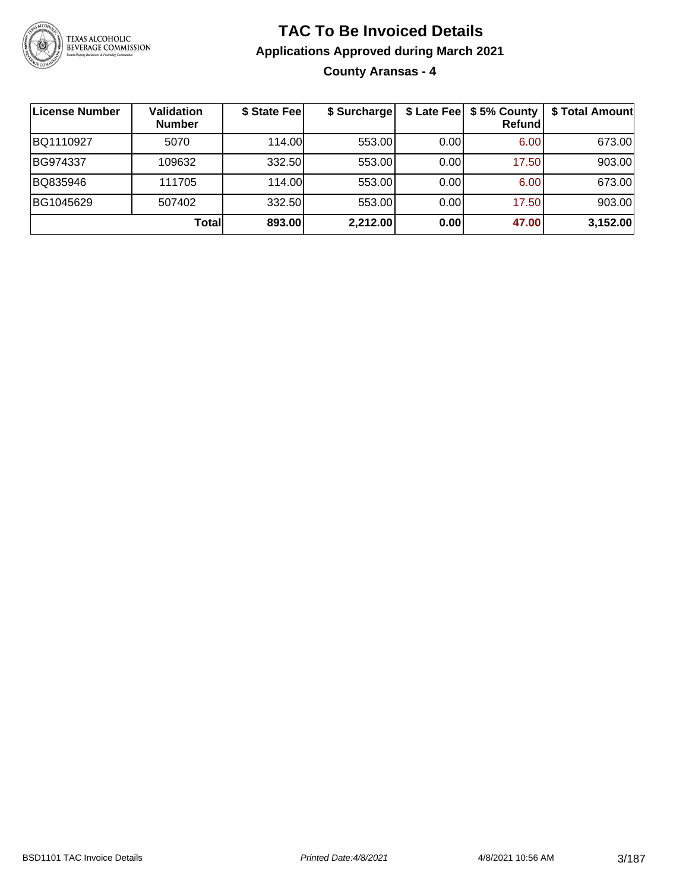# TAC To Be Invoiced Details

## Applications Approved during March 2021

### County Aransas - 4

| License Number | Validation Number | $ State Fee | $ Surcharge | $ Late Fee | $ 5% County Refund | $ Total Amount |
|---|---|---|---|---|---|---|
| BQ1110927 | 5070 | 114.00 | 553.00 | 0.00 | 6.00 | 673.00 |
| BG974337 | 109632 | 332.50 | 553.00 | 0.00 | 17.50 | 903.00 |
| BQ835946 | 111705 | 114.00 | 553.00 | 0.00 | 6.00 | 673.00 |
| BG1045629 | 507402 | 332.50 | 553.00 | 0.00 | 17.50 | 903.00 |
| | **Total** | **893.00** | **2,212.00** | **0.00** | **47.00** | **3,152.00** |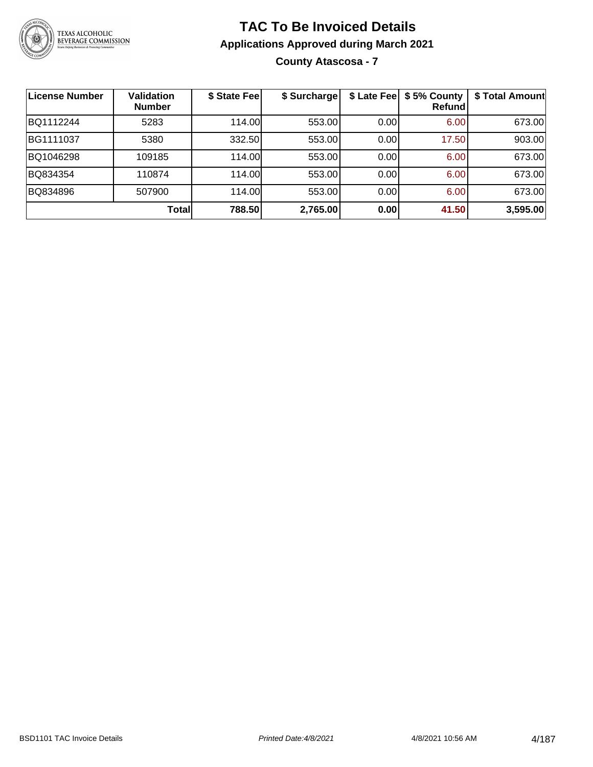# TAC To Be Invoiced Details

## Applications Approved during March 2021

### County Atascosa - 7

| License Number | Validation Number | $ State Fee | $ Surcharge | $ Late Fee | $ 5% County Refund | $ Total Amount |
|---|---|---|---|---|---|---|
| BQ1112244 | 5283 | 114.00 | 553.00 | 0.00 | 6.00 | 673.00 |
| BG1111037 | 5380 | 332.50 | 553.00 | 0.00 | 17.50 | 903.00 |
| BQ1046298 | 109185 | 114.00 | 553.00 | 0.00 | 6.00 | 673.00 |
| BQ834354 | 110874 | 114.00 | 553.00 | 0.00 | 6.00 | 673.00 |
| BQ834896 | 507900 | 114.00 | 553.00 | 0.00 | 6.00 | 673.00 |
| | **Total** | **788.50** | **2,765.00** | **0.00** | **41.50** | **3,595.00** |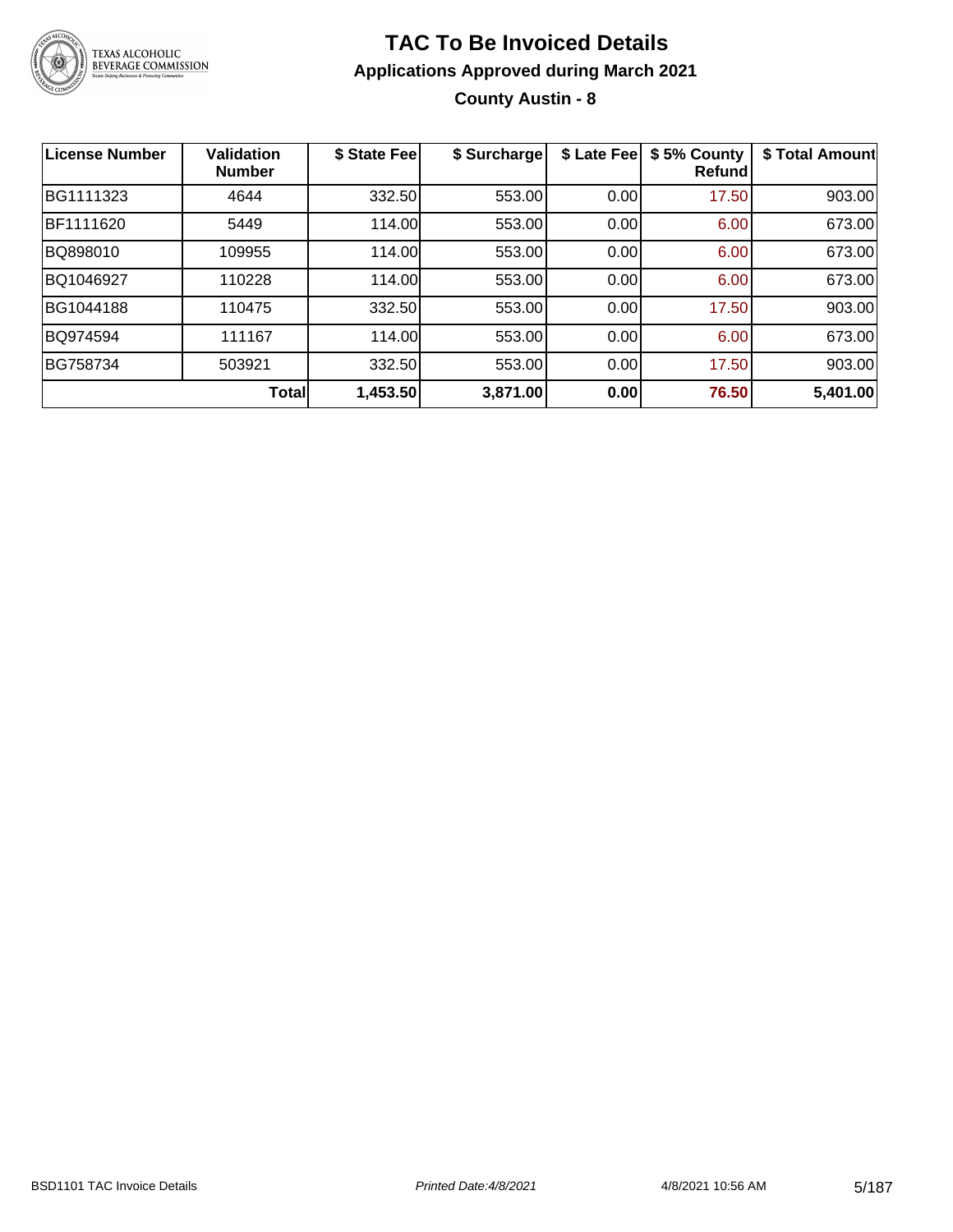# TAC To Be Invoiced Details

## Applications Approved during March 2021

### County Austin - 8

| License Number | Validation Number | $ State Fee | $ Surcharge | $ Late Fee | $ 5% County Refund | $ Total Amount |
|---|---|---|---|---|---|---|
| BG1111323 | 4644 | 332.50 | 553.00 | 0.00 | 17.50 | 903.00 |
| BF1111620 | 5449 | 114.00 | 553.00 | 0.00 | 6.00 | 673.00 |
| BQ898010 | 109955 | 114.00 | 553.00 | 0.00 | 6.00 | 673.00 |
| BQ1046927 | 110228 | 114.00 | 553.00 | 0.00 | 6.00 | 673.00 |
| BG1044188 | 110475 | 332.50 | 553.00 | 0.00 | 17.50 | 903.00 |
| BQ974594 | 111167 | 114.00 | 553.00 | 0.00 | 6.00 | 673.00 |
| BG758734 | 503921 | 332.50 | 553.00 | 0.00 | 17.50 | 903.00 |
| | **Total** | **1,453.50** | **3,871.00** | **0.00** | **76.50** | **5,401.00** |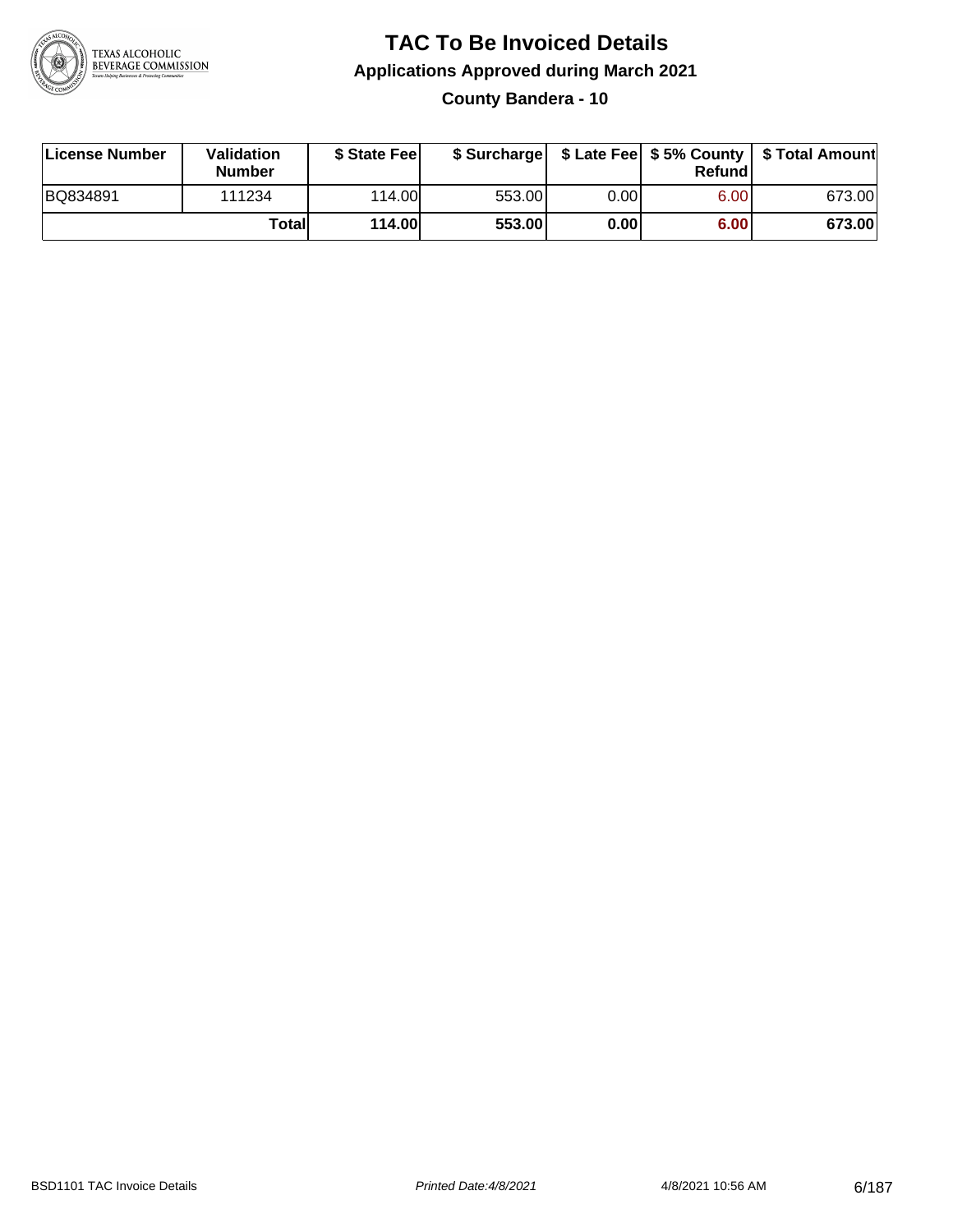# TAC To Be Invoiced Details

## Applications Approved during March 2021

### County Bandera - 10

| License Number | Validation Number | $ State Fee | $ Surcharge | $ Late Fee | $ 5% County Refund | $ Total Amount |
|---|---|---|---|---|---|---|
| BQ834891 | 111234 | 114.00 | 553.00 | 0.00 | 6.00 | 673.00 |
| | **Total** | **114.00** | **553.00** | **0.00** | **6.00** | **673.00** |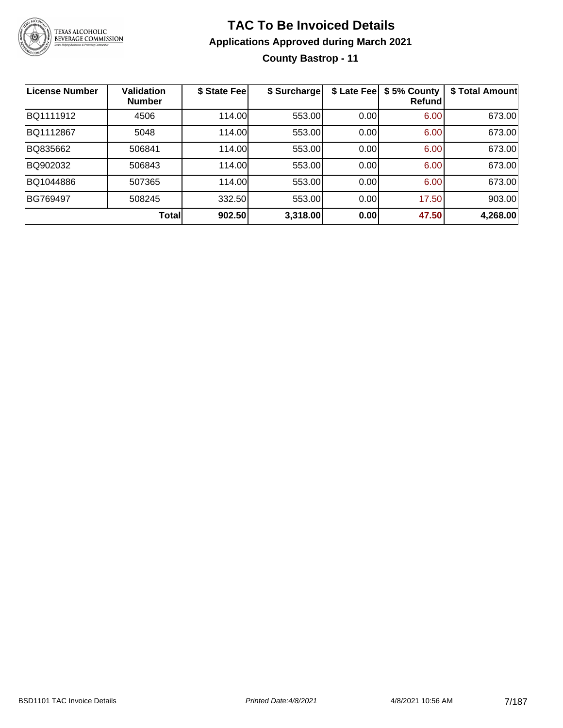# TAC To Be Invoiced Details

## Applications Approved during March 2021

### County Bastrop - 11

| License Number | Validation Number | $ State Fee | $ Surcharge | $ Late Fee | $ 5% County Refund | $ Total Amount |
|---|---|---|---|---|---|---|
| BQ1111912 | 4506 | 114.00 | 553.00 | 0.00 | 6.00 | 673.00 |
| BQ1112867 | 5048 | 114.00 | 553.00 | 0.00 | 6.00 | 673.00 |
| BQ835662 | 506841 | 114.00 | 553.00 | 0.00 | 6.00 | 673.00 |
| BQ902032 | 506843 | 114.00 | 553.00 | 0.00 | 6.00 | 673.00 |
| BQ1044886 | 507365 | 114.00 | 553.00 | 0.00 | 6.00 | 673.00 |
| BG769497 | 508245 | 332.50 | 553.00 | 0.00 | 17.50 | 903.00 |
| | **Total** | **902.50** | **3,318.00** | **0.00** | **47.50** | **4,268.00** |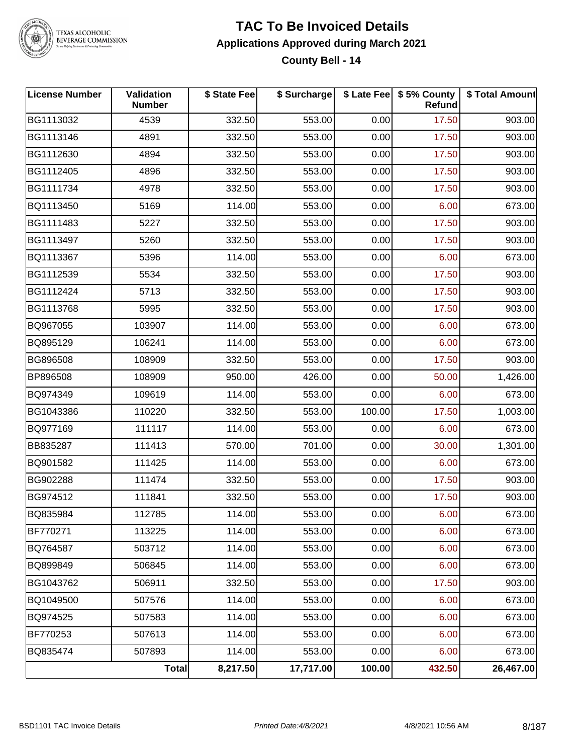# TAC To Be Invoiced Details

## Applications Approved during March 2021

### County Bell - 14

| License Number | Validation Number | $ State Fee | $ Surcharge | $ Late Fee | $ 5% County Refund | $ Total Amount |
|---|---|---|---|---|---|---|
| BG1113032 | 4539 | 332.50 | 553.00 | 0.00 | 17.50 | 903.00 |
| BG1113146 | 4891 | 332.50 | 553.00 | 0.00 | 17.50 | 903.00 |
| BG1112630 | 4894 | 332.50 | 553.00 | 0.00 | 17.50 | 903.00 |
| BG1112405 | 4896 | 332.50 | 553.00 | 0.00 | 17.50 | 903.00 |
| BG1111734 | 4978 | 332.50 | 553.00 | 0.00 | 17.50 | 903.00 |
| BQ1113450 | 5169 | 114.00 | 553.00 | 0.00 | 6.00 | 673.00 |
| BG1111483 | 5227 | 332.50 | 553.00 | 0.00 | 17.50 | 903.00 |
| BG1113497 | 5260 | 332.50 | 553.00 | 0.00 | 17.50 | 903.00 |
| BQ1113367 | 5396 | 114.00 | 553.00 | 0.00 | 6.00 | 673.00 |
| BG1112539 | 5534 | 332.50 | 553.00 | 0.00 | 17.50 | 903.00 |
| BG1112424 | 5713 | 332.50 | 553.00 | 0.00 | 17.50 | 903.00 |
| BG1113768 | 5995 | 332.50 | 553.00 | 0.00 | 17.50 | 903.00 |
| BQ967055 | 103907 | 114.00 | 553.00 | 0.00 | 6.00 | 673.00 |
| BQ895129 | 106241 | 114.00 | 553.00 | 0.00 | 6.00 | 673.00 |
| BG896508 | 108909 | 332.50 | 553.00 | 0.00 | 17.50 | 903.00 |
| BP896508 | 108909 | 950.00 | 426.00 | 0.00 | 50.00 | 1,426.00 |
| BQ974349 | 109619 | 114.00 | 553.00 | 0.00 | 6.00 | 673.00 |
| BG1043386 | 110220 | 332.50 | 553.00 | 100.00 | 17.50 | 1,003.00 |
| BQ977169 | 111117 | 114.00 | 553.00 | 0.00 | 6.00 | 673.00 |
| BB835287 | 111413 | 570.00 | 701.00 | 0.00 | 30.00 | 1,301.00 |
| BQ901582 | 111425 | 114.00 | 553.00 | 0.00 | 6.00 | 673.00 |
| BG902288 | 111474 | 332.50 | 553.00 | 0.00 | 17.50 | 903.00 |
| BG974512 | 111841 | 332.50 | 553.00 | 0.00 | 17.50 | 903.00 |
| BQ835984 | 112785 | 114.00 | 553.00 | 0.00 | 6.00 | 673.00 |
| BF770271 | 113225 | 114.00 | 553.00 | 0.00 | 6.00 | 673.00 |
| BQ764587 | 503712 | 114.00 | 553.00 | 0.00 | 6.00 | 673.00 |
| BQ899849 | 506845 | 114.00 | 553.00 | 0.00 | 6.00 | 673.00 |
| BG1043762 | 506911 | 332.50 | 553.00 | 0.00 | 17.50 | 903.00 |
| BQ1049500 | 507576 | 114.00 | 553.00 | 0.00 | 6.00 | 673.00 |
| BQ974525 | 507583 | 114.00 | 553.00 | 0.00 | 6.00 | 673.00 |
| BF770253 | 507613 | 114.00 | 553.00 | 0.00 | 6.00 | 673.00 |
| BQ835474 | 507893 | 114.00 | 553.00 | 0.00 | 6.00 | 673.00 |
| | **Total** | **8,217.50** | **17,717.00** | **100.00** | **432.50** | **26,467.00** |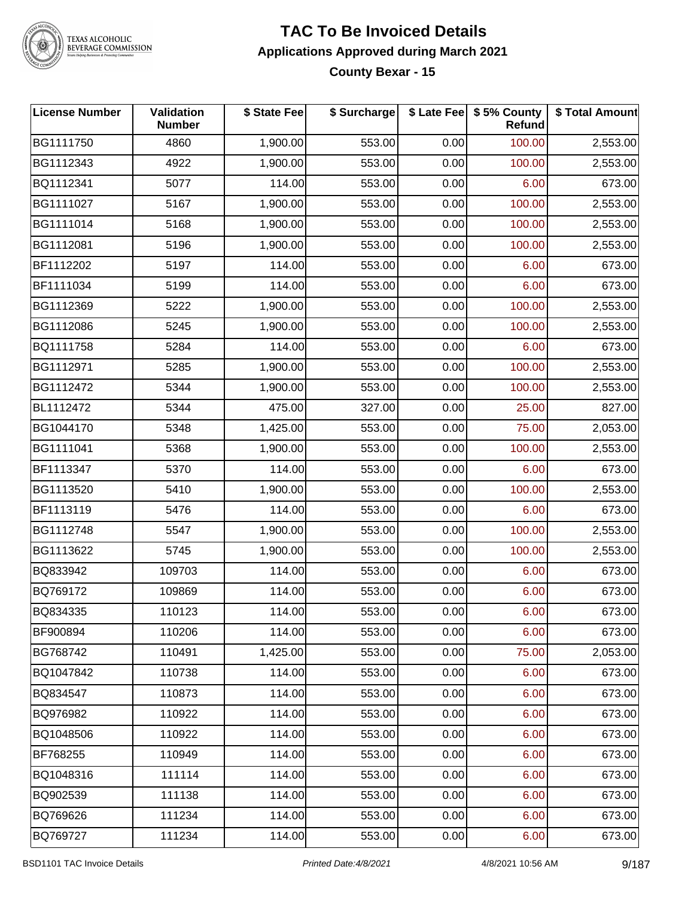# TAC To Be Invoiced Details

## Applications Approved during March 2021

### County Bexar - 15

| License Number | Validation Number | $ State Fee | $ Surcharge | $ Late Fee | $ 5% County Refund | $ Total Amount |
|---|---|---|---|---|---|---|
| BG1111750 | 4860 | 1,900.00 | 553.00 | 0.00 | 100.00 | 2,553.00 |
| BG1112343 | 4922 | 1,900.00 | 553.00 | 0.00 | 100.00 | 2,553.00 |
| BQ1112341 | 5077 | 114.00 | 553.00 | 0.00 | 6.00 | 673.00 |
| BG1111027 | 5167 | 1,900.00 | 553.00 | 0.00 | 100.00 | 2,553.00 |
| BG1111014 | 5168 | 1,900.00 | 553.00 | 0.00 | 100.00 | 2,553.00 |
| BG1112081 | 5196 | 1,900.00 | 553.00 | 0.00 | 100.00 | 2,553.00 |
| BF1112202 | 5197 | 114.00 | 553.00 | 0.00 | 6.00 | 673.00 |
| BF1111034 | 5199 | 114.00 | 553.00 | 0.00 | 6.00 | 673.00 |
| BG1112369 | 5222 | 1,900.00 | 553.00 | 0.00 | 100.00 | 2,553.00 |
| BG1112086 | 5245 | 1,900.00 | 553.00 | 0.00 | 100.00 | 2,553.00 |
| BQ1111758 | 5284 | 114.00 | 553.00 | 0.00 | 6.00 | 673.00 |
| BG1112971 | 5285 | 1,900.00 | 553.00 | 0.00 | 100.00 | 2,553.00 |
| BG1112472 | 5344 | 1,900.00 | 553.00 | 0.00 | 100.00 | 2,553.00 |
| BL1112472 | 5344 | 475.00 | 327.00 | 0.00 | 25.00 | 827.00 |
| BG1044170 | 5348 | 1,425.00 | 553.00 | 0.00 | 75.00 | 2,053.00 |
| BG1111041 | 5368 | 1,900.00 | 553.00 | 0.00 | 100.00 | 2,553.00 |
| BF1113347 | 5370 | 114.00 | 553.00 | 0.00 | 6.00 | 673.00 |
| BG1113520 | 5410 | 1,900.00 | 553.00 | 0.00 | 100.00 | 2,553.00 |
| BF1113119 | 5476 | 114.00 | 553.00 | 0.00 | 6.00 | 673.00 |
| BG1112748 | 5547 | 1,900.00 | 553.00 | 0.00 | 100.00 | 2,553.00 |
| BG1113622 | 5745 | 1,900.00 | 553.00 | 0.00 | 100.00 | 2,553.00 |
| BQ833942 | 109703 | 114.00 | 553.00 | 0.00 | 6.00 | 673.00 |
| BQ769172 | 109869 | 114.00 | 553.00 | 0.00 | 6.00 | 673.00 |
| BQ834335 | 110123 | 114.00 | 553.00 | 0.00 | 6.00 | 673.00 |
| BF900894 | 110206 | 114.00 | 553.00 | 0.00 | 6.00 | 673.00 |
| BG768742 | 110491 | 1,425.00 | 553.00 | 0.00 | 75.00 | 2,053.00 |
| BQ1047842 | 110738 | 114.00 | 553.00 | 0.00 | 6.00 | 673.00 |
| BQ834547 | 110873 | 114.00 | 553.00 | 0.00 | 6.00 | 673.00 |
| BQ976982 | 110922 | 114.00 | 553.00 | 0.00 | 6.00 | 673.00 |
| BQ1048506 | 110922 | 114.00 | 553.00 | 0.00 | 6.00 | 673.00 |
| BF768255 | 110949 | 114.00 | 553.00 | 0.00 | 6.00 | 673.00 |
| BQ1048316 | 111114 | 114.00 | 553.00 | 0.00 | 6.00 | 673.00 |
| BQ902539 | 111138 | 114.00 | 553.00 | 0.00 | 6.00 | 673.00 |
| BQ769626 | 111234 | 114.00 | 553.00 | 0.00 | 6.00 | 673.00 |
| BQ769727 | 111234 | 114.00 | 553.00 | 0.00 | 6.00 | 673.00 |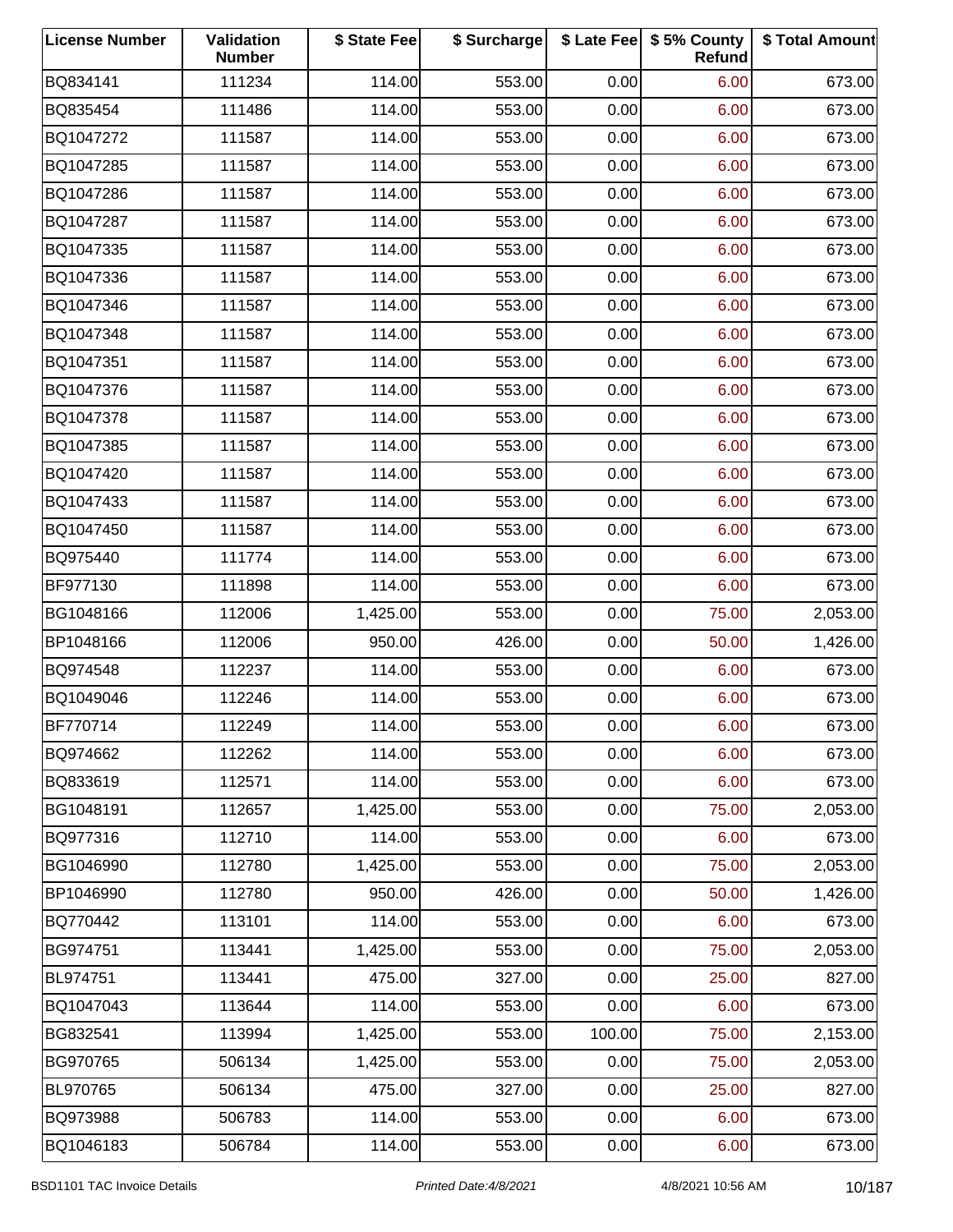| License Number | Validation Number | $ State Fee | $ Surcharge | $ Late Fee | $ 5% County Refund | $ Total Amount |
|---|---|---|---|---|---|---|
| BQ834141 | 111234 | 114.00 | 553.00 | 0.00 | 6.00 | 673.00 |
| BQ835454 | 111486 | 114.00 | 553.00 | 0.00 | 6.00 | 673.00 |
| BQ1047272 | 111587 | 114.00 | 553.00 | 0.00 | 6.00 | 673.00 |
| BQ1047285 | 111587 | 114.00 | 553.00 | 0.00 | 6.00 | 673.00 |
| BQ1047286 | 111587 | 114.00 | 553.00 | 0.00 | 6.00 | 673.00 |
| BQ1047287 | 111587 | 114.00 | 553.00 | 0.00 | 6.00 | 673.00 |
| BQ1047335 | 111587 | 114.00 | 553.00 | 0.00 | 6.00 | 673.00 |
| BQ1047336 | 111587 | 114.00 | 553.00 | 0.00 | 6.00 | 673.00 |
| BQ1047346 | 111587 | 114.00 | 553.00 | 0.00 | 6.00 | 673.00 |
| BQ1047348 | 111587 | 114.00 | 553.00 | 0.00 | 6.00 | 673.00 |
| BQ1047351 | 111587 | 114.00 | 553.00 | 0.00 | 6.00 | 673.00 |
| BQ1047376 | 111587 | 114.00 | 553.00 | 0.00 | 6.00 | 673.00 |
| BQ1047378 | 111587 | 114.00 | 553.00 | 0.00 | 6.00 | 673.00 |
| BQ1047385 | 111587 | 114.00 | 553.00 | 0.00 | 6.00 | 673.00 |
| BQ1047420 | 111587 | 114.00 | 553.00 | 0.00 | 6.00 | 673.00 |
| BQ1047433 | 111587 | 114.00 | 553.00 | 0.00 | 6.00 | 673.00 |
| BQ1047450 | 111587 | 114.00 | 553.00 | 0.00 | 6.00 | 673.00 |
| BQ975440 | 111774 | 114.00 | 553.00 | 0.00 | 6.00 | 673.00 |
| BF977130 | 111898 | 114.00 | 553.00 | 0.00 | 6.00 | 673.00 |
| BG1048166 | 112006 | 1,425.00 | 553.00 | 0.00 | 75.00 | 2,053.00 |
| BP1048166 | 112006 | 950.00 | 426.00 | 0.00 | 50.00 | 1,426.00 |
| BQ974548 | 112237 | 114.00 | 553.00 | 0.00 | 6.00 | 673.00 |
| BQ1049046 | 112246 | 114.00 | 553.00 | 0.00 | 6.00 | 673.00 |
| BF770714 | 112249 | 114.00 | 553.00 | 0.00 | 6.00 | 673.00 |
| BQ974662 | 112262 | 114.00 | 553.00 | 0.00 | 6.00 | 673.00 |
| BQ833619 | 112571 | 114.00 | 553.00 | 0.00 | 6.00 | 673.00 |
| BG1048191 | 112657 | 1,425.00 | 553.00 | 0.00 | 75.00 | 2,053.00 |
| BQ977316 | 112710 | 114.00 | 553.00 | 0.00 | 6.00 | 673.00 |
| BG1046990 | 112780 | 1,425.00 | 553.00 | 0.00 | 75.00 | 2,053.00 |
| BP1046990 | 112780 | 950.00 | 426.00 | 0.00 | 50.00 | 1,426.00 |
| BQ770442 | 113101 | 114.00 | 553.00 | 0.00 | 6.00 | 673.00 |
| BG974751 | 113441 | 1,425.00 | 553.00 | 0.00 | 75.00 | 2,053.00 |
| BL974751 | 113441 | 475.00 | 327.00 | 0.00 | 25.00 | 827.00 |
| BQ1047043 | 113644 | 114.00 | 553.00 | 0.00 | 6.00 | 673.00 |
| BG832541 | 113994 | 1,425.00 | 553.00 | 100.00 | 75.00 | 2,153.00 |
| BG970765 | 506134 | 1,425.00 | 553.00 | 0.00 | 75.00 | 2,053.00 |
| BL970765 | 506134 | 475.00 | 327.00 | 0.00 | 25.00 | 827.00 |
| BQ973988 | 506783 | 114.00 | 553.00 | 0.00 | 6.00 | 673.00 |
| BQ1046183 | 506784 | 114.00 | 553.00 | 0.00 | 6.00 | 673.00 |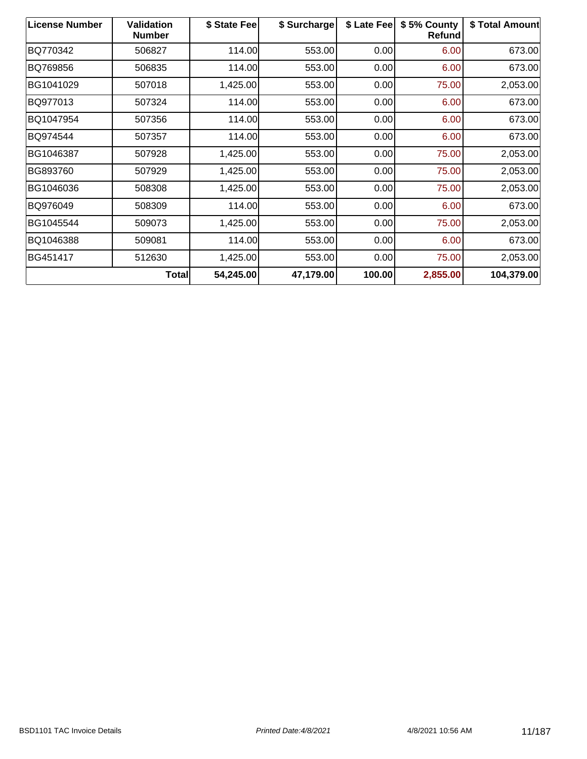| License Number | Validation Number | $ State Fee | $ Surcharge | $ Late Fee | $ 5% County Refund | $ Total Amount |
|---|---|---|---|---|---|---|
| BQ770342 | 506827 | 114.00 | 553.00 | 0.00 | 6.00 | 673.00 |
| BQ769856 | 506835 | 114.00 | 553.00 | 0.00 | 6.00 | 673.00 |
| BG1041029 | 507018 | 1,425.00 | 553.00 | 0.00 | 75.00 | 2,053.00 |
| BQ977013 | 507324 | 114.00 | 553.00 | 0.00 | 6.00 | 673.00 |
| BQ1047954 | 507356 | 114.00 | 553.00 | 0.00 | 6.00 | 673.00 |
| BQ974544 | 507357 | 114.00 | 553.00 | 0.00 | 6.00 | 673.00 |
| BG1046387 | 507928 | 1,425.00 | 553.00 | 0.00 | 75.00 | 2,053.00 |
| BG893760 | 507929 | 1,425.00 | 553.00 | 0.00 | 75.00 | 2,053.00 |
| BG1046036 | 508308 | 1,425.00 | 553.00 | 0.00 | 75.00 | 2,053.00 |
| BQ976049 | 508309 | 114.00 | 553.00 | 0.00 | 6.00 | 673.00 |
| BG1045544 | 509073 | 1,425.00 | 553.00 | 0.00 | 75.00 | 2,053.00 |
| BQ1046388 | 509081 | 114.00 | 553.00 | 0.00 | 6.00 | 673.00 |
| BG451417 | 512630 | 1,425.00 | 553.00 | 0.00 | 75.00 | 2,053.00 |
| | **Total** | **54,245.00** | **47,179.00** | **100.00** | **2,855.00** | **104,379.00** |

BSD1101 TAC Invoice Details *Printed Date:4/8/2021* 4/8/2021 10:56 AM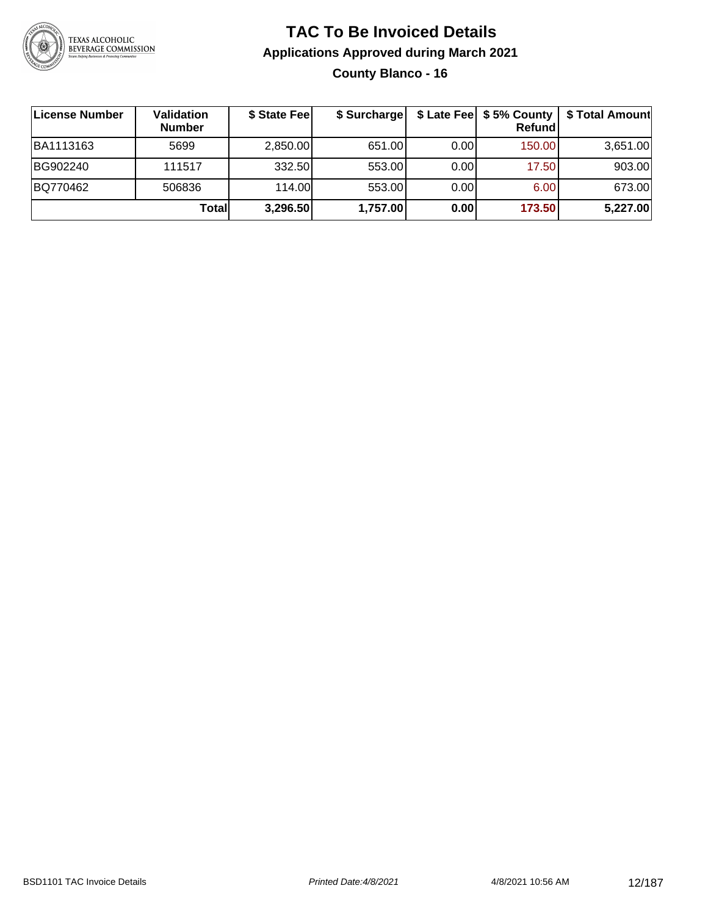# TAC To Be Invoiced Details

## Applications Approved during March 2021

### County Blanco - 16

| License Number | Validation Number | $ State Fee | $ Surcharge | $ Late Fee | $ 5% County Refund | $ Total Amount |
|---|---|---|---|---|---|---|
| BA1113163 | 5699 | 2,850.00 | 651.00 | 0.00 | 150.00 | 3,651.00 |
| BG902240 | 111517 | 332.50 | 553.00 | 0.00 | 17.50 | 903.00 |
| BQ770462 | 506836 | 114.00 | 553.00 | 0.00 | 6.00 | 673.00 |
| | **Total** | **3,296.50** | **1,757.00** | **0.00** | **173.50** | **5,227.00** |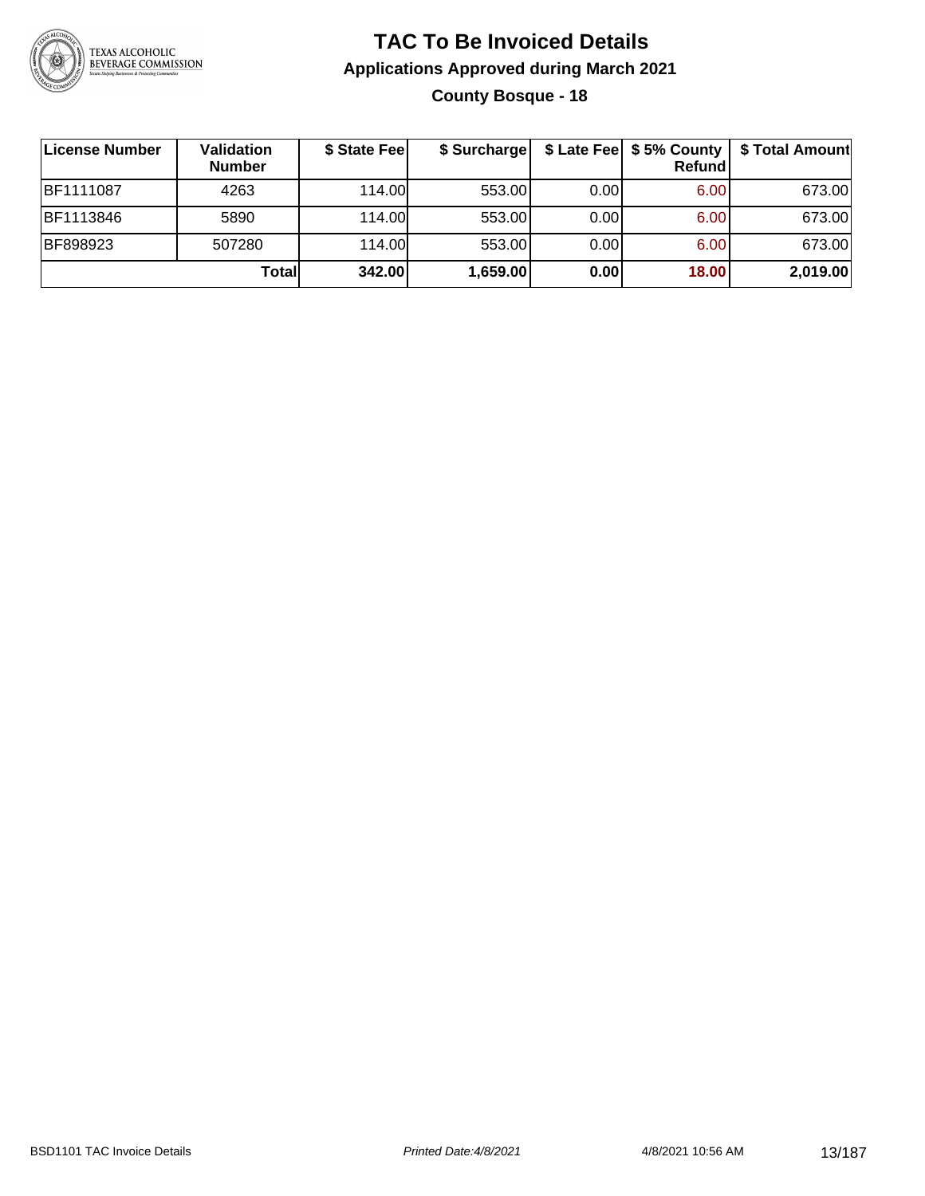# TAC To Be Invoiced Details

## Applications Approved during March 2021

### County Bosque - 18

| License Number | Validation Number | $ State Fee | $ Surcharge | $ Late Fee | $ 5% County Refund | $ Total Amount |
|---|---|---|---|---|---|---|
| BF1111087 | 4263 | 114.00 | 553.00 | 0.00 | 6.00 | 673.00 |
| BF1113846 | 5890 | 114.00 | 553.00 | 0.00 | 6.00 | 673.00 |
| BF898923 | 507280 | 114.00 | 553.00 | 0.00 | 6.00 | 673.00 |
| | **Total** | **342.00** | **1,659.00** | **0.00** | **18.00** | **2,019.00** |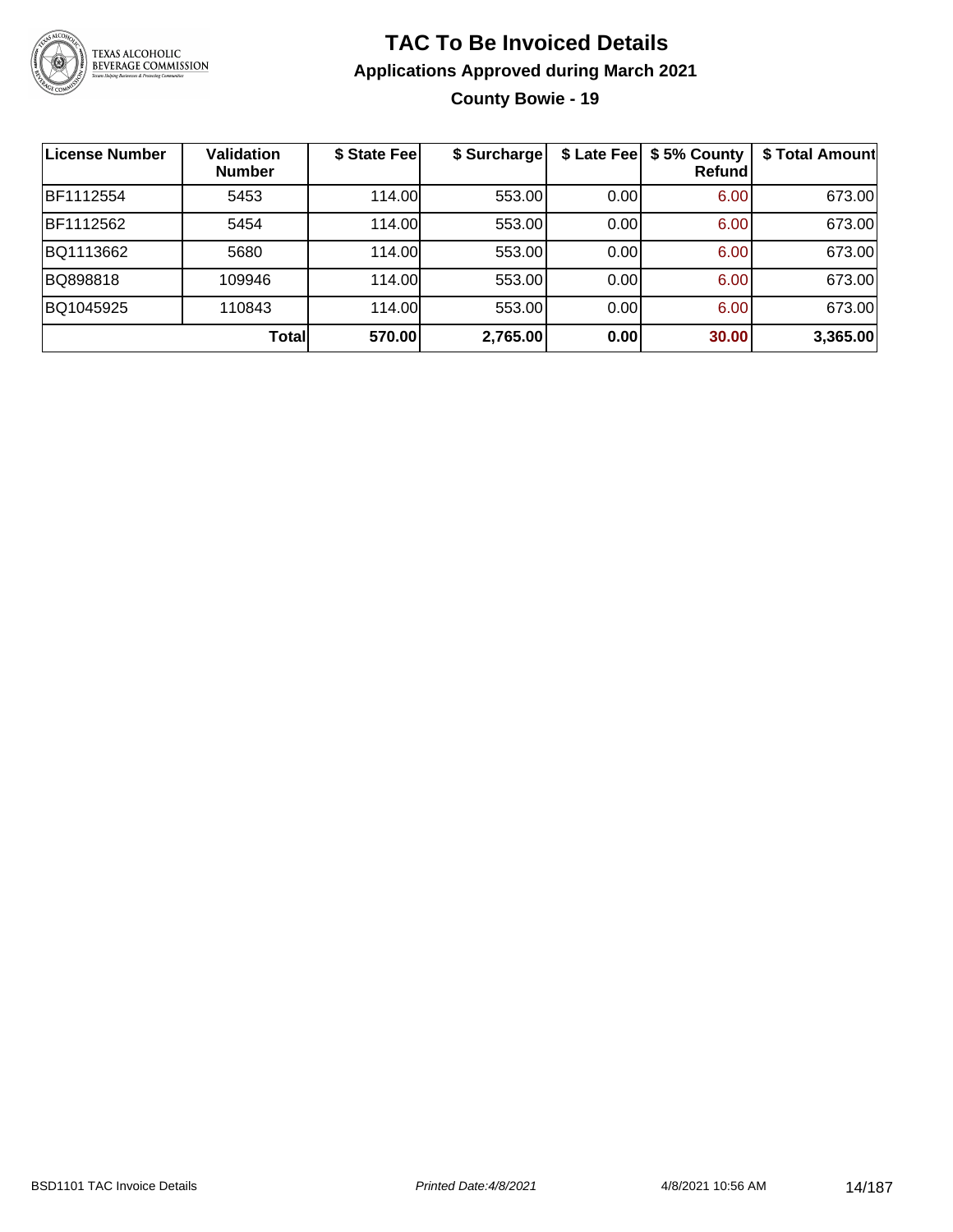# TAC To Be Invoiced Details

## Applications Approved during March 2021

### County Bowie - 19

| License Number | Validation Number | \$ State Fee | \$ Surcharge | \$ Late Fee | \$ 5% County Refund | \$ Total Amount |
|---|---|---|---|---|---|---|
| BF1112554 | 5453 | 114.00 | 553.00 | 0.00 | 6.00 | 673.00 |
| BF1112562 | 5454 | 114.00 | 553.00 | 0.00 | 6.00 | 673.00 |
| BQ1113662 | 5680 | 114.00 | 553.00 | 0.00 | 6.00 | 673.00 |
| BQ898818 | 109946 | 114.00 | 553.00 | 0.00 | 6.00 | 673.00 |
| BQ1045925 | 110843 | 114.00 | 553.00 | 0.00 | 6.00 | 673.00 |
| | **Total** | **570.00** | **2,765.00** | **0.00** | **30.00** | **3,365.00** |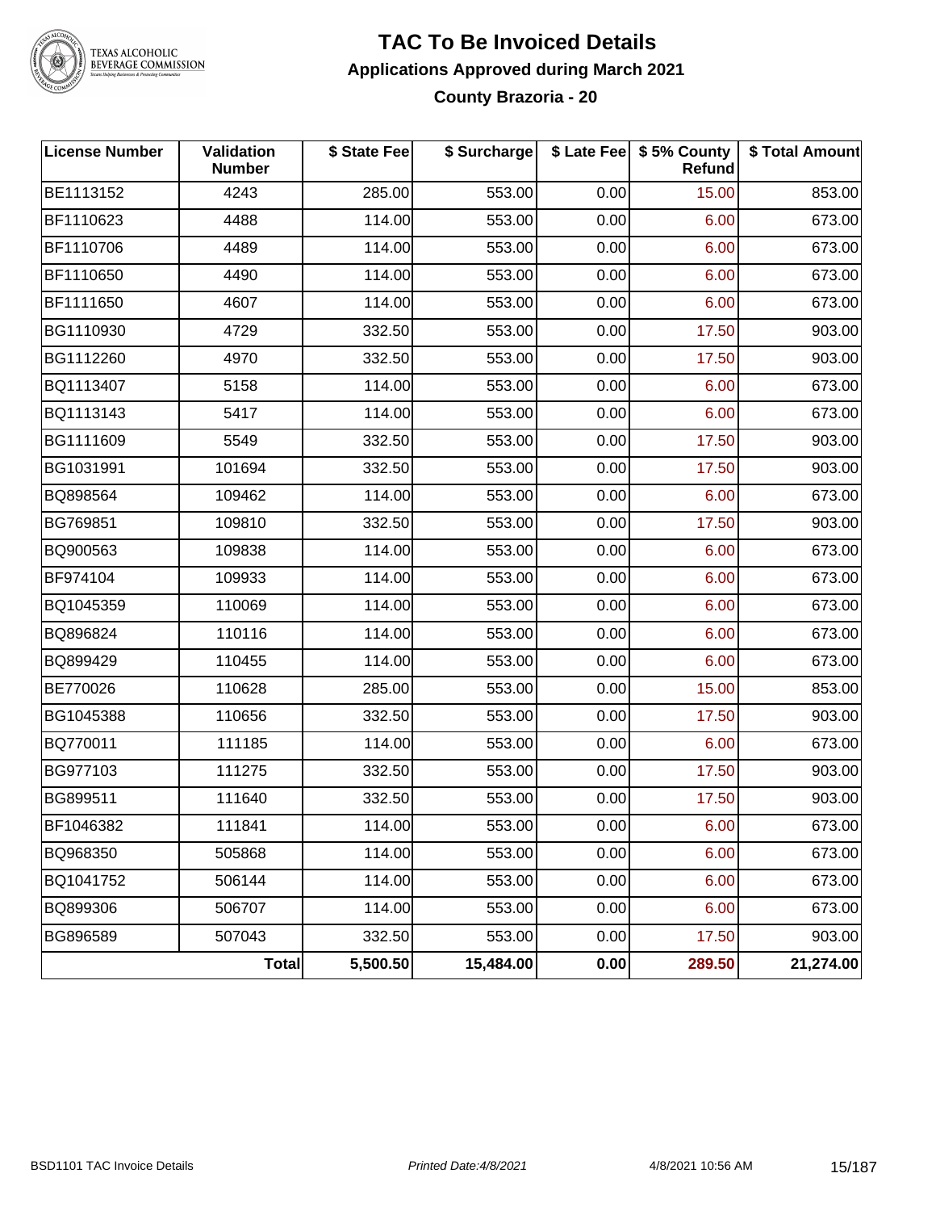# TAC To Be Invoiced Details

## Applications Approved during March 2021

### County Brazoria - 20

| License Number | Validation Number | $ State Fee | $ Surcharge | $ Late Fee | $ 5% County Refund | $ Total Amount |
|---|---|---|---|---|---|---|
| BE1113152 | 4243 | 285.00 | 553.00 | 0.00 | 15.00 | 853.00 |
| BF1110623 | 4488 | 114.00 | 553.00 | 0.00 | 6.00 | 673.00 |
| BF1110706 | 4489 | 114.00 | 553.00 | 0.00 | 6.00 | 673.00 |
| BF1110650 | 4490 | 114.00 | 553.00 | 0.00 | 6.00 | 673.00 |
| BF1111650 | 4607 | 114.00 | 553.00 | 0.00 | 6.00 | 673.00 |
| BG1110930 | 4729 | 332.50 | 553.00 | 0.00 | 17.50 | 903.00 |
| BG1112260 | 4970 | 332.50 | 553.00 | 0.00 | 17.50 | 903.00 |
| BQ1113407 | 5158 | 114.00 | 553.00 | 0.00 | 6.00 | 673.00 |
| BQ1113143 | 5417 | 114.00 | 553.00 | 0.00 | 6.00 | 673.00 |
| BG1111609 | 5549 | 332.50 | 553.00 | 0.00 | 17.50 | 903.00 |
| BG1031991 | 101694 | 332.50 | 553.00 | 0.00 | 17.50 | 903.00 |
| BQ898564 | 109462 | 114.00 | 553.00 | 0.00 | 6.00 | 673.00 |
| BG769851 | 109810 | 332.50 | 553.00 | 0.00 | 17.50 | 903.00 |
| BQ900563 | 109838 | 114.00 | 553.00 | 0.00 | 6.00 | 673.00 |
| BF974104 | 109933 | 114.00 | 553.00 | 0.00 | 6.00 | 673.00 |
| BQ1045359 | 110069 | 114.00 | 553.00 | 0.00 | 6.00 | 673.00 |
| BQ896824 | 110116 | 114.00 | 553.00 | 0.00 | 6.00 | 673.00 |
| BQ899429 | 110455 | 114.00 | 553.00 | 0.00 | 6.00 | 673.00 |
| BE770026 | 110628 | 285.00 | 553.00 | 0.00 | 15.00 | 853.00 |
| BG1045388 | 110656 | 332.50 | 553.00 | 0.00 | 17.50 | 903.00 |
| BQ770011 | 111185 | 114.00 | 553.00 | 0.00 | 6.00 | 673.00 |
| BG977103 | 111275 | 332.50 | 553.00 | 0.00 | 17.50 | 903.00 |
| BG899511 | 111640 | 332.50 | 553.00 | 0.00 | 17.50 | 903.00 |
| BF1046382 | 111841 | 114.00 | 553.00 | 0.00 | 6.00 | 673.00 |
| BQ968350 | 505868 | 114.00 | 553.00 | 0.00 | 6.00 | 673.00 |
| BQ1041752 | 506144 | 114.00 | 553.00 | 0.00 | 6.00 | 673.00 |
| BQ899306 | 506707 | 114.00 | 553.00 | 0.00 | 6.00 | 673.00 |
| BG896589 | 507043 | 332.50 | 553.00 | 0.00 | 17.50 | 903.00 |
| | **Total** | **5,500.50** | **15,484.00** | **0.00** | **289.50** | **21,274.00** |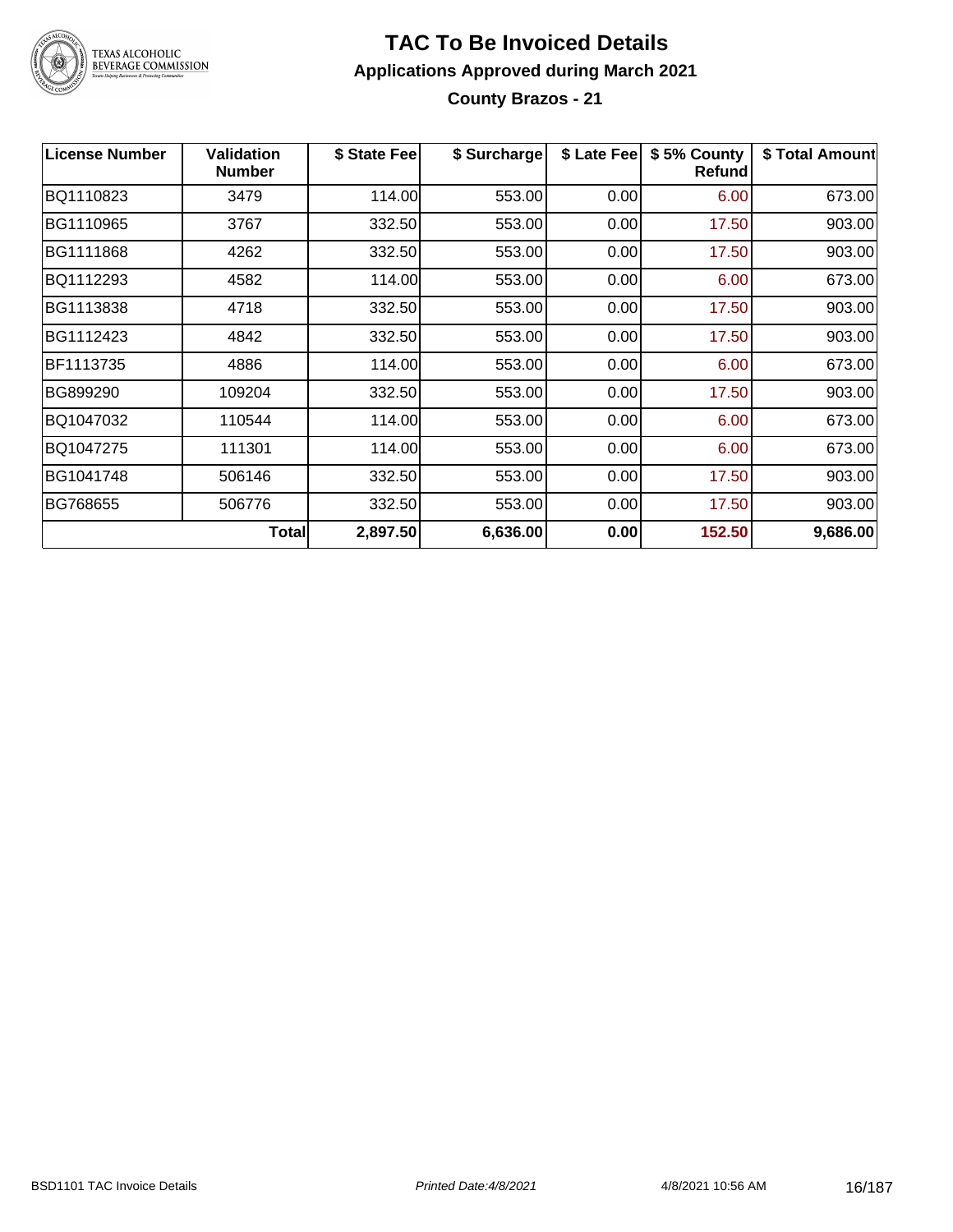# TAC To Be Invoiced Details

## Applications Approved during March 2021

### County Brazos - 21

| License Number | Validation Number | $ State Fee | $ Surcharge | $ Late Fee | $ 5% County Refund | $ Total Amount |
|---|---|---|---|---|---|---|
| BQ1110823 | 3479 | 114.00 | 553.00 | 0.00 | 6.00 | 673.00 |
| BG1110965 | 3767 | 332.50 | 553.00 | 0.00 | 17.50 | 903.00 |
| BG1111868 | 4262 | 332.50 | 553.00 | 0.00 | 17.50 | 903.00 |
| BQ1112293 | 4582 | 114.00 | 553.00 | 0.00 | 6.00 | 673.00 |
| BG1113838 | 4718 | 332.50 | 553.00 | 0.00 | 17.50 | 903.00 |
| BG1112423 | 4842 | 332.50 | 553.00 | 0.00 | 17.50 | 903.00 |
| BF1113735 | 4886 | 114.00 | 553.00 | 0.00 | 6.00 | 673.00 |
| BG899290 | 109204 | 332.50 | 553.00 | 0.00 | 17.50 | 903.00 |
| BQ1047032 | 110544 | 114.00 | 553.00 | 0.00 | 6.00 | 673.00 |
| BQ1047275 | 111301 | 114.00 | 553.00 | 0.00 | 6.00 | 673.00 |
| BG1041748 | 506146 | 332.50 | 553.00 | 0.00 | 17.50 | 903.00 |
| BG768655 | 506776 | 332.50 | 553.00 | 0.00 | 17.50 | 903.00 |
| | **Total** | **2,897.50** | **6,636.00** | **0.00** | **152.50** | **9,686.00** |

BSD1101 TAC Invoice Details | *Printed Date:4/8/2021* | 4/8/2021 10:56 AM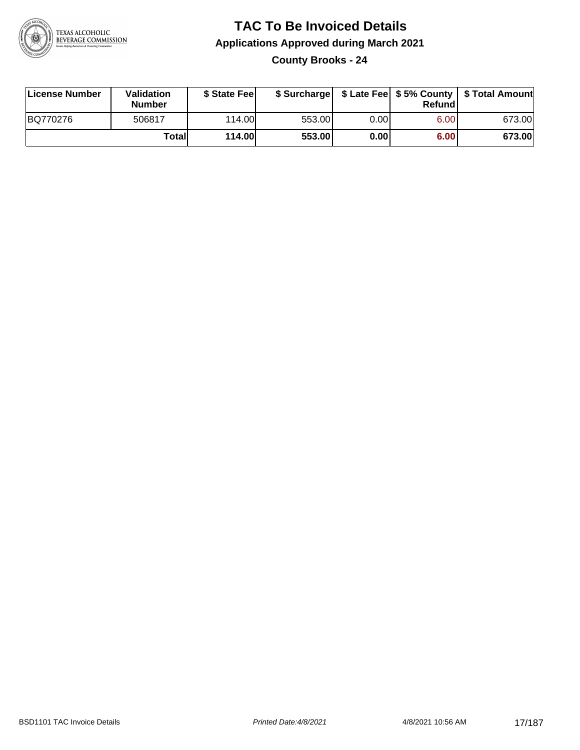# TAC To Be Invoiced Details

## Applications Approved during March 2021

### County Brooks - 24

| License Number | Validation Number | $ State Fee | $ Surcharge | $ Late Fee | $ 5% County Refund | $ Total Amount |
|---|---|---|---|---|---|---|
| BQ770276 | 506817 | 114.00 | 553.00 | 0.00 | 6.00 | 673.00 |
| | **Total** | **114.00** | **553.00** | **0.00** | **6.00** | **673.00** |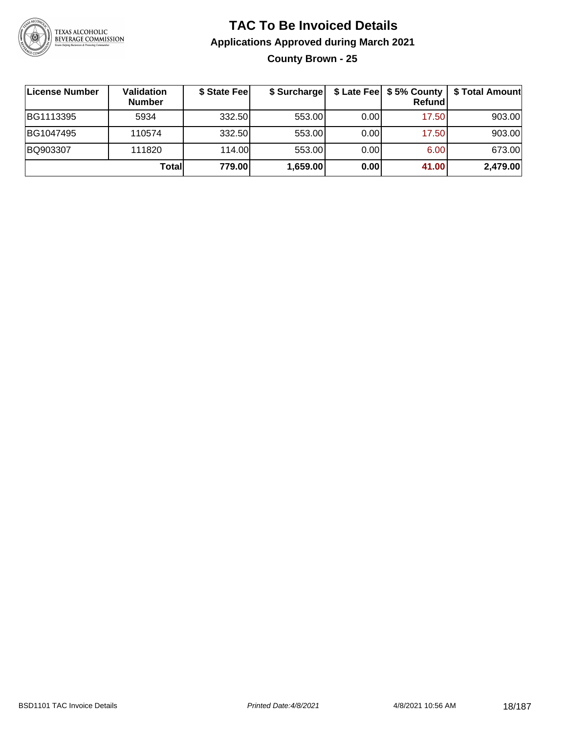# TAC To Be Invoiced Details

## Applications Approved during March 2021

### County Brown - 25

| License Number | Validation Number | $ State Fee | $ Surcharge | $ Late Fee | $ 5% County Refund | $ Total Amount |
|---|---|---|---|---|---|---|
| BG1113395 | 5934 | 332.50 | 553.00 | 0.00 | 17.50 | 903.00 |
| BG1047495 | 110574 | 332.50 | 553.00 | 0.00 | 17.50 | 903.00 |
| BQ903307 | 111820 | 114.00 | 553.00 | 0.00 | 6.00 | 673.00 |
| | **Total** | **779.00** | **1,659.00** | **0.00** | **41.00** | **2,479.00** |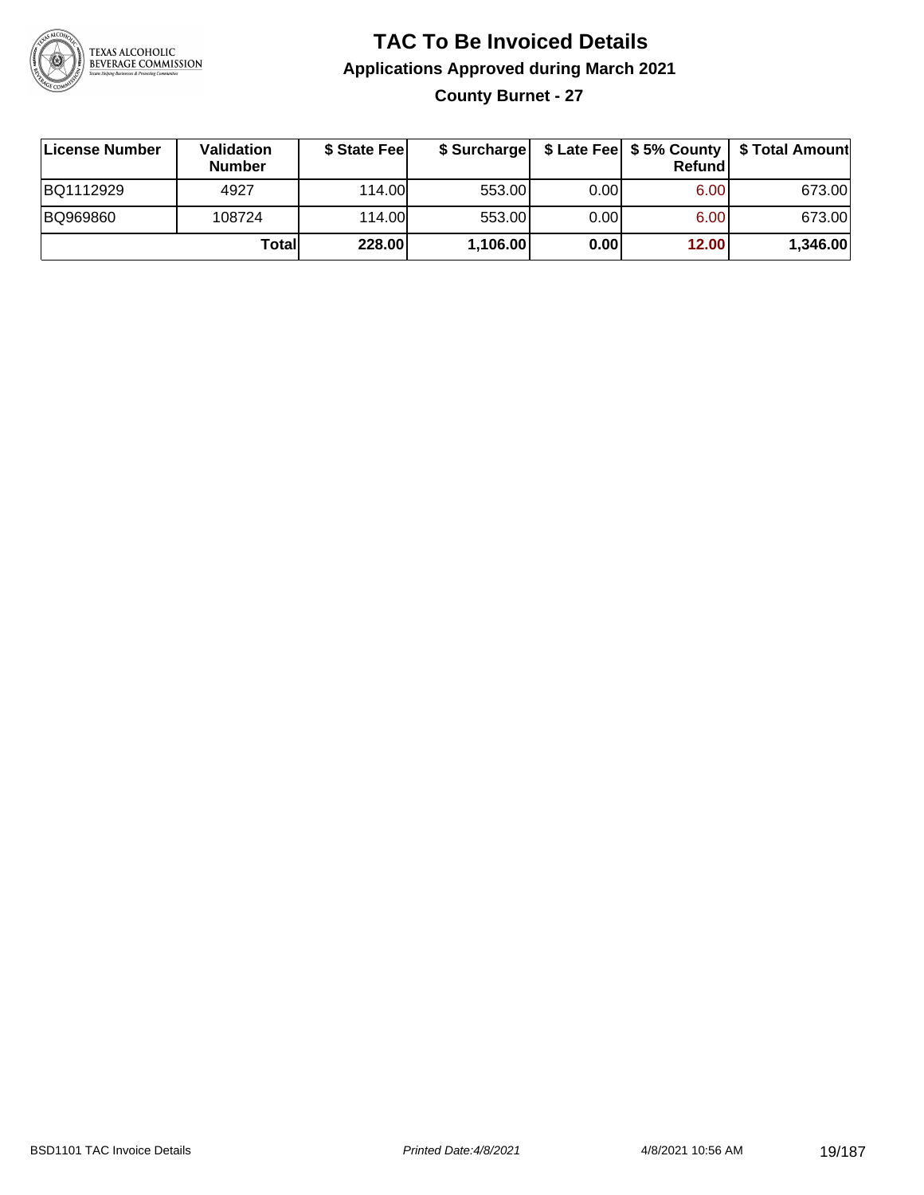# TAC To Be Invoiced Details

## Applications Approved during March 2021

### County Burnet - 27

| License Number | Validation Number | $ State Fee | $ Surcharge | $ Late Fee | $ 5% County Refund | $ Total Amount |
|---|---|---|---|---|---|---|
| BQ1112929 | 4927 | 114.00 | 553.00 | 0.00 | 6.00 | 673.00 |
| BQ969860 | 108724 | 114.00 | 553.00 | 0.00 | 6.00 | 673.00 |
| | **Total** | **228.00** | **1,106.00** | **0.00** | **12.00** | **1,346.00** |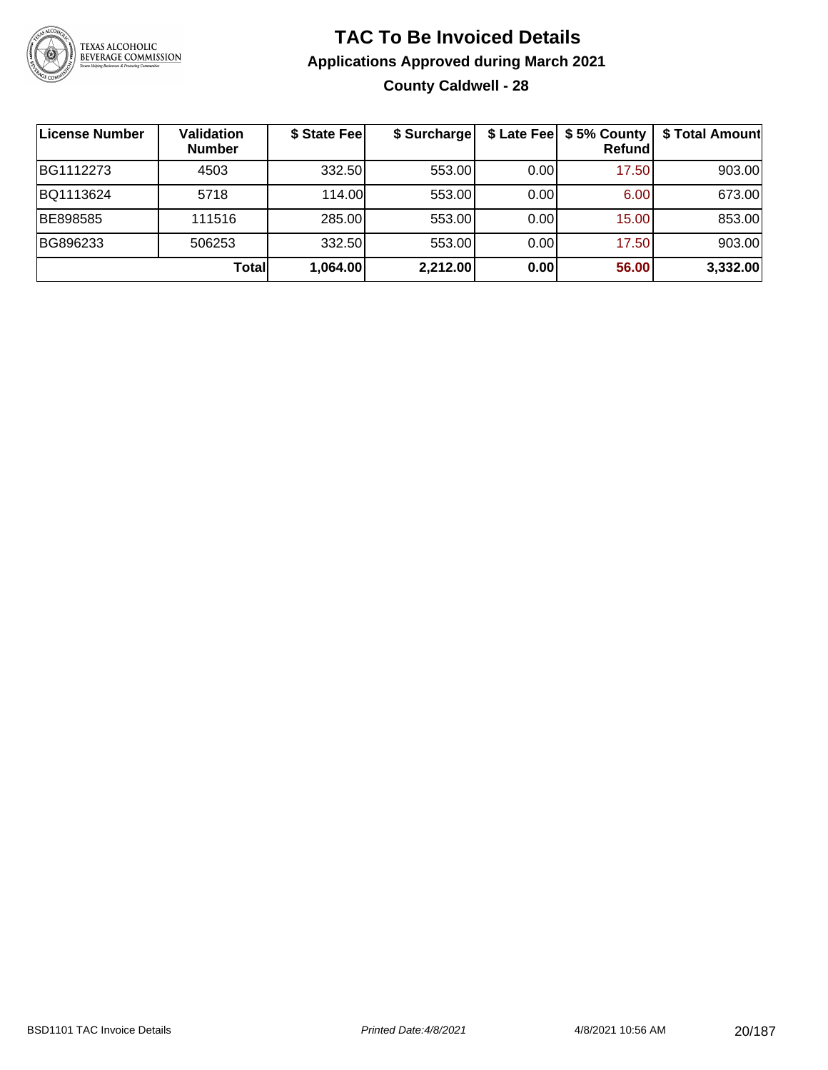# TAC To Be Invoiced Details

## Applications Approved during March 2021

### County Caldwell - 28

| License Number | Validation Number | $ State Fee | $ Surcharge | $ Late Fee | $ 5% County Refund | $ Total Amount |
|---|---|---|---|---|---|---|
| BG1112273 | 4503 | 332.50 | 553.00 | 0.00 | 17.50 | 903.00 |
| BQ1113624 | 5718 | 114.00 | 553.00 | 0.00 | 6.00 | 673.00 |
| BE898585 | 111516 | 285.00 | 553.00 | 0.00 | 15.00 | 853.00 |
| BG896233 | 506253 | 332.50 | 553.00 | 0.00 | 17.50 | 903.00 |
| | **Total** | **1,064.00** | **2,212.00** | **0.00** | **56.00** | **3,332.00** |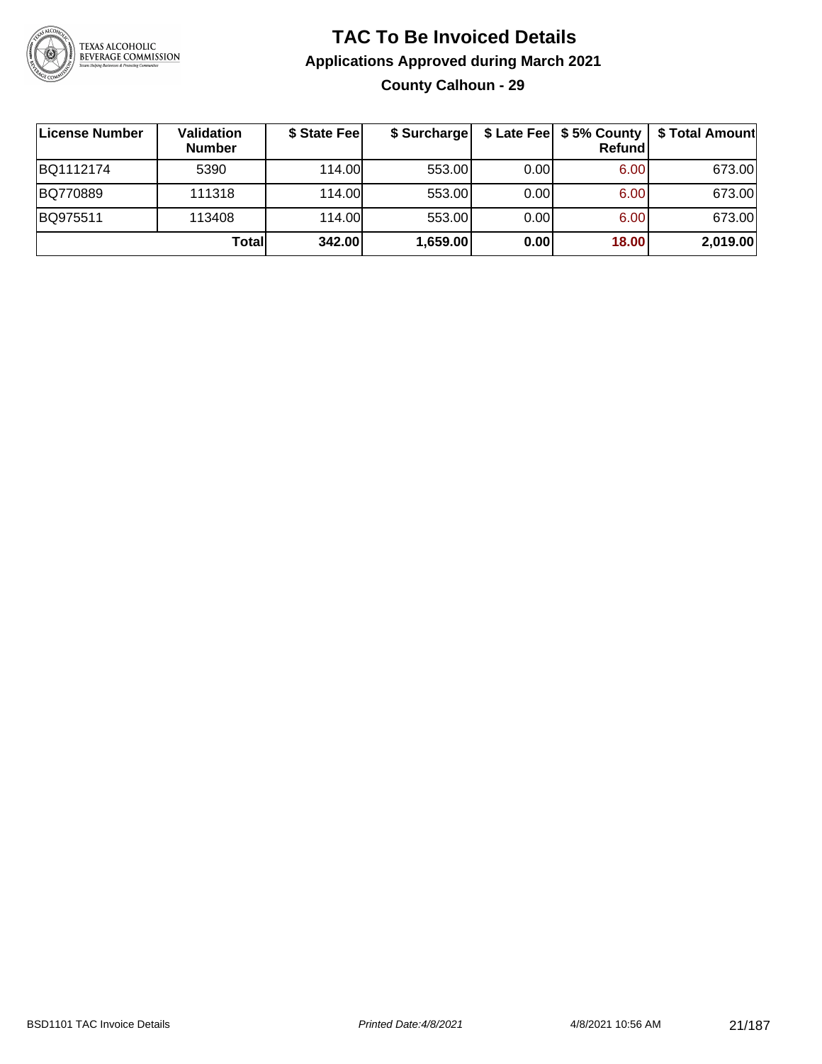# TAC To Be Invoiced Details

## Applications Approved during March 2021

### County Calhoun - 29

| License Number | Validation Number | $ State Fee | $ Surcharge | $ Late Fee | $ 5% County Refund | $ Total Amount |
|---|---|---|---|---|---|---|
| BQ1112174 | 5390 | 114.00 | 553.00 | 0.00 | 6.00 | 673.00 |
| BQ770889 | 111318 | 114.00 | 553.00 | 0.00 | 6.00 | 673.00 |
| BQ975511 | 113408 | 114.00 | 553.00 | 0.00 | 6.00 | 673.00 |
| | **Total** | **342.00** | **1,659.00** | **0.00** | **18.00** | **2,019.00** |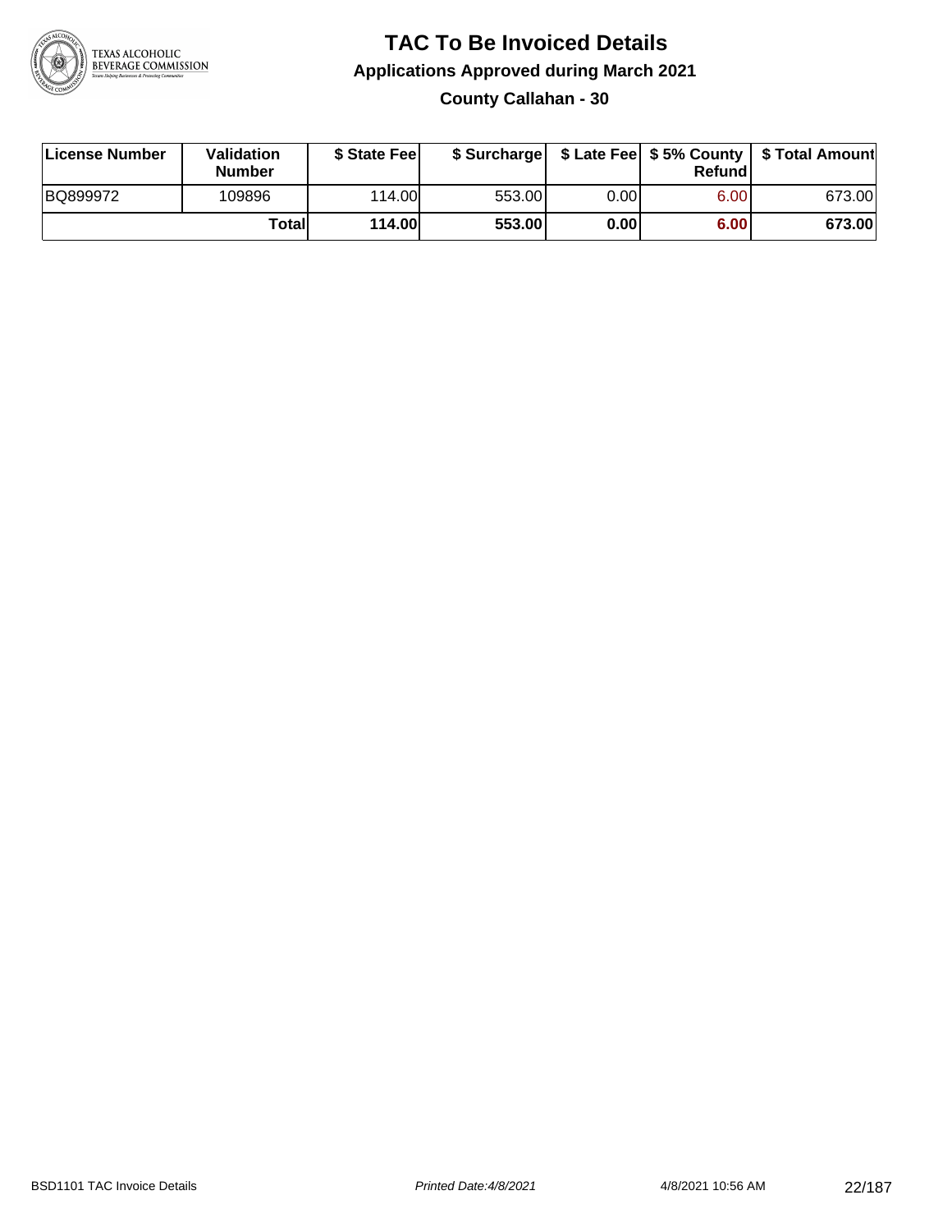# TAC To Be Invoiced Details

## Applications Approved during March 2021

### County Callahan - 30

| License Number | Validation Number | $ State Fee | $ Surcharge | $ Late Fee | $ 5% County Refund | $ Total Amount |
|---|---|---|---|---|---|---|
| BQ899972 | 109896 | 114.00 | 553.00 | 0.00 | 6.00 | 673.00 |
| | **Total** | **114.00** | **553.00** | **0.00** | **6.00** | **673.00** |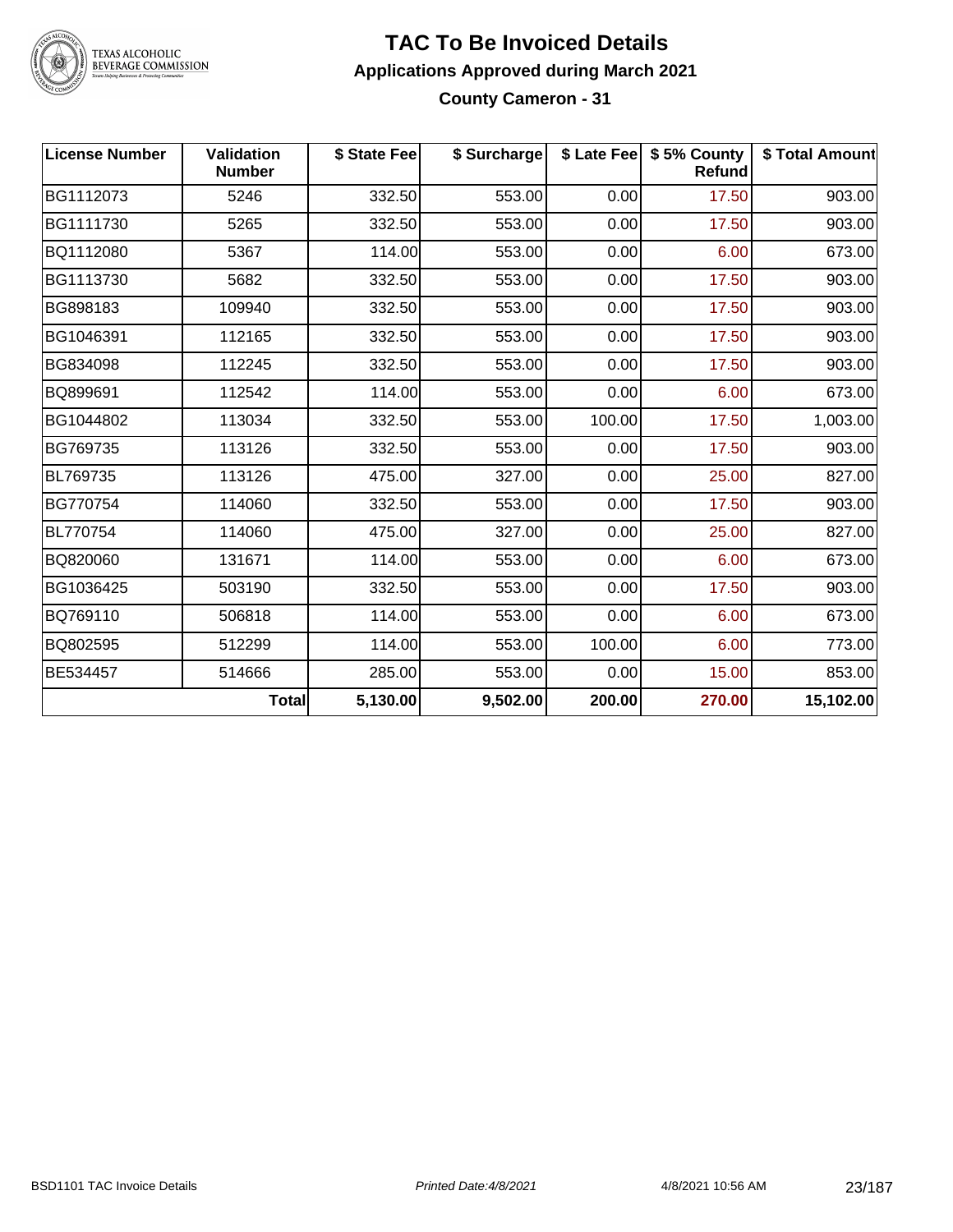# TAC To Be Invoiced Details

## Applications Approved during March 2021

### County Cameron - 31

| License Number | Validation Number | $ State Fee | $ Surcharge | $ Late Fee | $ 5% County Refund | $ Total Amount |
|---|---|---|---|---|---|---|
| BG1112073 | 5246 | 332.50 | 553.00 | 0.00 | 17.50 | 903.00 |
| BG1111730 | 5265 | 332.50 | 553.00 | 0.00 | 17.50 | 903.00 |
| BQ1112080 | 5367 | 114.00 | 553.00 | 0.00 | 6.00 | 673.00 |
| BG1113730 | 5682 | 332.50 | 553.00 | 0.00 | 17.50 | 903.00 |
| BG898183 | 109940 | 332.50 | 553.00 | 0.00 | 17.50 | 903.00 |
| BG1046391 | 112165 | 332.50 | 553.00 | 0.00 | 17.50 | 903.00 |
| BG834098 | 112245 | 332.50 | 553.00 | 0.00 | 17.50 | 903.00 |
| BQ899691 | 112542 | 114.00 | 553.00 | 0.00 | 6.00 | 673.00 |
| BG1044802 | 113034 | 332.50 | 553.00 | 100.00 | 17.50 | 1,003.00 |
| BG769735 | 113126 | 332.50 | 553.00 | 0.00 | 17.50 | 903.00 |
| BL769735 | 113126 | 475.00 | 327.00 | 0.00 | 25.00 | 827.00 |
| BG770754 | 114060 | 332.50 | 553.00 | 0.00 | 17.50 | 903.00 |
| BL770754 | 114060 | 475.00 | 327.00 | 0.00 | 25.00 | 827.00 |
| BQ820060 | 131671 | 114.00 | 553.00 | 0.00 | 6.00 | 673.00 |
| BG1036425 | 503190 | 332.50 | 553.00 | 0.00 | 17.50 | 903.00 |
| BQ769110 | 506818 | 114.00 | 553.00 | 0.00 | 6.00 | 673.00 |
| BQ802595 | 512299 | 114.00 | 553.00 | 100.00 | 6.00 | 773.00 |
| BE534457 | 514666 | 285.00 | 553.00 | 0.00 | 15.00 | 853.00 |
| | **Total** | **5,130.00** | **9,502.00** | **200.00** | **270.00** | **15,102.00** |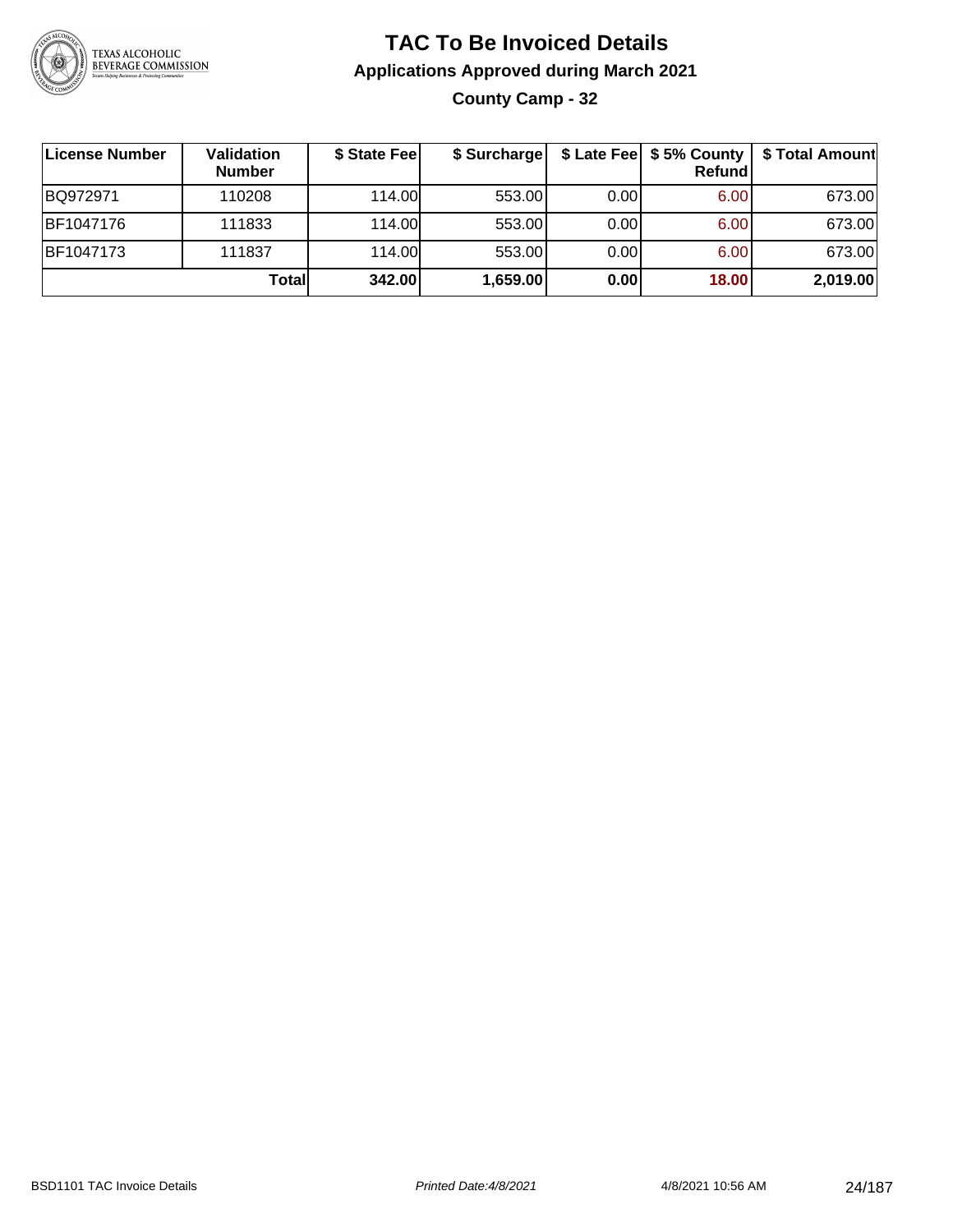# TAC To Be Invoiced Details

## Applications Approved during March 2021

### County Camp - 32

| License Number | Validation Number | $ State Fee | $ Surcharge | $ Late Fee | $ 5% County Refund | $ Total Amount |
|---|---|---|---|---|---|---|
| BQ972971 | 110208 | 114.00 | 553.00 | 0.00 | 6.00 | 673.00 |
| BF1047176 | 111833 | 114.00 | 553.00 | 0.00 | 6.00 | 673.00 |
| BF1047173 | 111837 | 114.00 | 553.00 | 0.00 | 6.00 | 673.00 |
| | **Total** | **342.00** | **1,659.00** | **0.00** | **18.00** | **2,019.00** |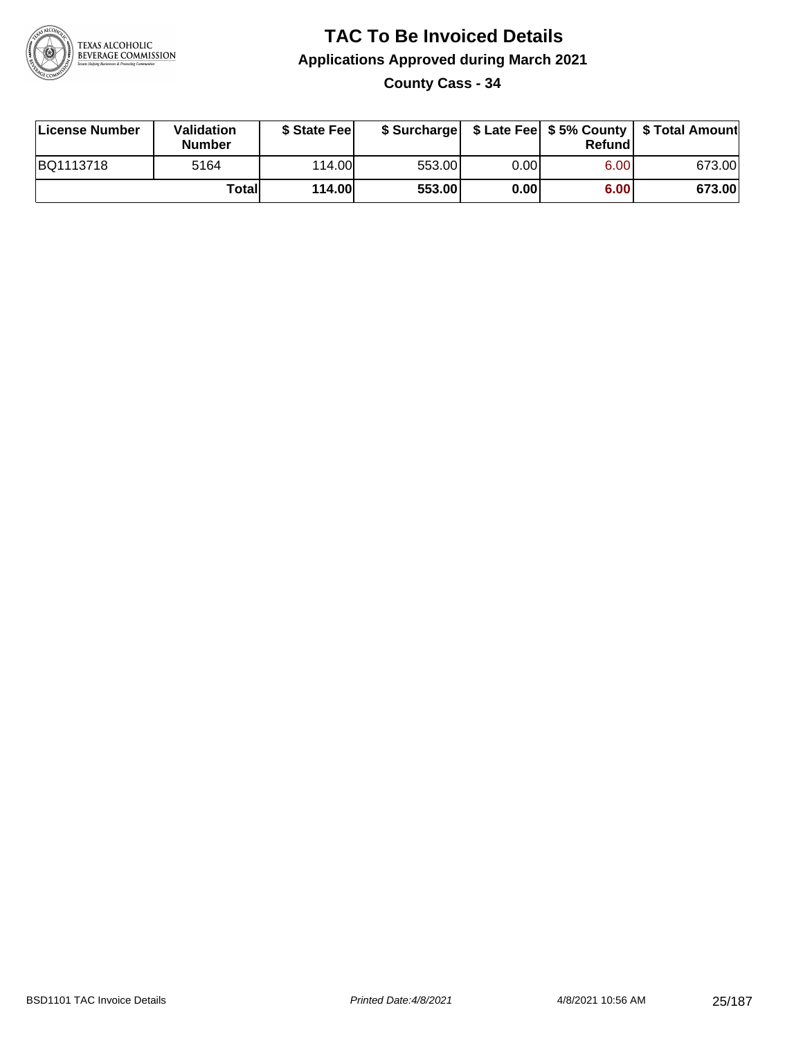# TAC To Be Invoiced Details

## Applications Approved during March 2021

### County Cass - 34

| License Number | Validation Number | $ State Fee | $ Surcharge | $ Late Fee | $ 5% County Refund | $ Total Amount |
|---|---|---|---|---|---|---|
| BQ1113718 | 5164 | 114.00 | 553.00 | 0.00 | 6.00 | 673.00 |
| | **Total** | **114.00** | **553.00** | **0.00** | **6.00** | **673.00** |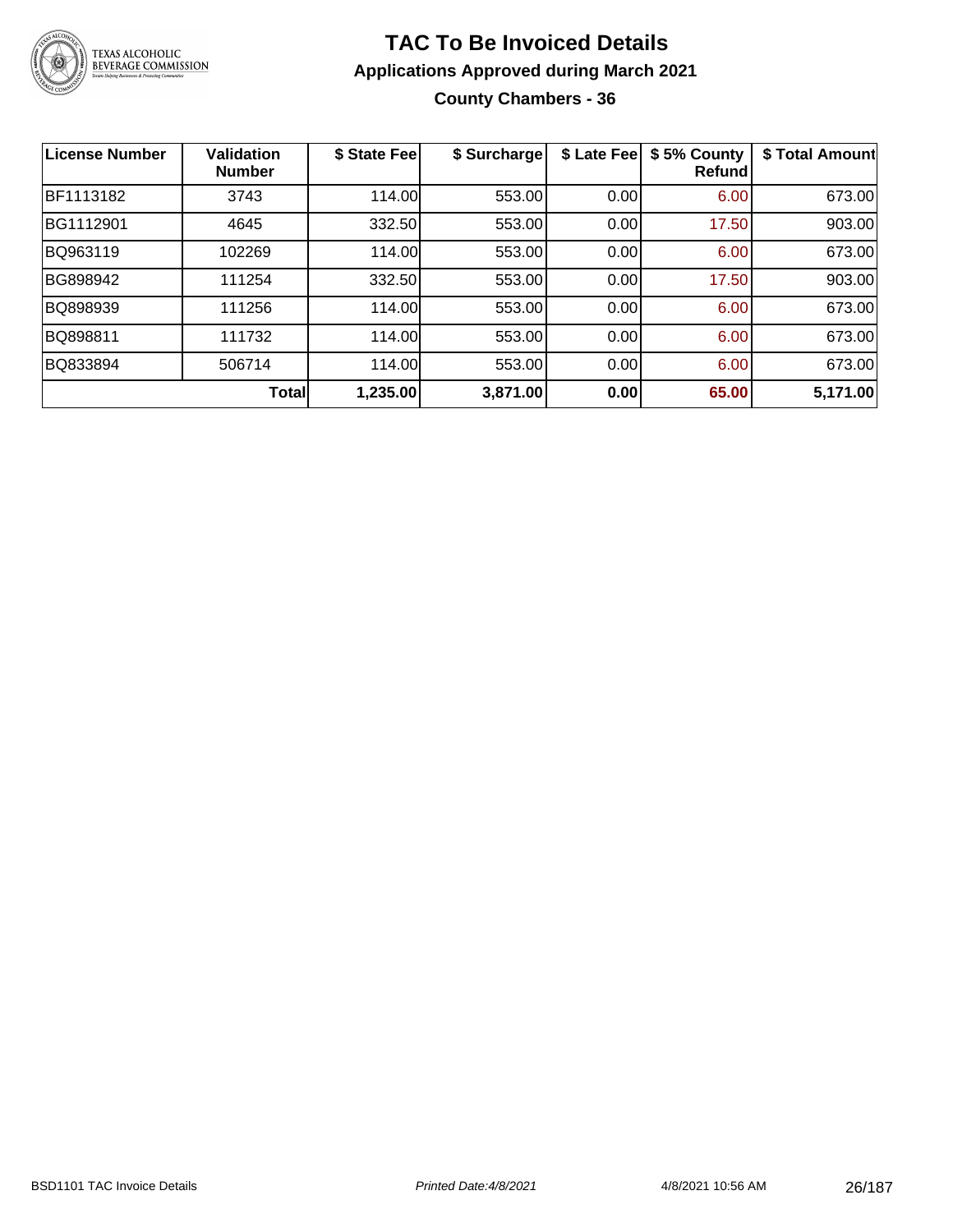# TAC To Be Invoiced Details

## Applications Approved during March 2021

### County Chambers - 36

| License Number | Validation Number | $ State Fee | $ Surcharge | $ Late Fee | $ 5% County Refund | $ Total Amount |
|---|---|---|---|---|---|---|
| BF1113182 | 3743 | 114.00 | 553.00 | 0.00 | 6.00 | 673.00 |
| BG1112901 | 4645 | 332.50 | 553.00 | 0.00 | 17.50 | 903.00 |
| BQ963119 | 102269 | 114.00 | 553.00 | 0.00 | 6.00 | 673.00 |
| BG898942 | 111254 | 332.50 | 553.00 | 0.00 | 17.50 | 903.00 |
| BQ898939 | 111256 | 114.00 | 553.00 | 0.00 | 6.00 | 673.00 |
| BQ898811 | 111732 | 114.00 | 553.00 | 0.00 | 6.00 | 673.00 |
| BQ833894 | 506714 | 114.00 | 553.00 | 0.00 | 6.00 | 673.00 |
| | **Total** | **1,235.00** | **3,871.00** | **0.00** | **65.00** | **5,171.00** |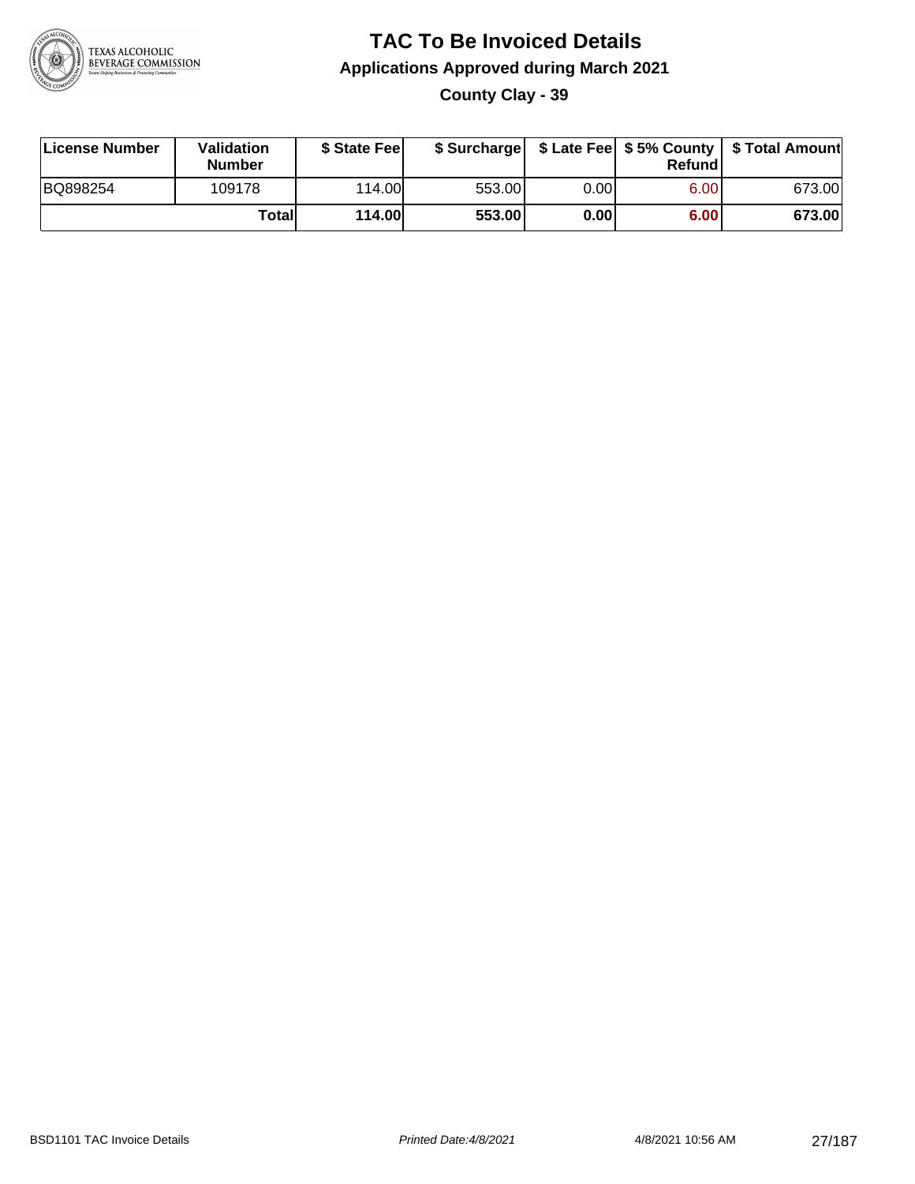# TAC To Be Invoiced Details

## Applications Approved during March 2021

### County Clay - 39

| License Number | Validation Number | $ State Fee | $ Surcharge | $ Late Fee | $ 5% County Refund | $ Total Amount |
|---|---|---|---|---|---|---|
| BQ898254 | 109178 | 114.00 | 553.00 | 0.00 | 6.00 | 673.00 |
| | **Total** | **114.00** | **553.00** | **0.00** | **6.00** | **673.00** |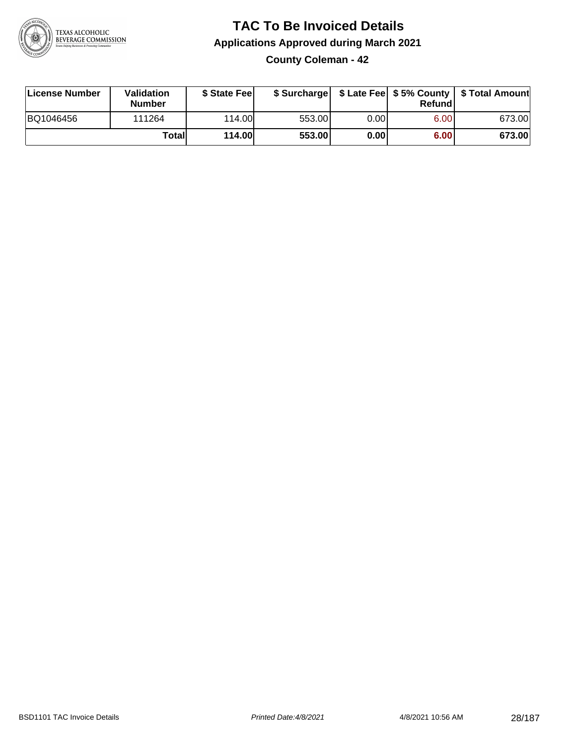# TAC To Be Invoiced Details

## Applications Approved during March 2021

### County Coleman - 42

| License Number | Validation Number | $ State Fee | $ Surcharge | $ Late Fee | $ 5% County Refund | $ Total Amount |
|---|---|---|---|---|---|---|
| BQ1046456 | 111264 | 114.00 | 553.00 | 0.00 | 6.00 | 673.00 |
| | **Total** | **114.00** | **553.00** | **0.00** | **6.00** | **673.00** |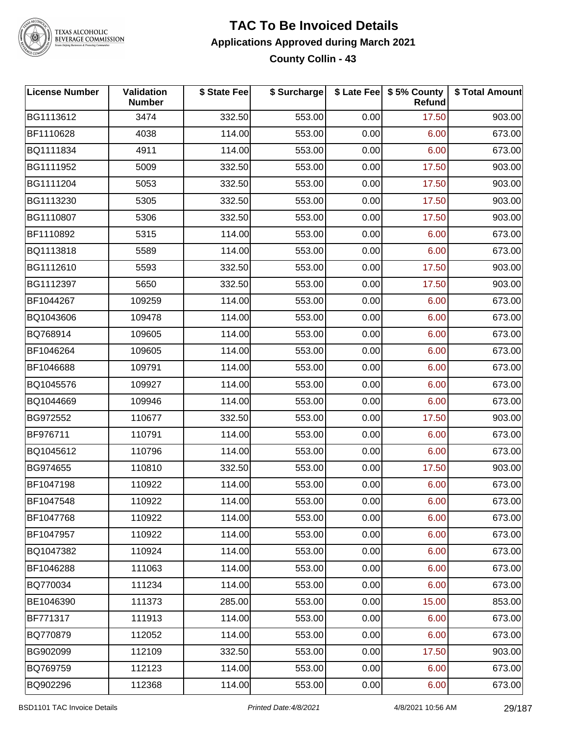# TAC To Be Invoiced Details

## Applications Approved during March 2021

### County Collin - 43

| License Number | Validation Number | $ State Fee | $ Surcharge | $ Late Fee | $ 5% County Refund | $ Total Amount |
|---|---|---|---|---|---|---|
| BG1113612 | 3474 | 332.50 | 553.00 | 0.00 | 17.50 | 903.00 |
| BF1110628 | 4038 | 114.00 | 553.00 | 0.00 | 6.00 | 673.00 |
| BQ1111834 | 4911 | 114.00 | 553.00 | 0.00 | 6.00 | 673.00 |
| BG1111952 | 5009 | 332.50 | 553.00 | 0.00 | 17.50 | 903.00 |
| BG1111204 | 5053 | 332.50 | 553.00 | 0.00 | 17.50 | 903.00 |
| BG1113230 | 5305 | 332.50 | 553.00 | 0.00 | 17.50 | 903.00 |
| BG1110807 | 5306 | 332.50 | 553.00 | 0.00 | 17.50 | 903.00 |
| BF1110892 | 5315 | 114.00 | 553.00 | 0.00 | 6.00 | 673.00 |
| BQ1113818 | 5589 | 114.00 | 553.00 | 0.00 | 6.00 | 673.00 |
| BG1112610 | 5593 | 332.50 | 553.00 | 0.00 | 17.50 | 903.00 |
| BG1112397 | 5650 | 332.50 | 553.00 | 0.00 | 17.50 | 903.00 |
| BF1044267 | 109259 | 114.00 | 553.00 | 0.00 | 6.00 | 673.00 |
| BQ1043606 | 109478 | 114.00 | 553.00 | 0.00 | 6.00 | 673.00 |
| BQ768914 | 109605 | 114.00 | 553.00 | 0.00 | 6.00 | 673.00 |
| BF1046264 | 109605 | 114.00 | 553.00 | 0.00 | 6.00 | 673.00 |
| BF1046688 | 109791 | 114.00 | 553.00 | 0.00 | 6.00 | 673.00 |
| BQ1045576 | 109927 | 114.00 | 553.00 | 0.00 | 6.00 | 673.00 |
| BQ1044669 | 109946 | 114.00 | 553.00 | 0.00 | 6.00 | 673.00 |
| BG972552 | 110677 | 332.50 | 553.00 | 0.00 | 17.50 | 903.00 |
| BF976711 | 110791 | 114.00 | 553.00 | 0.00 | 6.00 | 673.00 |
| BQ1045612 | 110796 | 114.00 | 553.00 | 0.00 | 6.00 | 673.00 |
| BG974655 | 110810 | 332.50 | 553.00 | 0.00 | 17.50 | 903.00 |
| BF1047198 | 110922 | 114.00 | 553.00 | 0.00 | 6.00 | 673.00 |
| BF1047548 | 110922 | 114.00 | 553.00 | 0.00 | 6.00 | 673.00 |
| BF1047768 | 110922 | 114.00 | 553.00 | 0.00 | 6.00 | 673.00 |
| BF1047957 | 110922 | 114.00 | 553.00 | 0.00 | 6.00 | 673.00 |
| BQ1047382 | 110924 | 114.00 | 553.00 | 0.00 | 6.00 | 673.00 |
| BF1046288 | 111063 | 114.00 | 553.00 | 0.00 | 6.00 | 673.00 |
| BQ770034 | 111234 | 114.00 | 553.00 | 0.00 | 6.00 | 673.00 |
| BE1046390 | 111373 | 285.00 | 553.00 | 0.00 | 15.00 | 853.00 |
| BF771317 | 111913 | 114.00 | 553.00 | 0.00 | 6.00 | 673.00 |
| BQ770879 | 112052 | 114.00 | 553.00 | 0.00 | 6.00 | 673.00 |
| BG902099 | 112109 | 332.50 | 553.00 | 0.00 | 17.50 | 903.00 |
| BQ769759 | 112123 | 114.00 | 553.00 | 0.00 | 6.00 | 673.00 |
| BQ902296 | 112368 | 114.00 | 553.00 | 0.00 | 6.00 | 673.00 |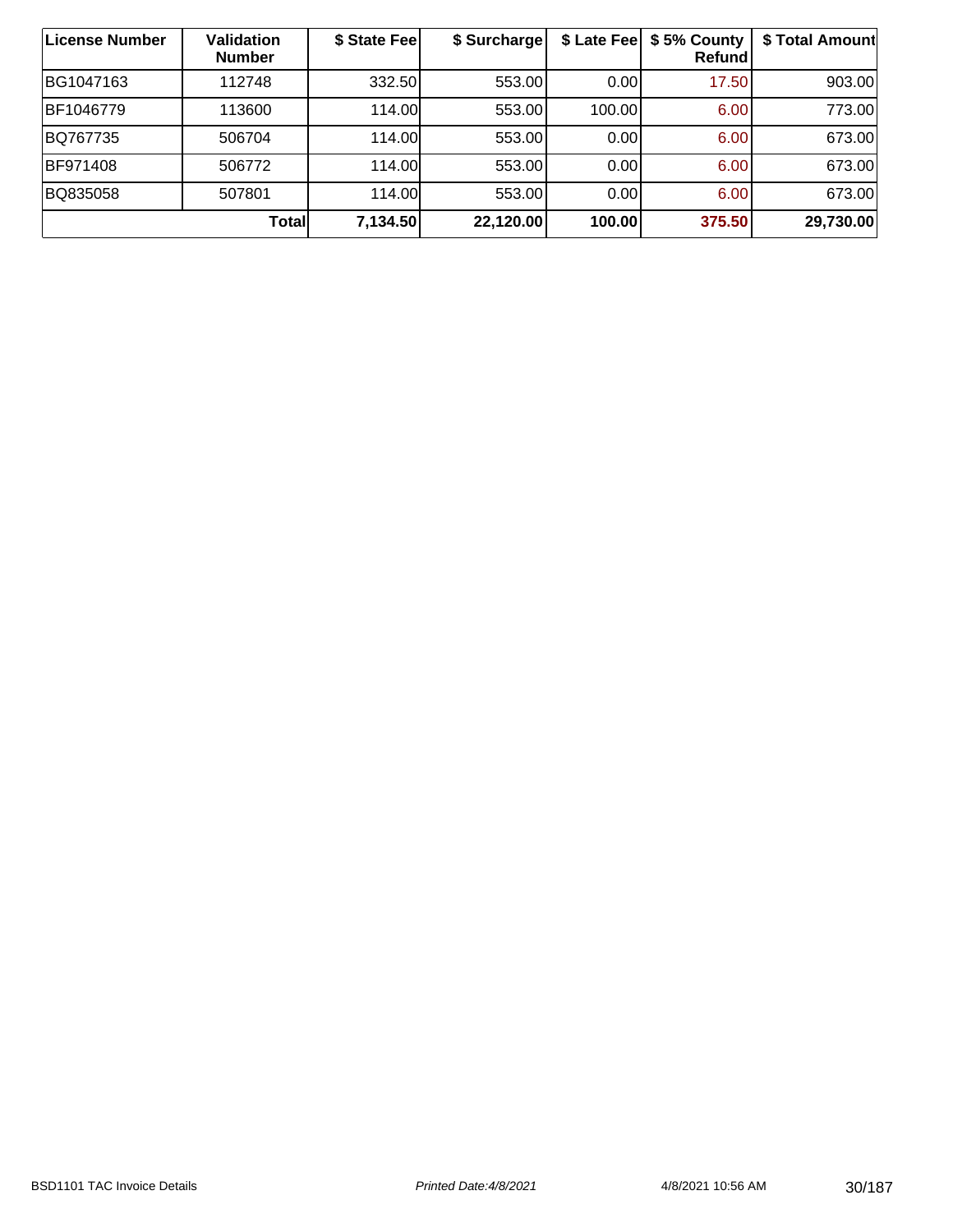| License Number | Validation Number | $ State Fee | $ Surcharge | $ Late Fee | $ 5% County Refund | $ Total Amount |
|---|---|---|---|---|---|---|
| BG1047163 | 112748 | 332.50 | 553.00 | 0.00 | 17.50 | 903.00 |
| BF1046779 | 113600 | 114.00 | 553.00 | 100.00 | 6.00 | 773.00 |
| BQ767735 | 506704 | 114.00 | 553.00 | 0.00 | 6.00 | 673.00 |
| BF971408 | 506772 | 114.00 | 553.00 | 0.00 | 6.00 | 673.00 |
| BQ835058 | 507801 | 114.00 | 553.00 | 0.00 | 6.00 | 673.00 |
| | **Total** | **7,134.50** | **22,120.00** | **100.00** | **375.50** | **29,730.00** |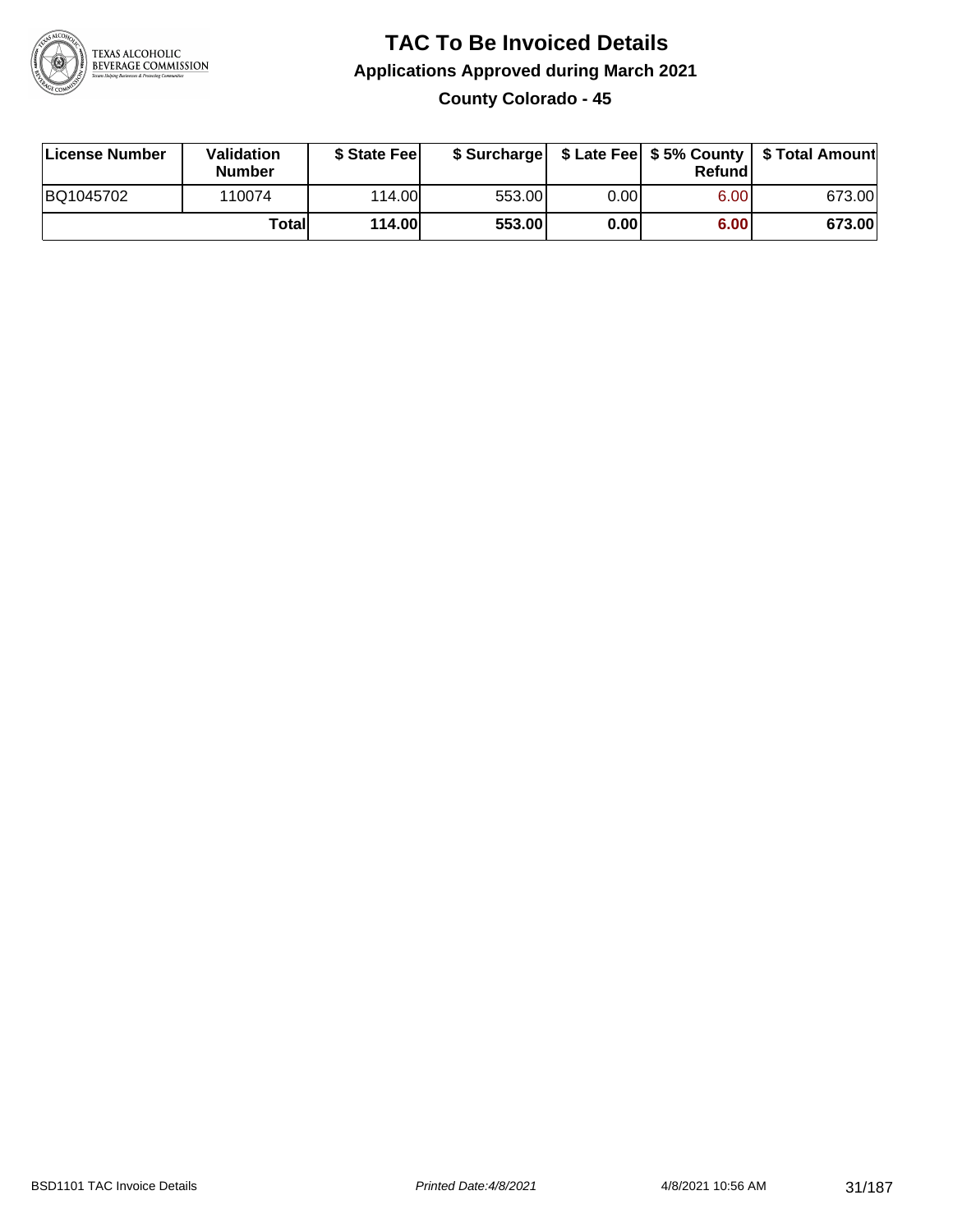# TAC To Be Invoiced Details

## Applications Approved during March 2021

### County Colorado - 45

| License Number | Validation Number | $ State Fee | $ Surcharge | $ Late Fee | $ 5% County Refund | $ Total Amount |
|---|---|---|---|---|---|---|
| BQ1045702 | 110074 | 114.00 | 553.00 | 0.00 | 6.00 | 673.00 |
| | **Total** | **114.00** | **553.00** | **0.00** | **6.00** | **673.00** |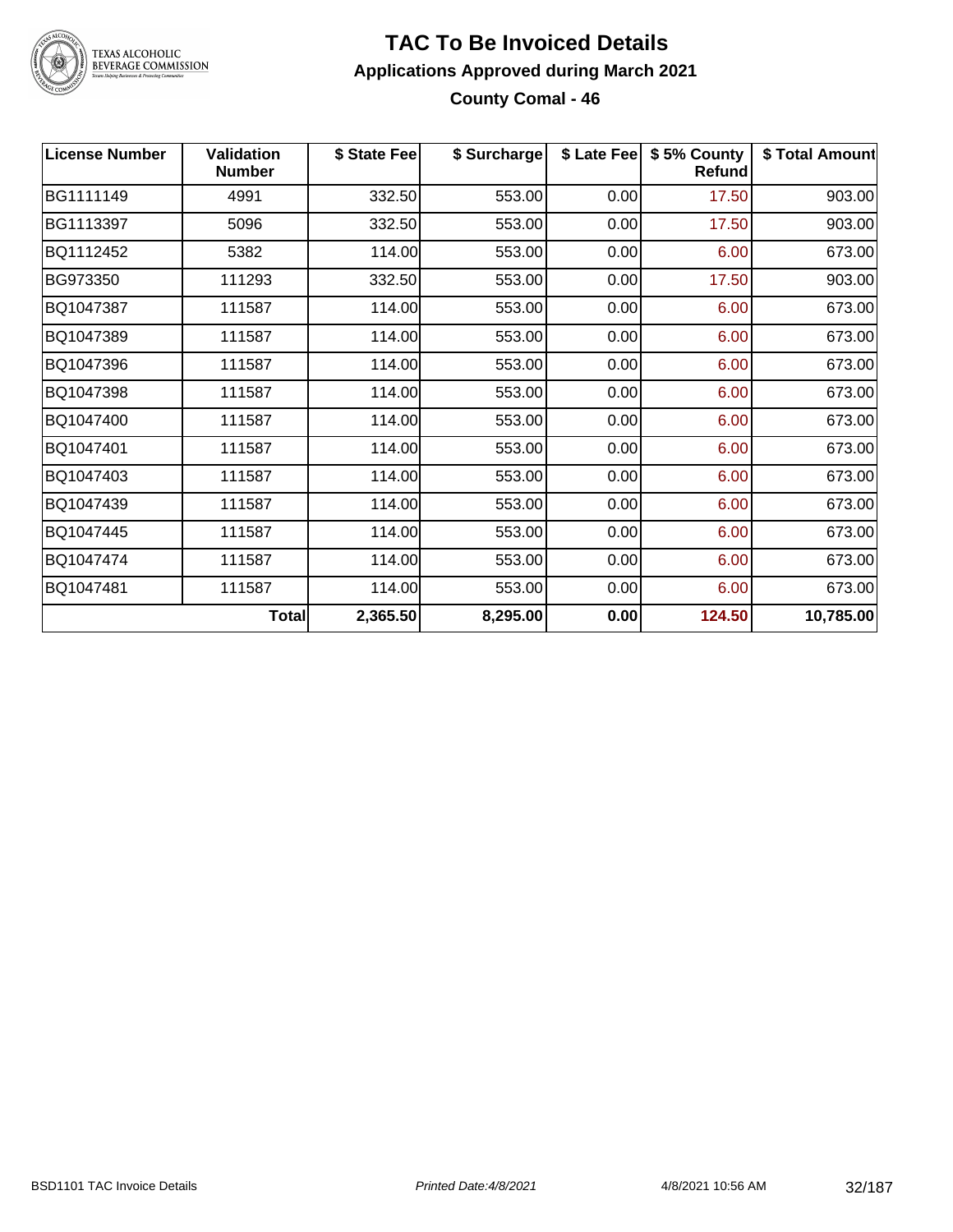# TAC To Be Invoiced Details

## Applications Approved during March 2021

### County Comal - 46

| License Number | Validation Number | $ State Fee | $ Surcharge | $ Late Fee | $ 5% County Refund | $ Total Amount |
|---|---|---|---|---|---|---|
| BG1111149 | 4991 | 332.50 | 553.00 | 0.00 | 17.50 | 903.00 |
| BG1113397 | 5096 | 332.50 | 553.00 | 0.00 | 17.50 | 903.00 |
| BQ1112452 | 5382 | 114.00 | 553.00 | 0.00 | 6.00 | 673.00 |
| BG973350 | 111293 | 332.50 | 553.00 | 0.00 | 17.50 | 903.00 |
| BQ1047387 | 111587 | 114.00 | 553.00 | 0.00 | 6.00 | 673.00 |
| BQ1047389 | 111587 | 114.00 | 553.00 | 0.00 | 6.00 | 673.00 |
| BQ1047396 | 111587 | 114.00 | 553.00 | 0.00 | 6.00 | 673.00 |
| BQ1047398 | 111587 | 114.00 | 553.00 | 0.00 | 6.00 | 673.00 |
| BQ1047400 | 111587 | 114.00 | 553.00 | 0.00 | 6.00 | 673.00 |
| BQ1047401 | 111587 | 114.00 | 553.00 | 0.00 | 6.00 | 673.00 |
| BQ1047403 | 111587 | 114.00 | 553.00 | 0.00 | 6.00 | 673.00 |
| BQ1047439 | 111587 | 114.00 | 553.00 | 0.00 | 6.00 | 673.00 |
| BQ1047445 | 111587 | 114.00 | 553.00 | 0.00 | 6.00 | 673.00 |
| BQ1047474 | 111587 | 114.00 | 553.00 | 0.00 | 6.00 | 673.00 |
| BQ1047481 | 111587 | 114.00 | 553.00 | 0.00 | 6.00 | 673.00 |
| | **Total** | **2,365.50** | **8,295.00** | **0.00** | **124.50** | **10,785.00** |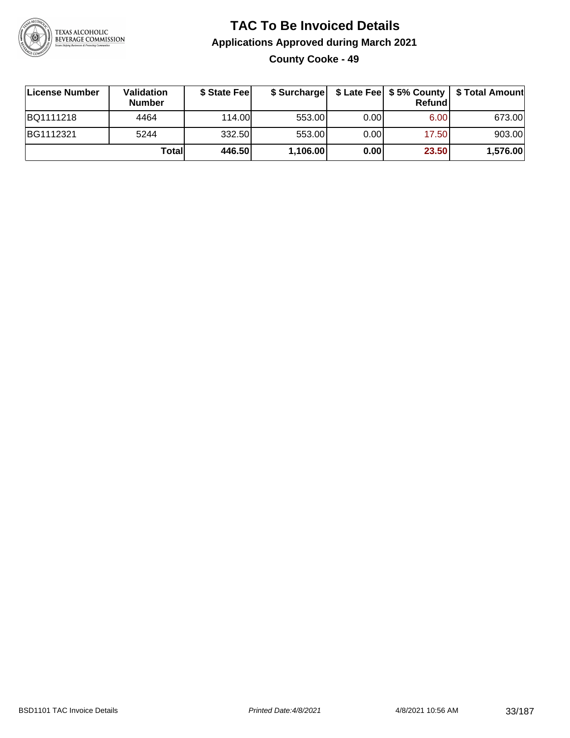# TAC To Be Invoiced Details

## Applications Approved during March 2021

### County Cooke - 49

| License Number | Validation Number | $ State Fee | $ Surcharge | $ Late Fee | $ 5% County Refund | $ Total Amount |
|---|---|---|---|---|---|---|
| BQ1111218 | 4464 | 114.00 | 553.00 | 0.00 | 6.00 | 673.00 |
| BG1112321 | 5244 | 332.50 | 553.00 | 0.00 | 17.50 | 903.00 |
| | **Total** | **446.50** | **1,106.00** | **0.00** | **23.50** | **1,576.00** |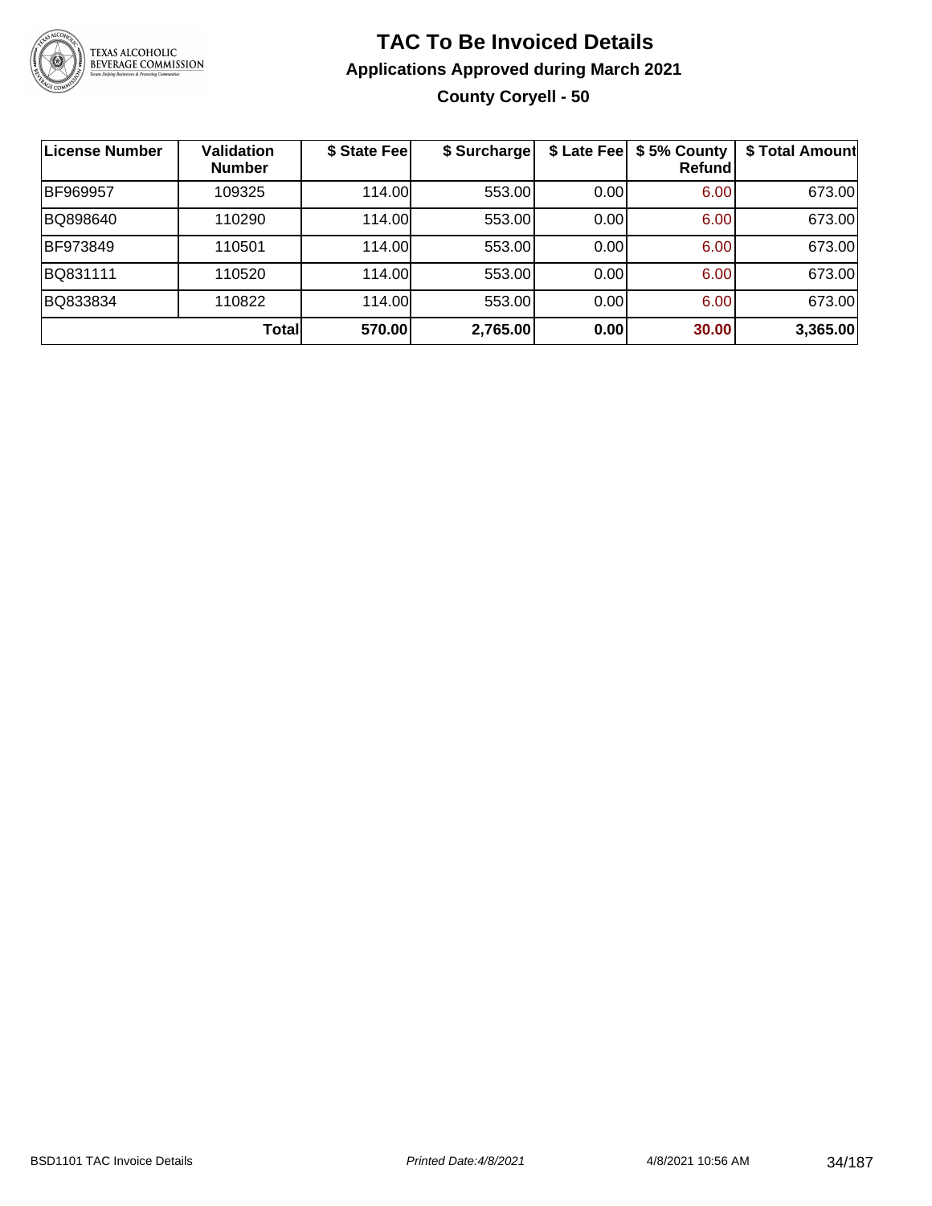# TAC To Be Invoiced Details

## Applications Approved during March 2021

### County Coryell - 50

| License Number | Validation Number | $ State Fee | $ Surcharge | $ Late Fee | $ 5% County Refund | $ Total Amount |
|---|---|---|---|---|---|---|
| BF969957 | 109325 | 114.00 | 553.00 | 0.00 | 6.00 | 673.00 |
| BQ898640 | 110290 | 114.00 | 553.00 | 0.00 | 6.00 | 673.00 |
| BF973849 | 110501 | 114.00 | 553.00 | 0.00 | 6.00 | 673.00 |
| BQ831111 | 110520 | 114.00 | 553.00 | 0.00 | 6.00 | 673.00 |
| BQ833834 | 110822 | 114.00 | 553.00 | 0.00 | 6.00 | 673.00 |
| | **Total** | **570.00** | **2,765.00** | **0.00** | **30.00** | **3,365.00** |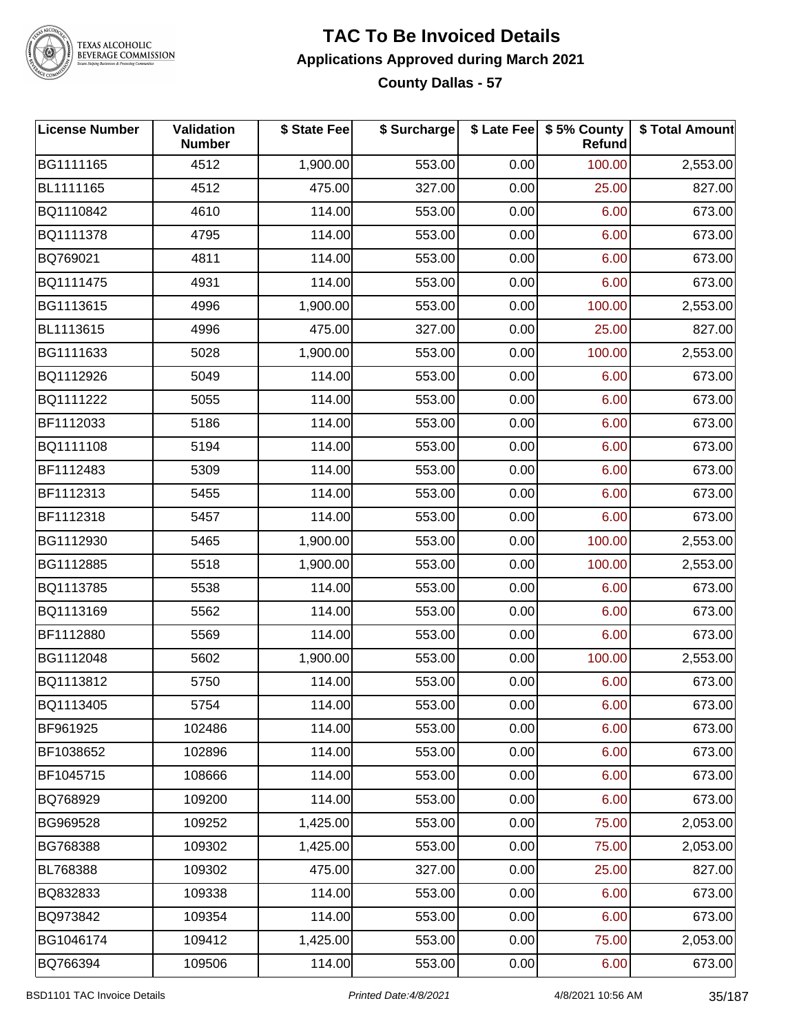# TAC To Be Invoiced Details

## Applications Approved during March 2021

### County Dallas - 57

| License Number | Validation Number | $ State Fee | $ Surcharge | $ Late Fee | $ 5% County Refund | $ Total Amount |
|---|---|---|---|---|---|---|
| BG1111165 | 4512 | 1,900.00 | 553.00 | 0.00 | 100.00 | 2,553.00 |
| BL1111165 | 4512 | 475.00 | 327.00 | 0.00 | 25.00 | 827.00 |
| BQ1110842 | 4610 | 114.00 | 553.00 | 0.00 | 6.00 | 673.00 |
| BQ1111378 | 4795 | 114.00 | 553.00 | 0.00 | 6.00 | 673.00 |
| BQ769021 | 4811 | 114.00 | 553.00 | 0.00 | 6.00 | 673.00 |
| BQ1111475 | 4931 | 114.00 | 553.00 | 0.00 | 6.00 | 673.00 |
| BG1113615 | 4996 | 1,900.00 | 553.00 | 0.00 | 100.00 | 2,553.00 |
| BL1113615 | 4996 | 475.00 | 327.00 | 0.00 | 25.00 | 827.00 |
| BG1111633 | 5028 | 1,900.00 | 553.00 | 0.00 | 100.00 | 2,553.00 |
| BQ1112926 | 5049 | 114.00 | 553.00 | 0.00 | 6.00 | 673.00 |
| BQ1111222 | 5055 | 114.00 | 553.00 | 0.00 | 6.00 | 673.00 |
| BF1112033 | 5186 | 114.00 | 553.00 | 0.00 | 6.00 | 673.00 |
| BQ1111108 | 5194 | 114.00 | 553.00 | 0.00 | 6.00 | 673.00 |
| BF1112483 | 5309 | 114.00 | 553.00 | 0.00 | 6.00 | 673.00 |
| BF1112313 | 5455 | 114.00 | 553.00 | 0.00 | 6.00 | 673.00 |
| BF1112318 | 5457 | 114.00 | 553.00 | 0.00 | 6.00 | 673.00 |
| BG1112930 | 5465 | 1,900.00 | 553.00 | 0.00 | 100.00 | 2,553.00 |
| BG1112885 | 5518 | 1,900.00 | 553.00 | 0.00 | 100.00 | 2,553.00 |
| BQ1113785 | 5538 | 114.00 | 553.00 | 0.00 | 6.00 | 673.00 |
| BQ1113169 | 5562 | 114.00 | 553.00 | 0.00 | 6.00 | 673.00 |
| BF1112880 | 5569 | 114.00 | 553.00 | 0.00 | 6.00 | 673.00 |
| BG1112048 | 5602 | 1,900.00 | 553.00 | 0.00 | 100.00 | 2,553.00 |
| BQ1113812 | 5750 | 114.00 | 553.00 | 0.00 | 6.00 | 673.00 |
| BQ1113405 | 5754 | 114.00 | 553.00 | 0.00 | 6.00 | 673.00 |
| BF961925 | 102486 | 114.00 | 553.00 | 0.00 | 6.00 | 673.00 |
| BF1038652 | 102896 | 114.00 | 553.00 | 0.00 | 6.00 | 673.00 |
| BF1045715 | 108666 | 114.00 | 553.00 | 0.00 | 6.00 | 673.00 |
| BQ768929 | 109200 | 114.00 | 553.00 | 0.00 | 6.00 | 673.00 |
| BG969528 | 109252 | 1,425.00 | 553.00 | 0.00 | 75.00 | 2,053.00 |
| BG768388 | 109302 | 1,425.00 | 553.00 | 0.00 | 75.00 | 2,053.00 |
| BL768388 | 109302 | 475.00 | 327.00 | 0.00 | 25.00 | 827.00 |
| BQ832833 | 109338 | 114.00 | 553.00 | 0.00 | 6.00 | 673.00 |
| BQ973842 | 109354 | 114.00 | 553.00 | 0.00 | 6.00 | 673.00 |
| BG1046174 | 109412 | 1,425.00 | 553.00 | 0.00 | 75.00 | 2,053.00 |
| BQ766394 | 109506 | 114.00 | 553.00 | 0.00 | 6.00 | 673.00 |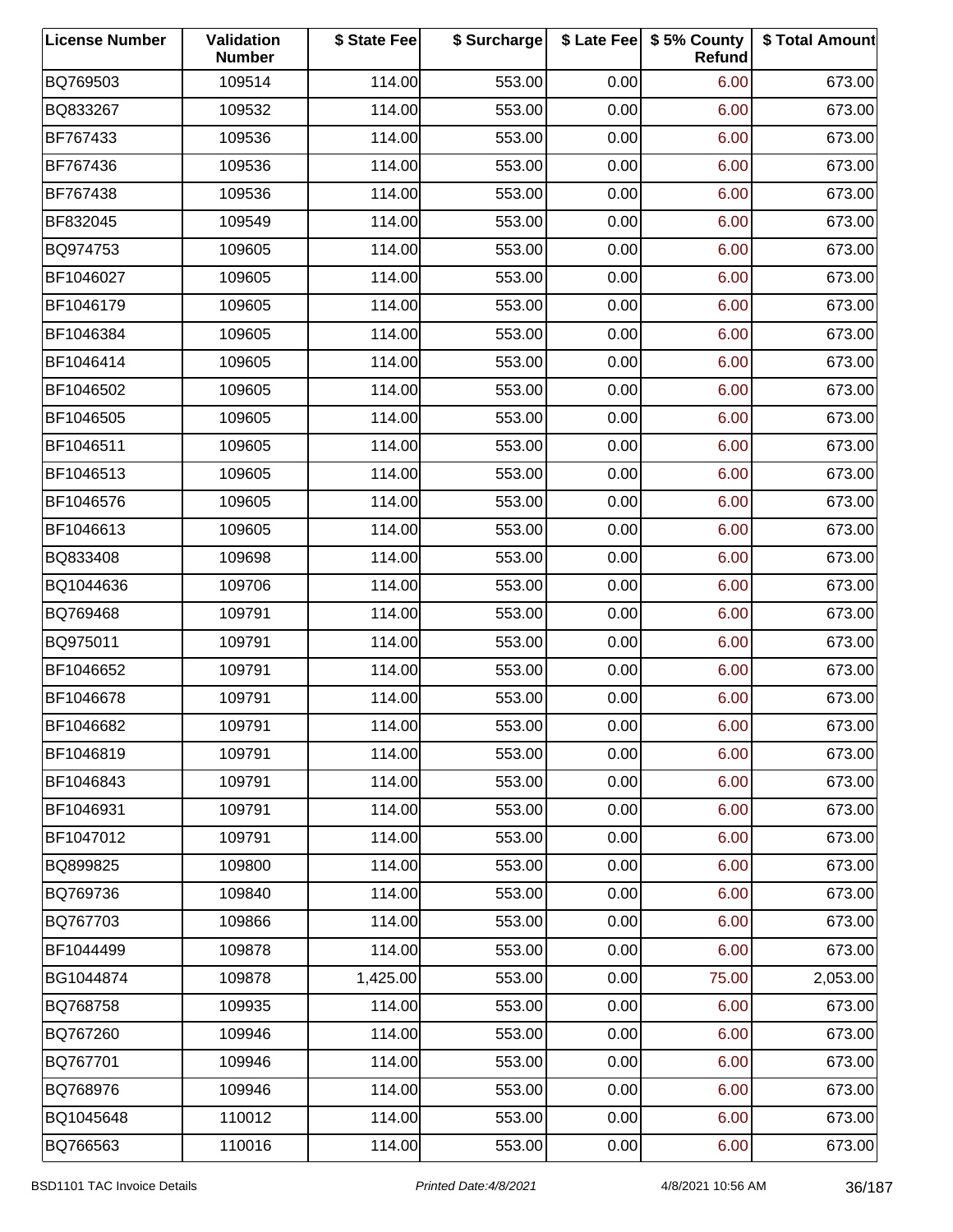| License Number | Validation Number | $ State Fee | $ Surcharge | $ Late Fee | $ 5% County Refund | $ Total Amount |
|---|---|---|---|---|---|---|
| BQ769503 | 109514 | 114.00 | 553.00 | 0.00 | 6.00 | 673.00 |
| BQ833267 | 109532 | 114.00 | 553.00 | 0.00 | 6.00 | 673.00 |
| BF767433 | 109536 | 114.00 | 553.00 | 0.00 | 6.00 | 673.00 |
| BF767436 | 109536 | 114.00 | 553.00 | 0.00 | 6.00 | 673.00 |
| BF767438 | 109536 | 114.00 | 553.00 | 0.00 | 6.00 | 673.00 |
| BF832045 | 109549 | 114.00 | 553.00 | 0.00 | 6.00 | 673.00 |
| BQ974753 | 109605 | 114.00 | 553.00 | 0.00 | 6.00 | 673.00 |
| BF1046027 | 109605 | 114.00 | 553.00 | 0.00 | 6.00 | 673.00 |
| BF1046179 | 109605 | 114.00 | 553.00 | 0.00 | 6.00 | 673.00 |
| BF1046384 | 109605 | 114.00 | 553.00 | 0.00 | 6.00 | 673.00 |
| BF1046414 | 109605 | 114.00 | 553.00 | 0.00 | 6.00 | 673.00 |
| BF1046502 | 109605 | 114.00 | 553.00 | 0.00 | 6.00 | 673.00 |
| BF1046505 | 109605 | 114.00 | 553.00 | 0.00 | 6.00 | 673.00 |
| BF1046511 | 109605 | 114.00 | 553.00 | 0.00 | 6.00 | 673.00 |
| BF1046513 | 109605 | 114.00 | 553.00 | 0.00 | 6.00 | 673.00 |
| BF1046576 | 109605 | 114.00 | 553.00 | 0.00 | 6.00 | 673.00 |
| BF1046613 | 109605 | 114.00 | 553.00 | 0.00 | 6.00 | 673.00 |
| BQ833408 | 109698 | 114.00 | 553.00 | 0.00 | 6.00 | 673.00 |
| BQ1044636 | 109706 | 114.00 | 553.00 | 0.00 | 6.00 | 673.00 |
| BQ769468 | 109791 | 114.00 | 553.00 | 0.00 | 6.00 | 673.00 |
| BQ975011 | 109791 | 114.00 | 553.00 | 0.00 | 6.00 | 673.00 |
| BF1046652 | 109791 | 114.00 | 553.00 | 0.00 | 6.00 | 673.00 |
| BF1046678 | 109791 | 114.00 | 553.00 | 0.00 | 6.00 | 673.00 |
| BF1046682 | 109791 | 114.00 | 553.00 | 0.00 | 6.00 | 673.00 |
| BF1046819 | 109791 | 114.00 | 553.00 | 0.00 | 6.00 | 673.00 |
| BF1046843 | 109791 | 114.00 | 553.00 | 0.00 | 6.00 | 673.00 |
| BF1046931 | 109791 | 114.00 | 553.00 | 0.00 | 6.00 | 673.00 |
| BF1047012 | 109791 | 114.00 | 553.00 | 0.00 | 6.00 | 673.00 |
| BQ899825 | 109800 | 114.00 | 553.00 | 0.00 | 6.00 | 673.00 |
| BQ769736 | 109840 | 114.00 | 553.00 | 0.00 | 6.00 | 673.00 |
| BQ767703 | 109866 | 114.00 | 553.00 | 0.00 | 6.00 | 673.00 |
| BF1044499 | 109878 | 114.00 | 553.00 | 0.00 | 6.00 | 673.00 |
| BG1044874 | 109878 | 1,425.00 | 553.00 | 0.00 | 75.00 | 2,053.00 |
| BQ768758 | 109935 | 114.00 | 553.00 | 0.00 | 6.00 | 673.00 |
| BQ767260 | 109946 | 114.00 | 553.00 | 0.00 | 6.00 | 673.00 |
| BQ767701 | 109946 | 114.00 | 553.00 | 0.00 | 6.00 | 673.00 |
| BQ768976 | 109946 | 114.00 | 553.00 | 0.00 | 6.00 | 673.00 |
| BQ1045648 | 110012 | 114.00 | 553.00 | 0.00 | 6.00 | 673.00 |
| BQ766563 | 110016 | 114.00 | 553.00 | 0.00 | 6.00 | 673.00 |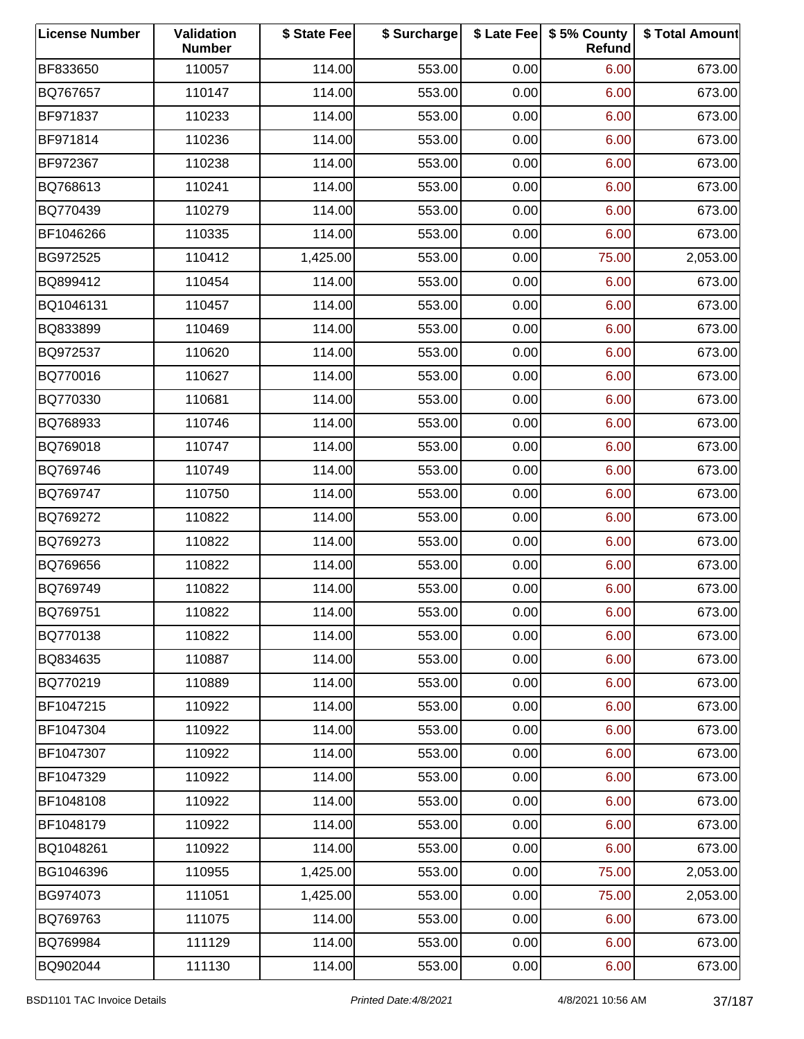| License Number | Validation Number | $ State Fee | $ Surcharge | $ Late Fee | $ 5% County Refund | $ Total Amount |
| --- | --- | --- | --- | --- | --- | --- |
| BF833650 | 110057 | 114.00 | 553.00 | 0.00 | 6.00 | 673.00 |
| BQ767657 | 110147 | 114.00 | 553.00 | 0.00 | 6.00 | 673.00 |
| BF971837 | 110233 | 114.00 | 553.00 | 0.00 | 6.00 | 673.00 |
| BF971814 | 110236 | 114.00 | 553.00 | 0.00 | 6.00 | 673.00 |
| BF972367 | 110238 | 114.00 | 553.00 | 0.00 | 6.00 | 673.00 |
| BQ768613 | 110241 | 114.00 | 553.00 | 0.00 | 6.00 | 673.00 |
| BQ770439 | 110279 | 114.00 | 553.00 | 0.00 | 6.00 | 673.00 |
| BF1046266 | 110335 | 114.00 | 553.00 | 0.00 | 6.00 | 673.00 |
| BG972525 | 110412 | 1,425.00 | 553.00 | 0.00 | 75.00 | 2,053.00 |
| BQ899412 | 110454 | 114.00 | 553.00 | 0.00 | 6.00 | 673.00 |
| BQ1046131 | 110457 | 114.00 | 553.00 | 0.00 | 6.00 | 673.00 |
| BQ833899 | 110469 | 114.00 | 553.00 | 0.00 | 6.00 | 673.00 |
| BQ972537 | 110620 | 114.00 | 553.00 | 0.00 | 6.00 | 673.00 |
| BQ770016 | 110627 | 114.00 | 553.00 | 0.00 | 6.00 | 673.00 |
| BQ770330 | 110681 | 114.00 | 553.00 | 0.00 | 6.00 | 673.00 |
| BQ768933 | 110746 | 114.00 | 553.00 | 0.00 | 6.00 | 673.00 |
| BQ769018 | 110747 | 114.00 | 553.00 | 0.00 | 6.00 | 673.00 |
| BQ769746 | 110749 | 114.00 | 553.00 | 0.00 | 6.00 | 673.00 |
| BQ769747 | 110750 | 114.00 | 553.00 | 0.00 | 6.00 | 673.00 |
| BQ769272 | 110822 | 114.00 | 553.00 | 0.00 | 6.00 | 673.00 |
| BQ769273 | 110822 | 114.00 | 553.00 | 0.00 | 6.00 | 673.00 |
| BQ769656 | 110822 | 114.00 | 553.00 | 0.00 | 6.00 | 673.00 |
| BQ769749 | 110822 | 114.00 | 553.00 | 0.00 | 6.00 | 673.00 |
| BQ769751 | 110822 | 114.00 | 553.00 | 0.00 | 6.00 | 673.00 |
| BQ770138 | 110822 | 114.00 | 553.00 | 0.00 | 6.00 | 673.00 |
| BQ834635 | 110887 | 114.00 | 553.00 | 0.00 | 6.00 | 673.00 |
| BQ770219 | 110889 | 114.00 | 553.00 | 0.00 | 6.00 | 673.00 |
| BF1047215 | 110922 | 114.00 | 553.00 | 0.00 | 6.00 | 673.00 |
| BF1047304 | 110922 | 114.00 | 553.00 | 0.00 | 6.00 | 673.00 |
| BF1047307 | 110922 | 114.00 | 553.00 | 0.00 | 6.00 | 673.00 |
| BF1047329 | 110922 | 114.00 | 553.00 | 0.00 | 6.00 | 673.00 |
| BF1048108 | 110922 | 114.00 | 553.00 | 0.00 | 6.00 | 673.00 |
| BF1048179 | 110922 | 114.00 | 553.00 | 0.00 | 6.00 | 673.00 |
| BQ1048261 | 110922 | 114.00 | 553.00 | 0.00 | 6.00 | 673.00 |
| BG1046396 | 110955 | 1,425.00 | 553.00 | 0.00 | 75.00 | 2,053.00 |
| BG974073 | 111051 | 1,425.00 | 553.00 | 0.00 | 75.00 | 2,053.00 |
| BQ769763 | 111075 | 114.00 | 553.00 | 0.00 | 6.00 | 673.00 |
| BQ769984 | 111129 | 114.00 | 553.00 | 0.00 | 6.00 | 673.00 |
| BQ902044 | 111130 | 114.00 | 553.00 | 0.00 | 6.00 | 673.00 |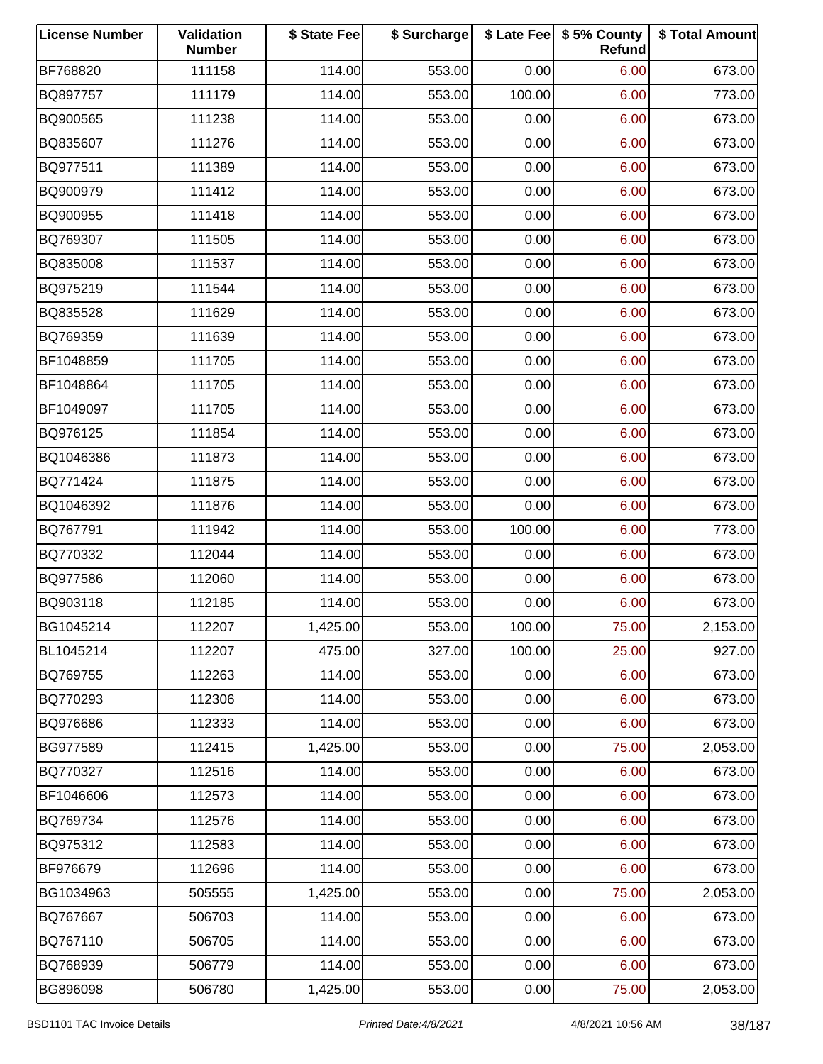| License Number | Validation Number | $ State Fee | $ Surcharge | $ Late Fee | $ 5% County Refund | $ Total Amount |
|---|---|---|---|---|---|---|
| BF768820 | 111158 | 114.00 | 553.00 | 0.00 | 6.00 | 673.00 |
| BQ897757 | 111179 | 114.00 | 553.00 | 100.00 | 6.00 | 773.00 |
| BQ900565 | 111238 | 114.00 | 553.00 | 0.00 | 6.00 | 673.00 |
| BQ835607 | 111276 | 114.00 | 553.00 | 0.00 | 6.00 | 673.00 |
| BQ977511 | 111389 | 114.00 | 553.00 | 0.00 | 6.00 | 673.00 |
| BQ900979 | 111412 | 114.00 | 553.00 | 0.00 | 6.00 | 673.00 |
| BQ900955 | 111418 | 114.00 | 553.00 | 0.00 | 6.00 | 673.00 |
| BQ769307 | 111505 | 114.00 | 553.00 | 0.00 | 6.00 | 673.00 |
| BQ835008 | 111537 | 114.00 | 553.00 | 0.00 | 6.00 | 673.00 |
| BQ975219 | 111544 | 114.00 | 553.00 | 0.00 | 6.00 | 673.00 |
| BQ835528 | 111629 | 114.00 | 553.00 | 0.00 | 6.00 | 673.00 |
| BQ769359 | 111639 | 114.00 | 553.00 | 0.00 | 6.00 | 673.00 |
| BF1048859 | 111705 | 114.00 | 553.00 | 0.00 | 6.00 | 673.00 |
| BF1048864 | 111705 | 114.00 | 553.00 | 0.00 | 6.00 | 673.00 |
| BF1049097 | 111705 | 114.00 | 553.00 | 0.00 | 6.00 | 673.00 |
| BQ976125 | 111854 | 114.00 | 553.00 | 0.00 | 6.00 | 673.00 |
| BQ1046386 | 111873 | 114.00 | 553.00 | 0.00 | 6.00 | 673.00 |
| BQ771424 | 111875 | 114.00 | 553.00 | 0.00 | 6.00 | 673.00 |
| BQ1046392 | 111876 | 114.00 | 553.00 | 0.00 | 6.00 | 673.00 |
| BQ767791 | 111942 | 114.00 | 553.00 | 100.00 | 6.00 | 773.00 |
| BQ770332 | 112044 | 114.00 | 553.00 | 0.00 | 6.00 | 673.00 |
| BQ977586 | 112060 | 114.00 | 553.00 | 0.00 | 6.00 | 673.00 |
| BQ903118 | 112185 | 114.00 | 553.00 | 0.00 | 6.00 | 673.00 |
| BG1045214 | 112207 | 1,425.00 | 553.00 | 100.00 | 75.00 | 2,153.00 |
| BL1045214 | 112207 | 475.00 | 327.00 | 100.00 | 25.00 | 927.00 |
| BQ769755 | 112263 | 114.00 | 553.00 | 0.00 | 6.00 | 673.00 |
| BQ770293 | 112306 | 114.00 | 553.00 | 0.00 | 6.00 | 673.00 |
| BQ976686 | 112333 | 114.00 | 553.00 | 0.00 | 6.00 | 673.00 |
| BG977589 | 112415 | 1,425.00 | 553.00 | 0.00 | 75.00 | 2,053.00 |
| BQ770327 | 112516 | 114.00 | 553.00 | 0.00 | 6.00 | 673.00 |
| BF1046606 | 112573 | 114.00 | 553.00 | 0.00 | 6.00 | 673.00 |
| BQ769734 | 112576 | 114.00 | 553.00 | 0.00 | 6.00 | 673.00 |
| BQ975312 | 112583 | 114.00 | 553.00 | 0.00 | 6.00 | 673.00 |
| BF976679 | 112696 | 114.00 | 553.00 | 0.00 | 6.00 | 673.00 |
| BG1034963 | 505555 | 1,425.00 | 553.00 | 0.00 | 75.00 | 2,053.00 |
| BQ767667 | 506703 | 114.00 | 553.00 | 0.00 | 6.00 | 673.00 |
| BQ767110 | 506705 | 114.00 | 553.00 | 0.00 | 6.00 | 673.00 |
| BQ768939 | 506779 | 114.00 | 553.00 | 0.00 | 6.00 | 673.00 |
| BG896098 | 506780 | 1,425.00 | 553.00 | 0.00 | 75.00 | 2,053.00 |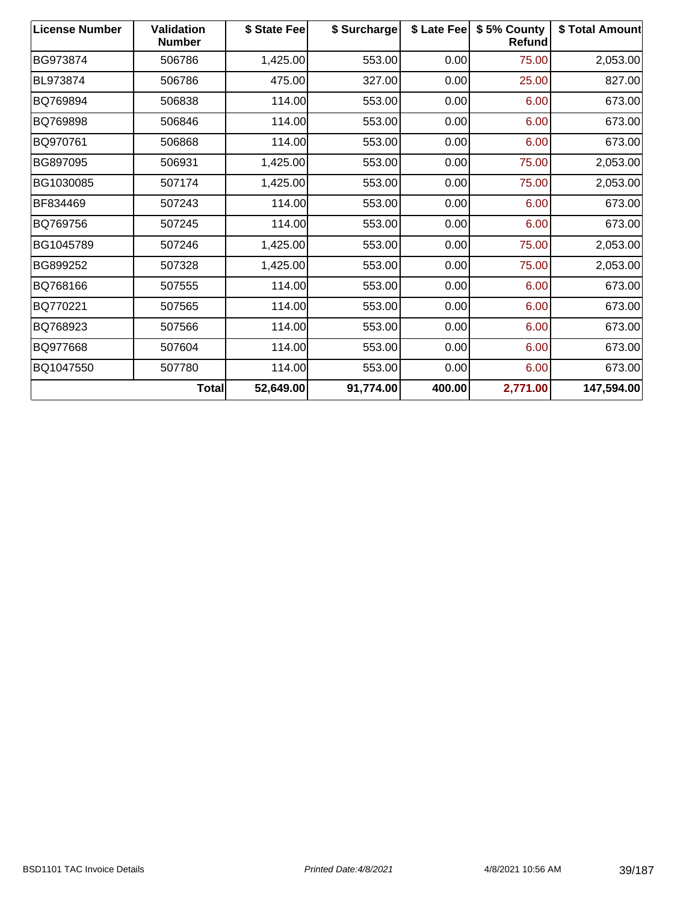| License Number | Validation Number | $ State Fee | $ Surcharge | $ Late Fee | $ 5% County Refund | $ Total Amount |
|---|---|---|---|---|---|---|
| BG973874 | 506786 | 1,425.00 | 553.00 | 0.00 | 75.00 | 2,053.00 |
| BL973874 | 506786 | 475.00 | 327.00 | 0.00 | 25.00 | 827.00 |
| BQ769894 | 506838 | 114.00 | 553.00 | 0.00 | 6.00 | 673.00 |
| BQ769898 | 506846 | 114.00 | 553.00 | 0.00 | 6.00 | 673.00 |
| BQ970761 | 506868 | 114.00 | 553.00 | 0.00 | 6.00 | 673.00 |
| BG897095 | 506931 | 1,425.00 | 553.00 | 0.00 | 75.00 | 2,053.00 |
| BG1030085 | 507174 | 1,425.00 | 553.00 | 0.00 | 75.00 | 2,053.00 |
| BF834469 | 507243 | 114.00 | 553.00 | 0.00 | 6.00 | 673.00 |
| BQ769756 | 507245 | 114.00 | 553.00 | 0.00 | 6.00 | 673.00 |
| BG1045789 | 507246 | 1,425.00 | 553.00 | 0.00 | 75.00 | 2,053.00 |
| BG899252 | 507328 | 1,425.00 | 553.00 | 0.00 | 75.00 | 2,053.00 |
| BQ768166 | 507555 | 114.00 | 553.00 | 0.00 | 6.00 | 673.00 |
| BQ770221 | 507565 | 114.00 | 553.00 | 0.00 | 6.00 | 673.00 |
| BQ768923 | 507566 | 114.00 | 553.00 | 0.00 | 6.00 | 673.00 |
| BQ977668 | 507604 | 114.00 | 553.00 | 0.00 | 6.00 | 673.00 |
| BQ1047550 | 507780 | 114.00 | 553.00 | 0.00 | 6.00 | 673.00 |
| | **Total** | **52,649.00** | **91,774.00** | **400.00** | **2,771.00** | **147,594.00** |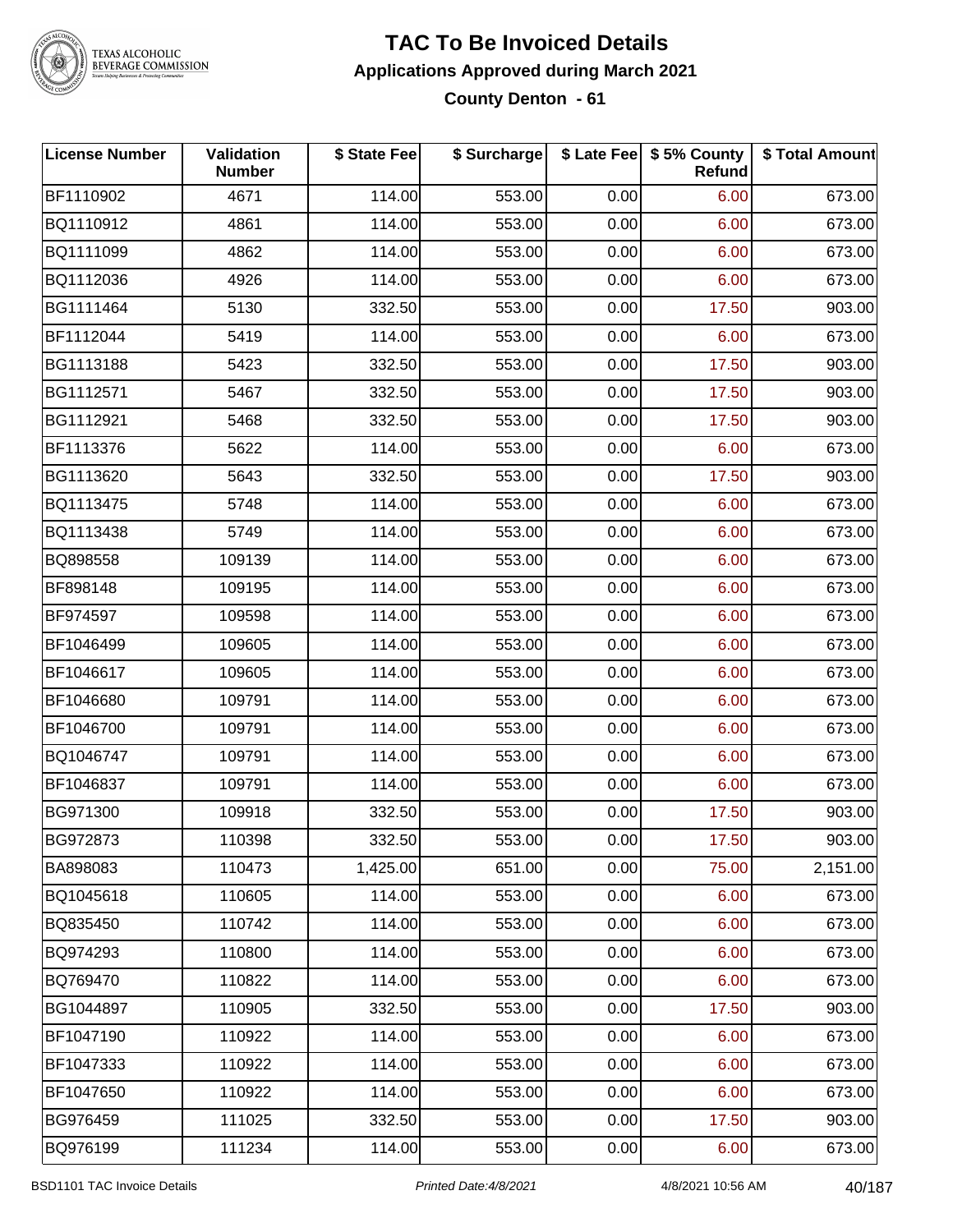# TAC To Be Invoiced Details

## Applications Approved during March 2021

### County Denton - 61

| License Number | Validation Number | $ State Fee | $ Surcharge | $ Late Fee | $ 5% County Refund | $ Total Amount |
|---|---|---|---|---|---|---|
| BF1110902 | 4671 | 114.00 | 553.00 | 0.00 | 6.00 | 673.00 |
| BQ1110912 | 4861 | 114.00 | 553.00 | 0.00 | 6.00 | 673.00 |
| BQ1111099 | 4862 | 114.00 | 553.00 | 0.00 | 6.00 | 673.00 |
| BQ1112036 | 4926 | 114.00 | 553.00 | 0.00 | 6.00 | 673.00 |
| BG1111464 | 5130 | 332.50 | 553.00 | 0.00 | 17.50 | 903.00 |
| BF1112044 | 5419 | 114.00 | 553.00 | 0.00 | 6.00 | 673.00 |
| BG1113188 | 5423 | 332.50 | 553.00 | 0.00 | 17.50 | 903.00 |
| BG1112571 | 5467 | 332.50 | 553.00 | 0.00 | 17.50 | 903.00 |
| BG1112921 | 5468 | 332.50 | 553.00 | 0.00 | 17.50 | 903.00 |
| BF1113376 | 5622 | 114.00 | 553.00 | 0.00 | 6.00 | 673.00 |
| BG1113620 | 5643 | 332.50 | 553.00 | 0.00 | 17.50 | 903.00 |
| BQ1113475 | 5748 | 114.00 | 553.00 | 0.00 | 6.00 | 673.00 |
| BQ1113438 | 5749 | 114.00 | 553.00 | 0.00 | 6.00 | 673.00 |
| BQ898558 | 109139 | 114.00 | 553.00 | 0.00 | 6.00 | 673.00 |
| BF898148 | 109195 | 114.00 | 553.00 | 0.00 | 6.00 | 673.00 |
| BF974597 | 109598 | 114.00 | 553.00 | 0.00 | 6.00 | 673.00 |
| BF1046499 | 109605 | 114.00 | 553.00 | 0.00 | 6.00 | 673.00 |
| BF1046617 | 109605 | 114.00 | 553.00 | 0.00 | 6.00 | 673.00 |
| BF1046680 | 109791 | 114.00 | 553.00 | 0.00 | 6.00 | 673.00 |
| BF1046700 | 109791 | 114.00 | 553.00 | 0.00 | 6.00 | 673.00 |
| BQ1046747 | 109791 | 114.00 | 553.00 | 0.00 | 6.00 | 673.00 |
| BF1046837 | 109791 | 114.00 | 553.00 | 0.00 | 6.00 | 673.00 |
| BG971300 | 109918 | 332.50 | 553.00 | 0.00 | 17.50 | 903.00 |
| BG972873 | 110398 | 332.50 | 553.00 | 0.00 | 17.50 | 903.00 |
| BA898083 | 110473 | 1,425.00 | 651.00 | 0.00 | 75.00 | 2,151.00 |
| BQ1045618 | 110605 | 114.00 | 553.00 | 0.00 | 6.00 | 673.00 |
| BQ835450 | 110742 | 114.00 | 553.00 | 0.00 | 6.00 | 673.00 |
| BQ974293 | 110800 | 114.00 | 553.00 | 0.00 | 6.00 | 673.00 |
| BQ769470 | 110822 | 114.00 | 553.00 | 0.00 | 6.00 | 673.00 |
| BG1044897 | 110905 | 332.50 | 553.00 | 0.00 | 17.50 | 903.00 |
| BF1047190 | 110922 | 114.00 | 553.00 | 0.00 | 6.00 | 673.00 |
| BF1047333 | 110922 | 114.00 | 553.00 | 0.00 | 6.00 | 673.00 |
| BF1047650 | 110922 | 114.00 | 553.00 | 0.00 | 6.00 | 673.00 |
| BG976459 | 111025 | 332.50 | 553.00 | 0.00 | 17.50 | 903.00 |
| BQ976199 | 111234 | 114.00 | 553.00 | 0.00 | 6.00 | 673.00 |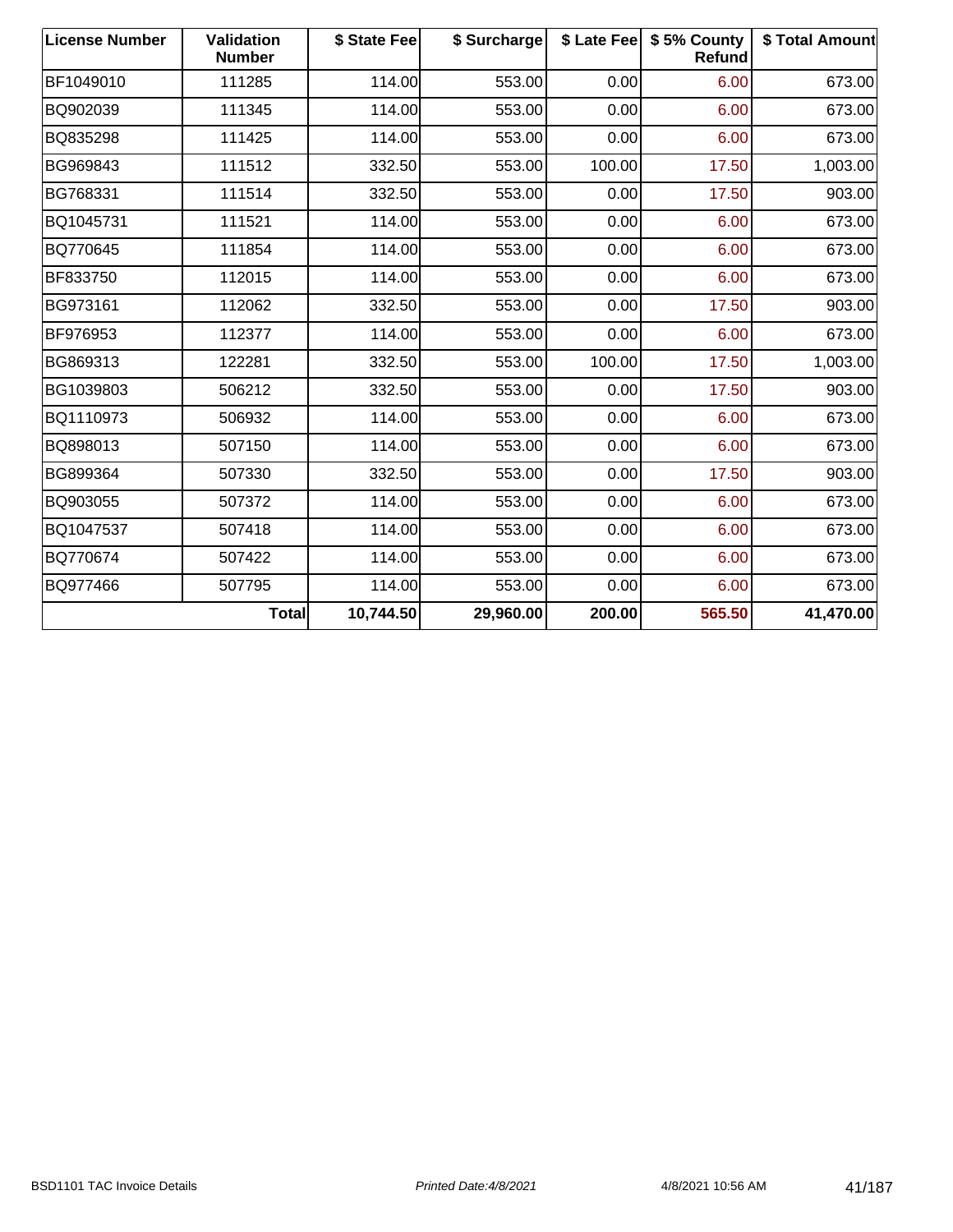| License Number | Validation Number | $ State Fee | $ Surcharge | $ Late Fee | $ 5% County Refund | $ Total Amount |
|---|---|---|---|---|---|---|
| BF1049010 | 111285 | 114.00 | 553.00 | 0.00 | 6.00 | 673.00 |
| BQ902039 | 111345 | 114.00 | 553.00 | 0.00 | 6.00 | 673.00 |
| BQ835298 | 111425 | 114.00 | 553.00 | 0.00 | 6.00 | 673.00 |
| BG969843 | 111512 | 332.50 | 553.00 | 100.00 | 17.50 | 1,003.00 |
| BG768331 | 111514 | 332.50 | 553.00 | 0.00 | 17.50 | 903.00 |
| BQ1045731 | 111521 | 114.00 | 553.00 | 0.00 | 6.00 | 673.00 |
| BQ770645 | 111854 | 114.00 | 553.00 | 0.00 | 6.00 | 673.00 |
| BF833750 | 112015 | 114.00 | 553.00 | 0.00 | 6.00 | 673.00 |
| BG973161 | 112062 | 332.50 | 553.00 | 0.00 | 17.50 | 903.00 |
| BF976953 | 112377 | 114.00 | 553.00 | 0.00 | 6.00 | 673.00 |
| BG869313 | 122281 | 332.50 | 553.00 | 100.00 | 17.50 | 1,003.00 |
| BG1039803 | 506212 | 332.50 | 553.00 | 0.00 | 17.50 | 903.00 |
| BQ1110973 | 506932 | 114.00 | 553.00 | 0.00 | 6.00 | 673.00 |
| BQ898013 | 507150 | 114.00 | 553.00 | 0.00 | 6.00 | 673.00 |
| BG899364 | 507330 | 332.50 | 553.00 | 0.00 | 17.50 | 903.00 |
| BQ903055 | 507372 | 114.00 | 553.00 | 0.00 | 6.00 | 673.00 |
| BQ1047537 | 507418 | 114.00 | 553.00 | 0.00 | 6.00 | 673.00 |
| BQ770674 | 507422 | 114.00 | 553.00 | 0.00 | 6.00 | 673.00 |
| BQ977466 | 507795 | 114.00 | 553.00 | 0.00 | 6.00 | 673.00 |
| | **Total** | **10,744.50** | **29,960.00** | **200.00** | **565.50** | **41,470.00** |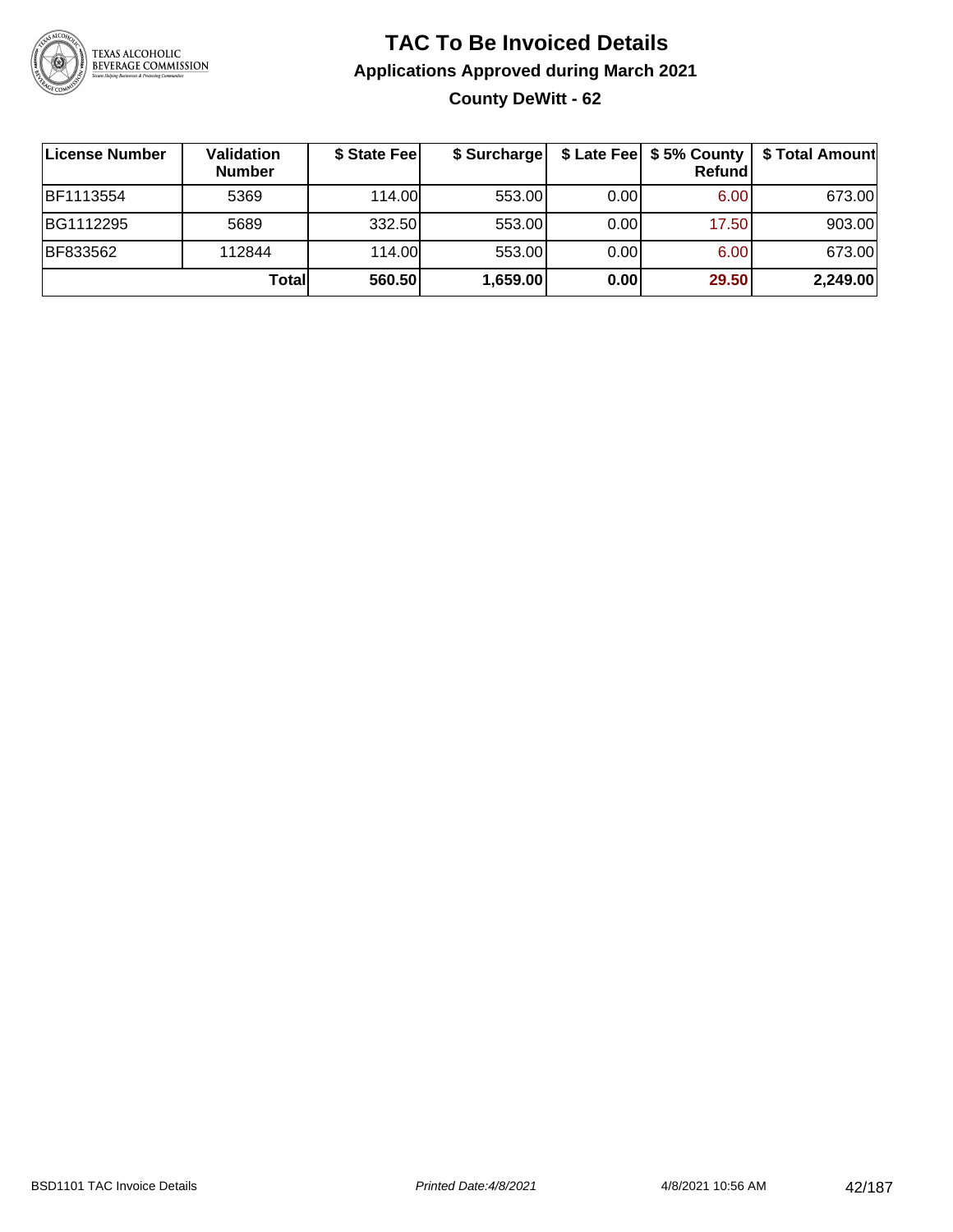# TAC To Be Invoiced Details

## Applications Approved during March 2021

### County DeWitt - 62

| License Number | Validation Number | $ State Fee | $ Surcharge | $ Late Fee | $ 5% County Refund | $ Total Amount |
|---|---|---|---|---|---|---|
| BF1113554 | 5369 | 114.00 | 553.00 | 0.00 | 6.00 | 673.00 |
| BG1112295 | 5689 | 332.50 | 553.00 | 0.00 | 17.50 | 903.00 |
| BF833562 | 112844 | 114.00 | 553.00 | 0.00 | 6.00 | 673.00 |
| | **Total** | **560.50** | **1,659.00** | **0.00** | **29.50** | **2,249.00** |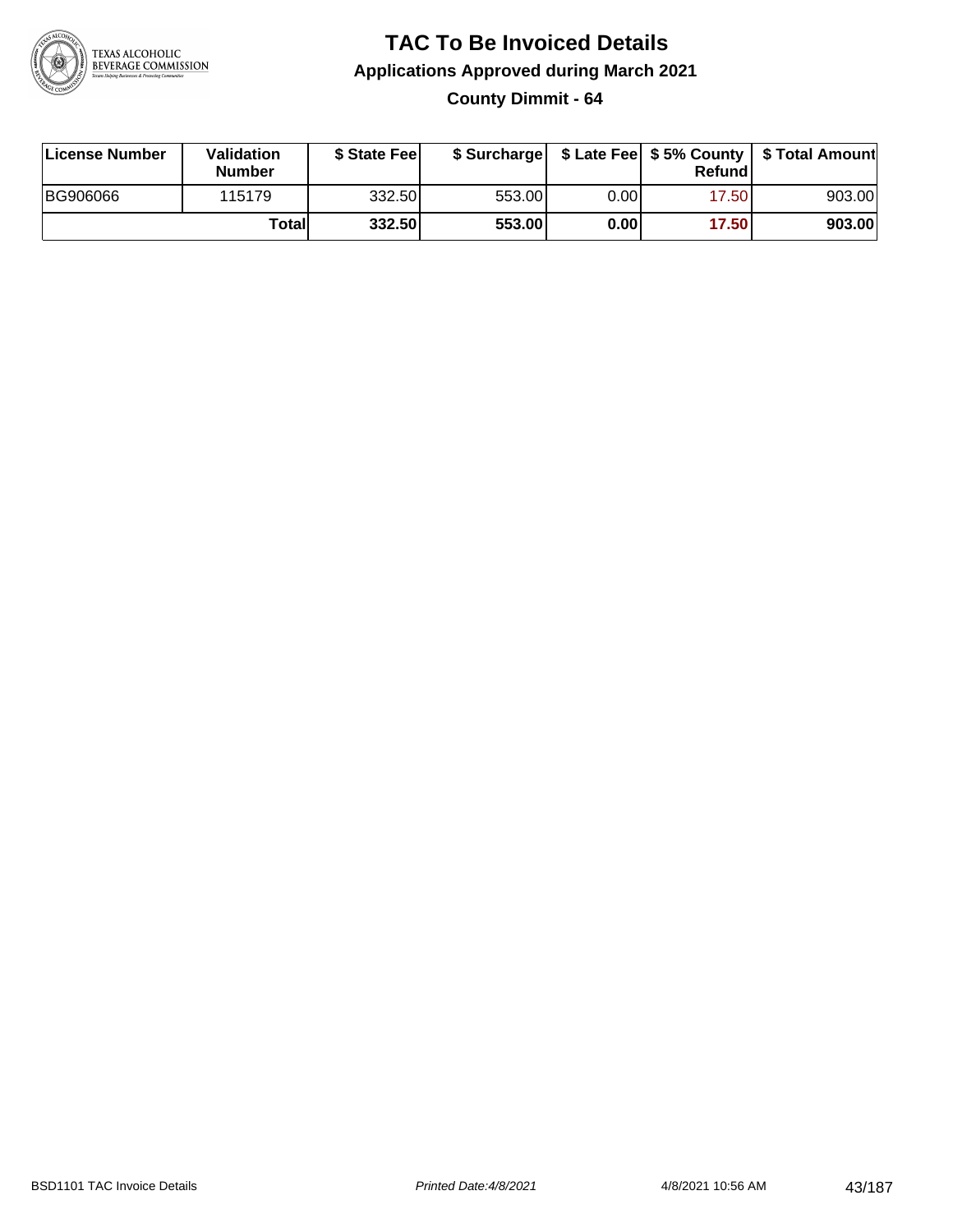# TAC To Be Invoiced Details

## Applications Approved during March 2021

### County Dimmit - 64

| License Number | Validation Number | $ State Fee | $ Surcharge | $ Late Fee | $ 5% County Refund | $ Total Amount |
|---|---|---|---|---|---|---|
| BG906066 | 115179 | 332.50 | 553.00 | 0.00 | 17.50 | 903.00 |
| | **Total** | **332.50** | **553.00** | **0.00** | **17.50** | **903.00** |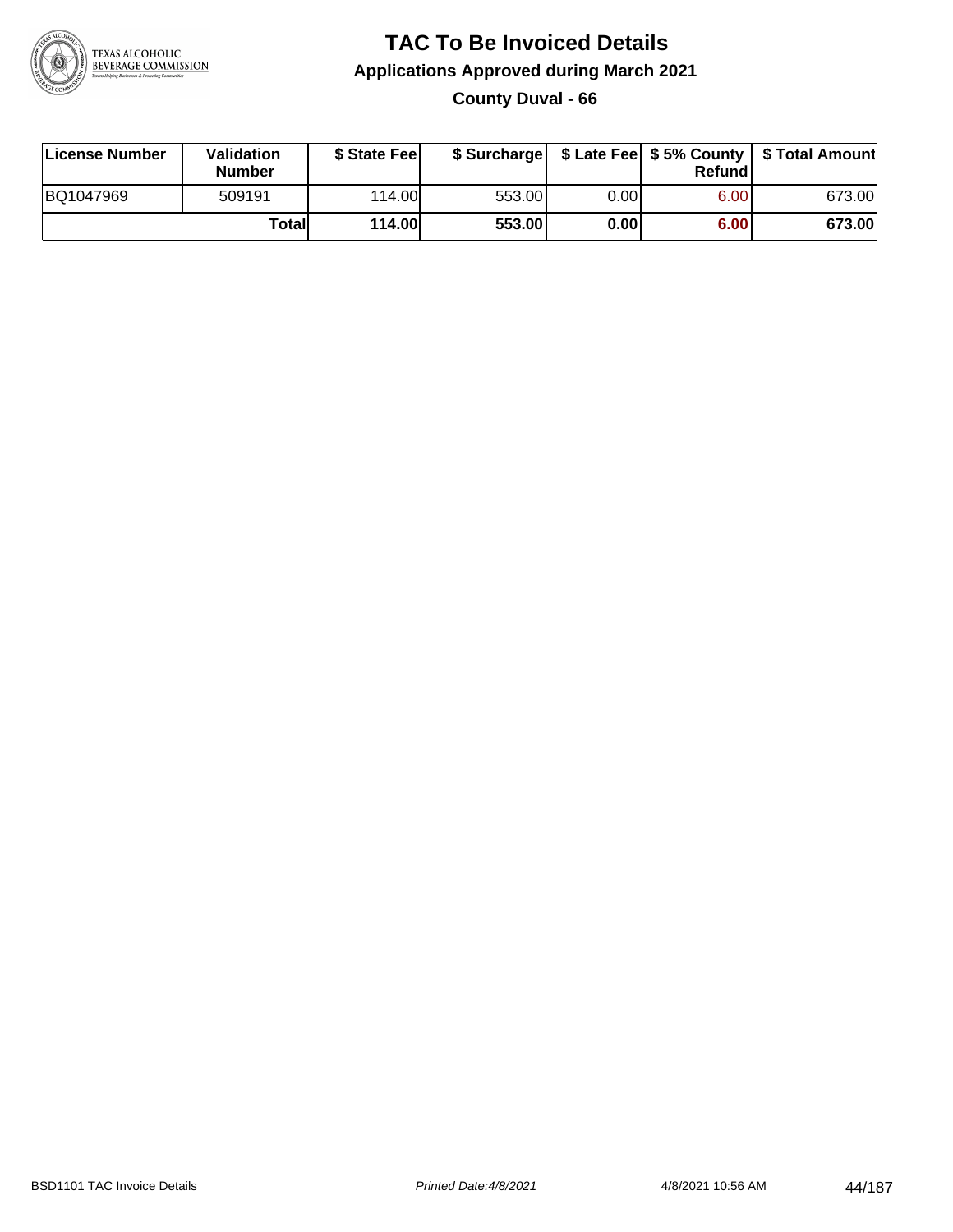# TAC To Be Invoiced Details

## Applications Approved during March 2021

### County Duval - 66

| License Number | Validation Number | $ State Fee | $ Surcharge | $ Late Fee | $ 5% County Refund | $ Total Amount |
|---|---|---|---|---|---|---|
| BQ1047969 | 509191 | 114.00 | 553.00 | 0.00 | 6.00 | 673.00 |
| | **Total** | **114.00** | **553.00** | **0.00** | **6.00** | **673.00** |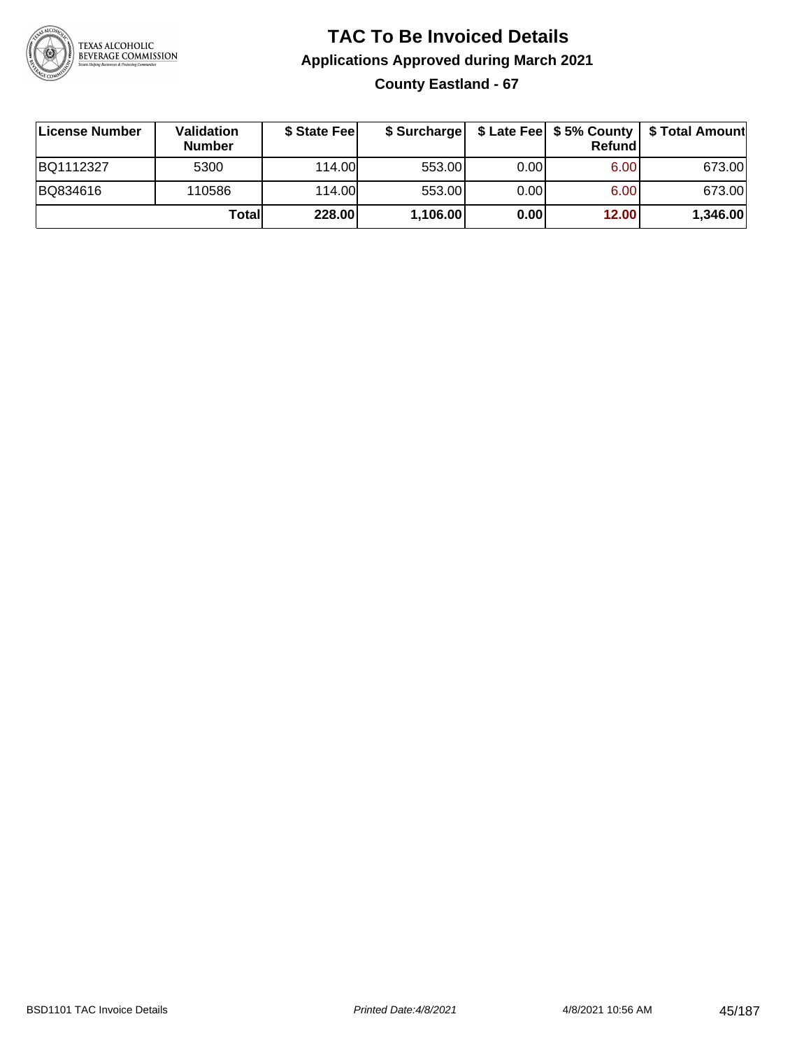# TAC To Be Invoiced Details

## Applications Approved during March 2021

### County Eastland - 67

| License Number | Validation Number | $ State Fee | $ Surcharge | $ Late Fee | $ 5% County Refund | $ Total Amount |
|---|---|---|---|---|---|---|
| BQ1112327 | 5300 | 114.00 | 553.00 | 0.00 | 6.00 | 673.00 |
| BQ834616 | 110586 | 114.00 | 553.00 | 0.00 | 6.00 | 673.00 |
| | **Total** | **228.00** | **1,106.00** | **0.00** | **12.00** | **1,346.00** |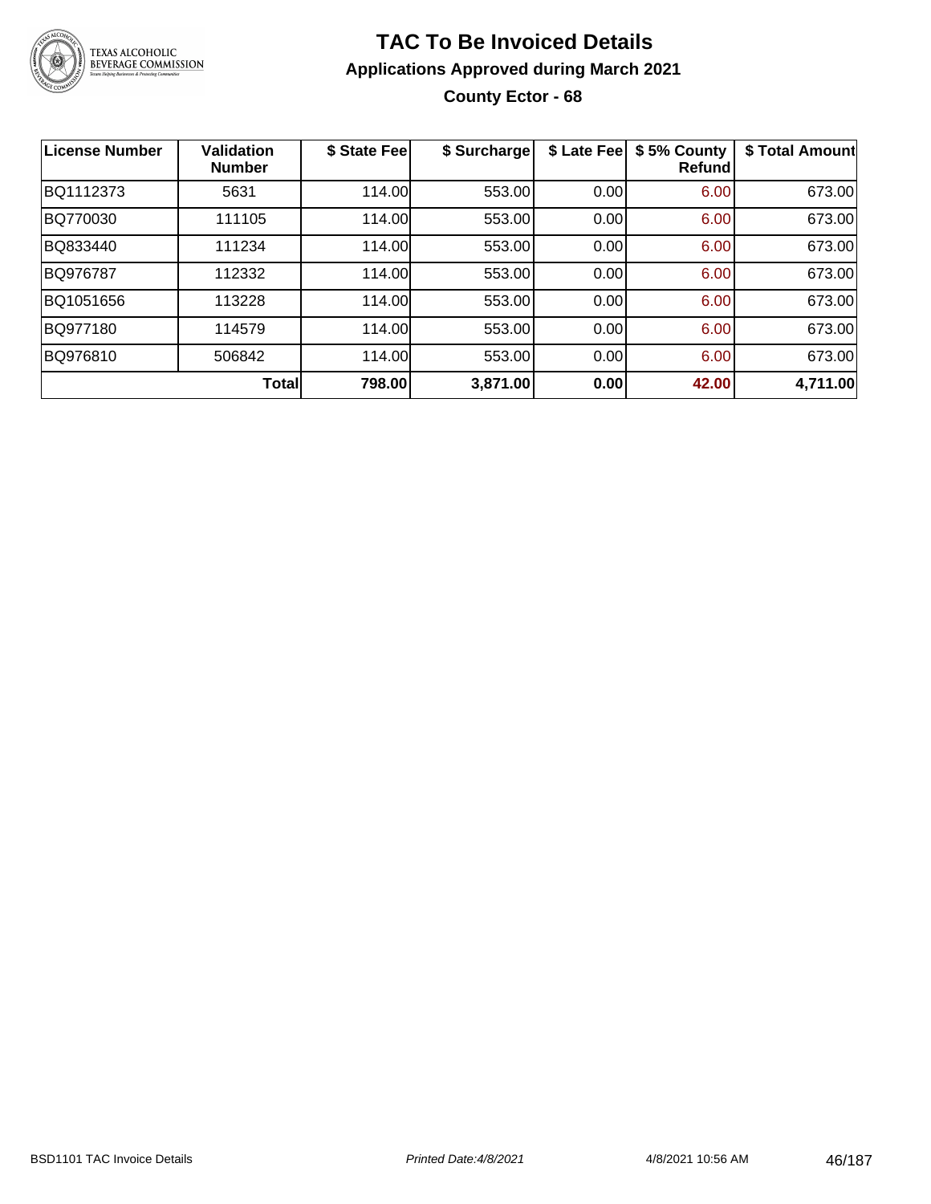# TAC To Be Invoiced Details

## Applications Approved during March 2021

### County Ector - 68

| License Number | Validation Number | $ State Fee | $ Surcharge | $ Late Fee | $ 5% County Refund | $ Total Amount |
|---|---|---|---|---|---|---|
| BQ1112373 | 5631 | 114.00 | 553.00 | 0.00 | 6.00 | 673.00 |
| BQ770030 | 111105 | 114.00 | 553.00 | 0.00 | 6.00 | 673.00 |
| BQ833440 | 111234 | 114.00 | 553.00 | 0.00 | 6.00 | 673.00 |
| BQ976787 | 112332 | 114.00 | 553.00 | 0.00 | 6.00 | 673.00 |
| BQ1051656 | 113228 | 114.00 | 553.00 | 0.00 | 6.00 | 673.00 |
| BQ977180 | 114579 | 114.00 | 553.00 | 0.00 | 6.00 | 673.00 |
| BQ976810 | 506842 | 114.00 | 553.00 | 0.00 | 6.00 | 673.00 |
| | **Total** | **798.00** | **3,871.00** | **0.00** | **42.00** | **4,711.00** |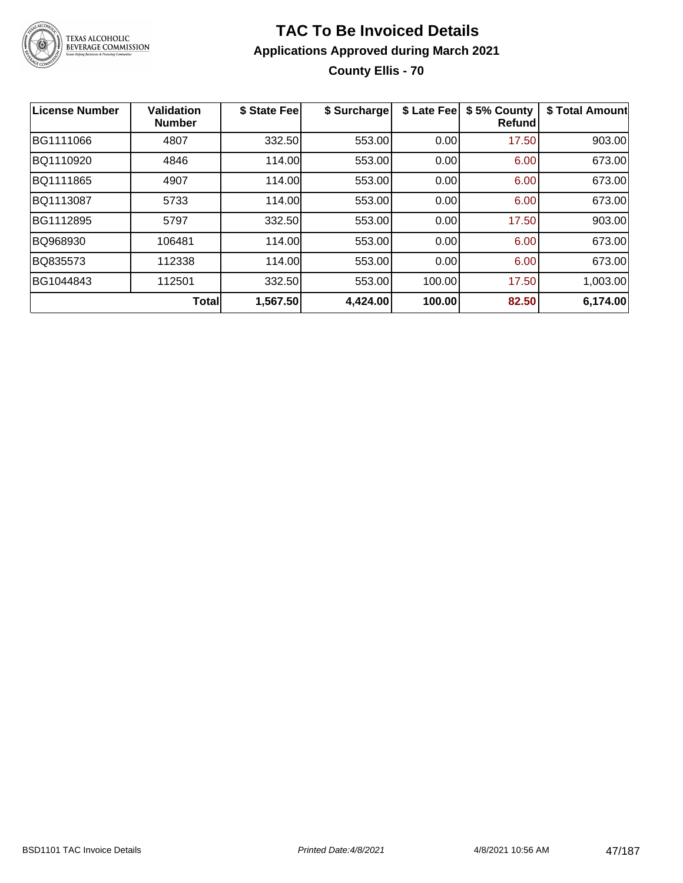# TAC To Be Invoiced Details

## Applications Approved during March 2021

### County Ellis - 70

| License Number | Validation Number | $ State Fee | $ Surcharge | $ Late Fee | $ 5% County Refund | $ Total Amount |
|---|---|---|---|---|---|---|
| BG1111066 | 4807 | 332.50 | 553.00 | 0.00 | 17.50 | 903.00 |
| BQ1110920 | 4846 | 114.00 | 553.00 | 0.00 | 6.00 | 673.00 |
| BQ1111865 | 4907 | 114.00 | 553.00 | 0.00 | 6.00 | 673.00 |
| BQ1113087 | 5733 | 114.00 | 553.00 | 0.00 | 6.00 | 673.00 |
| BG1112895 | 5797 | 332.50 | 553.00 | 0.00 | 17.50 | 903.00 |
| BQ968930 | 106481 | 114.00 | 553.00 | 0.00 | 6.00 | 673.00 |
| BQ835573 | 112338 | 114.00 | 553.00 | 0.00 | 6.00 | 673.00 |
| BG1044843 | 112501 | 332.50 | 553.00 | 100.00 | 17.50 | 1,003.00 |
| | **Total** | **1,567.50** | **4,424.00** | **100.00** | **82.50** | **6,174.00** |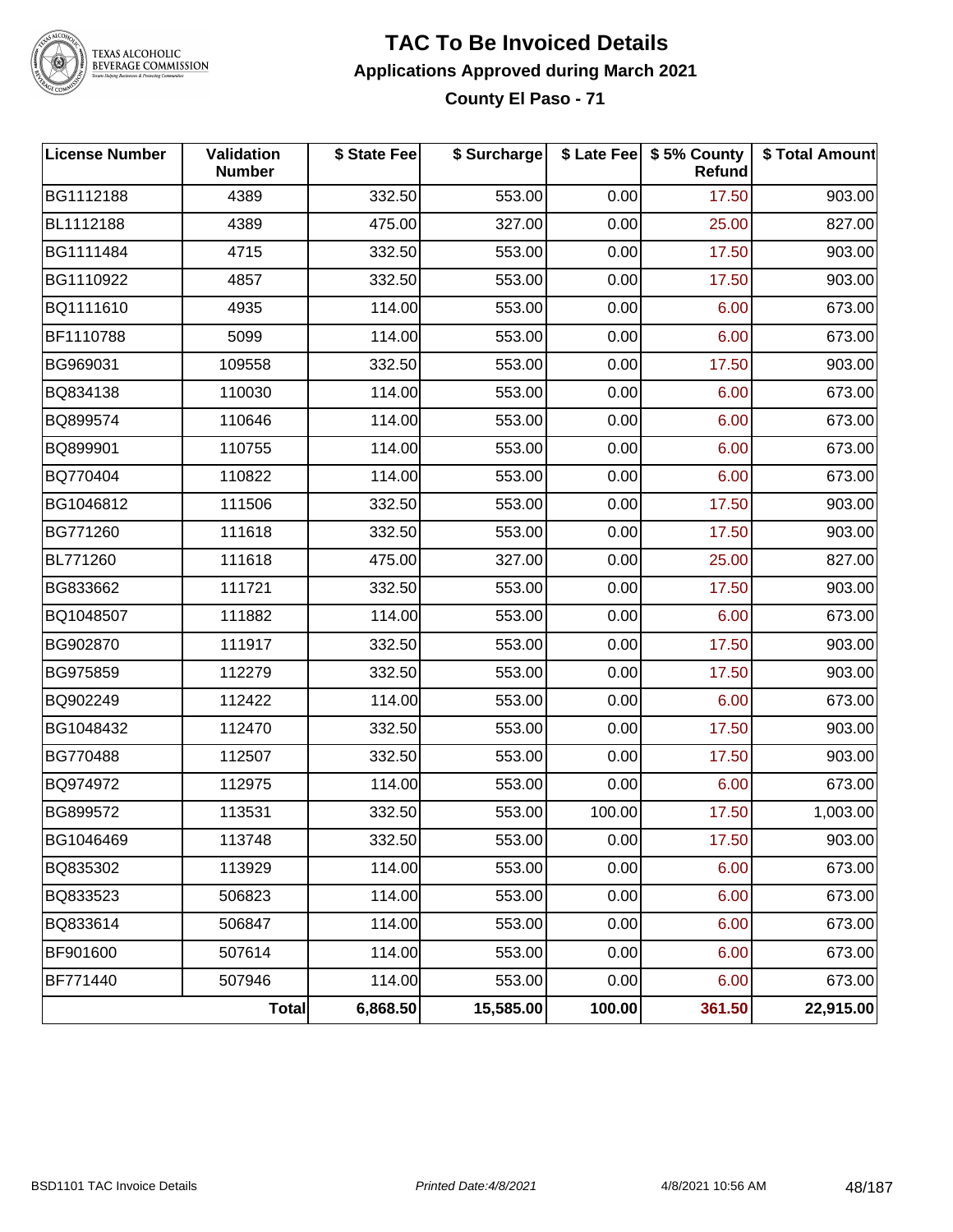# TAC To Be Invoiced Details

## Applications Approved during March 2021

### County El Paso - 71

| License Number | Validation Number | $ State Fee | $ Surcharge | $ Late Fee | $ 5% County Refund | $ Total Amount |
|---|---|---|---|---|---|---|
| BG1112188 | 4389 | 332.50 | 553.00 | 0.00 | 17.50 | 903.00 |
| BL1112188 | 4389 | 475.00 | 327.00 | 0.00 | 25.00 | 827.00 |
| BG1111484 | 4715 | 332.50 | 553.00 | 0.00 | 17.50 | 903.00 |
| BG1110922 | 4857 | 332.50 | 553.00 | 0.00 | 17.50 | 903.00 |
| BQ1111610 | 4935 | 114.00 | 553.00 | 0.00 | 6.00 | 673.00 |
| BF1110788 | 5099 | 114.00 | 553.00 | 0.00 | 6.00 | 673.00 |
| BG969031 | 109558 | 332.50 | 553.00 | 0.00 | 17.50 | 903.00 |
| BQ834138 | 110030 | 114.00 | 553.00 | 0.00 | 6.00 | 673.00 |
| BQ899574 | 110646 | 114.00 | 553.00 | 0.00 | 6.00 | 673.00 |
| BQ899901 | 110755 | 114.00 | 553.00 | 0.00 | 6.00 | 673.00 |
| BQ770404 | 110822 | 114.00 | 553.00 | 0.00 | 6.00 | 673.00 |
| BG1046812 | 111506 | 332.50 | 553.00 | 0.00 | 17.50 | 903.00 |
| BG771260 | 111618 | 332.50 | 553.00 | 0.00 | 17.50 | 903.00 |
| BL771260 | 111618 | 475.00 | 327.00 | 0.00 | 25.00 | 827.00 |
| BG833662 | 111721 | 332.50 | 553.00 | 0.00 | 17.50 | 903.00 |
| BQ1048507 | 111882 | 114.00 | 553.00 | 0.00 | 6.00 | 673.00 |
| BG902870 | 111917 | 332.50 | 553.00 | 0.00 | 17.50 | 903.00 |
| BG975859 | 112279 | 332.50 | 553.00 | 0.00 | 17.50 | 903.00 |
| BQ902249 | 112422 | 114.00 | 553.00 | 0.00 | 6.00 | 673.00 |
| BG1048432 | 112470 | 332.50 | 553.00 | 0.00 | 17.50 | 903.00 |
| BG770488 | 112507 | 332.50 | 553.00 | 0.00 | 17.50 | 903.00 |
| BQ974972 | 112975 | 114.00 | 553.00 | 0.00 | 6.00 | 673.00 |
| BG899572 | 113531 | 332.50 | 553.00 | 100.00 | 17.50 | 1,003.00 |
| BG1046469 | 113748 | 332.50 | 553.00 | 0.00 | 17.50 | 903.00 |
| BQ835302 | 113929 | 114.00 | 553.00 | 0.00 | 6.00 | 673.00 |
| BQ833523 | 506823 | 114.00 | 553.00 | 0.00 | 6.00 | 673.00 |
| BQ833614 | 506847 | 114.00 | 553.00 | 0.00 | 6.00 | 673.00 |
| BF901600 | 507614 | 114.00 | 553.00 | 0.00 | 6.00 | 673.00 |
| BF771440 | 507946 | 114.00 | 553.00 | 0.00 | 6.00 | 673.00 |
| | **Total** | **6,868.50** | **15,585.00** | **100.00** | **361.50** | **22,915.00** |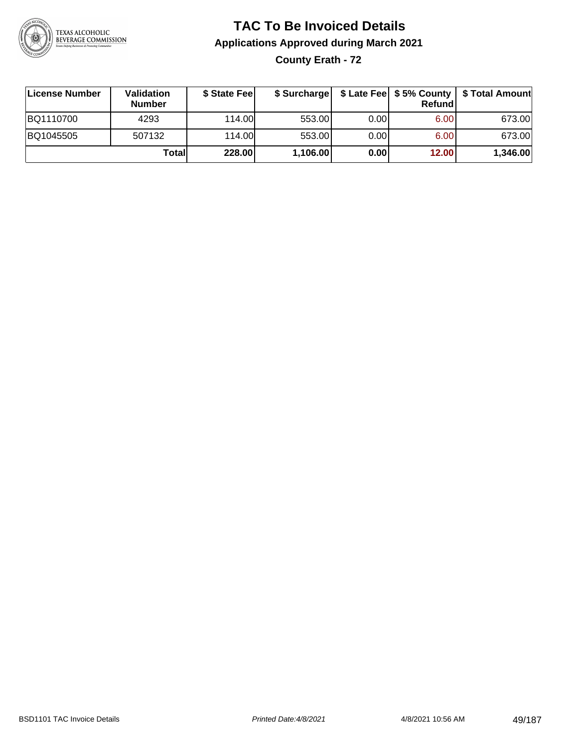# TAC To Be Invoiced Details

## Applications Approved during March 2021

### County Erath - 72

| License Number | Validation Number | $ State Fee | $ Surcharge | $ Late Fee | $ 5% County Refund | $ Total Amount |
|---|---|---|---|---|---|---|
| BQ1110700 | 4293 | 114.00 | 553.00 | 0.00 | 6.00 | 673.00 |
| BQ1045505 | 507132 | 114.00 | 553.00 | 0.00 | 6.00 | 673.00 |
| | **Total** | **228.00** | **1,106.00** | **0.00** | **12.00** | **1,346.00** |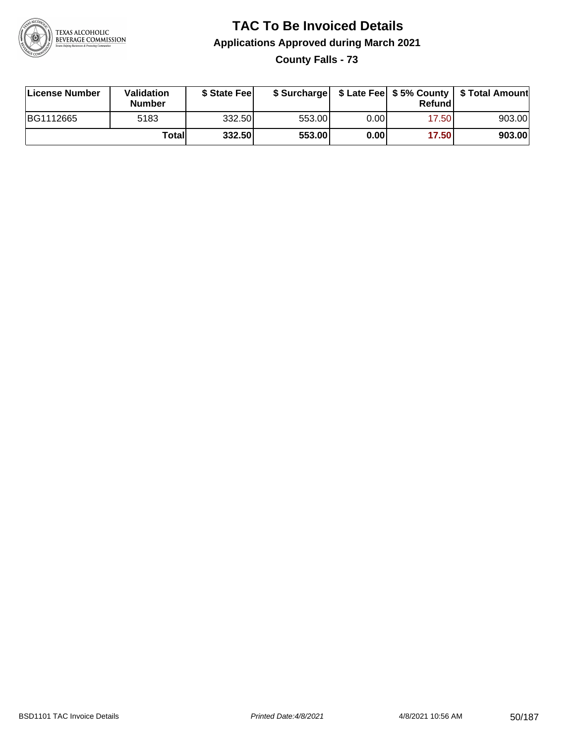# TAC To Be Invoiced Details

## Applications Approved during March 2021

### County Falls - 73

| License Number | Validation Number | $ State Fee | $ Surcharge | $ Late Fee | $ 5% County Refund | $ Total Amount |
|---|---|---|---|---|---|---|
| BG1112665 | 5183 | 332.50 | 553.00 | 0.00 | 17.50 | 903.00 |
| | **Total** | **332.50** | **553.00** | **0.00** | **17.50** | **903.00** |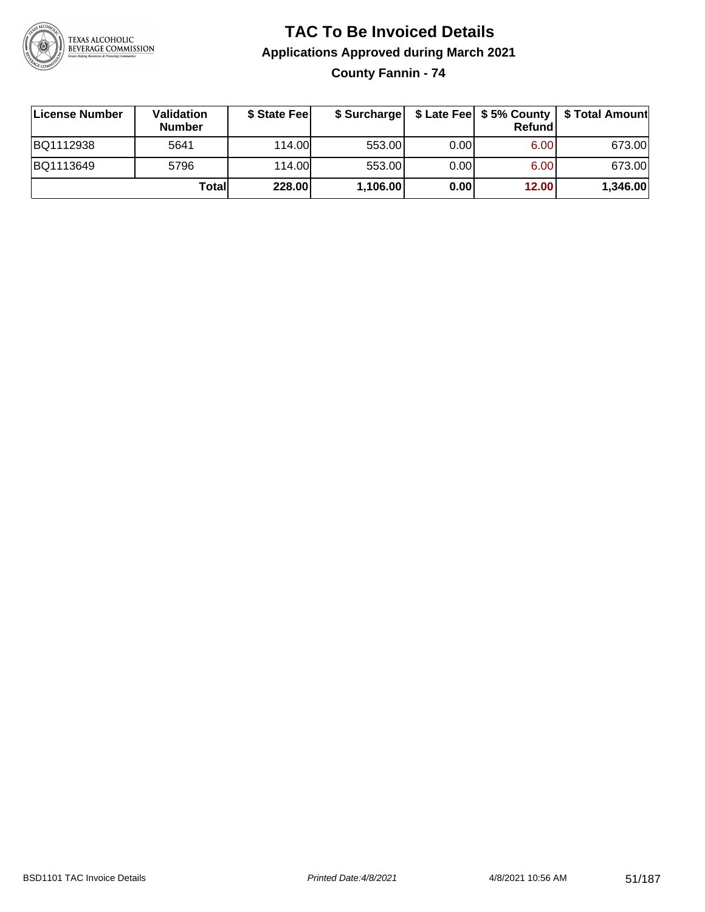# TAC To Be Invoiced Details

## Applications Approved during March 2021

### County Fannin - 74

| License Number | Validation Number | $ State Fee | $ Surcharge | $ Late Fee | $ 5% County Refund | $ Total Amount |
|---|---|---|---|---|---|---|
| BQ1112938 | 5641 | 114.00 | 553.00 | 0.00 | 6.00 | 673.00 |
| BQ1113649 | 5796 | 114.00 | 553.00 | 0.00 | 6.00 | 673.00 |
| | **Total** | **228.00** | **1,106.00** | **0.00** | **12.00** | **1,346.00** |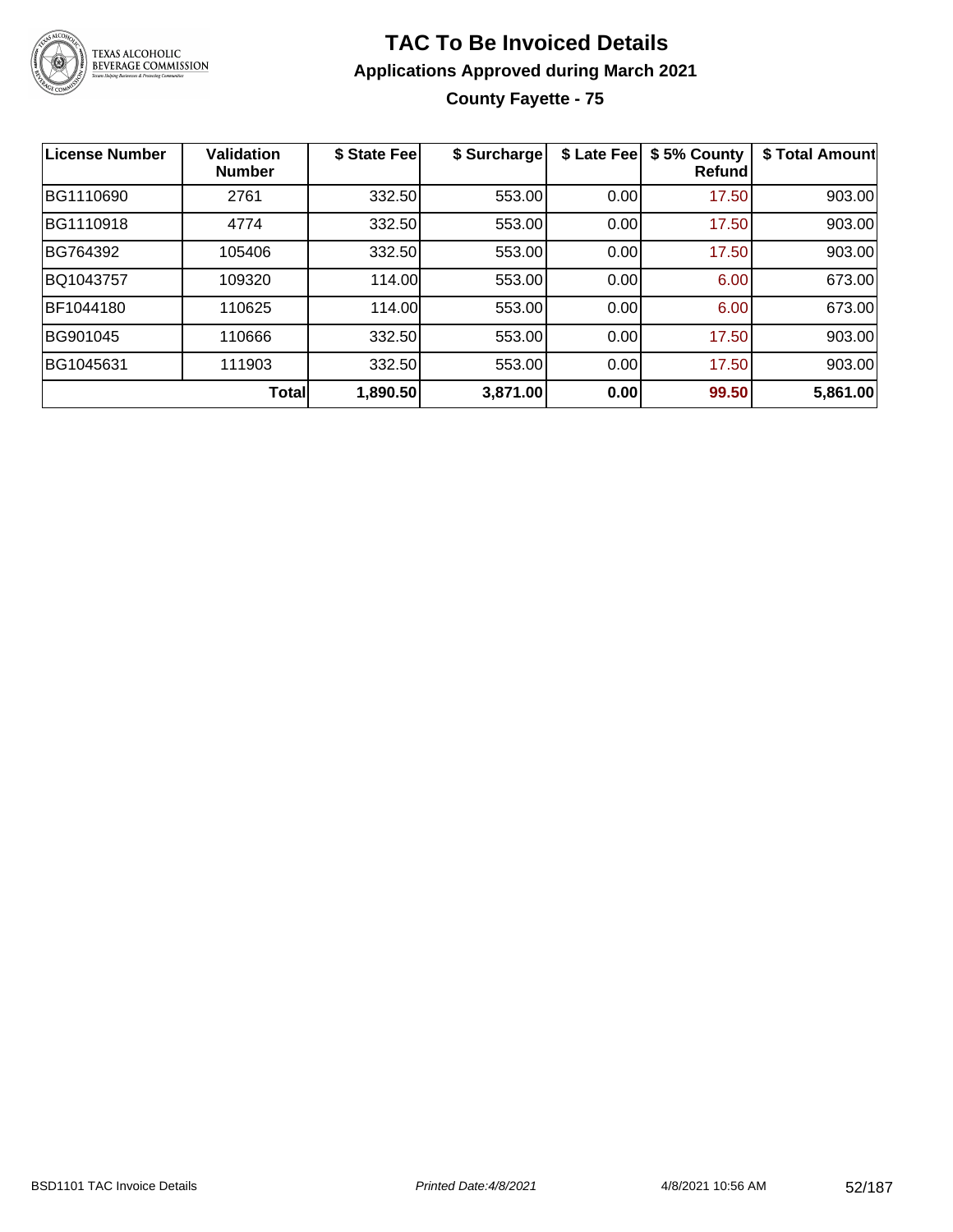# TAC To Be Invoiced Details

## Applications Approved during March 2021

### County Fayette - 75

| License Number | Validation Number | $ State Fee | $ Surcharge | $ Late Fee | $ 5% County Refund | $ Total Amount |
|---|---|---|---|---|---|---|
| BG1110690 | 2761 | 332.50 | 553.00 | 0.00 | 17.50 | 903.00 |
| BG1110918 | 4774 | 332.50 | 553.00 | 0.00 | 17.50 | 903.00 |
| BG764392 | 105406 | 332.50 | 553.00 | 0.00 | 17.50 | 903.00 |
| BQ1043757 | 109320 | 114.00 | 553.00 | 0.00 | 6.00 | 673.00 |
| BF1044180 | 110625 | 114.00 | 553.00 | 0.00 | 6.00 | 673.00 |
| BG901045 | 110666 | 332.50 | 553.00 | 0.00 | 17.50 | 903.00 |
| BG1045631 | 111903 | 332.50 | 553.00 | 0.00 | 17.50 | 903.00 |
| | **Total** | **1,890.50** | **3,871.00** | **0.00** | **99.50** | **5,861.00** |

BSD1101 TAC Invoice Details | *Printed Date:4/8/2021* | 4/8/2021 10:56 AM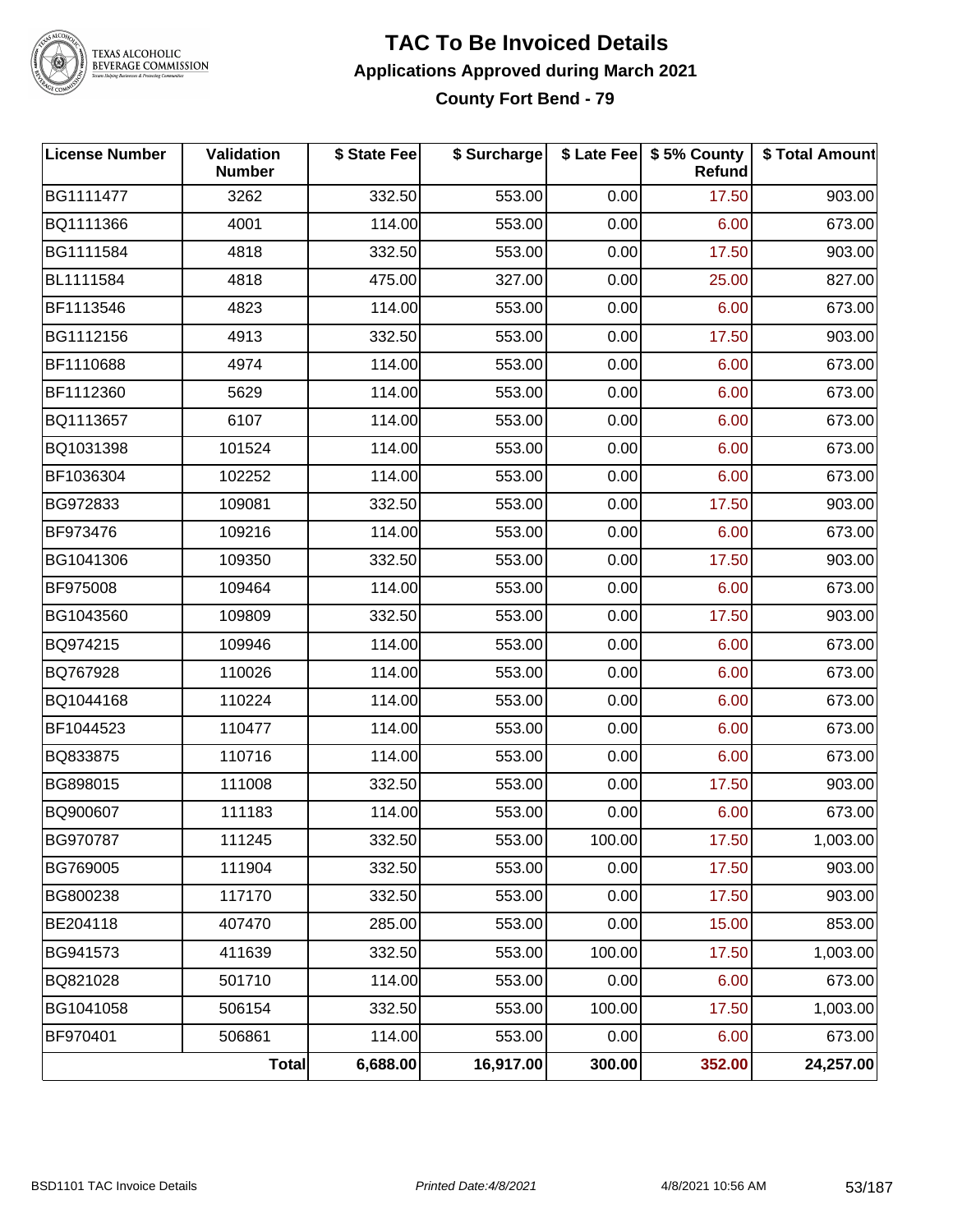# TAC To Be Invoiced Details

## Applications Approved during March 2021

### County Fort Bend - 79

| License Number | Validation Number | $ State Fee | $ Surcharge | $ Late Fee | $ 5% County Refund | $ Total Amount |
|---|---|---|---|---|---|---|
| BG1111477 | 3262 | 332.50 | 553.00 | 0.00 | 17.50 | 903.00 |
| BQ1111366 | 4001 | 114.00 | 553.00 | 0.00 | 6.00 | 673.00 |
| BG1111584 | 4818 | 332.50 | 553.00 | 0.00 | 17.50 | 903.00 |
| BL1111584 | 4818 | 475.00 | 327.00 | 0.00 | 25.00 | 827.00 |
| BF1113546 | 4823 | 114.00 | 553.00 | 0.00 | 6.00 | 673.00 |
| BG1112156 | 4913 | 332.50 | 553.00 | 0.00 | 17.50 | 903.00 |
| BF1110688 | 4974 | 114.00 | 553.00 | 0.00 | 6.00 | 673.00 |
| BF1112360 | 5629 | 114.00 | 553.00 | 0.00 | 6.00 | 673.00 |
| BQ1113657 | 6107 | 114.00 | 553.00 | 0.00 | 6.00 | 673.00 |
| BQ1031398 | 101524 | 114.00 | 553.00 | 0.00 | 6.00 | 673.00 |
| BF1036304 | 102252 | 114.00 | 553.00 | 0.00 | 6.00 | 673.00 |
| BG972833 | 109081 | 332.50 | 553.00 | 0.00 | 17.50 | 903.00 |
| BF973476 | 109216 | 114.00 | 553.00 | 0.00 | 6.00 | 673.00 |
| BG1041306 | 109350 | 332.50 | 553.00 | 0.00 | 17.50 | 903.00 |
| BF975008 | 109464 | 114.00 | 553.00 | 0.00 | 6.00 | 673.00 |
| BG1043560 | 109809 | 332.50 | 553.00 | 0.00 | 17.50 | 903.00 |
| BQ974215 | 109946 | 114.00 | 553.00 | 0.00 | 6.00 | 673.00 |
| BQ767928 | 110026 | 114.00 | 553.00 | 0.00 | 6.00 | 673.00 |
| BQ1044168 | 110224 | 114.00 | 553.00 | 0.00 | 6.00 | 673.00 |
| BF1044523 | 110477 | 114.00 | 553.00 | 0.00 | 6.00 | 673.00 |
| BQ833875 | 110716 | 114.00 | 553.00 | 0.00 | 6.00 | 673.00 |
| BG898015 | 111008 | 332.50 | 553.00 | 0.00 | 17.50 | 903.00 |
| BQ900607 | 111183 | 114.00 | 553.00 | 0.00 | 6.00 | 673.00 |
| BG970787 | 111245 | 332.50 | 553.00 | 100.00 | 17.50 | 1,003.00 |
| BG769005 | 111904 | 332.50 | 553.00 | 0.00 | 17.50 | 903.00 |
| BG800238 | 117170 | 332.50 | 553.00 | 0.00 | 17.50 | 903.00 |
| BE204118 | 407470 | 285.00 | 553.00 | 0.00 | 15.00 | 853.00 |
| BG941573 | 411639 | 332.50 | 553.00 | 100.00 | 17.50 | 1,003.00 |
| BQ821028 | 501710 | 114.00 | 553.00 | 0.00 | 6.00 | 673.00 |
| BG1041058 | 506154 | 332.50 | 553.00 | 100.00 | 17.50 | 1,003.00 |
| BF970401 | 506861 | 114.00 | 553.00 | 0.00 | 6.00 | 673.00 |
| | **Total** | **6,688.00** | **16,917.00** | **300.00** | **352.00** | **24,257.00** |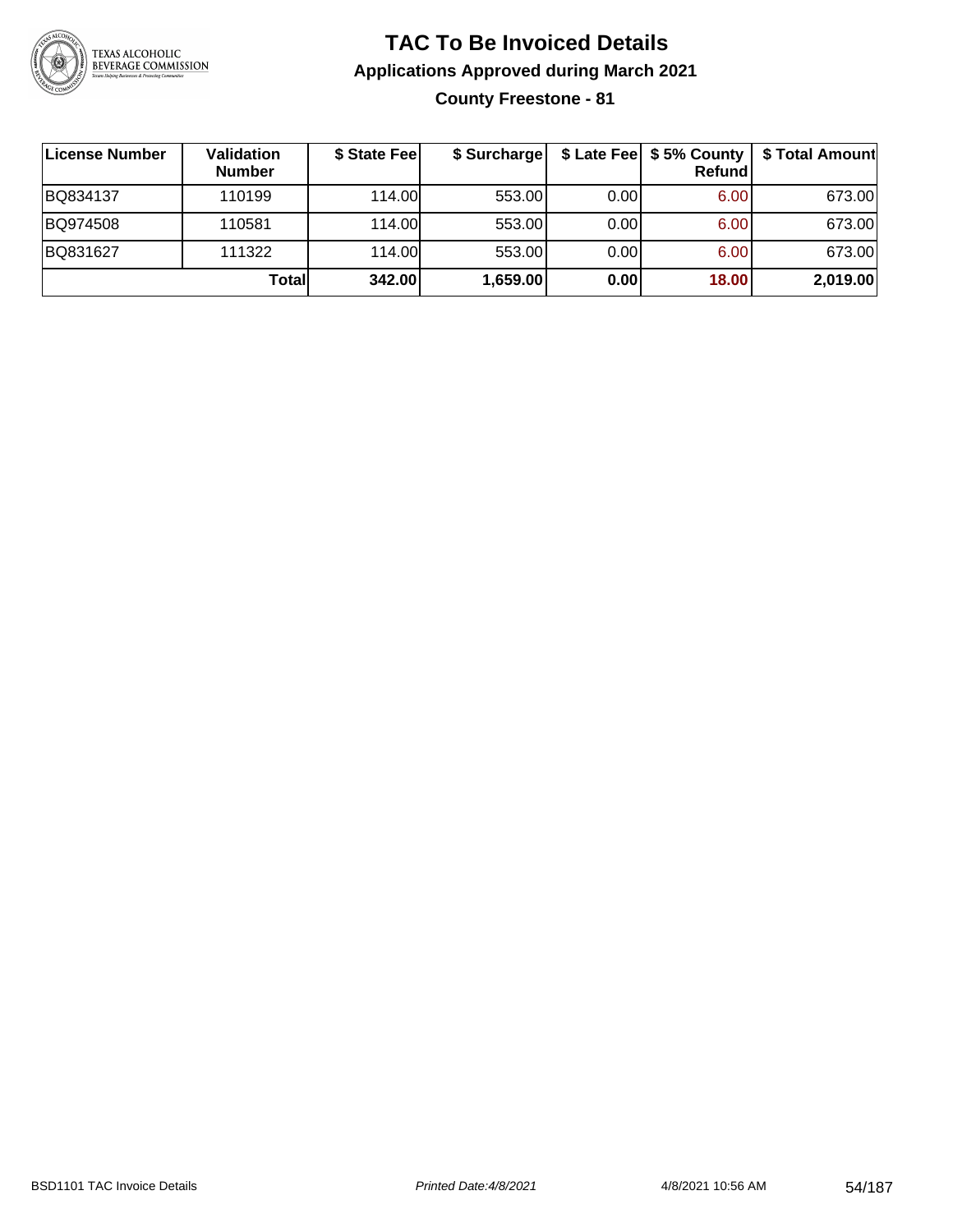# TAC To Be Invoiced Details

## Applications Approved during March 2021

### County Freestone - 81

| License Number | Validation Number | $ State Fee | $ Surcharge | $ Late Fee | $ 5% County Refund | $ Total Amount |
|---|---|---|---|---|---|---|
| BQ834137 | 110199 | 114.00 | 553.00 | 0.00 | 6.00 | 673.00 |
| BQ974508 | 110581 | 114.00 | 553.00 | 0.00 | 6.00 | 673.00 |
| BQ831627 | 111322 | 114.00 | 553.00 | 0.00 | 6.00 | 673.00 |
| | **Total** | **342.00** | **1,659.00** | **0.00** | **18.00** | **2,019.00** |

BSD1101 TAC Invoice Details — *Printed Date:4/8/2021* — 4/8/2021 10:56 AM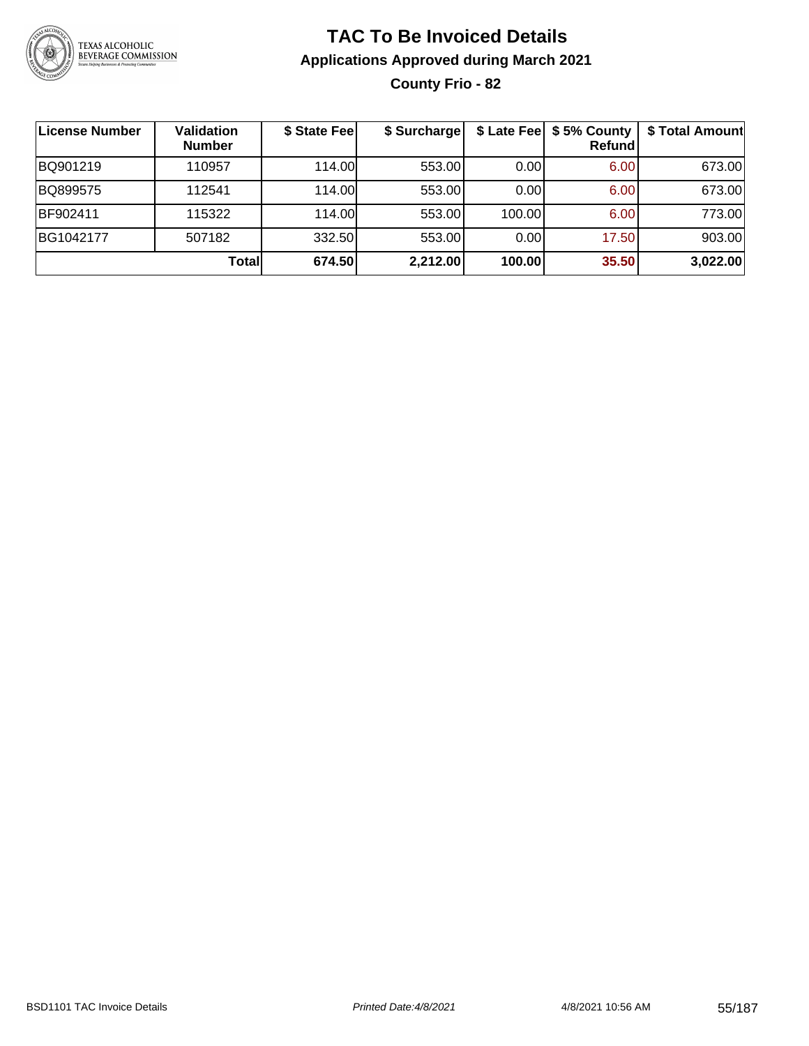# TAC To Be Invoiced Details

## Applications Approved during March 2021

### County Frio - 82

| License Number | Validation Number | $ State Fee | $ Surcharge | $ Late Fee | $ 5% County Refund | $ Total Amount |
|---|---|---|---|---|---|---|
| BQ901219 | 110957 | 114.00 | 553.00 | 0.00 | 6.00 | 673.00 |
| BQ899575 | 112541 | 114.00 | 553.00 | 0.00 | 6.00 | 673.00 |
| BF902411 | 115322 | 114.00 | 553.00 | 100.00 | 6.00 | 773.00 |
| BG1042177 | 507182 | 332.50 | 553.00 | 0.00 | 17.50 | 903.00 |
| | **Total** | **674.50** | **2,212.00** | **100.00** | **35.50** | **3,022.00** |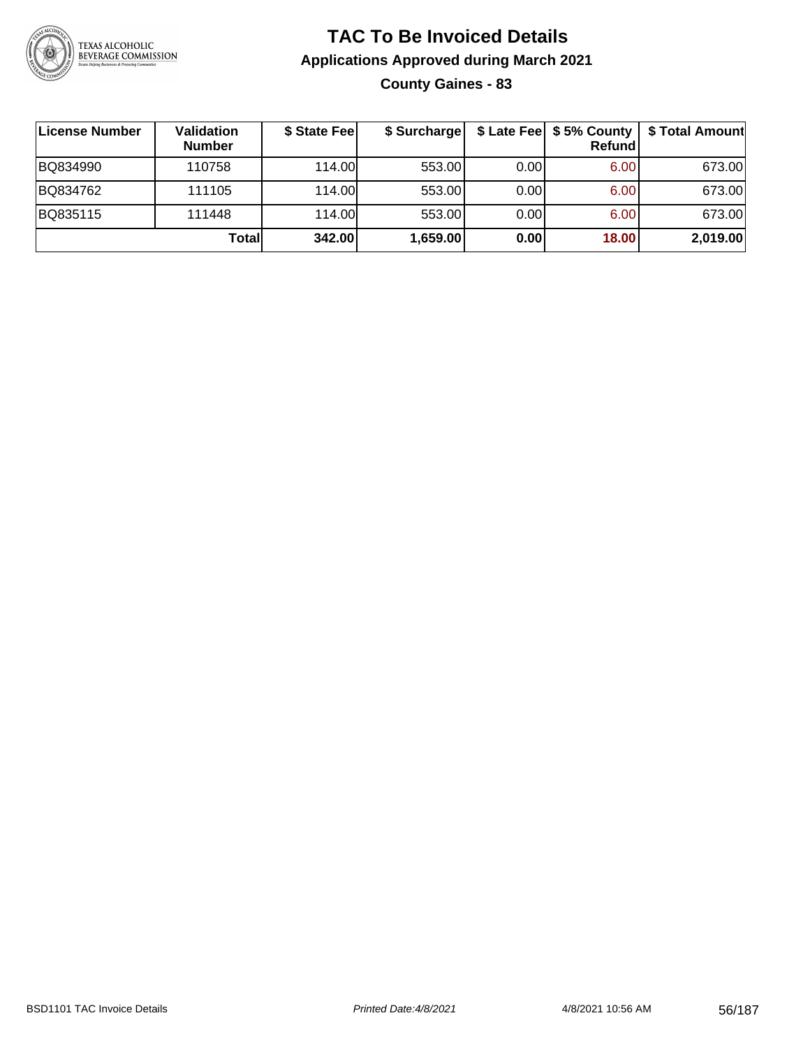# TAC To Be Invoiced Details

## Applications Approved during March 2021

### County Gaines - 83

| License Number | Validation Number | $ State Fee | $ Surcharge | $ Late Fee | $ 5% County Refund | $ Total Amount |
|---|---|---|---|---|---|---|
| BQ834990 | 110758 | 114.00 | 553.00 | 0.00 | 6.00 | 673.00 |
| BQ834762 | 111105 | 114.00 | 553.00 | 0.00 | 6.00 | 673.00 |
| BQ835115 | 111448 | 114.00 | 553.00 | 0.00 | 6.00 | 673.00 |
| | **Total** | **342.00** | **1,659.00** | **0.00** | **18.00** | **2,019.00** |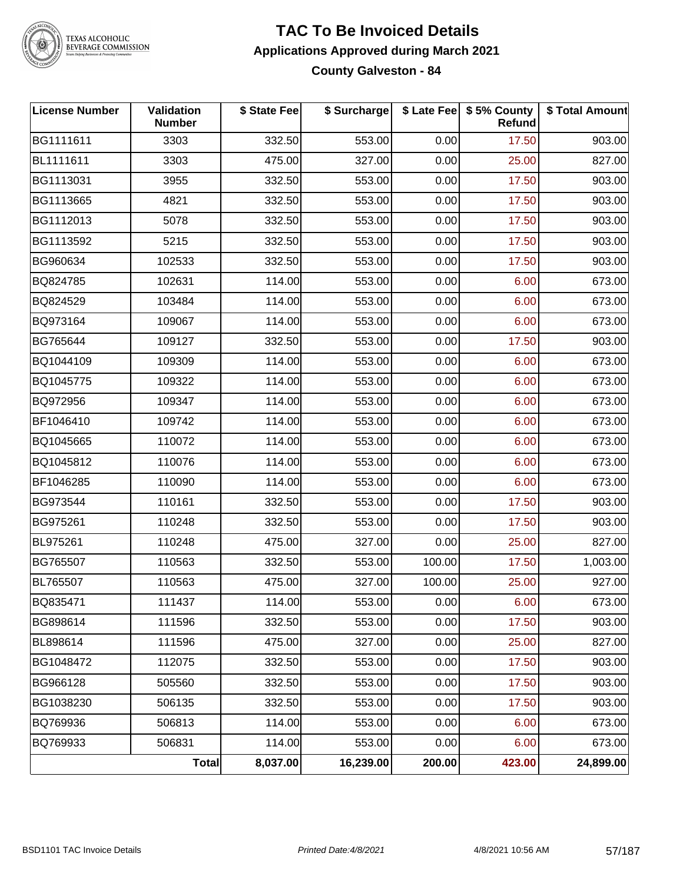# TAC To Be Invoiced Details

## Applications Approved during March 2021

### County Galveston - 84

| License Number | Validation Number | $ State Fee | $ Surcharge | $ Late Fee | $ 5% County Refund | $ Total Amount |
|---|---|---|---|---|---|---|
| BG1111611 | 3303 | 332.50 | 553.00 | 0.00 | 17.50 | 903.00 |
| BL1111611 | 3303 | 475.00 | 327.00 | 0.00 | 25.00 | 827.00 |
| BG1113031 | 3955 | 332.50 | 553.00 | 0.00 | 17.50 | 903.00 |
| BG1113665 | 4821 | 332.50 | 553.00 | 0.00 | 17.50 | 903.00 |
| BG1112013 | 5078 | 332.50 | 553.00 | 0.00 | 17.50 | 903.00 |
| BG1113592 | 5215 | 332.50 | 553.00 | 0.00 | 17.50 | 903.00 |
| BG960634 | 102533 | 332.50 | 553.00 | 0.00 | 17.50 | 903.00 |
| BQ824785 | 102631 | 114.00 | 553.00 | 0.00 | 6.00 | 673.00 |
| BQ824529 | 103484 | 114.00 | 553.00 | 0.00 | 6.00 | 673.00 |
| BQ973164 | 109067 | 114.00 | 553.00 | 0.00 | 6.00 | 673.00 |
| BG765644 | 109127 | 332.50 | 553.00 | 0.00 | 17.50 | 903.00 |
| BQ1044109 | 109309 | 114.00 | 553.00 | 0.00 | 6.00 | 673.00 |
| BQ1045775 | 109322 | 114.00 | 553.00 | 0.00 | 6.00 | 673.00 |
| BQ972956 | 109347 | 114.00 | 553.00 | 0.00 | 6.00 | 673.00 |
| BF1046410 | 109742 | 114.00 | 553.00 | 0.00 | 6.00 | 673.00 |
| BQ1045665 | 110072 | 114.00 | 553.00 | 0.00 | 6.00 | 673.00 |
| BQ1045812 | 110076 | 114.00 | 553.00 | 0.00 | 6.00 | 673.00 |
| BF1046285 | 110090 | 114.00 | 553.00 | 0.00 | 6.00 | 673.00 |
| BG973544 | 110161 | 332.50 | 553.00 | 0.00 | 17.50 | 903.00 |
| BG975261 | 110248 | 332.50 | 553.00 | 0.00 | 17.50 | 903.00 |
| BL975261 | 110248 | 475.00 | 327.00 | 0.00 | 25.00 | 827.00 |
| BG765507 | 110563 | 332.50 | 553.00 | 100.00 | 17.50 | 1,003.00 |
| BL765507 | 110563 | 475.00 | 327.00 | 100.00 | 25.00 | 927.00 |
| BQ835471 | 111437 | 114.00 | 553.00 | 0.00 | 6.00 | 673.00 |
| BG898614 | 111596 | 332.50 | 553.00 | 0.00 | 17.50 | 903.00 |
| BL898614 | 111596 | 475.00 | 327.00 | 0.00 | 25.00 | 827.00 |
| BG1048472 | 112075 | 332.50 | 553.00 | 0.00 | 17.50 | 903.00 |
| BG966128 | 505560 | 332.50 | 553.00 | 0.00 | 17.50 | 903.00 |
| BG1038230 | 506135 | 332.50 | 553.00 | 0.00 | 17.50 | 903.00 |
| BQ769936 | 506813 | 114.00 | 553.00 | 0.00 | 6.00 | 673.00 |
| BQ769933 | 506831 | 114.00 | 553.00 | 0.00 | 6.00 | 673.00 |
| | **Total** | **8,037.00** | **16,239.00** | **200.00** | **423.00** | **24,899.00** |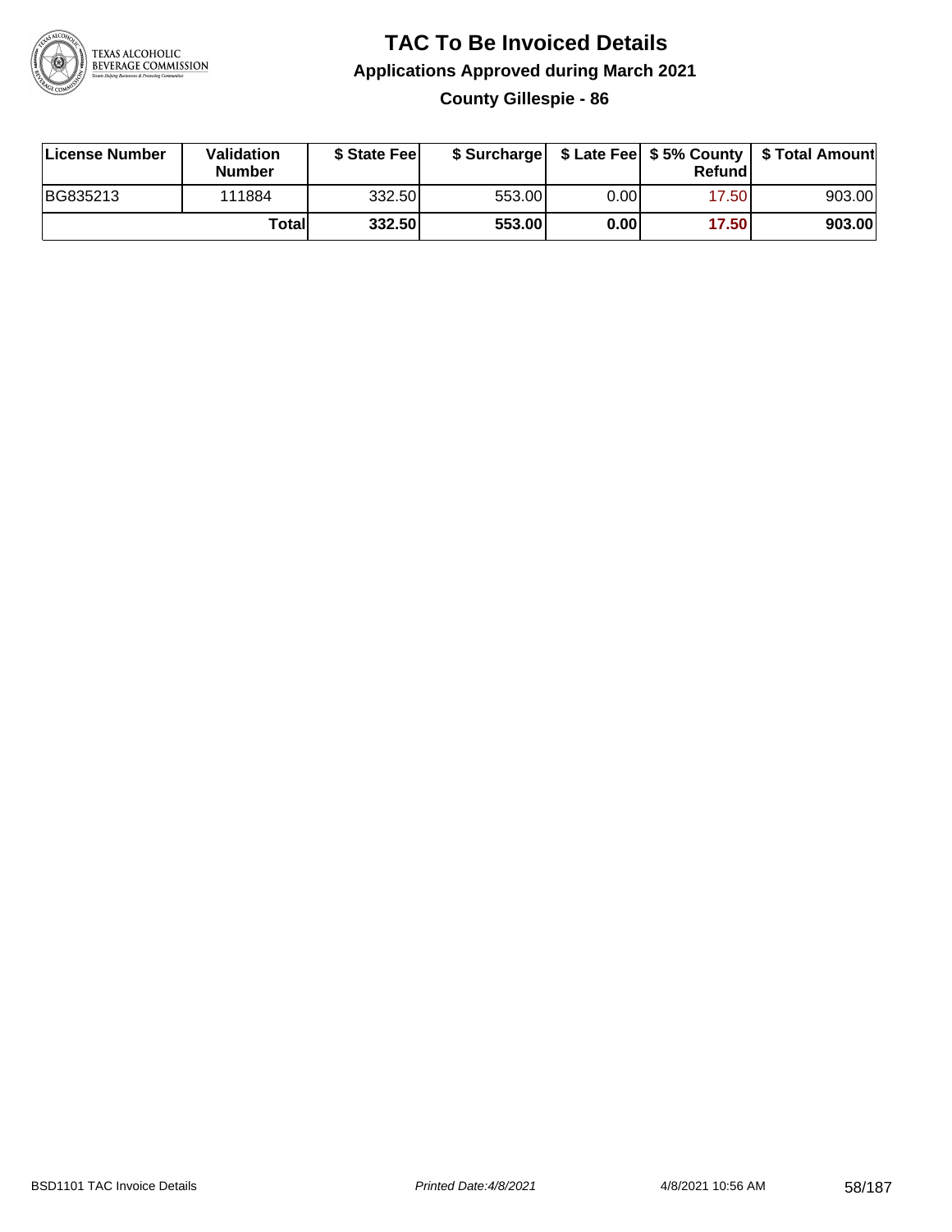# TAC To Be Invoiced Details

## Applications Approved during March 2021

### County Gillespie - 86

| License Number | Validation Number | $ State Fee | $ Surcharge | $ Late Fee | $ 5% County Refund | $ Total Amount |
|---|---|---|---|---|---|---|
| BG835213 | 111884 | 332.50 | 553.00 | 0.00 | 17.50 | 903.00 |
| | **Total** | **332.50** | **553.00** | **0.00** | **17.50** | **903.00** |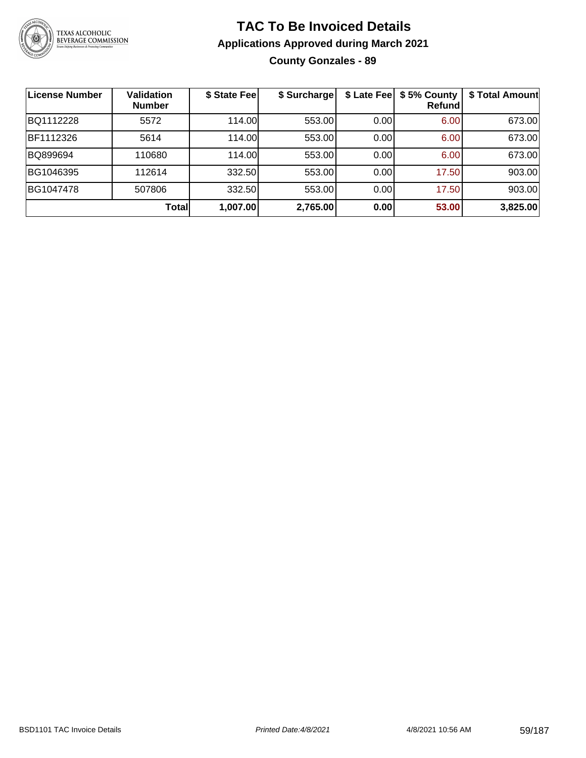# TAC To Be Invoiced Details

## Applications Approved during March 2021

### County Gonzales - 89

| License Number | Validation Number | $ State Fee | $ Surcharge | $ Late Fee | $ 5% County Refund | $ Total Amount |
|---|---|---|---|---|---|---|
| BQ1112228 | 5572 | 114.00 | 553.00 | 0.00 | 6.00 | 673.00 |
| BF1112326 | 5614 | 114.00 | 553.00 | 0.00 | 6.00 | 673.00 |
| BQ899694 | 110680 | 114.00 | 553.00 | 0.00 | 6.00 | 673.00 |
| BG1046395 | 112614 | 332.50 | 553.00 | 0.00 | 17.50 | 903.00 |
| BG1047478 | 507806 | 332.50 | 553.00 | 0.00 | 17.50 | 903.00 |
| | **Total** | **1,007.00** | **2,765.00** | **0.00** | **53.00** | **3,825.00** |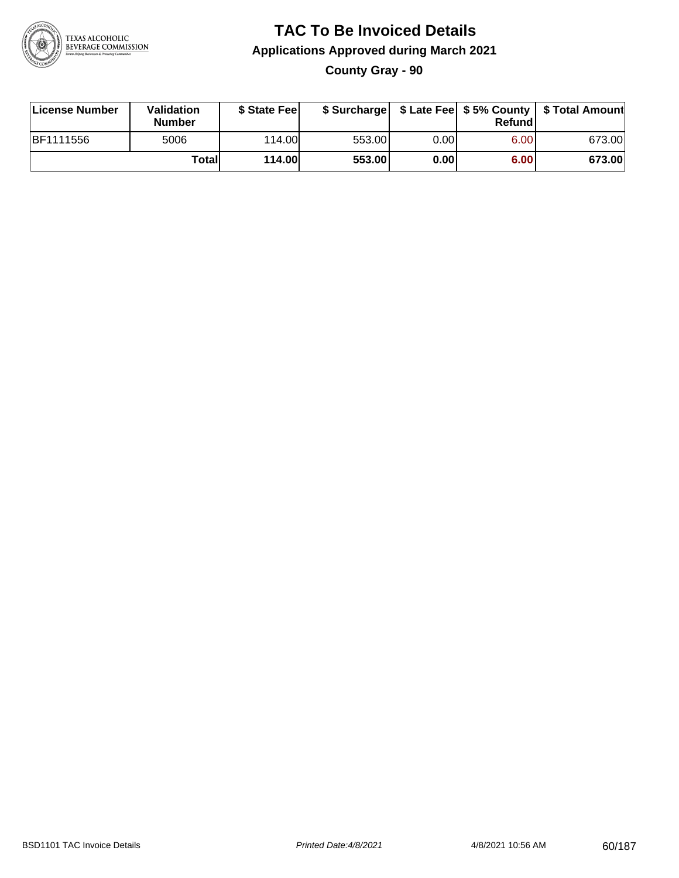# TAC To Be Invoiced Details

## Applications Approved during March 2021

### County Gray - 90

| License Number | Validation Number | $ State Fee | $ Surcharge | $ Late Fee | $ 5% County Refund | $ Total Amount |
|---|---|---|---|---|---|---|
| BF1111556 | 5006 | 114.00 | 553.00 | 0.00 | 6.00 | 673.00 |
| | **Total** | **114.00** | **553.00** | **0.00** | **6.00** | **673.00** |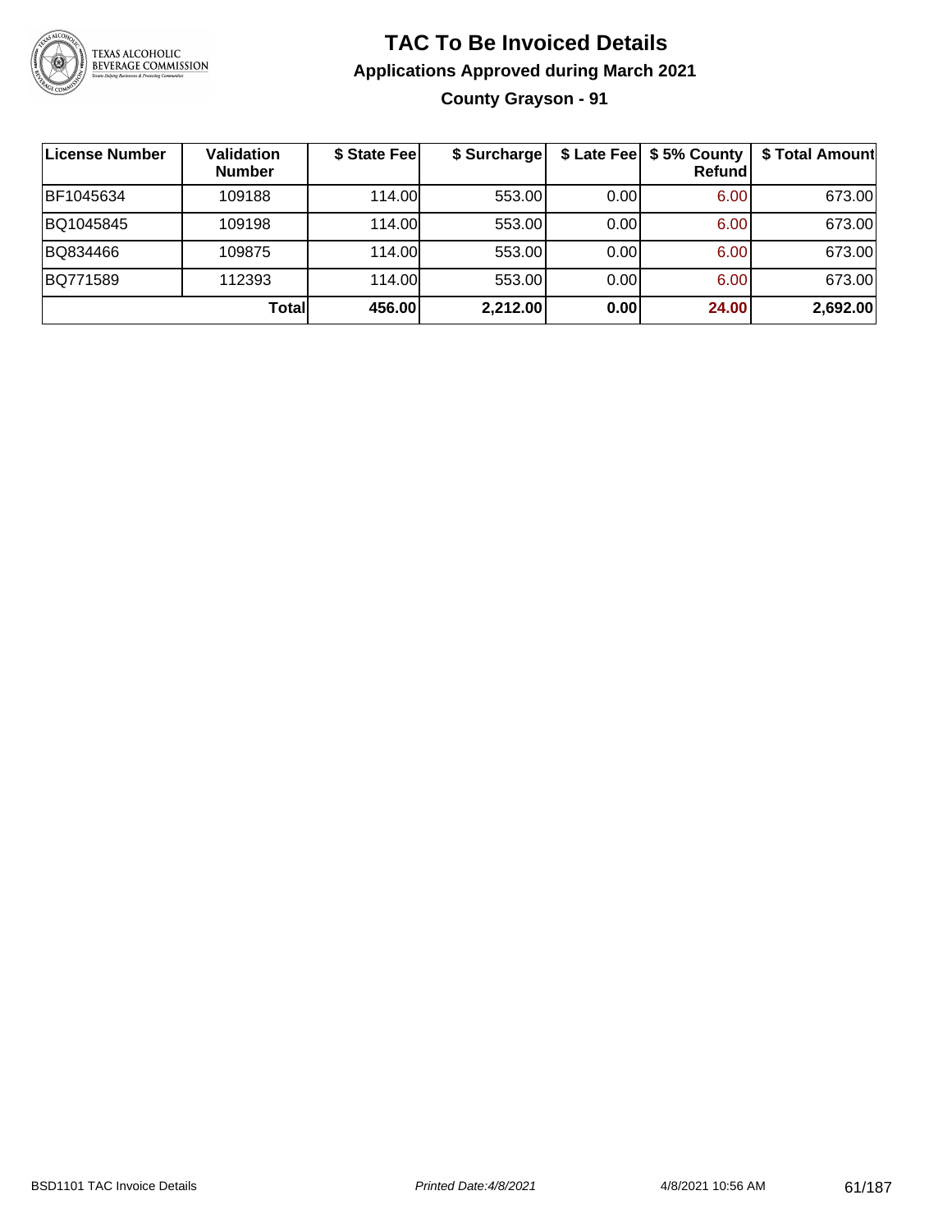# TAC To Be Invoiced Details

## Applications Approved during March 2021

### County Grayson - 91

| License Number | Validation Number | $ State Fee | $ Surcharge | $ Late Fee | $ 5% County Refund | $ Total Amount |
|---|---|---|---|---|---|---|
| BF1045634 | 109188 | 114.00 | 553.00 | 0.00 | 6.00 | 673.00 |
| BQ1045845 | 109198 | 114.00 | 553.00 | 0.00 | 6.00 | 673.00 |
| BQ834466 | 109875 | 114.00 | 553.00 | 0.00 | 6.00 | 673.00 |
| BQ771589 | 112393 | 114.00 | 553.00 | 0.00 | 6.00 | 673.00 |
| | **Total** | **456.00** | **2,212.00** | **0.00** | **24.00** | **2,692.00** |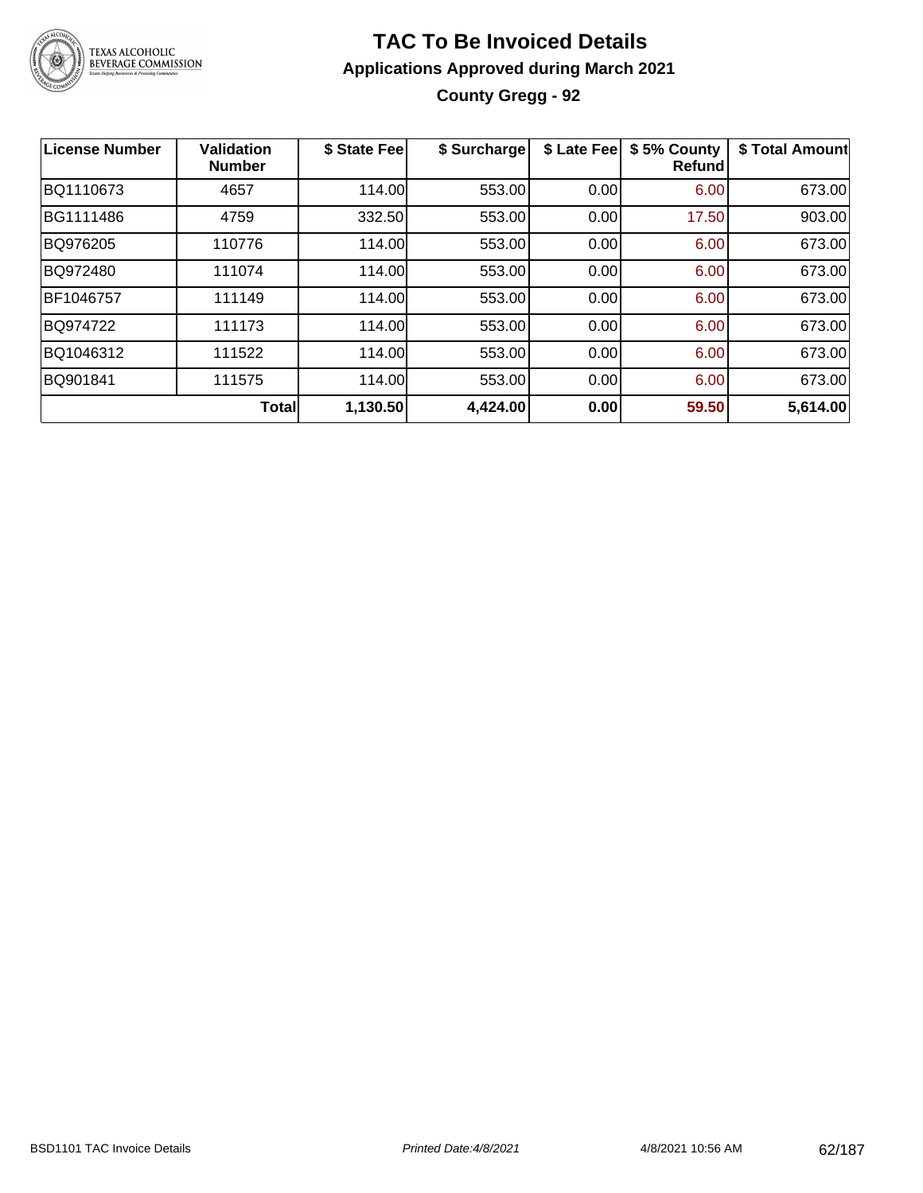# TAC To Be Invoiced Details

## Applications Approved during March 2021

### County Gregg - 92

| License Number | Validation Number | $ State Fee | $ Surcharge | $ Late Fee | $ 5% County Refund | $ Total Amount |
|---|---|---|---|---|---|---|
| BQ1110673 | 4657 | 114.00 | 553.00 | 0.00 | 6.00 | 673.00 |
| BG1111486 | 4759 | 332.50 | 553.00 | 0.00 | 17.50 | 903.00 |
| BQ976205 | 110776 | 114.00 | 553.00 | 0.00 | 6.00 | 673.00 |
| BQ972480 | 111074 | 114.00 | 553.00 | 0.00 | 6.00 | 673.00 |
| BF1046757 | 111149 | 114.00 | 553.00 | 0.00 | 6.00 | 673.00 |
| BQ974722 | 111173 | 114.00 | 553.00 | 0.00 | 6.00 | 673.00 |
| BQ1046312 | 111522 | 114.00 | 553.00 | 0.00 | 6.00 | 673.00 |
| BQ901841 | 111575 | 114.00 | 553.00 | 0.00 | 6.00 | 673.00 |
| | **Total** | **1,130.50** | **4,424.00** | **0.00** | **59.50** | **5,614.00** |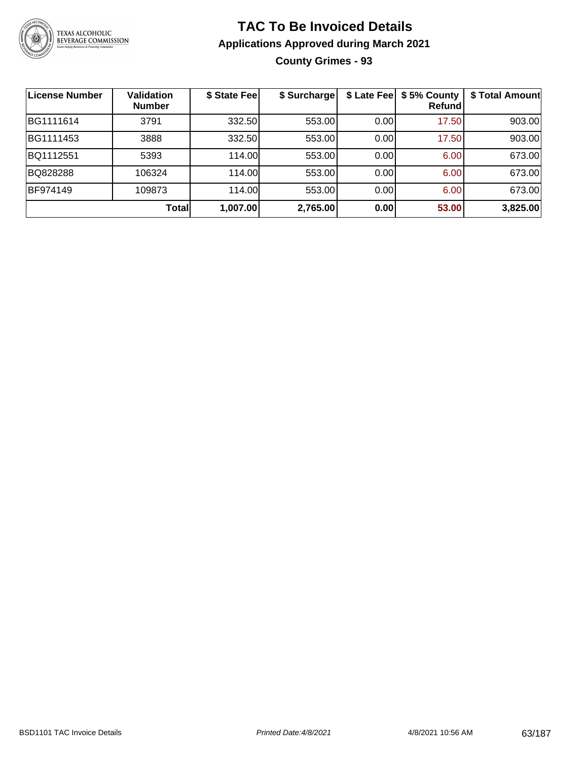# TAC To Be Invoiced Details

## Applications Approved during March 2021

### County Grimes - 93

| License Number | Validation Number | $ State Fee | $ Surcharge | $ Late Fee | $ 5% County Refund | $ Total Amount |
|---|---|---|---|---|---|---|
| BG1111614 | 3791 | 332.50 | 553.00 | 0.00 | 17.50 | 903.00 |
| BG1111453 | 3888 | 332.50 | 553.00 | 0.00 | 17.50 | 903.00 |
| BQ1112551 | 5393 | 114.00 | 553.00 | 0.00 | 6.00 | 673.00 |
| BQ828288 | 106324 | 114.00 | 553.00 | 0.00 | 6.00 | 673.00 |
| BF974149 | 109873 | 114.00 | 553.00 | 0.00 | 6.00 | 673.00 |
| | **Total** | **1,007.00** | **2,765.00** | **0.00** | **53.00** | **3,825.00** |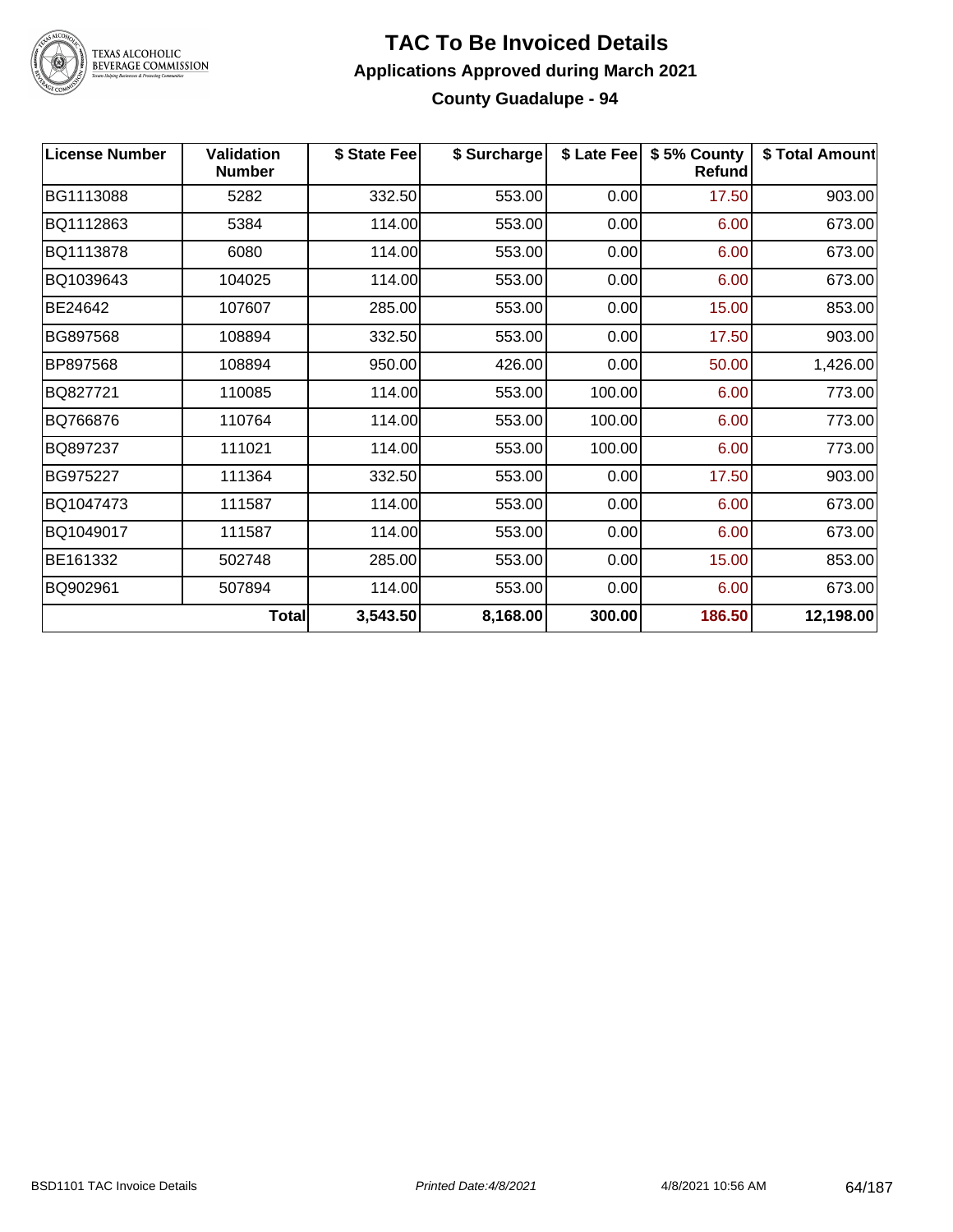# TAC To Be Invoiced Details

## Applications Approved during March 2021

### County Guadalupe - 94

| License Number | Validation Number | $ State Fee | $ Surcharge | $ Late Fee | $ 5% County Refund | $ Total Amount |
|---|---|---|---|---|---|---|
| BG1113088 | 5282 | 332.50 | 553.00 | 0.00 | 17.50 | 903.00 |
| BQ1112863 | 5384 | 114.00 | 553.00 | 0.00 | 6.00 | 673.00 |
| BQ1113878 | 6080 | 114.00 | 553.00 | 0.00 | 6.00 | 673.00 |
| BQ1039643 | 104025 | 114.00 | 553.00 | 0.00 | 6.00 | 673.00 |
| BE24642 | 107607 | 285.00 | 553.00 | 0.00 | 15.00 | 853.00 |
| BG897568 | 108894 | 332.50 | 553.00 | 0.00 | 17.50 | 903.00 |
| BP897568 | 108894 | 950.00 | 426.00 | 0.00 | 50.00 | 1,426.00 |
| BQ827721 | 110085 | 114.00 | 553.00 | 100.00 | 6.00 | 773.00 |
| BQ766876 | 110764 | 114.00 | 553.00 | 100.00 | 6.00 | 773.00 |
| BQ897237 | 111021 | 114.00 | 553.00 | 100.00 | 6.00 | 773.00 |
| BG975227 | 111364 | 332.50 | 553.00 | 0.00 | 17.50 | 903.00 |
| BQ1047473 | 111587 | 114.00 | 553.00 | 0.00 | 6.00 | 673.00 |
| BQ1049017 | 111587 | 114.00 | 553.00 | 0.00 | 6.00 | 673.00 |
| BE161332 | 502748 | 285.00 | 553.00 | 0.00 | 15.00 | 853.00 |
| BQ902961 | 507894 | 114.00 | 553.00 | 0.00 | 6.00 | 673.00 |
| | **Total** | **3,543.50** | **8,168.00** | **300.00** | **186.50** | **12,198.00** |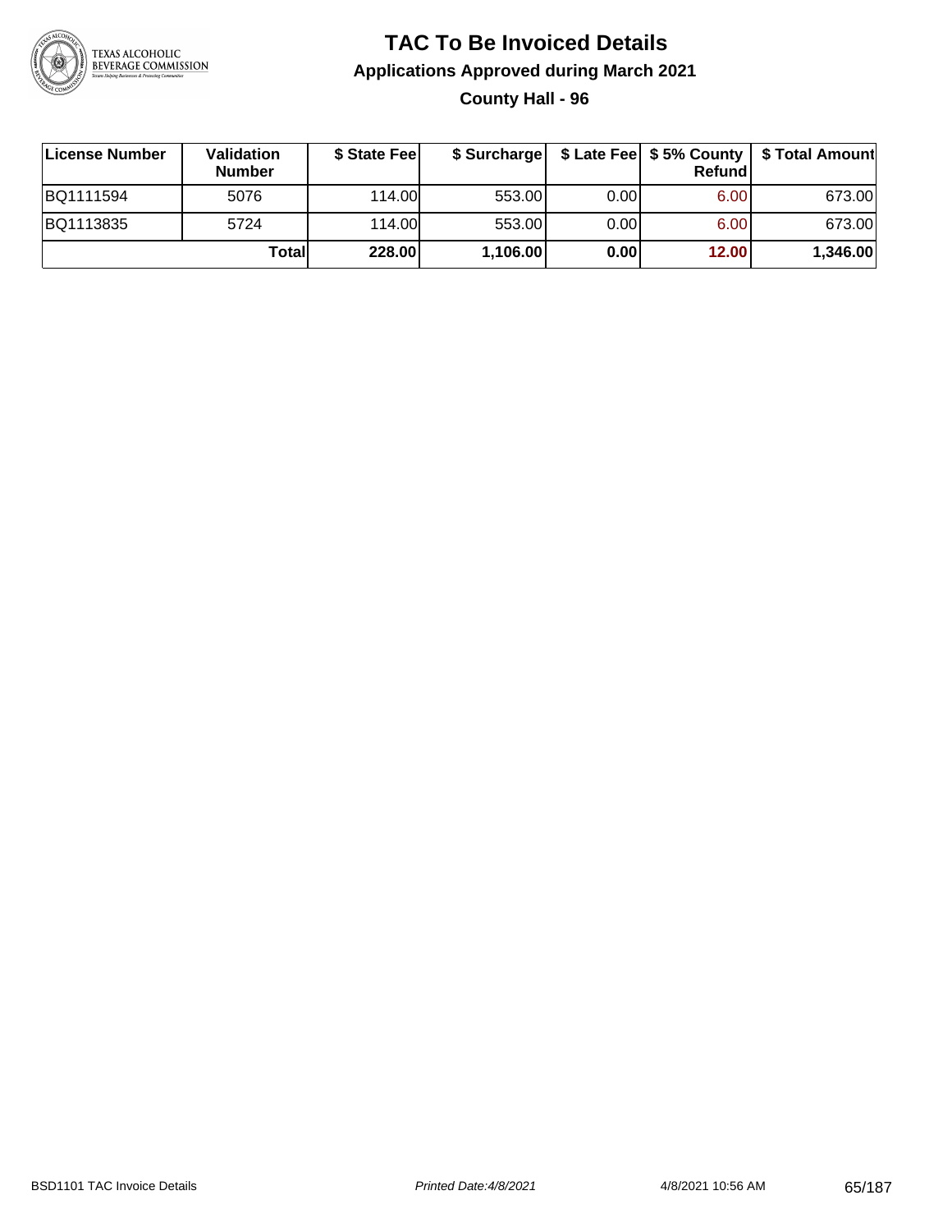# TAC To Be Invoiced Details

## Applications Approved during March 2021

### County Hall - 96

| License Number | Validation Number | $ State Fee | $ Surcharge | $ Late Fee | $ 5% County Refund | $ Total Amount |
|---|---|---|---|---|---|---|
| BQ1111594 | 5076 | 114.00 | 553.00 | 0.00 | 6.00 | 673.00 |
| BQ1113835 | 5724 | 114.00 | 553.00 | 0.00 | 6.00 | 673.00 |
| | **Total** | **228.00** | **1,106.00** | **0.00** | **12.00** | **1,346.00** |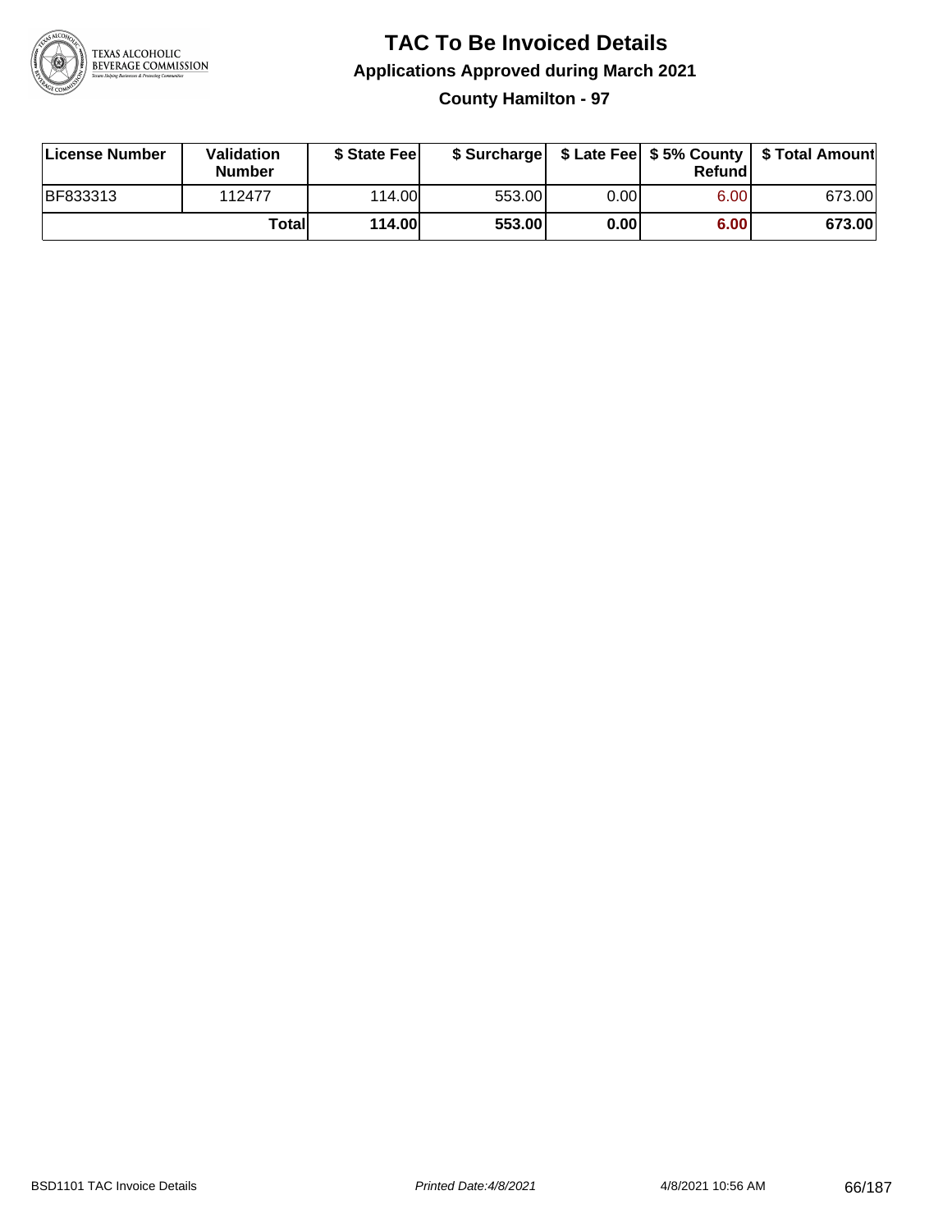# TAC To Be Invoiced Details

## Applications Approved during March 2021

### County Hamilton - 97

| License Number | Validation Number | $ State Fee | $ Surcharge | $ Late Fee | $ 5% County Refund | $ Total Amount |
|---|---|---|---|---|---|---|
| BF833313 | 112477 | 114.00 | 553.00 | 0.00 | 6.00 | 673.00 |
| | **Total** | **114.00** | **553.00** | **0.00** | **6.00** | **673.00** |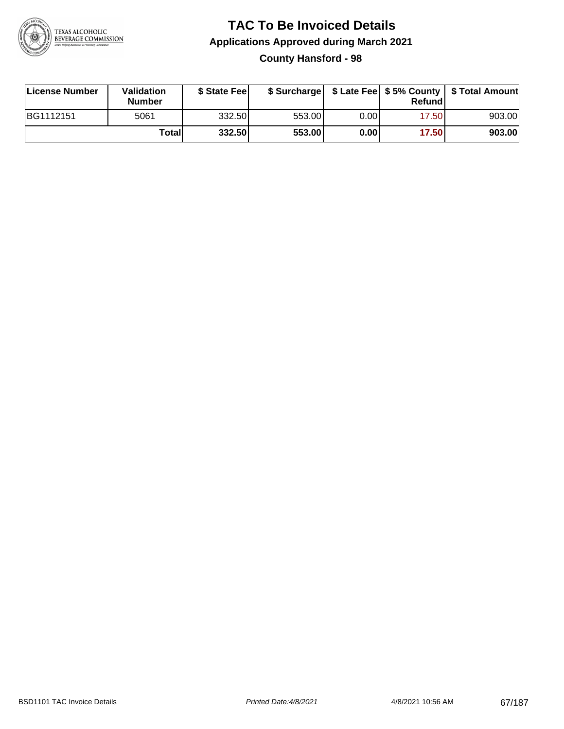# TAC To Be Invoiced Details

## Applications Approved during March 2021

### County Hansford - 98

| License Number | Validation Number | $ State Fee | $ Surcharge | $ Late Fee | $ 5% County Refund | $ Total Amount |
|---|---|---|---|---|---|---|
| BG1112151 | 5061 | 332.50 | 553.00 | 0.00 | 17.50 | 903.00 |
| | **Total** | **332.50** | **553.00** | **0.00** | **17.50** | **903.00** |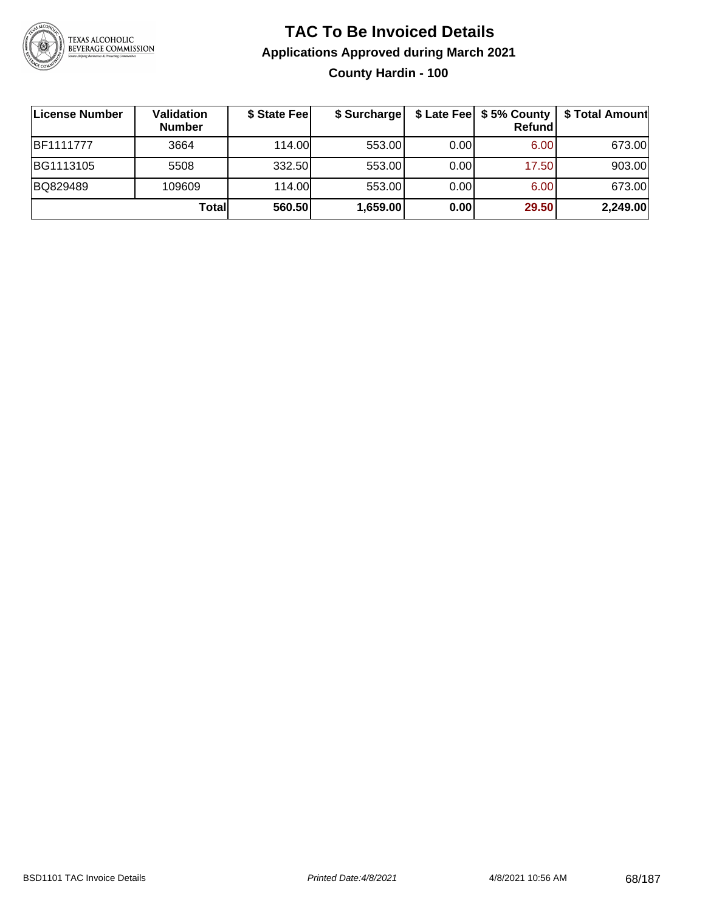# TAC To Be Invoiced Details

## Applications Approved during March 2021

### County Hardin - 100

| License Number | Validation Number | $ State Fee | $ Surcharge | $ Late Fee | $ 5% County Refund | $ Total Amount |
|---|---|---|---|---|---|---|
| BF1111777 | 3664 | 114.00 | 553.00 | 0.00 | 6.00 | 673.00 |
| BG1113105 | 5508 | 332.50 | 553.00 | 0.00 | 17.50 | 903.00 |
| BQ829489 | 109609 | 114.00 | 553.00 | 0.00 | 6.00 | 673.00 |
| | **Total** | **560.50** | **1,659.00** | **0.00** | **29.50** | **2,249.00** |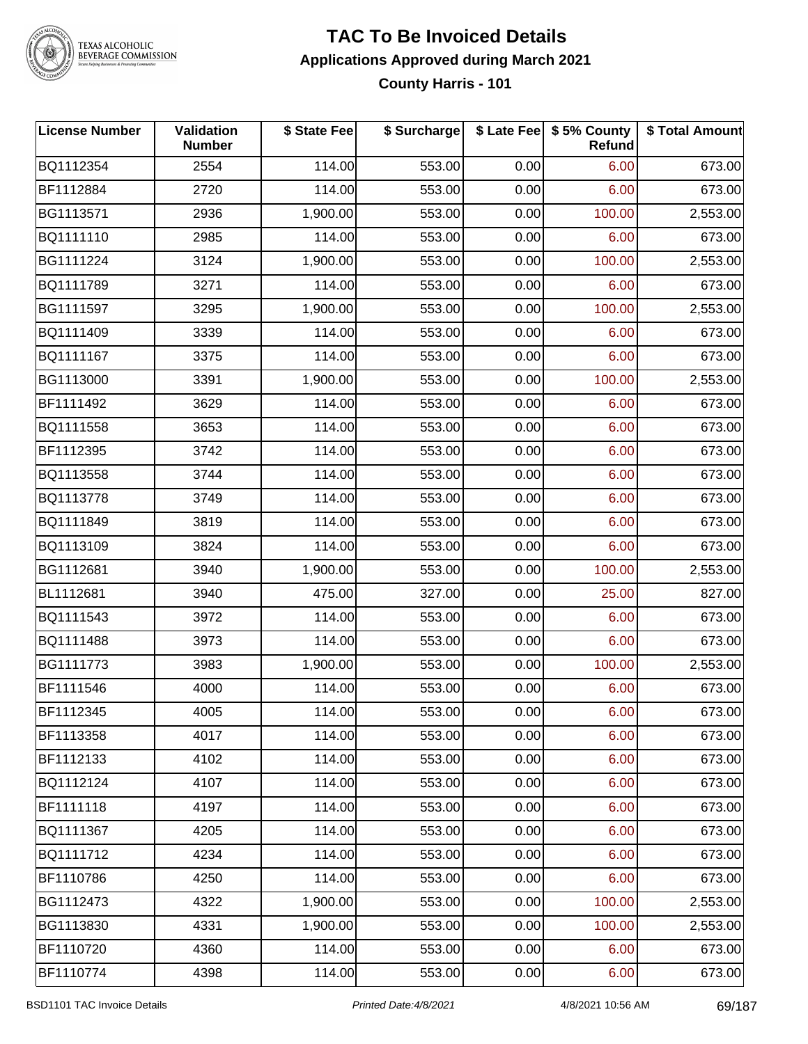# TAC To Be Invoiced Details

## Applications Approved during March 2021

### County Harris - 101

| License Number | Validation Number | $ State Fee | $ Surcharge | $ Late Fee | $ 5% County Refund | $ Total Amount |
|---|---|---|---|---|---|---|
| BQ1112354 | 2554 | 114.00 | 553.00 | 0.00 | 6.00 | 673.00 |
| BF1112884 | 2720 | 114.00 | 553.00 | 0.00 | 6.00 | 673.00 |
| BG1113571 | 2936 | 1,900.00 | 553.00 | 0.00 | 100.00 | 2,553.00 |
| BQ1111110 | 2985 | 114.00 | 553.00 | 0.00 | 6.00 | 673.00 |
| BG1111224 | 3124 | 1,900.00 | 553.00 | 0.00 | 100.00 | 2,553.00 |
| BQ1111789 | 3271 | 114.00 | 553.00 | 0.00 | 6.00 | 673.00 |
| BG1111597 | 3295 | 1,900.00 | 553.00 | 0.00 | 100.00 | 2,553.00 |
| BQ1111409 | 3339 | 114.00 | 553.00 | 0.00 | 6.00 | 673.00 |
| BQ1111167 | 3375 | 114.00 | 553.00 | 0.00 | 6.00 | 673.00 |
| BG1113000 | 3391 | 1,900.00 | 553.00 | 0.00 | 100.00 | 2,553.00 |
| BF1111492 | 3629 | 114.00 | 553.00 | 0.00 | 6.00 | 673.00 |
| BQ1111558 | 3653 | 114.00 | 553.00 | 0.00 | 6.00 | 673.00 |
| BF1112395 | 3742 | 114.00 | 553.00 | 0.00 | 6.00 | 673.00 |
| BQ1113558 | 3744 | 114.00 | 553.00 | 0.00 | 6.00 | 673.00 |
| BQ1113778 | 3749 | 114.00 | 553.00 | 0.00 | 6.00 | 673.00 |
| BQ1111849 | 3819 | 114.00 | 553.00 | 0.00 | 6.00 | 673.00 |
| BQ1113109 | 3824 | 114.00 | 553.00 | 0.00 | 6.00 | 673.00 |
| BG1112681 | 3940 | 1,900.00 | 553.00 | 0.00 | 100.00 | 2,553.00 |
| BL1112681 | 3940 | 475.00 | 327.00 | 0.00 | 25.00 | 827.00 |
| BQ1111543 | 3972 | 114.00 | 553.00 | 0.00 | 6.00 | 673.00 |
| BQ1111488 | 3973 | 114.00 | 553.00 | 0.00 | 6.00 | 673.00 |
| BG1111773 | 3983 | 1,900.00 | 553.00 | 0.00 | 100.00 | 2,553.00 |
| BF1111546 | 4000 | 114.00 | 553.00 | 0.00 | 6.00 | 673.00 |
| BF1112345 | 4005 | 114.00 | 553.00 | 0.00 | 6.00 | 673.00 |
| BF1113358 | 4017 | 114.00 | 553.00 | 0.00 | 6.00 | 673.00 |
| BF1112133 | 4102 | 114.00 | 553.00 | 0.00 | 6.00 | 673.00 |
| BQ1112124 | 4107 | 114.00 | 553.00 | 0.00 | 6.00 | 673.00 |
| BF1111118 | 4197 | 114.00 | 553.00 | 0.00 | 6.00 | 673.00 |
| BQ1111367 | 4205 | 114.00 | 553.00 | 0.00 | 6.00 | 673.00 |
| BQ1111712 | 4234 | 114.00 | 553.00 | 0.00 | 6.00 | 673.00 |
| BF1110786 | 4250 | 114.00 | 553.00 | 0.00 | 6.00 | 673.00 |
| BG1112473 | 4322 | 1,900.00 | 553.00 | 0.00 | 100.00 | 2,553.00 |
| BG1113830 | 4331 | 1,900.00 | 553.00 | 0.00 | 100.00 | 2,553.00 |
| BF1110720 | 4360 | 114.00 | 553.00 | 0.00 | 6.00 | 673.00 |
| BF1110774 | 4398 | 114.00 | 553.00 | 0.00 | 6.00 | 673.00 |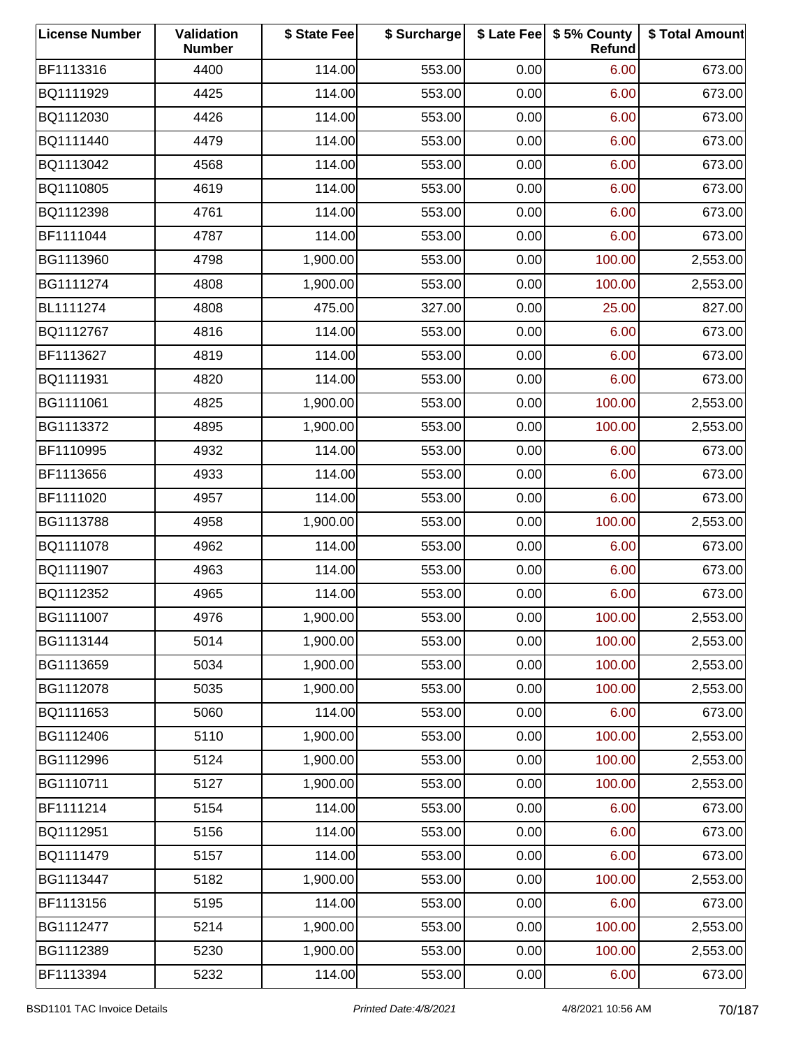| License Number | Validation Number | $ State Fee | $ Surcharge | $ Late Fee | $ 5% County Refund | $ Total Amount |
|---|---|---|---|---|---|---|
| BF1113316 | 4400 | 114.00 | 553.00 | 0.00 | 6.00 | 673.00 |
| BQ1111929 | 4425 | 114.00 | 553.00 | 0.00 | 6.00 | 673.00 |
| BQ1112030 | 4426 | 114.00 | 553.00 | 0.00 | 6.00 | 673.00 |
| BQ1111440 | 4479 | 114.00 | 553.00 | 0.00 | 6.00 | 673.00 |
| BQ1113042 | 4568 | 114.00 | 553.00 | 0.00 | 6.00 | 673.00 |
| BQ1110805 | 4619 | 114.00 | 553.00 | 0.00 | 6.00 | 673.00 |
| BQ1112398 | 4761 | 114.00 | 553.00 | 0.00 | 6.00 | 673.00 |
| BF1111044 | 4787 | 114.00 | 553.00 | 0.00 | 6.00 | 673.00 |
| BG1113960 | 4798 | 1,900.00 | 553.00 | 0.00 | 100.00 | 2,553.00 |
| BG1111274 | 4808 | 1,900.00 | 553.00 | 0.00 | 100.00 | 2,553.00 |
| BL1111274 | 4808 | 475.00 | 327.00 | 0.00 | 25.00 | 827.00 |
| BQ1112767 | 4816 | 114.00 | 553.00 | 0.00 | 6.00 | 673.00 |
| BF1113627 | 4819 | 114.00 | 553.00 | 0.00 | 6.00 | 673.00 |
| BQ1111931 | 4820 | 114.00 | 553.00 | 0.00 | 6.00 | 673.00 |
| BG1111061 | 4825 | 1,900.00 | 553.00 | 0.00 | 100.00 | 2,553.00 |
| BG1113372 | 4895 | 1,900.00 | 553.00 | 0.00 | 100.00 | 2,553.00 |
| BF1110995 | 4932 | 114.00 | 553.00 | 0.00 | 6.00 | 673.00 |
| BF1113656 | 4933 | 114.00 | 553.00 | 0.00 | 6.00 | 673.00 |
| BF1111020 | 4957 | 114.00 | 553.00 | 0.00 | 6.00 | 673.00 |
| BG1113788 | 4958 | 1,900.00 | 553.00 | 0.00 | 100.00 | 2,553.00 |
| BQ1111078 | 4962 | 114.00 | 553.00 | 0.00 | 6.00 | 673.00 |
| BQ1111907 | 4963 | 114.00 | 553.00 | 0.00 | 6.00 | 673.00 |
| BQ1112352 | 4965 | 114.00 | 553.00 | 0.00 | 6.00 | 673.00 |
| BG1111007 | 4976 | 1,900.00 | 553.00 | 0.00 | 100.00 | 2,553.00 |
| BG1113144 | 5014 | 1,900.00 | 553.00 | 0.00 | 100.00 | 2,553.00 |
| BG1113659 | 5034 | 1,900.00 | 553.00 | 0.00 | 100.00 | 2,553.00 |
| BG1112078 | 5035 | 1,900.00 | 553.00 | 0.00 | 100.00 | 2,553.00 |
| BQ1111653 | 5060 | 114.00 | 553.00 | 0.00 | 6.00 | 673.00 |
| BG1112406 | 5110 | 1,900.00 | 553.00 | 0.00 | 100.00 | 2,553.00 |
| BG1112996 | 5124 | 1,900.00 | 553.00 | 0.00 | 100.00 | 2,553.00 |
| BG1110711 | 5127 | 1,900.00 | 553.00 | 0.00 | 100.00 | 2,553.00 |
| BF1111214 | 5154 | 114.00 | 553.00 | 0.00 | 6.00 | 673.00 |
| BQ1112951 | 5156 | 114.00 | 553.00 | 0.00 | 6.00 | 673.00 |
| BQ1111479 | 5157 | 114.00 | 553.00 | 0.00 | 6.00 | 673.00 |
| BG1113447 | 5182 | 1,900.00 | 553.00 | 0.00 | 100.00 | 2,553.00 |
| BF1113156 | 5195 | 114.00 | 553.00 | 0.00 | 6.00 | 673.00 |
| BG1112477 | 5214 | 1,900.00 | 553.00 | 0.00 | 100.00 | 2,553.00 |
| BG1112389 | 5230 | 1,900.00 | 553.00 | 0.00 | 100.00 | 2,553.00 |
| BF1113394 | 5232 | 114.00 | 553.00 | 0.00 | 6.00 | 673.00 |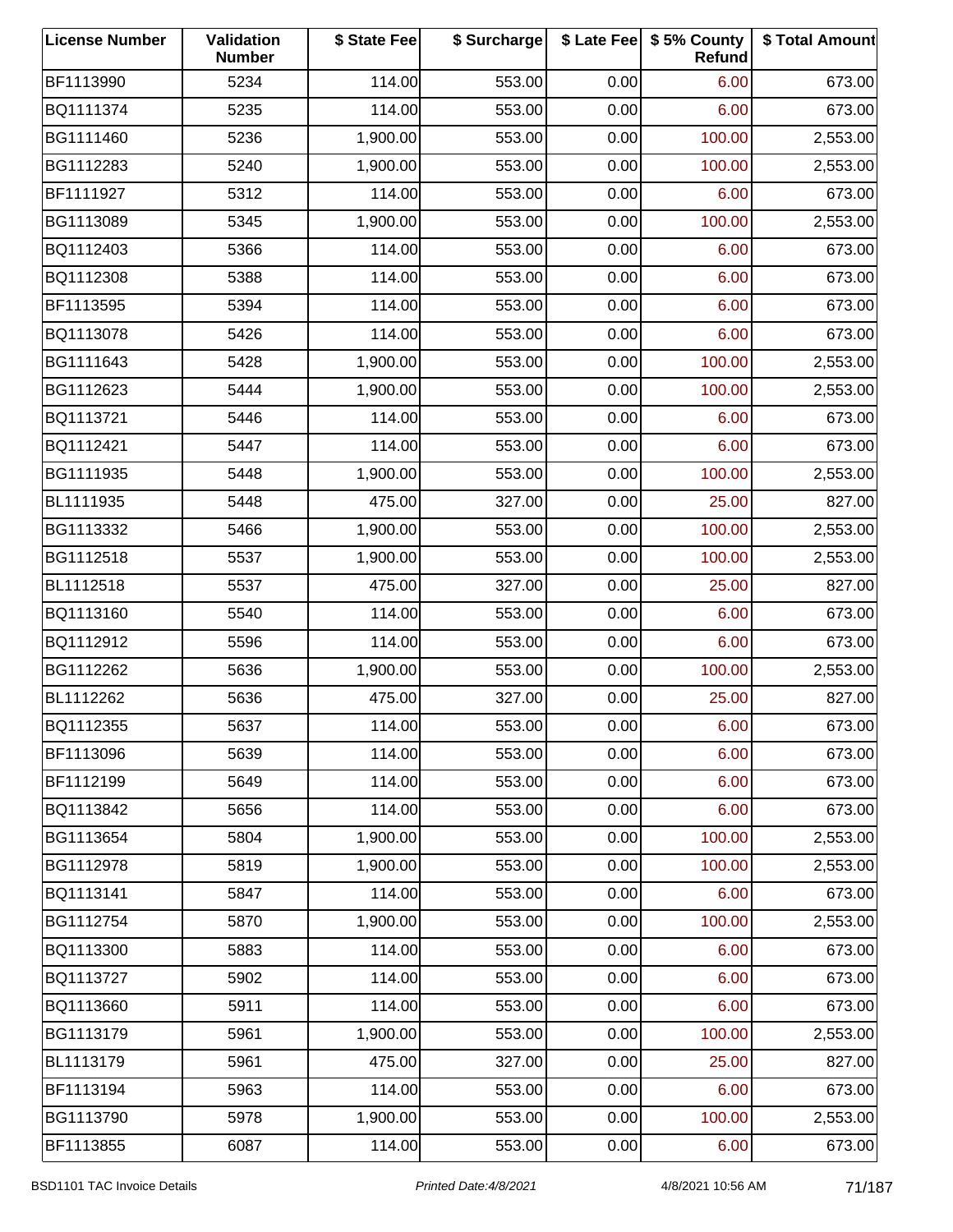| License Number | Validation Number | $ State Fee | $ Surcharge | $ Late Fee | $ 5% County Refund | $ Total Amount |
|---|---|---|---|---|---|---|
| BF1113990 | 5234 | 114.00 | 553.00 | 0.00 | 6.00 | 673.00 |
| BQ1111374 | 5235 | 114.00 | 553.00 | 0.00 | 6.00 | 673.00 |
| BG1111460 | 5236 | 1,900.00 | 553.00 | 0.00 | 100.00 | 2,553.00 |
| BG1112283 | 5240 | 1,900.00 | 553.00 | 0.00 | 100.00 | 2,553.00 |
| BF1111927 | 5312 | 114.00 | 553.00 | 0.00 | 6.00 | 673.00 |
| BG1113089 | 5345 | 1,900.00 | 553.00 | 0.00 | 100.00 | 2,553.00 |
| BQ1112403 | 5366 | 114.00 | 553.00 | 0.00 | 6.00 | 673.00 |
| BQ1112308 | 5388 | 114.00 | 553.00 | 0.00 | 6.00 | 673.00 |
| BF1113595 | 5394 | 114.00 | 553.00 | 0.00 | 6.00 | 673.00 |
| BQ1113078 | 5426 | 114.00 | 553.00 | 0.00 | 6.00 | 673.00 |
| BG1111643 | 5428 | 1,900.00 | 553.00 | 0.00 | 100.00 | 2,553.00 |
| BG1112623 | 5444 | 1,900.00 | 553.00 | 0.00 | 100.00 | 2,553.00 |
| BQ1113721 | 5446 | 114.00 | 553.00 | 0.00 | 6.00 | 673.00 |
| BQ1112421 | 5447 | 114.00 | 553.00 | 0.00 | 6.00 | 673.00 |
| BG1111935 | 5448 | 1,900.00 | 553.00 | 0.00 | 100.00 | 2,553.00 |
| BL1111935 | 5448 | 475.00 | 327.00 | 0.00 | 25.00 | 827.00 |
| BG1113332 | 5466 | 1,900.00 | 553.00 | 0.00 | 100.00 | 2,553.00 |
| BG1112518 | 5537 | 1,900.00 | 553.00 | 0.00 | 100.00 | 2,553.00 |
| BL1112518 | 5537 | 475.00 | 327.00 | 0.00 | 25.00 | 827.00 |
| BQ1113160 | 5540 | 114.00 | 553.00 | 0.00 | 6.00 | 673.00 |
| BQ1112912 | 5596 | 114.00 | 553.00 | 0.00 | 6.00 | 673.00 |
| BG1112262 | 5636 | 1,900.00 | 553.00 | 0.00 | 100.00 | 2,553.00 |
| BL1112262 | 5636 | 475.00 | 327.00 | 0.00 | 25.00 | 827.00 |
| BQ1112355 | 5637 | 114.00 | 553.00 | 0.00 | 6.00 | 673.00 |
| BF1113096 | 5639 | 114.00 | 553.00 | 0.00 | 6.00 | 673.00 |
| BF1112199 | 5649 | 114.00 | 553.00 | 0.00 | 6.00 | 673.00 |
| BQ1113842 | 5656 | 114.00 | 553.00 | 0.00 | 6.00 | 673.00 |
| BG1113654 | 5804 | 1,900.00 | 553.00 | 0.00 | 100.00 | 2,553.00 |
| BG1112978 | 5819 | 1,900.00 | 553.00 | 0.00 | 100.00 | 2,553.00 |
| BQ1113141 | 5847 | 114.00 | 553.00 | 0.00 | 6.00 | 673.00 |
| BG1112754 | 5870 | 1,900.00 | 553.00 | 0.00 | 100.00 | 2,553.00 |
| BQ1113300 | 5883 | 114.00 | 553.00 | 0.00 | 6.00 | 673.00 |
| BQ1113727 | 5902 | 114.00 | 553.00 | 0.00 | 6.00 | 673.00 |
| BQ1113660 | 5911 | 114.00 | 553.00 | 0.00 | 6.00 | 673.00 |
| BG1113179 | 5961 | 1,900.00 | 553.00 | 0.00 | 100.00 | 2,553.00 |
| BL1113179 | 5961 | 475.00 | 327.00 | 0.00 | 25.00 | 827.00 |
| BF1113194 | 5963 | 114.00 | 553.00 | 0.00 | 6.00 | 673.00 |
| BG1113790 | 5978 | 1,900.00 | 553.00 | 0.00 | 100.00 | 2,553.00 |
| BF1113855 | 6087 | 114.00 | 553.00 | 0.00 | 6.00 | 673.00 |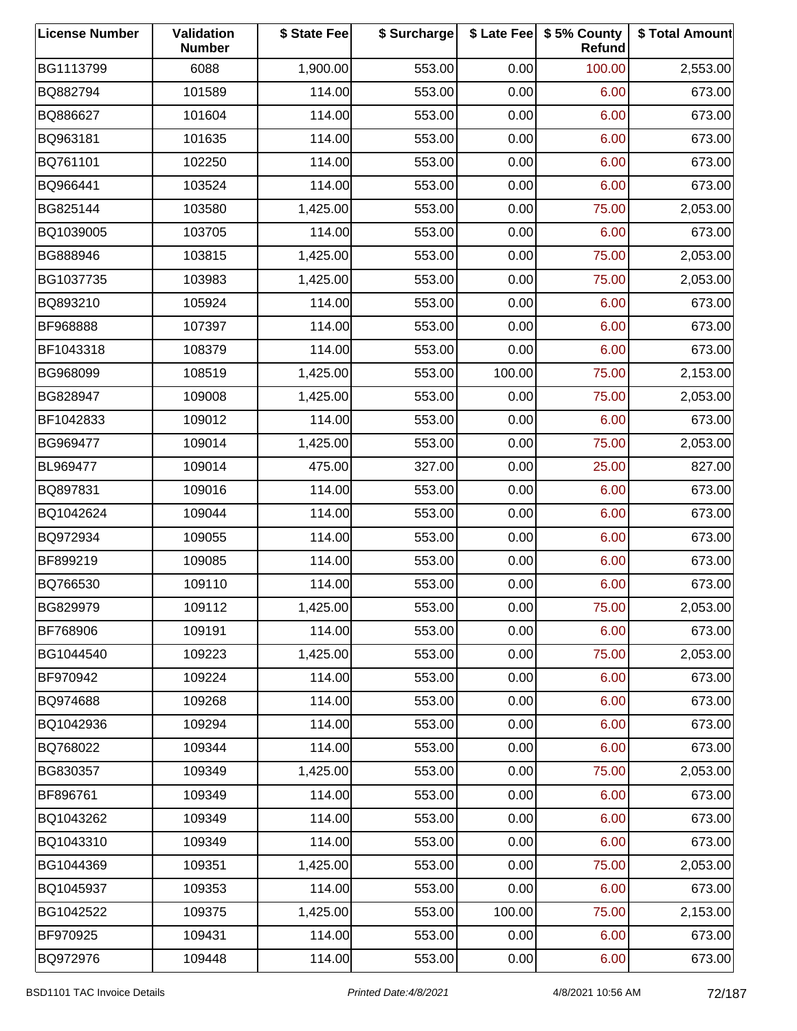| License Number | Validation Number | $ State Fee | $ Surcharge | $ Late Fee | $ 5% County Refund | $ Total Amount |
|---|---|---|---|---|---|---|
| BG1113799 | 6088 | 1,900.00 | 553.00 | 0.00 | 100.00 | 2,553.00 |
| BQ882794 | 101589 | 114.00 | 553.00 | 0.00 | 6.00 | 673.00 |
| BQ886627 | 101604 | 114.00 | 553.00 | 0.00 | 6.00 | 673.00 |
| BQ963181 | 101635 | 114.00 | 553.00 | 0.00 | 6.00 | 673.00 |
| BQ761101 | 102250 | 114.00 | 553.00 | 0.00 | 6.00 | 673.00 |
| BQ966441 | 103524 | 114.00 | 553.00 | 0.00 | 6.00 | 673.00 |
| BG825144 | 103580 | 1,425.00 | 553.00 | 0.00 | 75.00 | 2,053.00 |
| BQ1039005 | 103705 | 114.00 | 553.00 | 0.00 | 6.00 | 673.00 |
| BG888946 | 103815 | 1,425.00 | 553.00 | 0.00 | 75.00 | 2,053.00 |
| BG1037735 | 103983 | 1,425.00 | 553.00 | 0.00 | 75.00 | 2,053.00 |
| BQ893210 | 105924 | 114.00 | 553.00 | 0.00 | 6.00 | 673.00 |
| BF968888 | 107397 | 114.00 | 553.00 | 0.00 | 6.00 | 673.00 |
| BF1043318 | 108379 | 114.00 | 553.00 | 0.00 | 6.00 | 673.00 |
| BG968099 | 108519 | 1,425.00 | 553.00 | 100.00 | 75.00 | 2,153.00 |
| BG828947 | 109008 | 1,425.00 | 553.00 | 0.00 | 75.00 | 2,053.00 |
| BF1042833 | 109012 | 114.00 | 553.00 | 0.00 | 6.00 | 673.00 |
| BG969477 | 109014 | 1,425.00 | 553.00 | 0.00 | 75.00 | 2,053.00 |
| BL969477 | 109014 | 475.00 | 327.00 | 0.00 | 25.00 | 827.00 |
| BQ897831 | 109016 | 114.00 | 553.00 | 0.00 | 6.00 | 673.00 |
| BQ1042624 | 109044 | 114.00 | 553.00 | 0.00 | 6.00 | 673.00 |
| BQ972934 | 109055 | 114.00 | 553.00 | 0.00 | 6.00 | 673.00 |
| BF899219 | 109085 | 114.00 | 553.00 | 0.00 | 6.00 | 673.00 |
| BQ766530 | 109110 | 114.00 | 553.00 | 0.00 | 6.00 | 673.00 |
| BG829979 | 109112 | 1,425.00 | 553.00 | 0.00 | 75.00 | 2,053.00 |
| BF768906 | 109191 | 114.00 | 553.00 | 0.00 | 6.00 | 673.00 |
| BG1044540 | 109223 | 1,425.00 | 553.00 | 0.00 | 75.00 | 2,053.00 |
| BF970942 | 109224 | 114.00 | 553.00 | 0.00 | 6.00 | 673.00 |
| BQ974688 | 109268 | 114.00 | 553.00 | 0.00 | 6.00 | 673.00 |
| BQ1042936 | 109294 | 114.00 | 553.00 | 0.00 | 6.00 | 673.00 |
| BQ768022 | 109344 | 114.00 | 553.00 | 0.00 | 6.00 | 673.00 |
| BG830357 | 109349 | 1,425.00 | 553.00 | 0.00 | 75.00 | 2,053.00 |
| BF896761 | 109349 | 114.00 | 553.00 | 0.00 | 6.00 | 673.00 |
| BQ1043262 | 109349 | 114.00 | 553.00 | 0.00 | 6.00 | 673.00 |
| BQ1043310 | 109349 | 114.00 | 553.00 | 0.00 | 6.00 | 673.00 |
| BG1044369 | 109351 | 1,425.00 | 553.00 | 0.00 | 75.00 | 2,053.00 |
| BQ1045937 | 109353 | 114.00 | 553.00 | 0.00 | 6.00 | 673.00 |
| BG1042522 | 109375 | 1,425.00 | 553.00 | 100.00 | 75.00 | 2,153.00 |
| BF970925 | 109431 | 114.00 | 553.00 | 0.00 | 6.00 | 673.00 |
| BQ972976 | 109448 | 114.00 | 553.00 | 0.00 | 6.00 | 673.00 |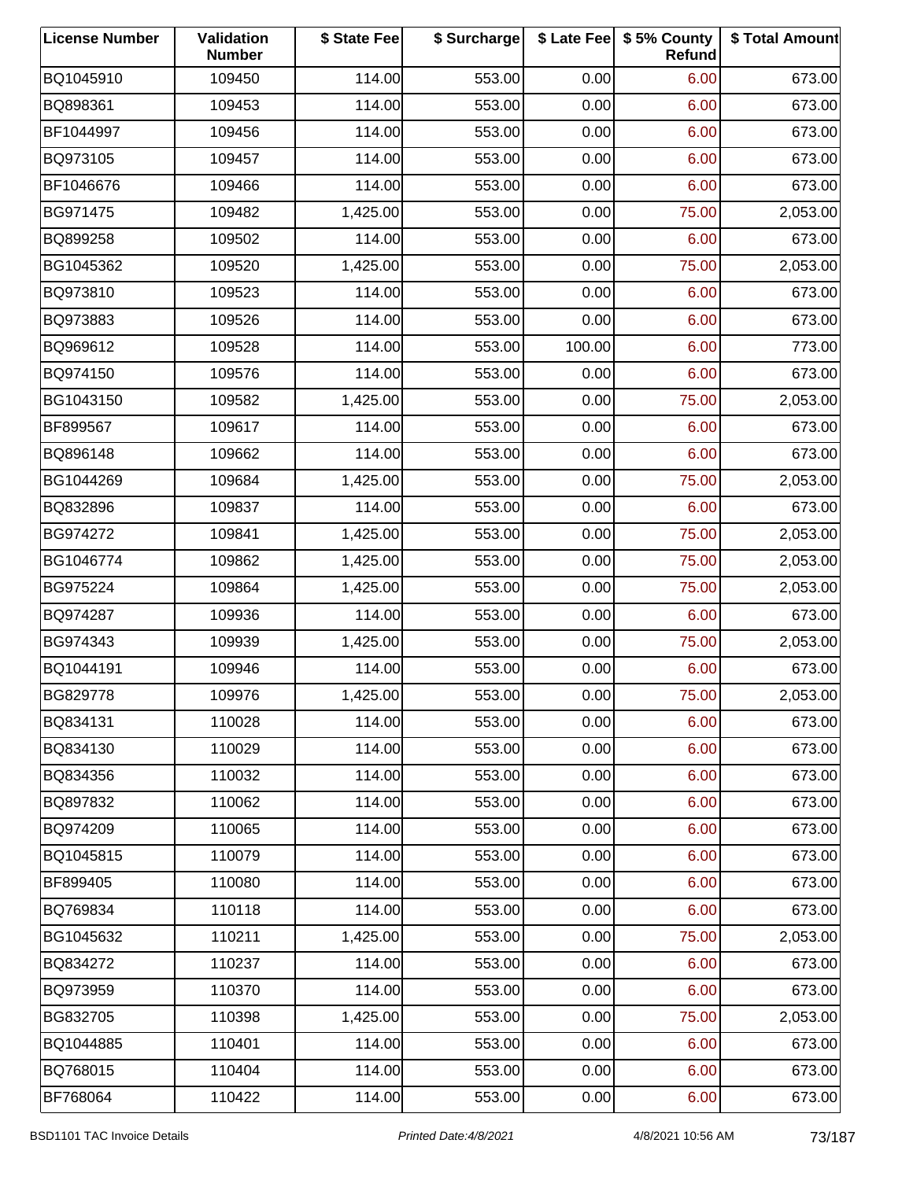| License Number | Validation Number | $ State Fee | $ Surcharge | $ Late Fee | $ 5% County Refund | $ Total Amount |
|---|---|---|---|---|---|---|
| BQ1045910 | 109450 | 114.00 | 553.00 | 0.00 | 6.00 | 673.00 |
| BQ898361 | 109453 | 114.00 | 553.00 | 0.00 | 6.00 | 673.00 |
| BF1044997 | 109456 | 114.00 | 553.00 | 0.00 | 6.00 | 673.00 |
| BQ973105 | 109457 | 114.00 | 553.00 | 0.00 | 6.00 | 673.00 |
| BF1046676 | 109466 | 114.00 | 553.00 | 0.00 | 6.00 | 673.00 |
| BG971475 | 109482 | 1,425.00 | 553.00 | 0.00 | 75.00 | 2,053.00 |
| BQ899258 | 109502 | 114.00 | 553.00 | 0.00 | 6.00 | 673.00 |
| BG1045362 | 109520 | 1,425.00 | 553.00 | 0.00 | 75.00 | 2,053.00 |
| BQ973810 | 109523 | 114.00 | 553.00 | 0.00 | 6.00 | 673.00 |
| BQ973883 | 109526 | 114.00 | 553.00 | 0.00 | 6.00 | 673.00 |
| BQ969612 | 109528 | 114.00 | 553.00 | 100.00 | 6.00 | 773.00 |
| BQ974150 | 109576 | 114.00 | 553.00 | 0.00 | 6.00 | 673.00 |
| BG1043150 | 109582 | 1,425.00 | 553.00 | 0.00 | 75.00 | 2,053.00 |
| BF899567 | 109617 | 114.00 | 553.00 | 0.00 | 6.00 | 673.00 |
| BQ896148 | 109662 | 114.00 | 553.00 | 0.00 | 6.00 | 673.00 |
| BG1044269 | 109684 | 1,425.00 | 553.00 | 0.00 | 75.00 | 2,053.00 |
| BQ832896 | 109837 | 114.00 | 553.00 | 0.00 | 6.00 | 673.00 |
| BG974272 | 109841 | 1,425.00 | 553.00 | 0.00 | 75.00 | 2,053.00 |
| BG1046774 | 109862 | 1,425.00 | 553.00 | 0.00 | 75.00 | 2,053.00 |
| BG975224 | 109864 | 1,425.00 | 553.00 | 0.00 | 75.00 | 2,053.00 |
| BQ974287 | 109936 | 114.00 | 553.00 | 0.00 | 6.00 | 673.00 |
| BG974343 | 109939 | 1,425.00 | 553.00 | 0.00 | 75.00 | 2,053.00 |
| BQ1044191 | 109946 | 114.00 | 553.00 | 0.00 | 6.00 | 673.00 |
| BG829778 | 109976 | 1,425.00 | 553.00 | 0.00 | 75.00 | 2,053.00 |
| BQ834131 | 110028 | 114.00 | 553.00 | 0.00 | 6.00 | 673.00 |
| BQ834130 | 110029 | 114.00 | 553.00 | 0.00 | 6.00 | 673.00 |
| BQ834356 | 110032 | 114.00 | 553.00 | 0.00 | 6.00 | 673.00 |
| BQ897832 | 110062 | 114.00 | 553.00 | 0.00 | 6.00 | 673.00 |
| BQ974209 | 110065 | 114.00 | 553.00 | 0.00 | 6.00 | 673.00 |
| BQ1045815 | 110079 | 114.00 | 553.00 | 0.00 | 6.00 | 673.00 |
| BF899405 | 110080 | 114.00 | 553.00 | 0.00 | 6.00 | 673.00 |
| BQ769834 | 110118 | 114.00 | 553.00 | 0.00 | 6.00 | 673.00 |
| BG1045632 | 110211 | 1,425.00 | 553.00 | 0.00 | 75.00 | 2,053.00 |
| BQ834272 | 110237 | 114.00 | 553.00 | 0.00 | 6.00 | 673.00 |
| BQ973959 | 110370 | 114.00 | 553.00 | 0.00 | 6.00 | 673.00 |
| BG832705 | 110398 | 1,425.00 | 553.00 | 0.00 | 75.00 | 2,053.00 |
| BQ1044885 | 110401 | 114.00 | 553.00 | 0.00 | 6.00 | 673.00 |
| BQ768015 | 110404 | 114.00 | 553.00 | 0.00 | 6.00 | 673.00 |
| BF768064 | 110422 | 114.00 | 553.00 | 0.00 | 6.00 | 673.00 |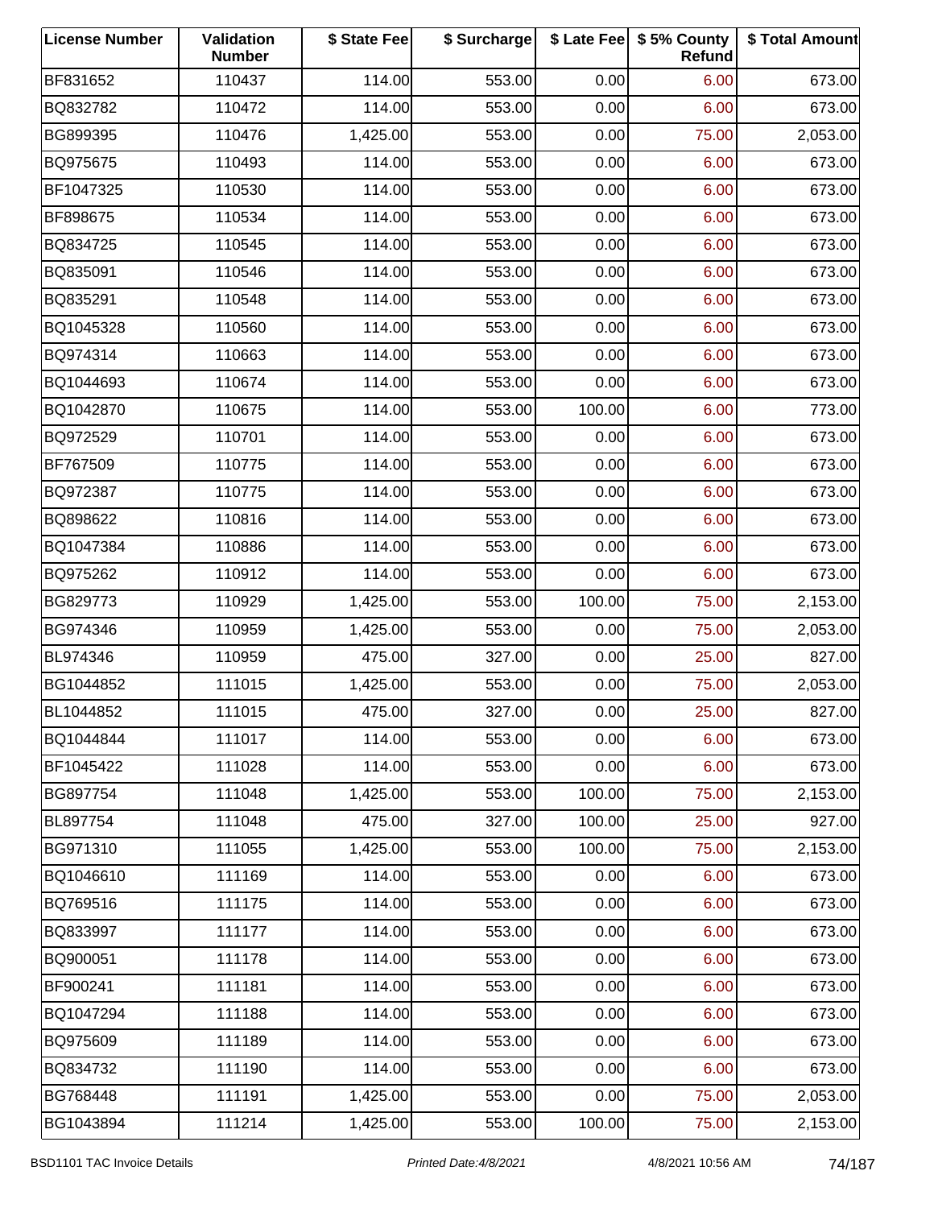| License Number | Validation Number | $ State Fee | $ Surcharge | $ Late Fee | $ 5% County Refund | $ Total Amount |
|---|---|---|---|---|---|---|
| BF831652 | 110437 | 114.00 | 553.00 | 0.00 | 6.00 | 673.00 |
| BQ832782 | 110472 | 114.00 | 553.00 | 0.00 | 6.00 | 673.00 |
| BG899395 | 110476 | 1,425.00 | 553.00 | 0.00 | 75.00 | 2,053.00 |
| BQ975675 | 110493 | 114.00 | 553.00 | 0.00 | 6.00 | 673.00 |
| BF1047325 | 110530 | 114.00 | 553.00 | 0.00 | 6.00 | 673.00 |
| BF898675 | 110534 | 114.00 | 553.00 | 0.00 | 6.00 | 673.00 |
| BQ834725 | 110545 | 114.00 | 553.00 | 0.00 | 6.00 | 673.00 |
| BQ835091 | 110546 | 114.00 | 553.00 | 0.00 | 6.00 | 673.00 |
| BQ835291 | 110548 | 114.00 | 553.00 | 0.00 | 6.00 | 673.00 |
| BQ1045328 | 110560 | 114.00 | 553.00 | 0.00 | 6.00 | 673.00 |
| BQ974314 | 110663 | 114.00 | 553.00 | 0.00 | 6.00 | 673.00 |
| BQ1044693 | 110674 | 114.00 | 553.00 | 0.00 | 6.00 | 673.00 |
| BQ1042870 | 110675 | 114.00 | 553.00 | 100.00 | 6.00 | 773.00 |
| BQ972529 | 110701 | 114.00 | 553.00 | 0.00 | 6.00 | 673.00 |
| BF767509 | 110775 | 114.00 | 553.00 | 0.00 | 6.00 | 673.00 |
| BQ972387 | 110775 | 114.00 | 553.00 | 0.00 | 6.00 | 673.00 |
| BQ898622 | 110816 | 114.00 | 553.00 | 0.00 | 6.00 | 673.00 |
| BQ1047384 | 110886 | 114.00 | 553.00 | 0.00 | 6.00 | 673.00 |
| BQ975262 | 110912 | 114.00 | 553.00 | 0.00 | 6.00 | 673.00 |
| BG829773 | 110929 | 1,425.00 | 553.00 | 100.00 | 75.00 | 2,153.00 |
| BG974346 | 110959 | 1,425.00 | 553.00 | 0.00 | 75.00 | 2,053.00 |
| BL974346 | 110959 | 475.00 | 327.00 | 0.00 | 25.00 | 827.00 |
| BG1044852 | 111015 | 1,425.00 | 553.00 | 0.00 | 75.00 | 2,053.00 |
| BL1044852 | 111015 | 475.00 | 327.00 | 0.00 | 25.00 | 827.00 |
| BQ1044844 | 111017 | 114.00 | 553.00 | 0.00 | 6.00 | 673.00 |
| BF1045422 | 111028 | 114.00 | 553.00 | 0.00 | 6.00 | 673.00 |
| BG897754 | 111048 | 1,425.00 | 553.00 | 100.00 | 75.00 | 2,153.00 |
| BL897754 | 111048 | 475.00 | 327.00 | 100.00 | 25.00 | 927.00 |
| BG971310 | 111055 | 1,425.00 | 553.00 | 100.00 | 75.00 | 2,153.00 |
| BQ1046610 | 111169 | 114.00 | 553.00 | 0.00 | 6.00 | 673.00 |
| BQ769516 | 111175 | 114.00 | 553.00 | 0.00 | 6.00 | 673.00 |
| BQ833997 | 111177 | 114.00 | 553.00 | 0.00 | 6.00 | 673.00 |
| BQ900051 | 111178 | 114.00 | 553.00 | 0.00 | 6.00 | 673.00 |
| BF900241 | 111181 | 114.00 | 553.00 | 0.00 | 6.00 | 673.00 |
| BQ1047294 | 111188 | 114.00 | 553.00 | 0.00 | 6.00 | 673.00 |
| BQ975609 | 111189 | 114.00 | 553.00 | 0.00 | 6.00 | 673.00 |
| BQ834732 | 111190 | 114.00 | 553.00 | 0.00 | 6.00 | 673.00 |
| BG768448 | 111191 | 1,425.00 | 553.00 | 0.00 | 75.00 | 2,053.00 |
| BG1043894 | 111214 | 1,425.00 | 553.00 | 100.00 | 75.00 | 2,153.00 |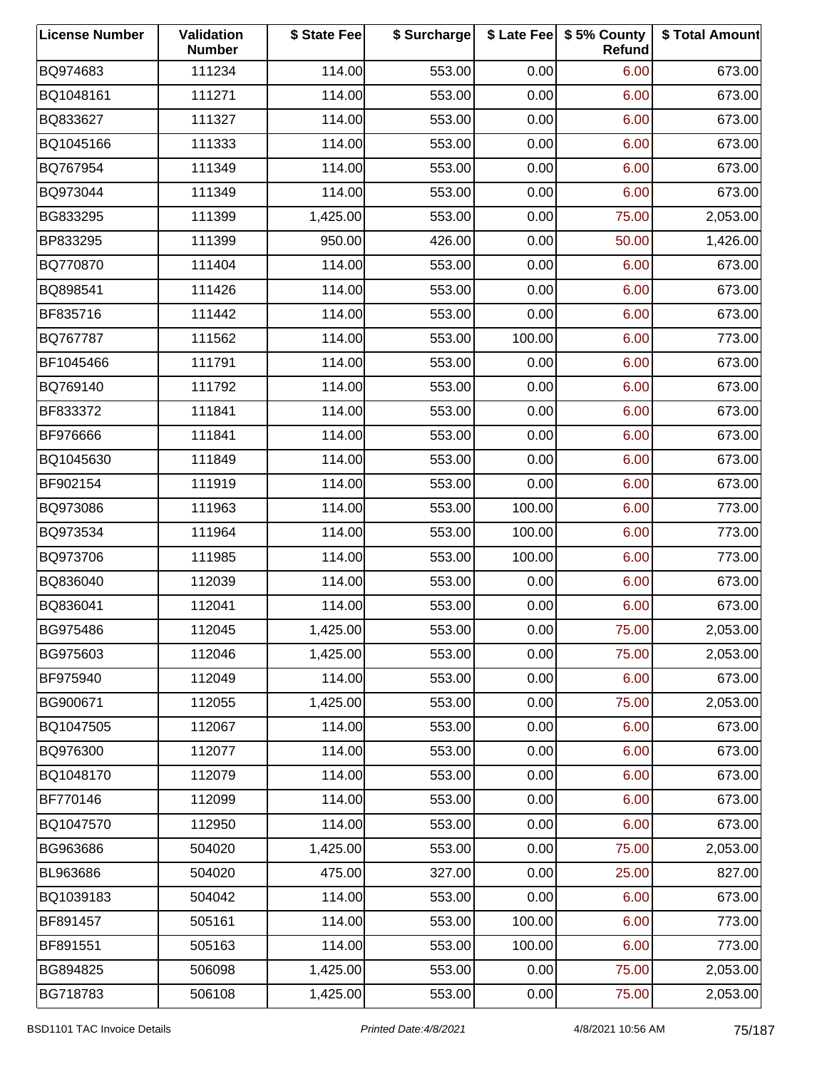| License Number | Validation Number | $ State Fee | $ Surcharge | $ Late Fee | $ 5% County Refund | $ Total Amount |
|---|---|---|---|---|---|---|
| BQ974683 | 111234 | 114.00 | 553.00 | 0.00 | 6.00 | 673.00 |
| BQ1048161 | 111271 | 114.00 | 553.00 | 0.00 | 6.00 | 673.00 |
| BQ833627 | 111327 | 114.00 | 553.00 | 0.00 | 6.00 | 673.00 |
| BQ1045166 | 111333 | 114.00 | 553.00 | 0.00 | 6.00 | 673.00 |
| BQ767954 | 111349 | 114.00 | 553.00 | 0.00 | 6.00 | 673.00 |
| BQ973044 | 111349 | 114.00 | 553.00 | 0.00 | 6.00 | 673.00 |
| BG833295 | 111399 | 1,425.00 | 553.00 | 0.00 | 75.00 | 2,053.00 |
| BP833295 | 111399 | 950.00 | 426.00 | 0.00 | 50.00 | 1,426.00 |
| BQ770870 | 111404 | 114.00 | 553.00 | 0.00 | 6.00 | 673.00 |
| BQ898541 | 111426 | 114.00 | 553.00 | 0.00 | 6.00 | 673.00 |
| BF835716 | 111442 | 114.00 | 553.00 | 0.00 | 6.00 | 673.00 |
| BQ767787 | 111562 | 114.00 | 553.00 | 100.00 | 6.00 | 773.00 |
| BF1045466 | 111791 | 114.00 | 553.00 | 0.00 | 6.00 | 673.00 |
| BQ769140 | 111792 | 114.00 | 553.00 | 0.00 | 6.00 | 673.00 |
| BF833372 | 111841 | 114.00 | 553.00 | 0.00 | 6.00 | 673.00 |
| BF976666 | 111841 | 114.00 | 553.00 | 0.00 | 6.00 | 673.00 |
| BQ1045630 | 111849 | 114.00 | 553.00 | 0.00 | 6.00 | 673.00 |
| BF902154 | 111919 | 114.00 | 553.00 | 0.00 | 6.00 | 673.00 |
| BQ973086 | 111963 | 114.00 | 553.00 | 100.00 | 6.00 | 773.00 |
| BQ973534 | 111964 | 114.00 | 553.00 | 100.00 | 6.00 | 773.00 |
| BQ973706 | 111985 | 114.00 | 553.00 | 100.00 | 6.00 | 773.00 |
| BQ836040 | 112039 | 114.00 | 553.00 | 0.00 | 6.00 | 673.00 |
| BQ836041 | 112041 | 114.00 | 553.00 | 0.00 | 6.00 | 673.00 |
| BG975486 | 112045 | 1,425.00 | 553.00 | 0.00 | 75.00 | 2,053.00 |
| BG975603 | 112046 | 1,425.00 | 553.00 | 0.00 | 75.00 | 2,053.00 |
| BF975940 | 112049 | 114.00 | 553.00 | 0.00 | 6.00 | 673.00 |
| BG900671 | 112055 | 1,425.00 | 553.00 | 0.00 | 75.00 | 2,053.00 |
| BQ1047505 | 112067 | 114.00 | 553.00 | 0.00 | 6.00 | 673.00 |
| BQ976300 | 112077 | 114.00 | 553.00 | 0.00 | 6.00 | 673.00 |
| BQ1048170 | 112079 | 114.00 | 553.00 | 0.00 | 6.00 | 673.00 |
| BF770146 | 112099 | 114.00 | 553.00 | 0.00 | 6.00 | 673.00 |
| BQ1047570 | 112950 | 114.00 | 553.00 | 0.00 | 6.00 | 673.00 |
| BG963686 | 504020 | 1,425.00 | 553.00 | 0.00 | 75.00 | 2,053.00 |
| BL963686 | 504020 | 475.00 | 327.00 | 0.00 | 25.00 | 827.00 |
| BQ1039183 | 504042 | 114.00 | 553.00 | 0.00 | 6.00 | 673.00 |
| BF891457 | 505161 | 114.00 | 553.00 | 100.00 | 6.00 | 773.00 |
| BF891551 | 505163 | 114.00 | 553.00 | 100.00 | 6.00 | 773.00 |
| BG894825 | 506098 | 1,425.00 | 553.00 | 0.00 | 75.00 | 2,053.00 |
| BG718783 | 506108 | 1,425.00 | 553.00 | 0.00 | 75.00 | 2,053.00 |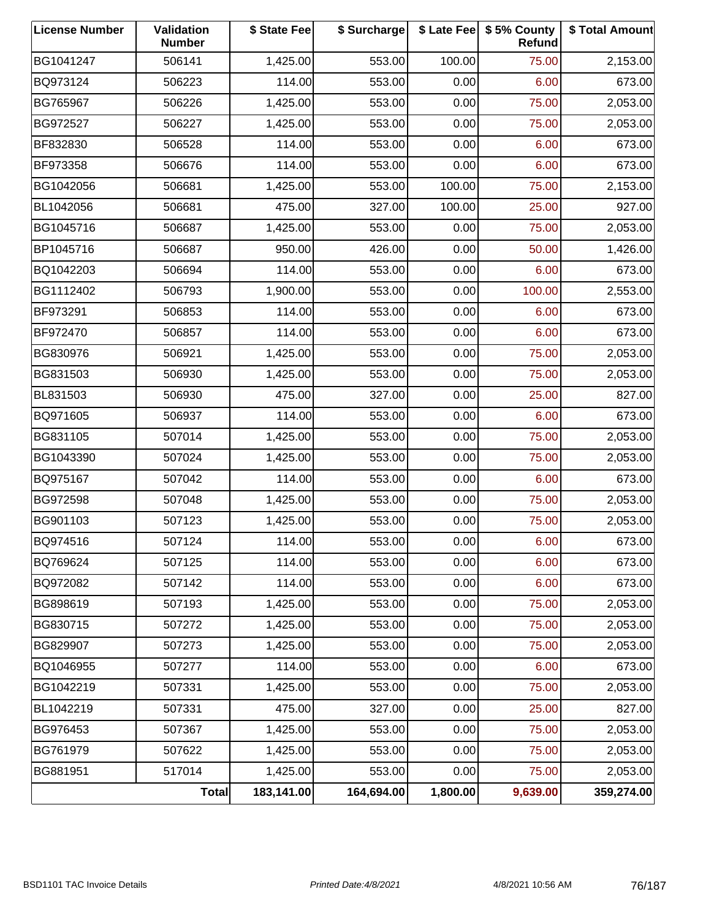| License Number | Validation Number | $ State Fee | $ Surcharge | $ Late Fee | $ 5% County Refund | $ Total Amount |
|---|---|---|---|---|---|---|
| BG1041247 | 506141 | 1,425.00 | 553.00 | 100.00 | 75.00 | 2,153.00 |
| BQ973124 | 506223 | 114.00 | 553.00 | 0.00 | 6.00 | 673.00 |
| BG765967 | 506226 | 1,425.00 | 553.00 | 0.00 | 75.00 | 2,053.00 |
| BG972527 | 506227 | 1,425.00 | 553.00 | 0.00 | 75.00 | 2,053.00 |
| BF832830 | 506528 | 114.00 | 553.00 | 0.00 | 6.00 | 673.00 |
| BF973358 | 506676 | 114.00 | 553.00 | 0.00 | 6.00 | 673.00 |
| BG1042056 | 506681 | 1,425.00 | 553.00 | 100.00 | 75.00 | 2,153.00 |
| BL1042056 | 506681 | 475.00 | 327.00 | 100.00 | 25.00 | 927.00 |
| BG1045716 | 506687 | 1,425.00 | 553.00 | 0.00 | 75.00 | 2,053.00 |
| BP1045716 | 506687 | 950.00 | 426.00 | 0.00 | 50.00 | 1,426.00 |
| BQ1042203 | 506694 | 114.00 | 553.00 | 0.00 | 6.00 | 673.00 |
| BG1112402 | 506793 | 1,900.00 | 553.00 | 0.00 | 100.00 | 2,553.00 |
| BF973291 | 506853 | 114.00 | 553.00 | 0.00 | 6.00 | 673.00 |
| BF972470 | 506857 | 114.00 | 553.00 | 0.00 | 6.00 | 673.00 |
| BG830976 | 506921 | 1,425.00 | 553.00 | 0.00 | 75.00 | 2,053.00 |
| BG831503 | 506930 | 1,425.00 | 553.00 | 0.00 | 75.00 | 2,053.00 |
| BL831503 | 506930 | 475.00 | 327.00 | 0.00 | 25.00 | 827.00 |
| BQ971605 | 506937 | 114.00 | 553.00 | 0.00 | 6.00 | 673.00 |
| BG831105 | 507014 | 1,425.00 | 553.00 | 0.00 | 75.00 | 2,053.00 |
| BG1043390 | 507024 | 1,425.00 | 553.00 | 0.00 | 75.00 | 2,053.00 |
| BQ975167 | 507042 | 114.00 | 553.00 | 0.00 | 6.00 | 673.00 |
| BG972598 | 507048 | 1,425.00 | 553.00 | 0.00 | 75.00 | 2,053.00 |
| BG901103 | 507123 | 1,425.00 | 553.00 | 0.00 | 75.00 | 2,053.00 |
| BQ974516 | 507124 | 114.00 | 553.00 | 0.00 | 6.00 | 673.00 |
| BQ769624 | 507125 | 114.00 | 553.00 | 0.00 | 6.00 | 673.00 |
| BQ972082 | 507142 | 114.00 | 553.00 | 0.00 | 6.00 | 673.00 |
| BG898619 | 507193 | 1,425.00 | 553.00 | 0.00 | 75.00 | 2,053.00 |
| BG830715 | 507272 | 1,425.00 | 553.00 | 0.00 | 75.00 | 2,053.00 |
| BG829907 | 507273 | 1,425.00 | 553.00 | 0.00 | 75.00 | 2,053.00 |
| BQ1046955 | 507277 | 114.00 | 553.00 | 0.00 | 6.00 | 673.00 |
| BG1042219 | 507331 | 1,425.00 | 553.00 | 0.00 | 75.00 | 2,053.00 |
| BL1042219 | 507331 | 475.00 | 327.00 | 0.00 | 25.00 | 827.00 |
| BG976453 | 507367 | 1,425.00 | 553.00 | 0.00 | 75.00 | 2,053.00 |
| BG761979 | 507622 | 1,425.00 | 553.00 | 0.00 | 75.00 | 2,053.00 |
| BG881951 | 517014 | 1,425.00 | 553.00 | 0.00 | 75.00 | 2,053.00 |
| | **Total** | **183,141.00** | **164,694.00** | **1,800.00** | **9,639.00** | **359,274.00** |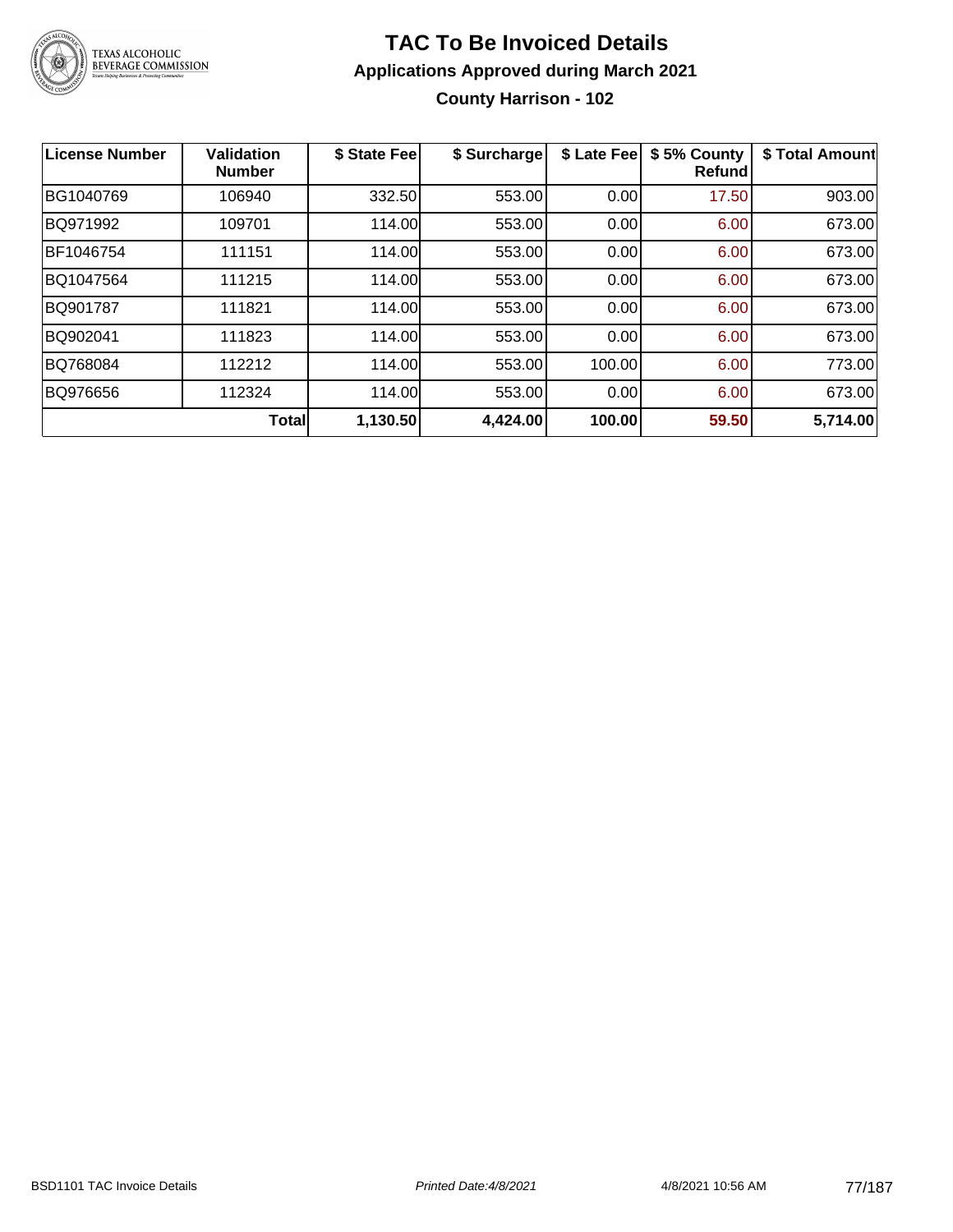# TAC To Be Invoiced Details

## Applications Approved during March 2021

### County Harrison - 102

| License Number | Validation Number | $ State Fee | $ Surcharge | $ Late Fee | $ 5% County Refund | $ Total Amount |
|---|---|---|---|---|---|---|
| BG1040769 | 106940 | 332.50 | 553.00 | 0.00 | 17.50 | 903.00 |
| BQ971992 | 109701 | 114.00 | 553.00 | 0.00 | 6.00 | 673.00 |
| BF1046754 | 111151 | 114.00 | 553.00 | 0.00 | 6.00 | 673.00 |
| BQ1047564 | 111215 | 114.00 | 553.00 | 0.00 | 6.00 | 673.00 |
| BQ901787 | 111821 | 114.00 | 553.00 | 0.00 | 6.00 | 673.00 |
| BQ902041 | 111823 | 114.00 | 553.00 | 0.00 | 6.00 | 673.00 |
| BQ768084 | 112212 | 114.00 | 553.00 | 100.00 | 6.00 | 773.00 |
| BQ976656 | 112324 | 114.00 | 553.00 | 0.00 | 6.00 | 673.00 |
| | **Total** | **1,130.50** | **4,424.00** | **100.00** | **59.50** | **5,714.00** |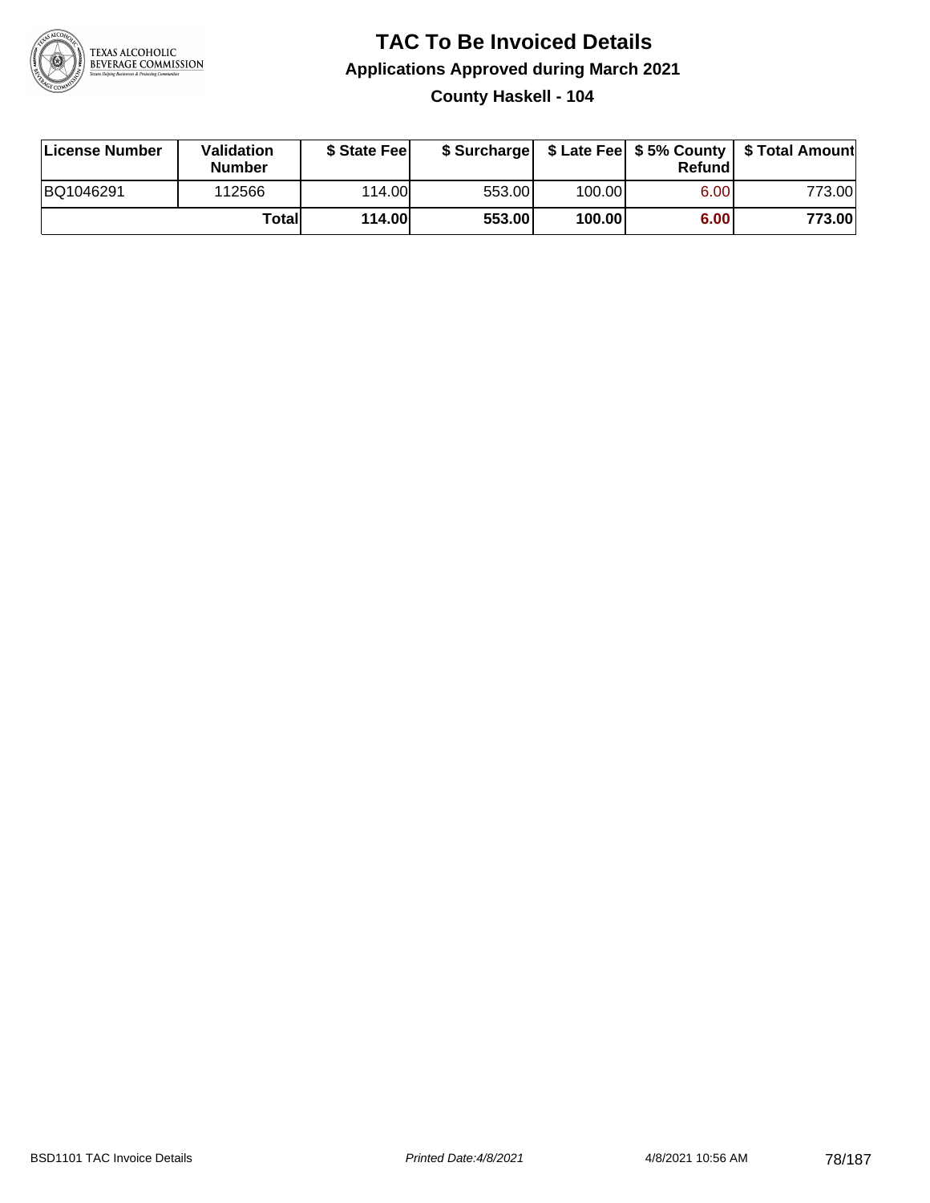# TAC To Be Invoiced Details

## Applications Approved during March 2021

### County Haskell - 104

| License Number | Validation Number | $ State Fee | $ Surcharge | $ Late Fee | $ 5% County Refund | $ Total Amount |
|---|---|---|---|---|---|---|
| BQ1046291 | 112566 | 114.00 | 553.00 | 100.00 | 6.00 | 773.00 |
| | **Total** | **114.00** | **553.00** | **100.00** | **6.00** | **773.00** |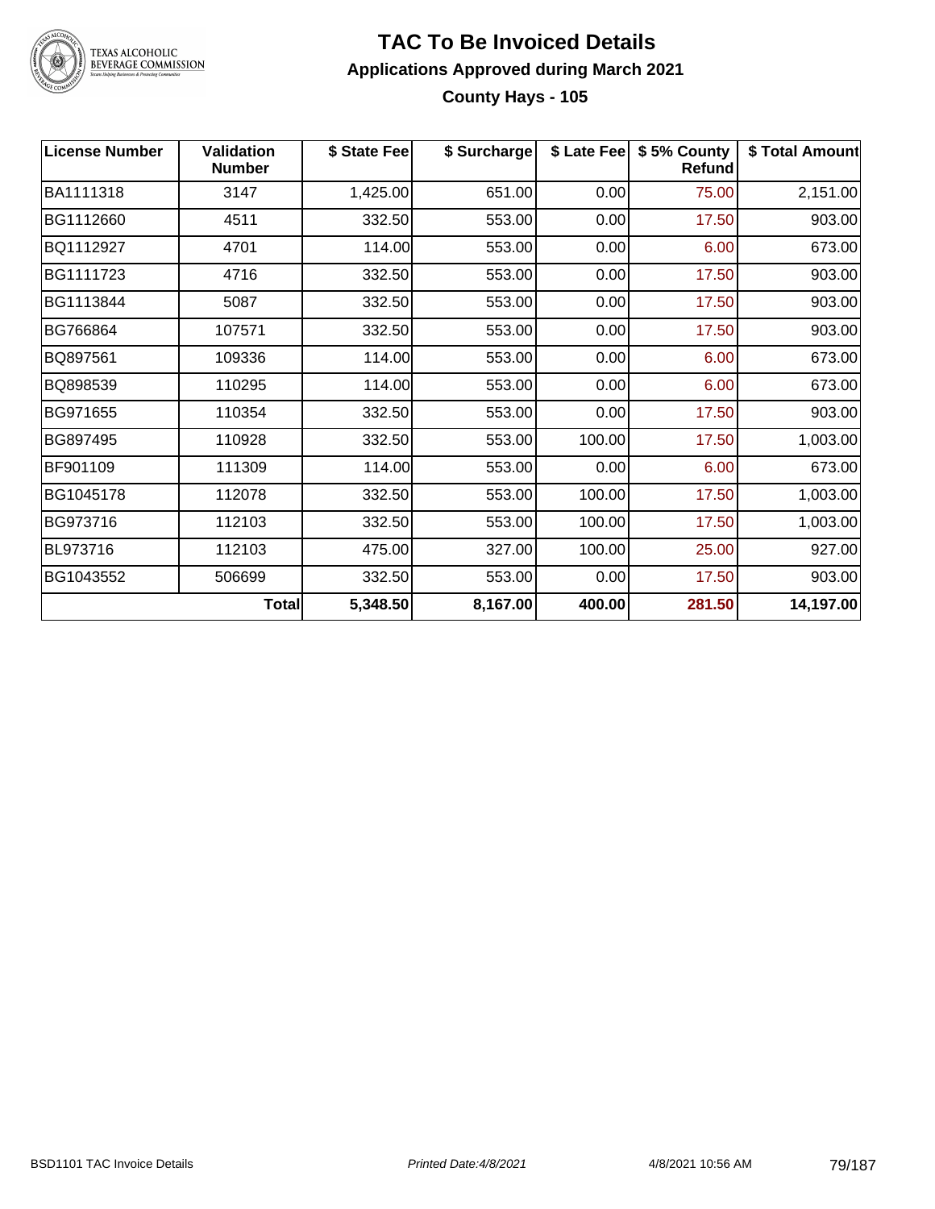# TAC To Be Invoiced Details

## Applications Approved during March 2021

### County Hays - 105

| License Number | Validation Number | $ State Fee | $ Surcharge | $ Late Fee | $ 5% County Refund | $ Total Amount |
|---|---|---|---|---|---|---|
| BA1111318 | 3147 | 1,425.00 | 651.00 | 0.00 | 75.00 | 2,151.00 |
| BG1112660 | 4511 | 332.50 | 553.00 | 0.00 | 17.50 | 903.00 |
| BQ1112927 | 4701 | 114.00 | 553.00 | 0.00 | 6.00 | 673.00 |
| BG1111723 | 4716 | 332.50 | 553.00 | 0.00 | 17.50 | 903.00 |
| BG1113844 | 5087 | 332.50 | 553.00 | 0.00 | 17.50 | 903.00 |
| BG766864 | 107571 | 332.50 | 553.00 | 0.00 | 17.50 | 903.00 |
| BQ897561 | 109336 | 114.00 | 553.00 | 0.00 | 6.00 | 673.00 |
| BQ898539 | 110295 | 114.00 | 553.00 | 0.00 | 6.00 | 673.00 |
| BG971655 | 110354 | 332.50 | 553.00 | 0.00 | 17.50 | 903.00 |
| BG897495 | 110928 | 332.50 | 553.00 | 100.00 | 17.50 | 1,003.00 |
| BF901109 | 111309 | 114.00 | 553.00 | 0.00 | 6.00 | 673.00 |
| BG1045178 | 112078 | 332.50 | 553.00 | 100.00 | 17.50 | 1,003.00 |
| BG973716 | 112103 | 332.50 | 553.00 | 100.00 | 17.50 | 1,003.00 |
| BL973716 | 112103 | 475.00 | 327.00 | 100.00 | 25.00 | 927.00 |
| BG1043552 | 506699 | 332.50 | 553.00 | 0.00 | 17.50 | 903.00 |
| | **Total** | **5,348.50** | **8,167.00** | **400.00** | **281.50** | **14,197.00** |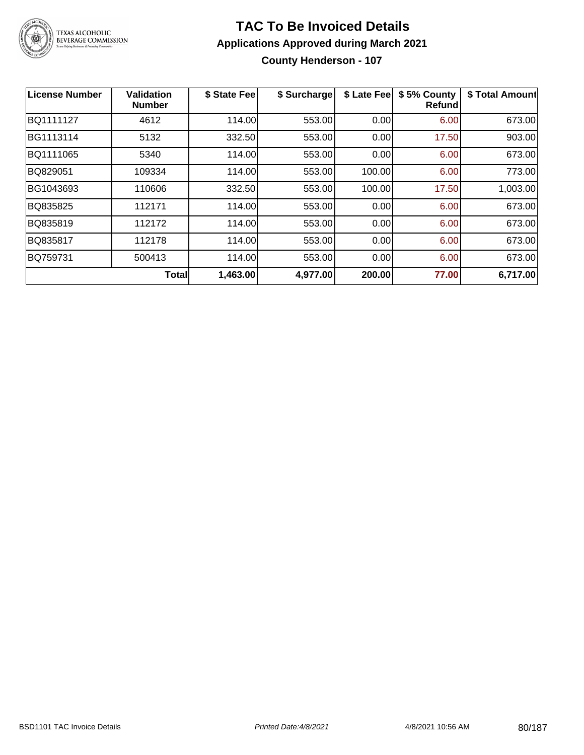# TAC To Be Invoiced Details

## Applications Approved during March 2021

### County Henderson - 107

| License Number | Validation Number | $ State Fee | $ Surcharge | $ Late Fee | $ 5% County Refund | $ Total Amount |
|---|---|---|---|---|---|---|
| BQ1111127 | 4612 | 114.00 | 553.00 | 0.00 | 6.00 | 673.00 |
| BG1113114 | 5132 | 332.50 | 553.00 | 0.00 | 17.50 | 903.00 |
| BQ1111065 | 5340 | 114.00 | 553.00 | 0.00 | 6.00 | 673.00 |
| BQ829051 | 109334 | 114.00 | 553.00 | 100.00 | 6.00 | 773.00 |
| BG1043693 | 110606 | 332.50 | 553.00 | 100.00 | 17.50 | 1,003.00 |
| BQ835825 | 112171 | 114.00 | 553.00 | 0.00 | 6.00 | 673.00 |
| BQ835819 | 112172 | 114.00 | 553.00 | 0.00 | 6.00 | 673.00 |
| BQ835817 | 112178 | 114.00 | 553.00 | 0.00 | 6.00 | 673.00 |
| BQ759731 | 500413 | 114.00 | 553.00 | 0.00 | 6.00 | 673.00 |
| | **Total** | **1,463.00** | **4,977.00** | **200.00** | **77.00** | **6,717.00** |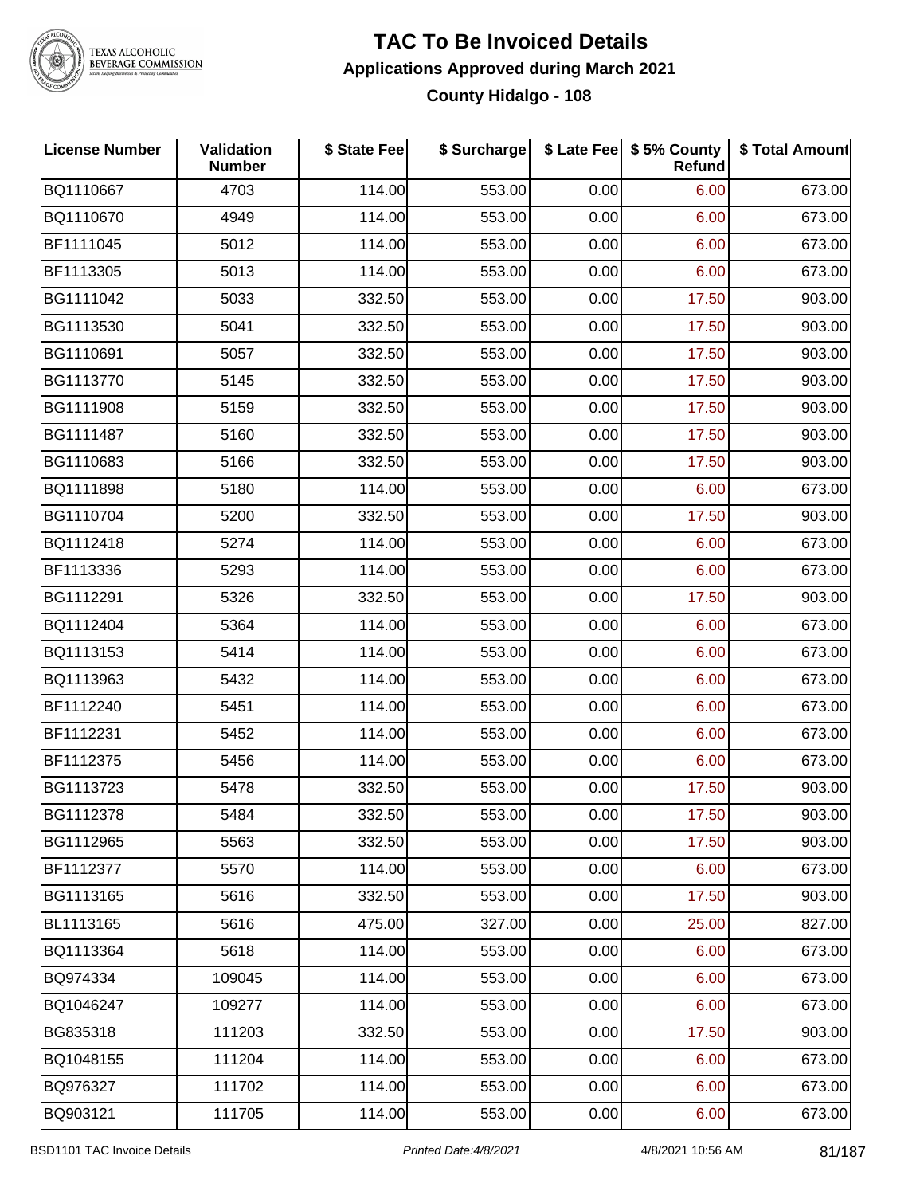# TAC To Be Invoiced Details

## Applications Approved during March 2021

### County Hidalgo - 108

| License Number | Validation Number | $ State Fee | $ Surcharge | $ Late Fee | $ 5% County Refund | $ Total Amount |
|---|---|---|---|---|---|---|
| BQ1110667 | 4703 | 114.00 | 553.00 | 0.00 | 6.00 | 673.00 |
| BQ1110670 | 4949 | 114.00 | 553.00 | 0.00 | 6.00 | 673.00 |
| BF1111045 | 5012 | 114.00 | 553.00 | 0.00 | 6.00 | 673.00 |
| BF1113305 | 5013 | 114.00 | 553.00 | 0.00 | 6.00 | 673.00 |
| BG1111042 | 5033 | 332.50 | 553.00 | 0.00 | 17.50 | 903.00 |
| BG1113530 | 5041 | 332.50 | 553.00 | 0.00 | 17.50 | 903.00 |
| BG1110691 | 5057 | 332.50 | 553.00 | 0.00 | 17.50 | 903.00 |
| BG1113770 | 5145 | 332.50 | 553.00 | 0.00 | 17.50 | 903.00 |
| BG1111908 | 5159 | 332.50 | 553.00 | 0.00 | 17.50 | 903.00 |
| BG1111487 | 5160 | 332.50 | 553.00 | 0.00 | 17.50 | 903.00 |
| BG1110683 | 5166 | 332.50 | 553.00 | 0.00 | 17.50 | 903.00 |
| BQ1111898 | 5180 | 114.00 | 553.00 | 0.00 | 6.00 | 673.00 |
| BG1110704 | 5200 | 332.50 | 553.00 | 0.00 | 17.50 | 903.00 |
| BQ1112418 | 5274 | 114.00 | 553.00 | 0.00 | 6.00 | 673.00 |
| BF1113336 | 5293 | 114.00 | 553.00 | 0.00 | 6.00 | 673.00 |
| BG1112291 | 5326 | 332.50 | 553.00 | 0.00 | 17.50 | 903.00 |
| BQ1112404 | 5364 | 114.00 | 553.00 | 0.00 | 6.00 | 673.00 |
| BQ1113153 | 5414 | 114.00 | 553.00 | 0.00 | 6.00 | 673.00 |
| BQ1113963 | 5432 | 114.00 | 553.00 | 0.00 | 6.00 | 673.00 |
| BF1112240 | 5451 | 114.00 | 553.00 | 0.00 | 6.00 | 673.00 |
| BF1112231 | 5452 | 114.00 | 553.00 | 0.00 | 6.00 | 673.00 |
| BF1112375 | 5456 | 114.00 | 553.00 | 0.00 | 6.00 | 673.00 |
| BG1113723 | 5478 | 332.50 | 553.00 | 0.00 | 17.50 | 903.00 |
| BG1112378 | 5484 | 332.50 | 553.00 | 0.00 | 17.50 | 903.00 |
| BG1112965 | 5563 | 332.50 | 553.00 | 0.00 | 17.50 | 903.00 |
| BF1112377 | 5570 | 114.00 | 553.00 | 0.00 | 6.00 | 673.00 |
| BG1113165 | 5616 | 332.50 | 553.00 | 0.00 | 17.50 | 903.00 |
| BL1113165 | 5616 | 475.00 | 327.00 | 0.00 | 25.00 | 827.00 |
| BQ1113364 | 5618 | 114.00 | 553.00 | 0.00 | 6.00 | 673.00 |
| BQ974334 | 109045 | 114.00 | 553.00 | 0.00 | 6.00 | 673.00 |
| BQ1046247 | 109277 | 114.00 | 553.00 | 0.00 | 6.00 | 673.00 |
| BG835318 | 111203 | 332.50 | 553.00 | 0.00 | 17.50 | 903.00 |
| BQ1048155 | 111204 | 114.00 | 553.00 | 0.00 | 6.00 | 673.00 |
| BQ976327 | 111702 | 114.00 | 553.00 | 0.00 | 6.00 | 673.00 |
| BQ903121 | 111705 | 114.00 | 553.00 | 0.00 | 6.00 | 673.00 |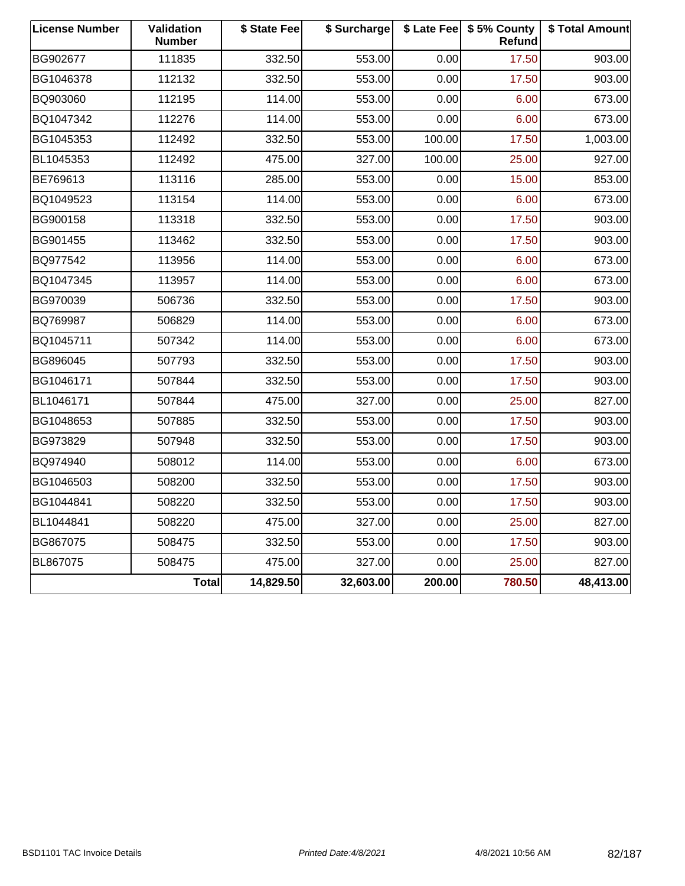| License Number | Validation Number | $ State Fee | $ Surcharge | $ Late Fee | $ 5% County Refund | $ Total Amount |
|---|---|---|---|---|---|---|
| BG902677 | 111835 | 332.50 | 553.00 | 0.00 | 17.50 | 903.00 |
| BG1046378 | 112132 | 332.50 | 553.00 | 0.00 | 17.50 | 903.00 |
| BQ903060 | 112195 | 114.00 | 553.00 | 0.00 | 6.00 | 673.00 |
| BQ1047342 | 112276 | 114.00 | 553.00 | 0.00 | 6.00 | 673.00 |
| BG1045353 | 112492 | 332.50 | 553.00 | 100.00 | 17.50 | 1,003.00 |
| BL1045353 | 112492 | 475.00 | 327.00 | 100.00 | 25.00 | 927.00 |
| BE769613 | 113116 | 285.00 | 553.00 | 0.00 | 15.00 | 853.00 |
| BQ1049523 | 113154 | 114.00 | 553.00 | 0.00 | 6.00 | 673.00 |
| BG900158 | 113318 | 332.50 | 553.00 | 0.00 | 17.50 | 903.00 |
| BG901455 | 113462 | 332.50 | 553.00 | 0.00 | 17.50 | 903.00 |
| BQ977542 | 113956 | 114.00 | 553.00 | 0.00 | 6.00 | 673.00 |
| BQ1047345 | 113957 | 114.00 | 553.00 | 0.00 | 6.00 | 673.00 |
| BG970039 | 506736 | 332.50 | 553.00 | 0.00 | 17.50 | 903.00 |
| BQ769987 | 506829 | 114.00 | 553.00 | 0.00 | 6.00 | 673.00 |
| BQ1045711 | 507342 | 114.00 | 553.00 | 0.00 | 6.00 | 673.00 |
| BG896045 | 507793 | 332.50 | 553.00 | 0.00 | 17.50 | 903.00 |
| BG1046171 | 507844 | 332.50 | 553.00 | 0.00 | 17.50 | 903.00 |
| BL1046171 | 507844 | 475.00 | 327.00 | 0.00 | 25.00 | 827.00 |
| BG1048653 | 507885 | 332.50 | 553.00 | 0.00 | 17.50 | 903.00 |
| BG973829 | 507948 | 332.50 | 553.00 | 0.00 | 17.50 | 903.00 |
| BQ974940 | 508012 | 114.00 | 553.00 | 0.00 | 6.00 | 673.00 |
| BG1046503 | 508200 | 332.50 | 553.00 | 0.00 | 17.50 | 903.00 |
| BG1044841 | 508220 | 332.50 | 553.00 | 0.00 | 17.50 | 903.00 |
| BL1044841 | 508220 | 475.00 | 327.00 | 0.00 | 25.00 | 827.00 |
| BG867075 | 508475 | 332.50 | 553.00 | 0.00 | 17.50 | 903.00 |
| BL867075 | 508475 | 475.00 | 327.00 | 0.00 | 25.00 | 827.00 |
| | **Total** | **14,829.50** | **32,603.00** | **200.00** | **780.50** | **48,413.00** |

BSD1101 TAC Invoice Details *Printed Date:4/8/2021* 4/8/2021 10:56 AM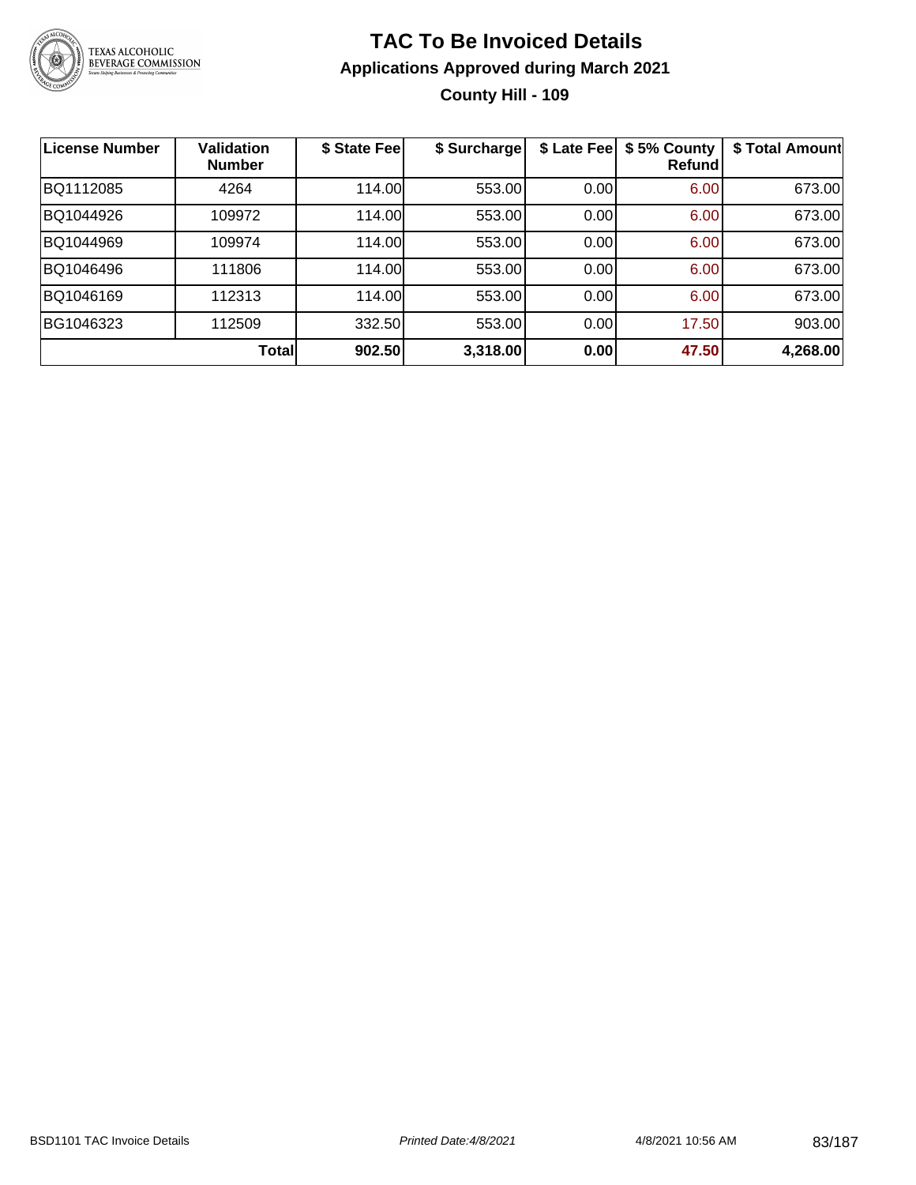# TAC To Be Invoiced Details

## Applications Approved during March 2021

### County Hill - 109

| License Number | Validation Number | $ State Fee | $ Surcharge | $ Late Fee | $ 5% County Refund | $ Total Amount |
|---|---|---|---|---|---|---|
| BQ1112085 | 4264 | 114.00 | 553.00 | 0.00 | 6.00 | 673.00 |
| BQ1044926 | 109972 | 114.00 | 553.00 | 0.00 | 6.00 | 673.00 |
| BQ1044969 | 109974 | 114.00 | 553.00 | 0.00 | 6.00 | 673.00 |
| BQ1046496 | 111806 | 114.00 | 553.00 | 0.00 | 6.00 | 673.00 |
| BQ1046169 | 112313 | 114.00 | 553.00 | 0.00 | 6.00 | 673.00 |
| BG1046323 | 112509 | 332.50 | 553.00 | 0.00 | 17.50 | 903.00 |
| | **Total** | **902.50** | **3,318.00** | **0.00** | **47.50** | **4,268.00** |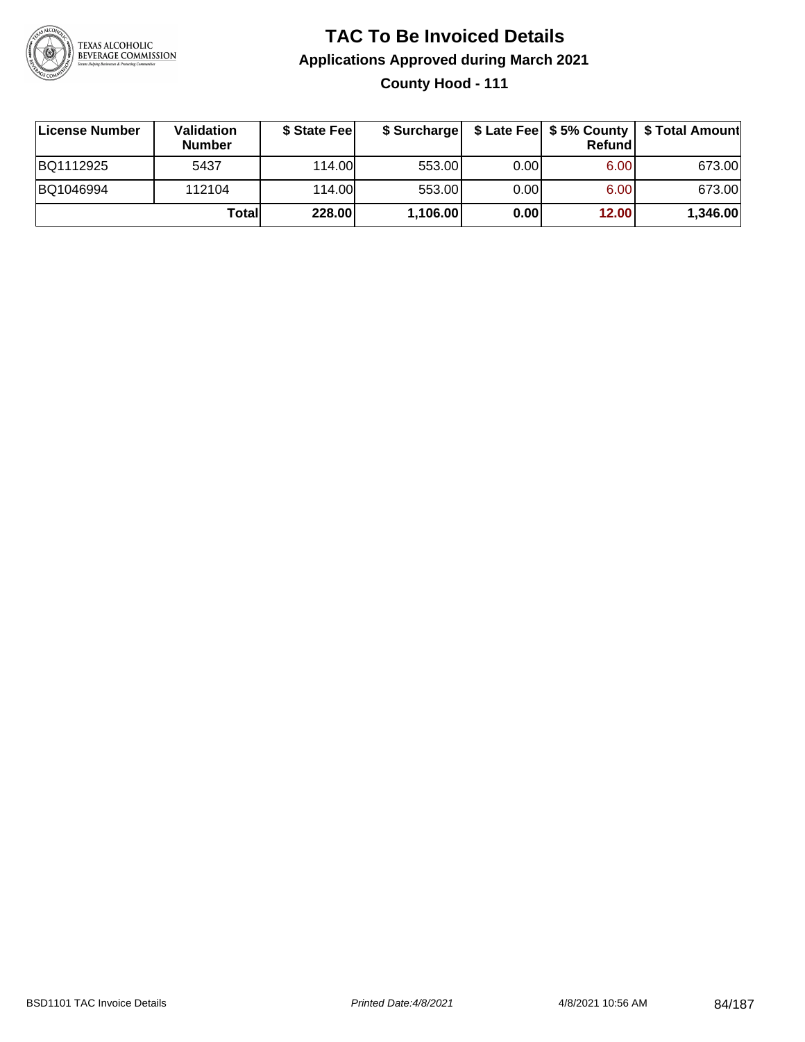# TAC To Be Invoiced Details

## Applications Approved during March 2021

### County Hood - 111

| License Number | Validation Number | \$ State Fee | \$ Surcharge | \$ Late Fee | \$ 5% County Refund | \$ Total Amount |
|---|---|---|---|---|---|---|
| BQ1112925 | 5437 | 114.00 | 553.00 | 0.00 | 6.00 | 673.00 |
| BQ1046994 | 112104 | 114.00 | 553.00 | 0.00 | 6.00 | 673.00 |
| | **Total** | **228.00** | **1,106.00** | **0.00** | **12.00** | **1,346.00** |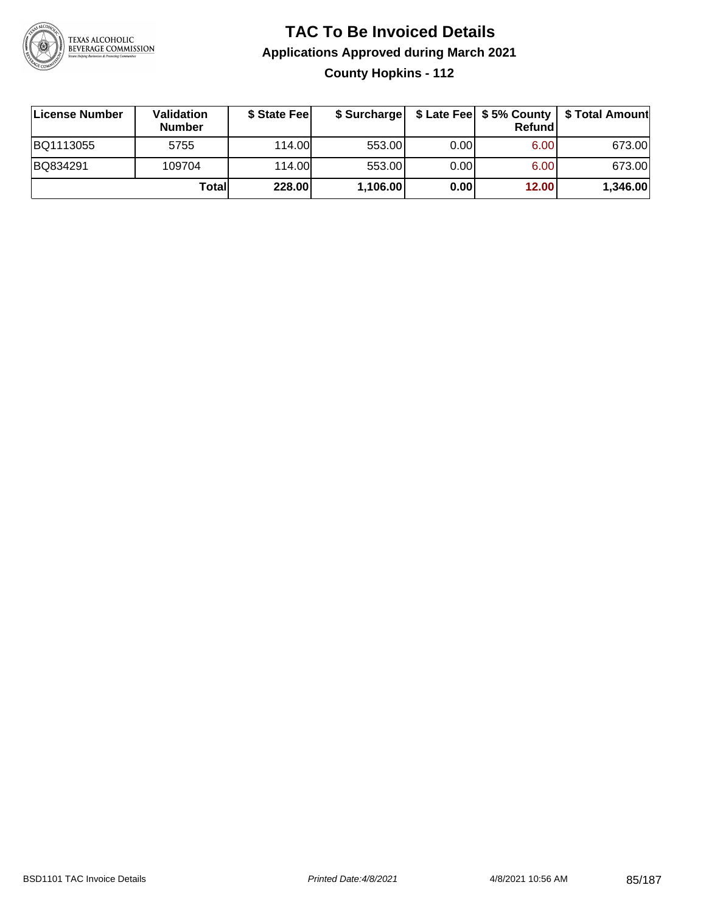# TAC To Be Invoiced Details

## Applications Approved during March 2021

### County Hopkins - 112

| License Number | Validation Number | $ State Fee | $ Surcharge | $ Late Fee | $ 5% County Refund | $ Total Amount |
|---|---|---|---|---|---|---|
| BQ1113055 | 5755 | 114.00 | 553.00 | 0.00 | 6.00 | 673.00 |
| BQ834291 | 109704 | 114.00 | 553.00 | 0.00 | 6.00 | 673.00 |
| | **Total** | **228.00** | **1,106.00** | **0.00** | **12.00** | **1,346.00** |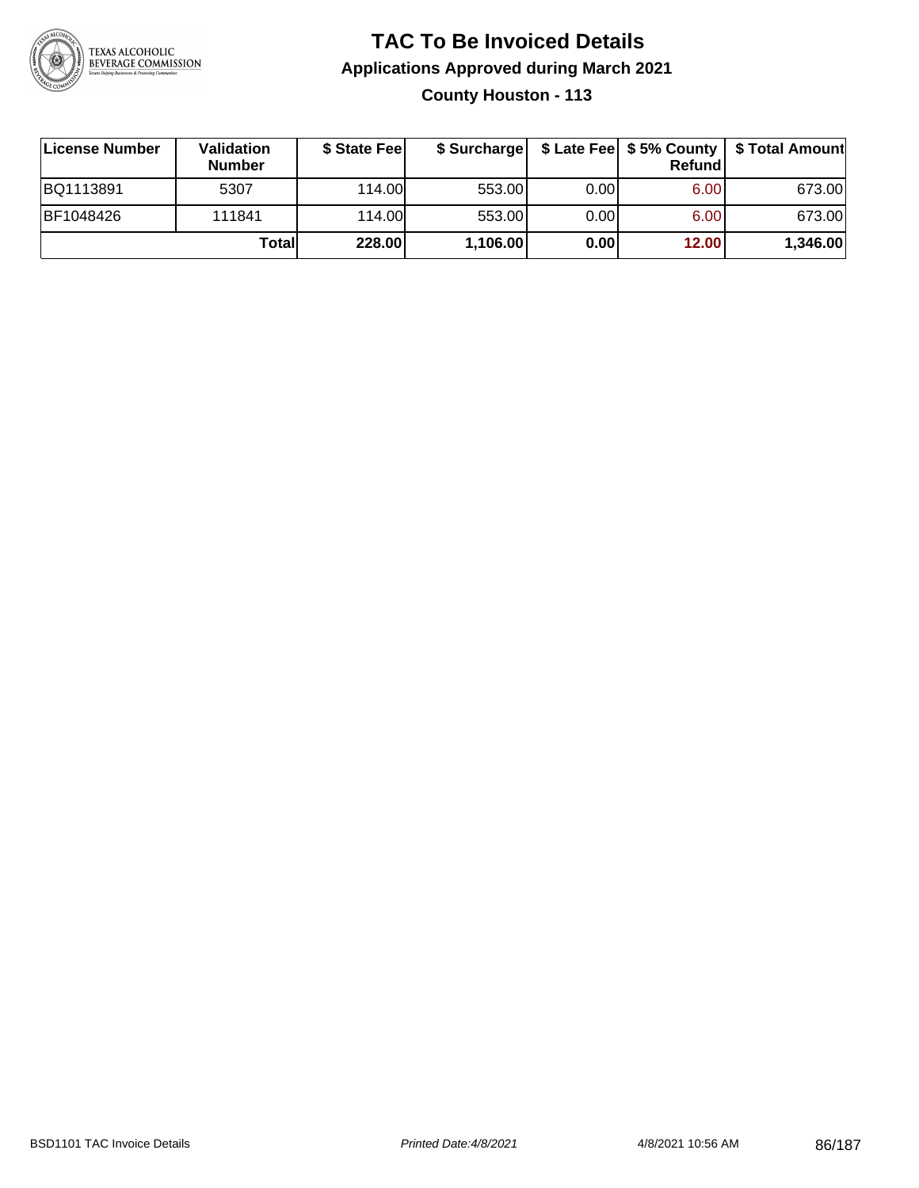# TAC To Be Invoiced Details

## Applications Approved during March 2021

### County Houston - 113

| License Number | Validation Number | $ State Fee | $ Surcharge | $ Late Fee | $ 5% County Refund | $ Total Amount |
|---|---|---|---|---|---|---|
| BQ1113891 | 5307 | 114.00 | 553.00 | 0.00 | 6.00 | 673.00 |
| BF1048426 | 111841 | 114.00 | 553.00 | 0.00 | 6.00 | 673.00 |
| | **Total** | **228.00** | **1,106.00** | **0.00** | **12.00** | **1,346.00** |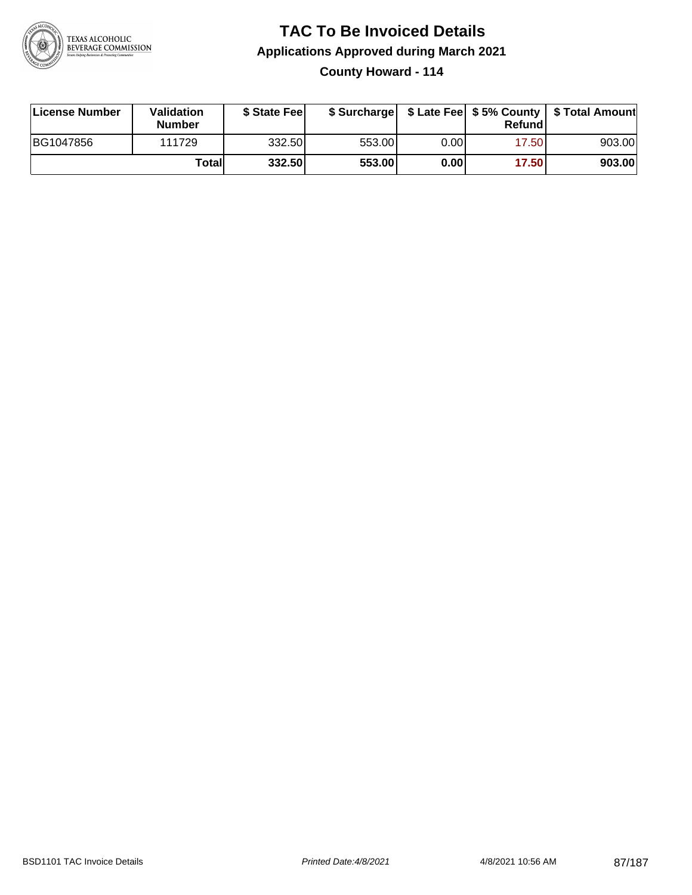# TAC To Be Invoiced Details

## Applications Approved during March 2021

### County Howard - 114

| License Number | Validation Number | $ State Fee | $ Surcharge | $ Late Fee | $ 5% County Refund | $ Total Amount |
|---|---|---|---|---|---|---|
| BG1047856 | 111729 | 332.50 | 553.00 | 0.00 | 17.50 | 903.00 |
| | **Total** | **332.50** | **553.00** | **0.00** | **17.50** | **903.00** |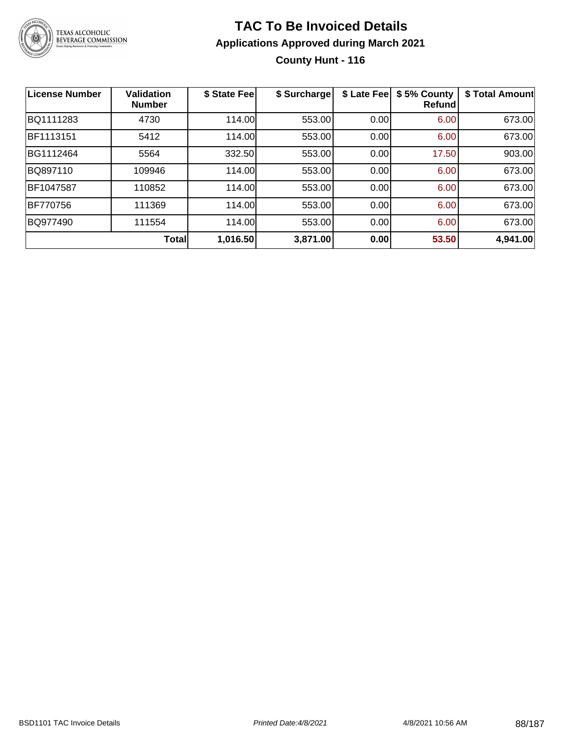# TAC To Be Invoiced Details

## Applications Approved during March 2021

### County Hunt - 116

| License Number | Validation Number | $ State Fee | $ Surcharge | $ Late Fee | $ 5% County Refund | $ Total Amount |
|---|---|---|---|---|---|---|
| BQ1111283 | 4730 | 114.00 | 553.00 | 0.00 | 6.00 | 673.00 |
| BF1113151 | 5412 | 114.00 | 553.00 | 0.00 | 6.00 | 673.00 |
| BG1112464 | 5564 | 332.50 | 553.00 | 0.00 | 17.50 | 903.00 |
| BQ897110 | 109946 | 114.00 | 553.00 | 0.00 | 6.00 | 673.00 |
| BF1047587 | 110852 | 114.00 | 553.00 | 0.00 | 6.00 | 673.00 |
| BF770756 | 111369 | 114.00 | 553.00 | 0.00 | 6.00 | 673.00 |
| BQ977490 | 111554 | 114.00 | 553.00 | 0.00 | 6.00 | 673.00 |
| | **Total** | **1,016.50** | **3,871.00** | **0.00** | **53.50** | **4,941.00** |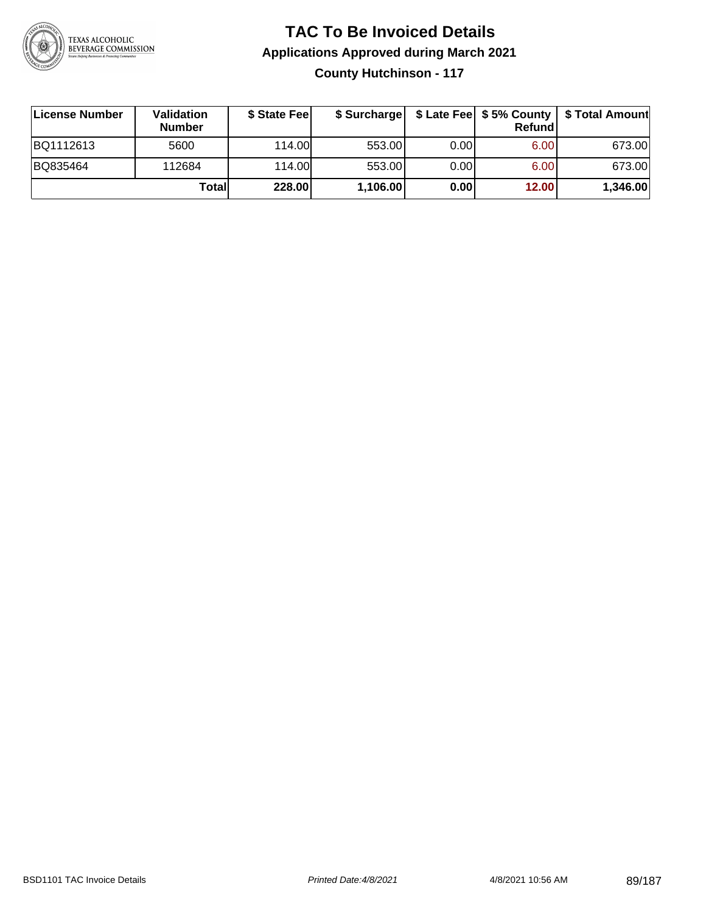# TAC To Be Invoiced Details

## Applications Approved during March 2021

### County Hutchinson - 117

| License Number | Validation Number | $ State Fee | $ Surcharge | $ Late Fee | $ 5% County Refund | $ Total Amount |
|---|---|---|---|---|---|---|
| BQ1112613 | 5600 | 114.00 | 553.00 | 0.00 | 6.00 | 673.00 |
| BQ835464 | 112684 | 114.00 | 553.00 | 0.00 | 6.00 | 673.00 |
| | **Total** | **228.00** | **1,106.00** | **0.00** | **12.00** | **1,346.00** |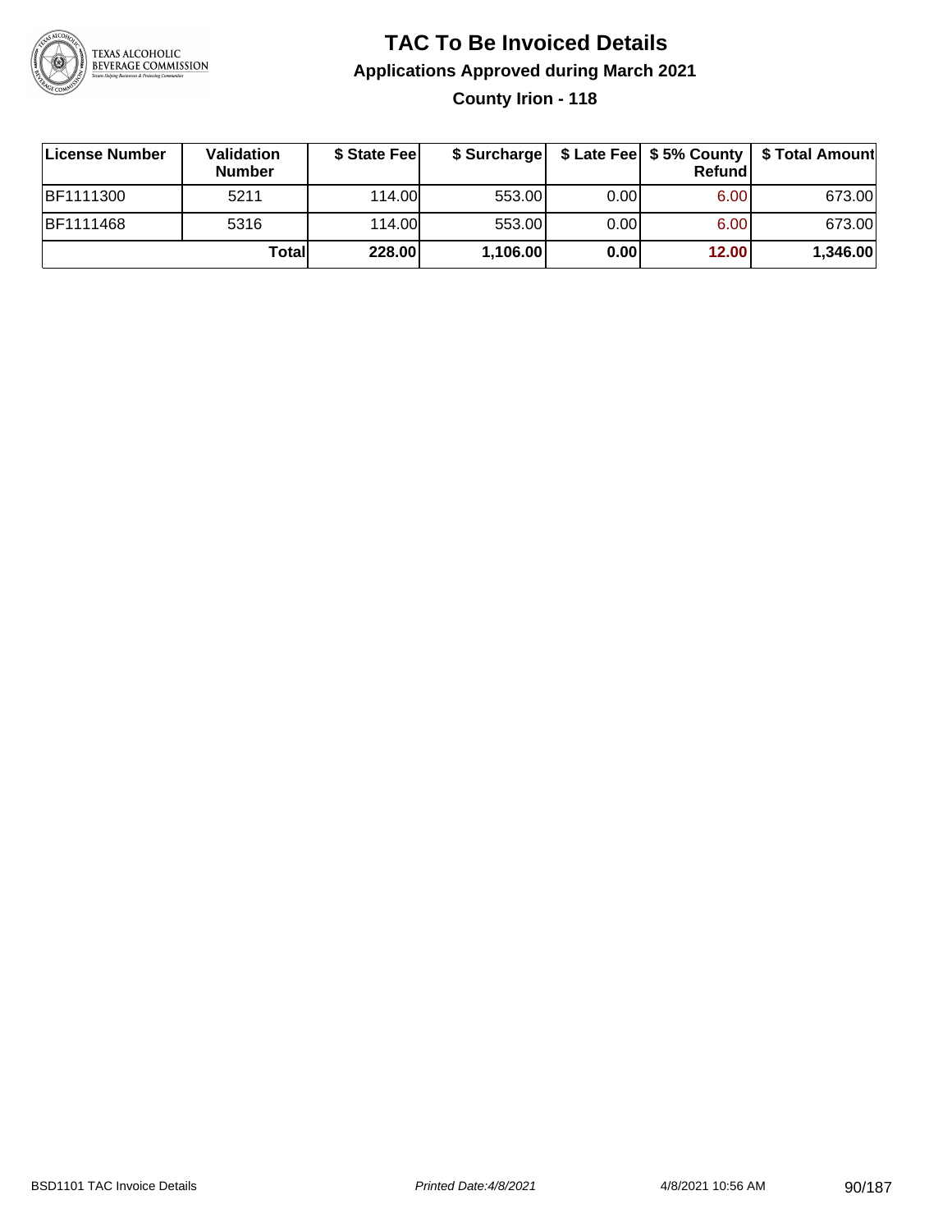# TAC To Be Invoiced Details

## Applications Approved during March 2021

### County Irion - 118

| License Number | Validation Number | $ State Fee | $ Surcharge | $ Late Fee | $ 5% County Refund | $ Total Amount |
|---|---|---|---|---|---|---|
| BF1111300 | 5211 | 114.00 | 553.00 | 0.00 | 6.00 | 673.00 |
| BF1111468 | 5316 | 114.00 | 553.00 | 0.00 | 6.00 | 673.00 |
| | **Total** | **228.00** | **1,106.00** | **0.00** | **12.00** | **1,346.00** |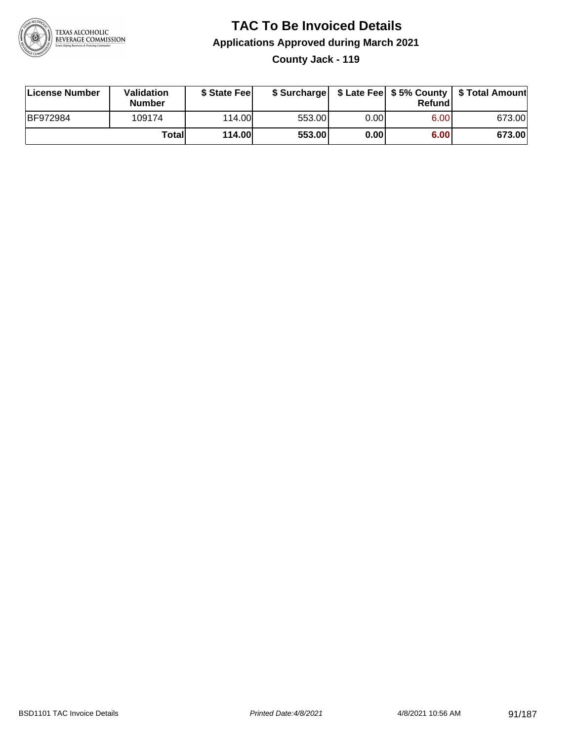# TAC To Be Invoiced Details

## Applications Approved during March 2021

### County Jack - 119

| License Number | Validation Number | $ State Fee | $ Surcharge | $ Late Fee | $ 5% County Refund | $ Total Amount |
|---|---|---|---|---|---|---|
| BF972984 | 109174 | 114.00 | 553.00 | 0.00 | 6.00 | 673.00 |
| | **Total** | **114.00** | **553.00** | **0.00** | **6.00** | **673.00** |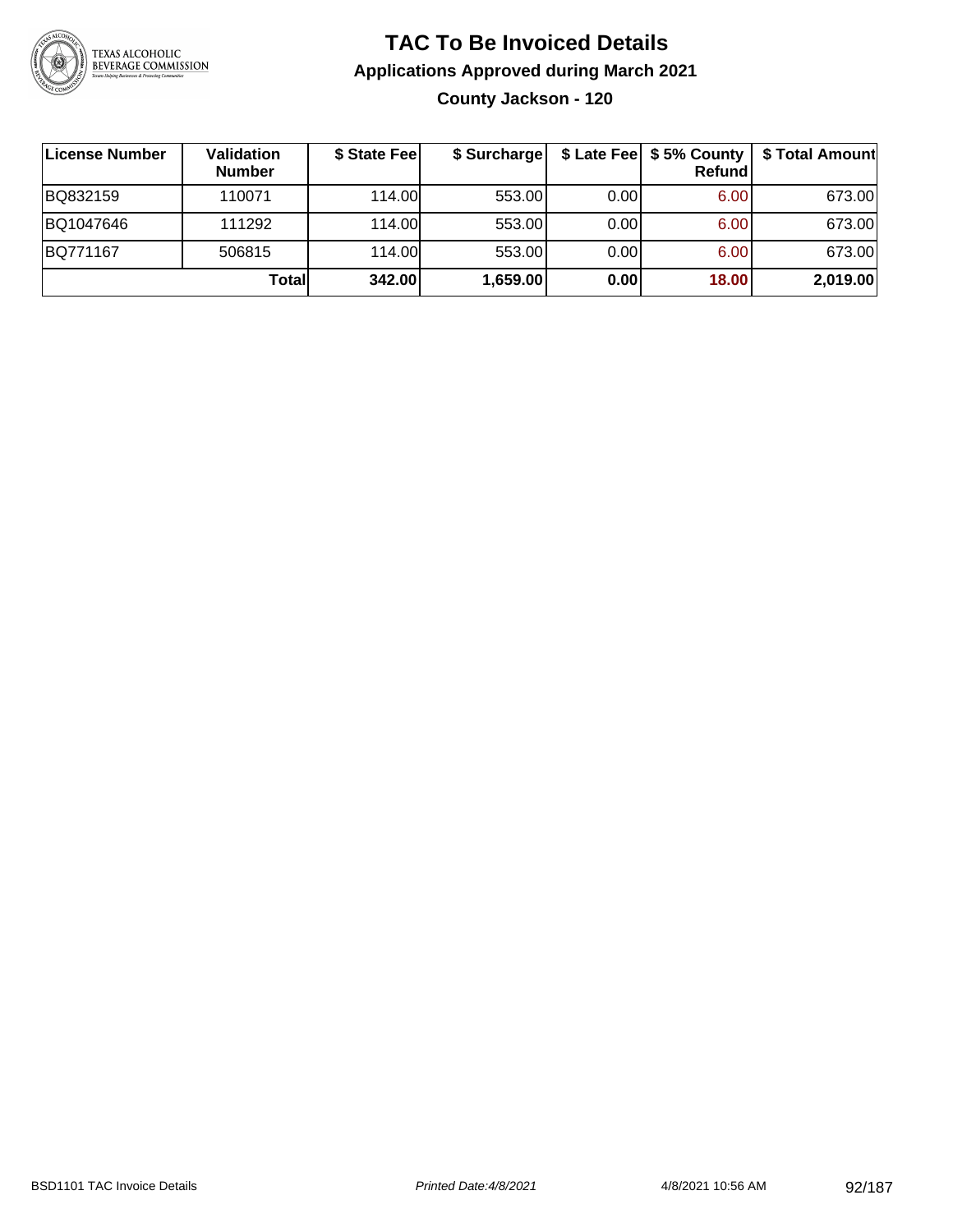# TAC To Be Invoiced Details

## Applications Approved during March 2021

### County Jackson - 120

| License Number | Validation Number | $ State Fee | $ Surcharge | $ Late Fee | $ 5% County Refund | $ Total Amount |
|---|---|---|---|---|---|---|
| BQ832159 | 110071 | 114.00 | 553.00 | 0.00 | 6.00 | 673.00 |
| BQ1047646 | 111292 | 114.00 | 553.00 | 0.00 | 6.00 | 673.00 |
| BQ771167 | 506815 | 114.00 | 553.00 | 0.00 | 6.00 | 673.00 |
| | **Total** | **342.00** | **1,659.00** | **0.00** | **18.00** | **2,019.00** |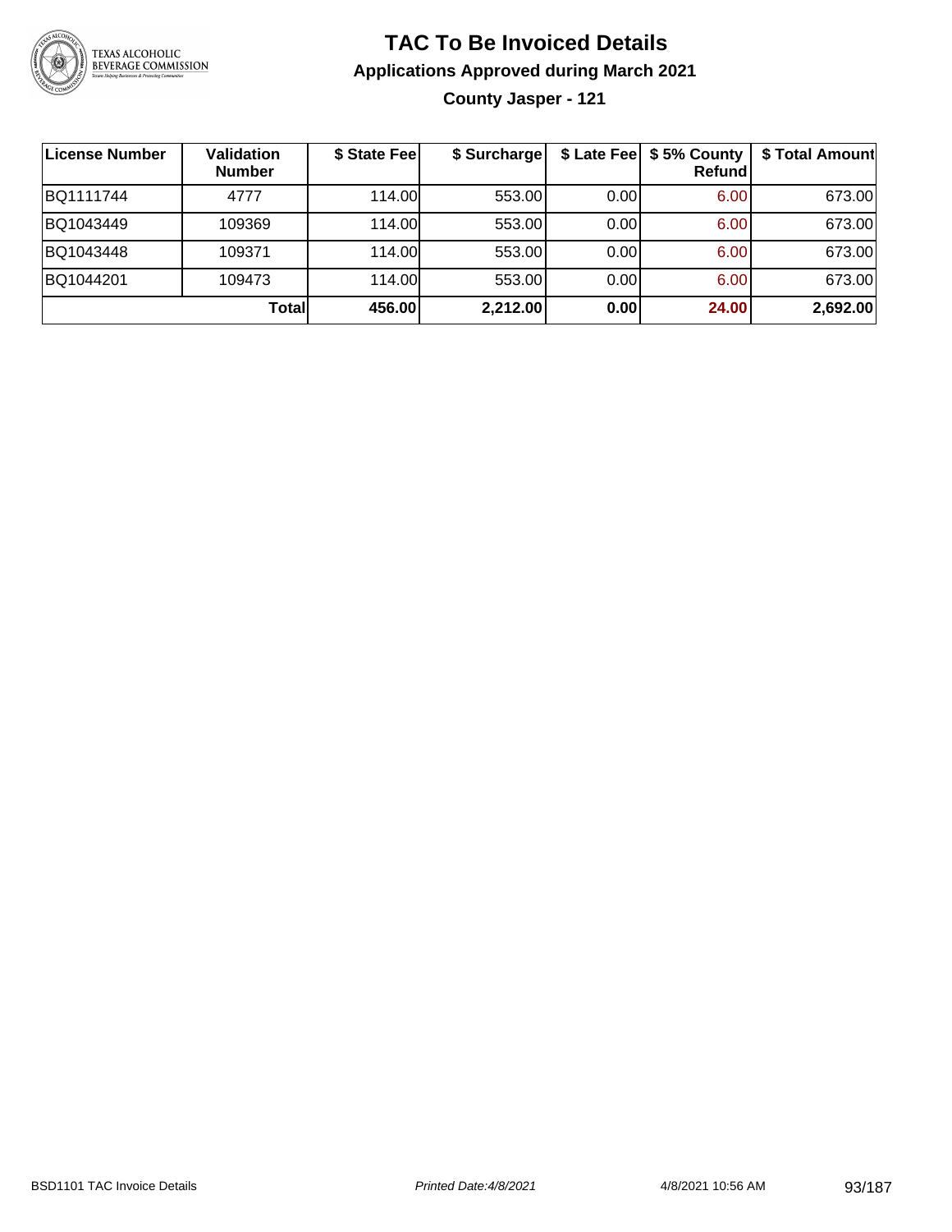# TAC To Be Invoiced Details

## Applications Approved during March 2021

### County Jasper - 121

| License Number | Validation Number | $ State Fee | $ Surcharge | $ Late Fee | $ 5% County Refund | $ Total Amount |
|---|---|---|---|---|---|---|
| BQ1111744 | 4777 | 114.00 | 553.00 | 0.00 | 6.00 | 673.00 |
| BQ1043449 | 109369 | 114.00 | 553.00 | 0.00 | 6.00 | 673.00 |
| BQ1043448 | 109371 | 114.00 | 553.00 | 0.00 | 6.00 | 673.00 |
| BQ1044201 | 109473 | 114.00 | 553.00 | 0.00 | 6.00 | 673.00 |
| | **Total** | **456.00** | **2,212.00** | **0.00** | **24.00** | **2,692.00** |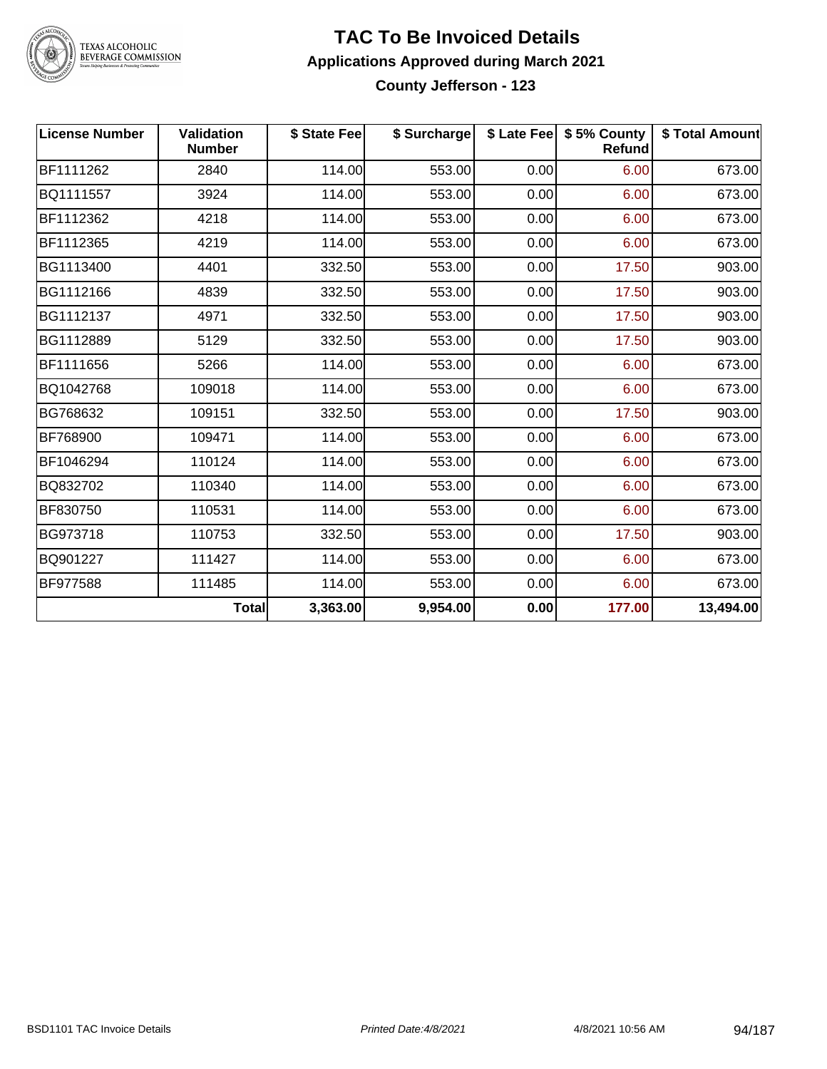# TAC To Be Invoiced Details

## Applications Approved during March 2021

### County Jefferson - 123

| License Number | Validation Number | $ State Fee | $ Surcharge | $ Late Fee | $ 5% County Refund | $ Total Amount |
|---|---|---|---|---|---|---|
| BF1111262 | 2840 | 114.00 | 553.00 | 0.00 | 6.00 | 673.00 |
| BQ1111557 | 3924 | 114.00 | 553.00 | 0.00 | 6.00 | 673.00 |
| BF1112362 | 4218 | 114.00 | 553.00 | 0.00 | 6.00 | 673.00 |
| BF1112365 | 4219 | 114.00 | 553.00 | 0.00 | 6.00 | 673.00 |
| BG1113400 | 4401 | 332.50 | 553.00 | 0.00 | 17.50 | 903.00 |
| BG1112166 | 4839 | 332.50 | 553.00 | 0.00 | 17.50 | 903.00 |
| BG1112137 | 4971 | 332.50 | 553.00 | 0.00 | 17.50 | 903.00 |
| BG1112889 | 5129 | 332.50 | 553.00 | 0.00 | 17.50 | 903.00 |
| BF1111656 | 5266 | 114.00 | 553.00 | 0.00 | 6.00 | 673.00 |
| BQ1042768 | 109018 | 114.00 | 553.00 | 0.00 | 6.00 | 673.00 |
| BG768632 | 109151 | 332.50 | 553.00 | 0.00 | 17.50 | 903.00 |
| BF768900 | 109471 | 114.00 | 553.00 | 0.00 | 6.00 | 673.00 |
| BF1046294 | 110124 | 114.00 | 553.00 | 0.00 | 6.00 | 673.00 |
| BQ832702 | 110340 | 114.00 | 553.00 | 0.00 | 6.00 | 673.00 |
| BF830750 | 110531 | 114.00 | 553.00 | 0.00 | 6.00 | 673.00 |
| BG973718 | 110753 | 332.50 | 553.00 | 0.00 | 17.50 | 903.00 |
| BQ901227 | 111427 | 114.00 | 553.00 | 0.00 | 6.00 | 673.00 |
| BF977588 | 111485 | 114.00 | 553.00 | 0.00 | 6.00 | 673.00 |
| | **Total** | **3,363.00** | **9,954.00** | **0.00** | **177.00** | **13,494.00** |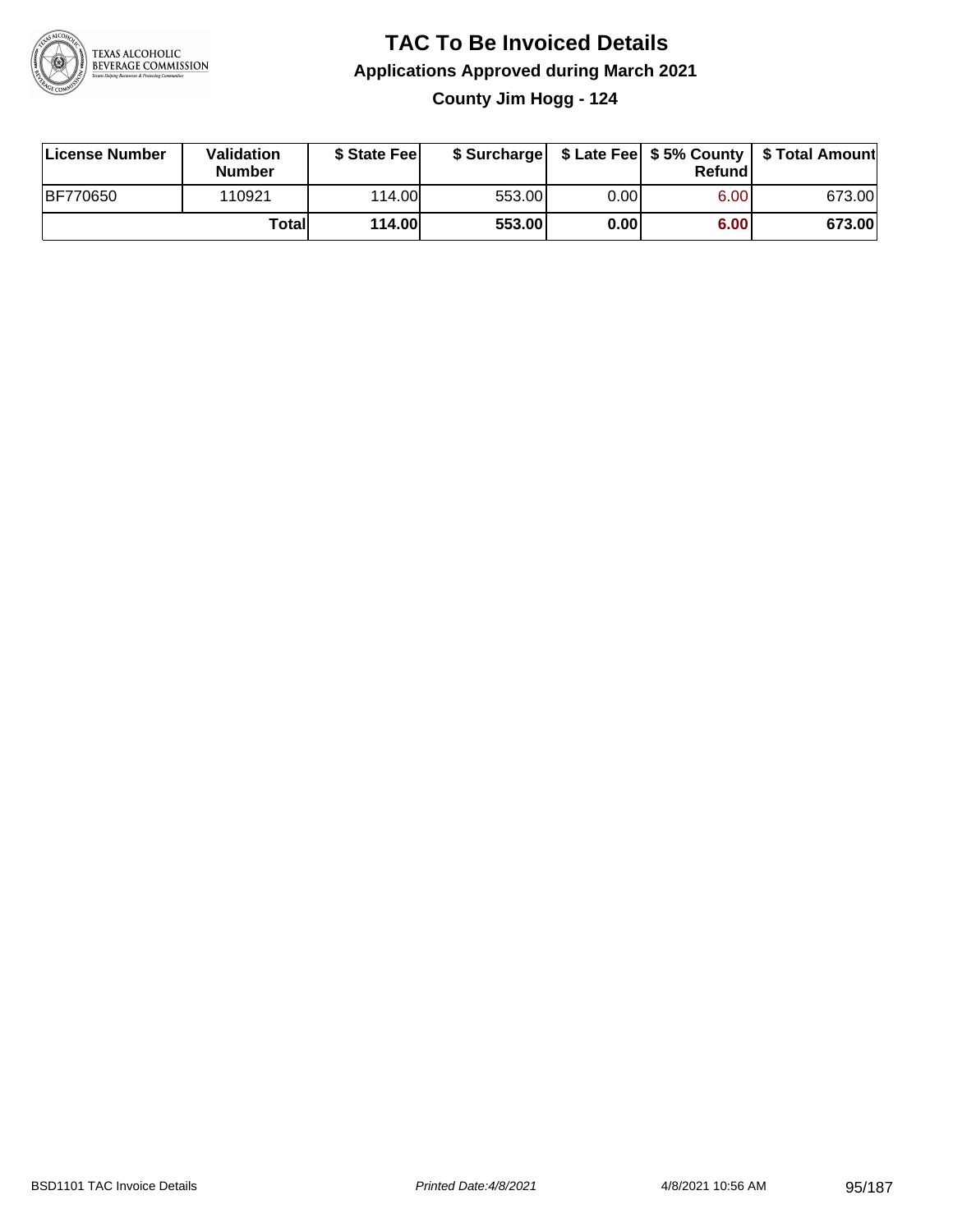# TAC To Be Invoiced Details

## Applications Approved during March 2021

### County Jim Hogg - 124

| License Number | Validation Number | $ State Fee | $ Surcharge | $ Late Fee | $ 5% County Refund | $ Total Amount |
|---|---|---|---|---|---|---|
| BF770650 | 110921 | 114.00 | 553.00 | 0.00 | 6.00 | 673.00 |
| | **Total** | **114.00** | **553.00** | **0.00** | **6.00** | **673.00** |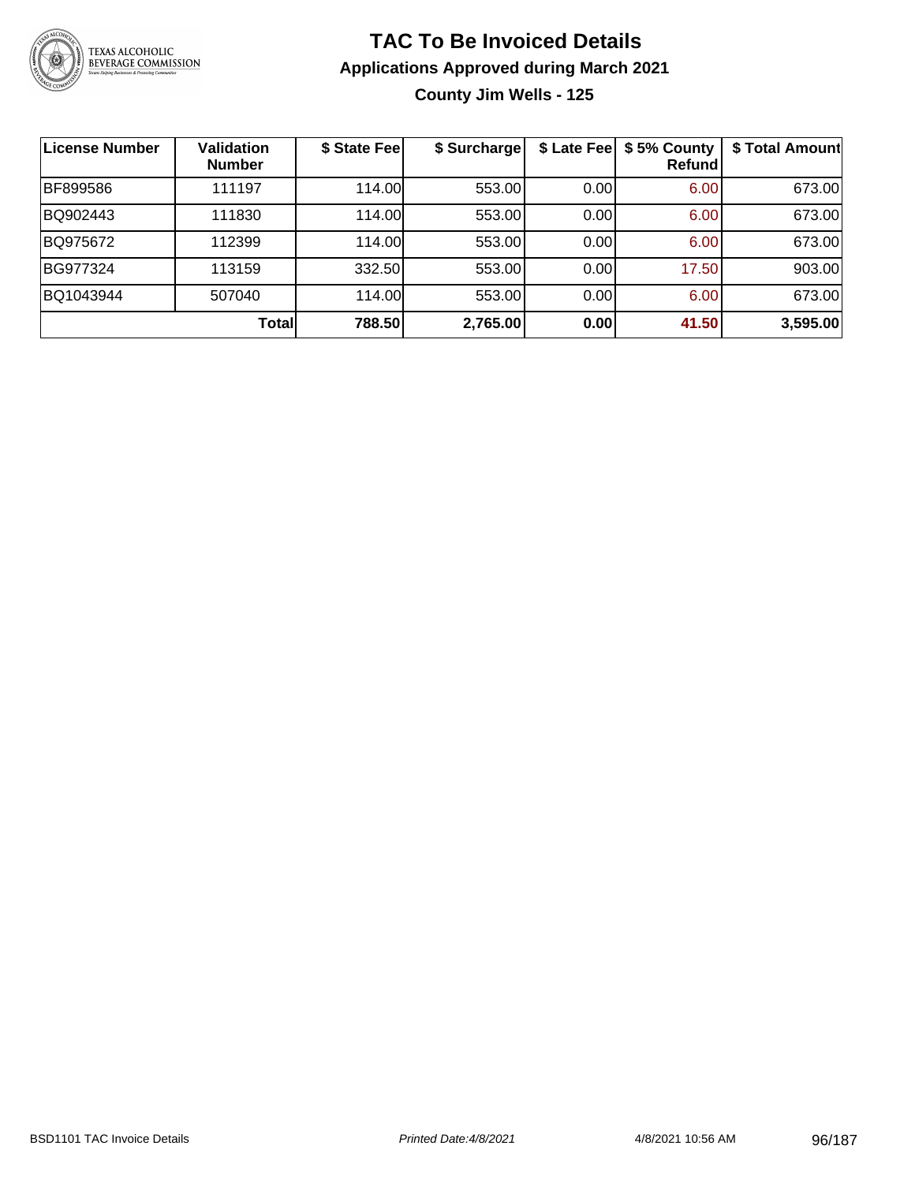# TAC To Be Invoiced Details

## Applications Approved during March 2021

### County Jim Wells - 125

| License Number | Validation Number | $ State Fee | $ Surcharge | $ Late Fee | $ 5% County Refund | $ Total Amount |
|---|---|---|---|---|---|---|
| BF899586 | 111197 | 114.00 | 553.00 | 0.00 | 6.00 | 673.00 |
| BQ902443 | 111830 | 114.00 | 553.00 | 0.00 | 6.00 | 673.00 |
| BQ975672 | 112399 | 114.00 | 553.00 | 0.00 | 6.00 | 673.00 |
| BG977324 | 113159 | 332.50 | 553.00 | 0.00 | 17.50 | 903.00 |
| BQ1043944 | 507040 | 114.00 | 553.00 | 0.00 | 6.00 | 673.00 |
| | **Total** | **788.50** | **2,765.00** | **0.00** | **41.50** | **3,595.00** |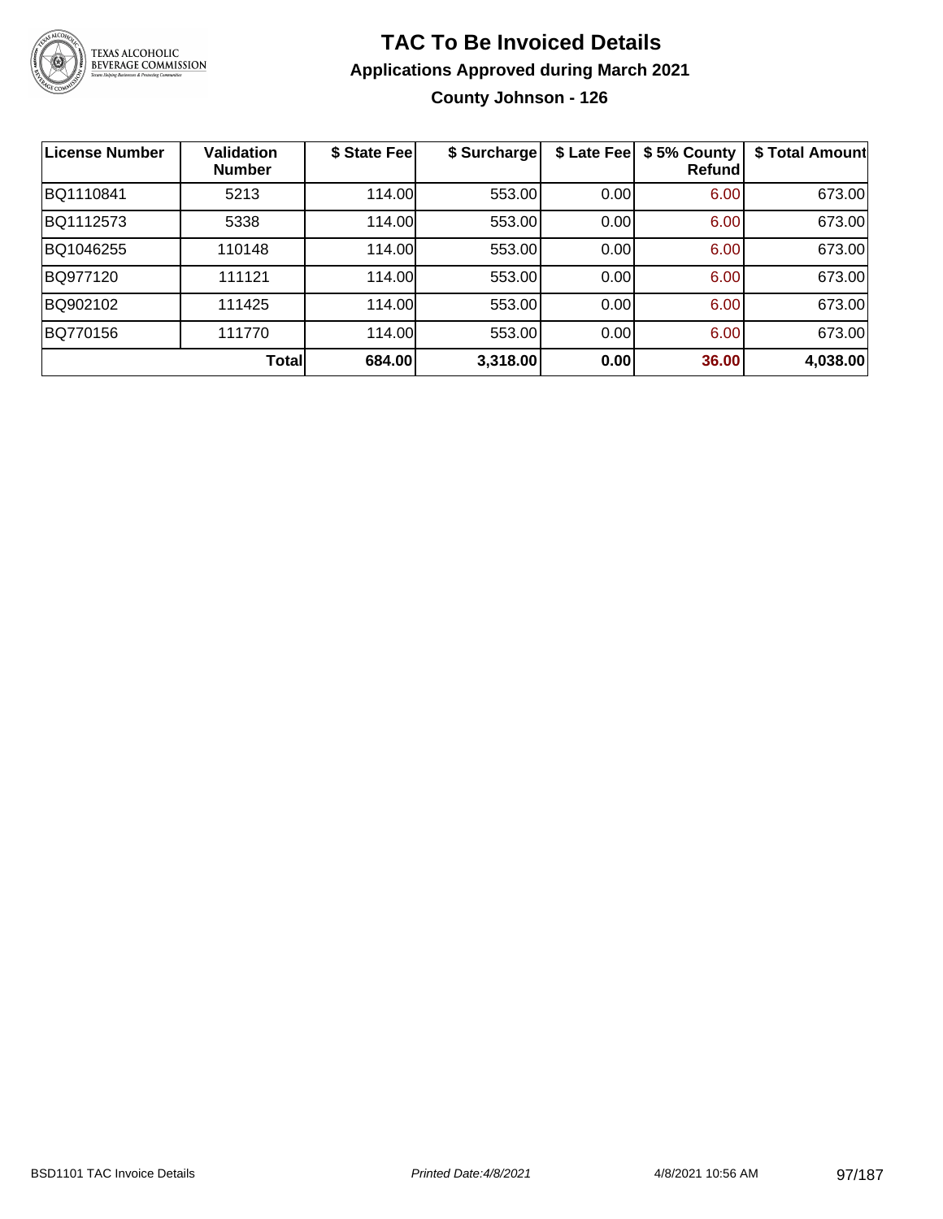# TAC To Be Invoiced Details

## Applications Approved during March 2021

### County Johnson - 126

| License Number | Validation Number | $ State Fee | $ Surcharge | $ Late Fee | $ 5% County Refund | $ Total Amount |
|---|---|---|---|---|---|---|
| BQ1110841 | 5213 | 114.00 | 553.00 | 0.00 | 6.00 | 673.00 |
| BQ1112573 | 5338 | 114.00 | 553.00 | 0.00 | 6.00 | 673.00 |
| BQ1046255 | 110148 | 114.00 | 553.00 | 0.00 | 6.00 | 673.00 |
| BQ977120 | 111121 | 114.00 | 553.00 | 0.00 | 6.00 | 673.00 |
| BQ902102 | 111425 | 114.00 | 553.00 | 0.00 | 6.00 | 673.00 |
| BQ770156 | 111770 | 114.00 | 553.00 | 0.00 | 6.00 | 673.00 |
| | **Total** | **684.00** | **3,318.00** | **0.00** | **36.00** | **4,038.00** |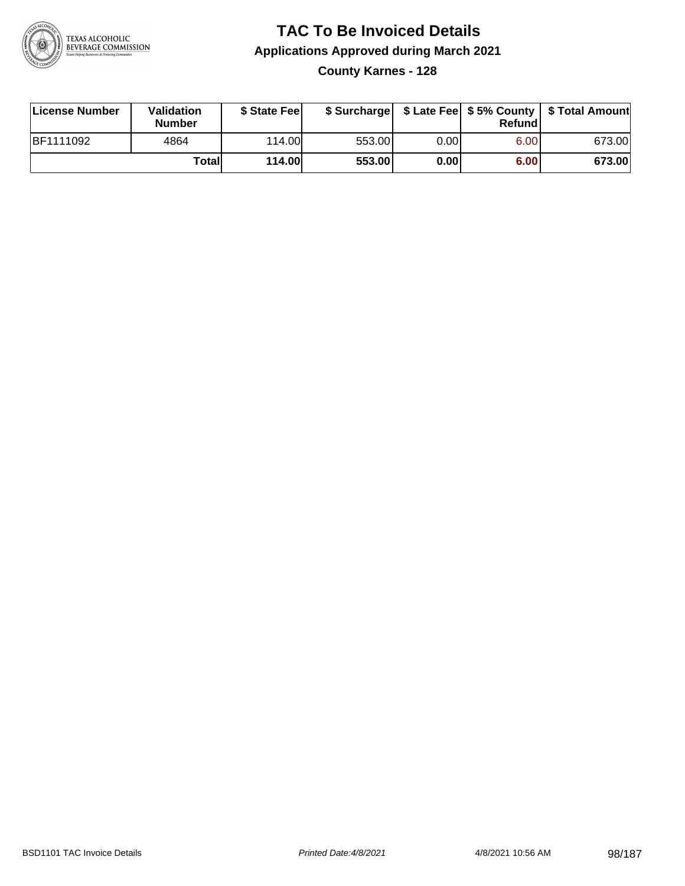# TAC To Be Invoiced Details

## Applications Approved during March 2021

### County Karnes - 128

| License Number | Validation Number | $ State Fee | $ Surcharge | $ Late Fee | $ 5% County Refund | $ Total Amount |
|---|---|---|---|---|---|---|
| BF1111092 | 4864 | 114.00 | 553.00 | 0.00 | 6.00 | 673.00 |
| | **Total** | **114.00** | **553.00** | **0.00** | **6.00** | **673.00** |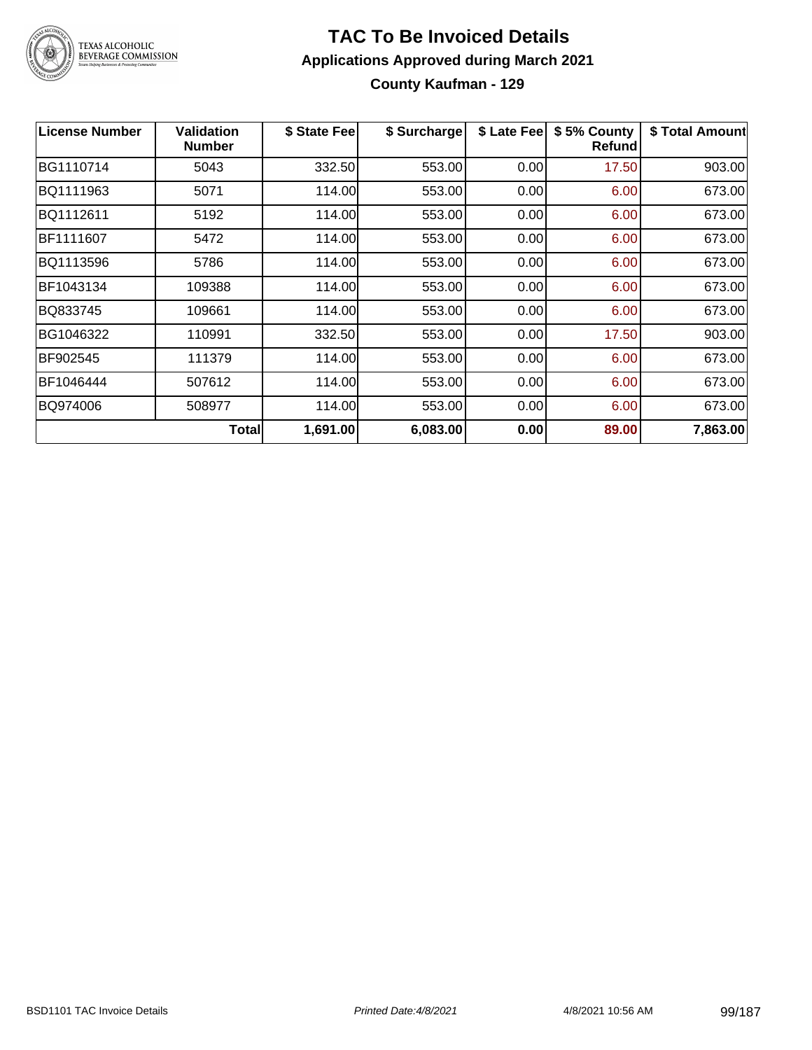# TAC To Be Invoiced Details

## Applications Approved during March 2021

### County Kaufman - 129

| License Number | Validation Number | $ State Fee | $ Surcharge | $ Late Fee | $ 5% County Refund | $ Total Amount |
|---|---|---|---|---|---|---|
| BG1110714 | 5043 | 332.50 | 553.00 | 0.00 | 17.50 | 903.00 |
| BQ1111963 | 5071 | 114.00 | 553.00 | 0.00 | 6.00 | 673.00 |
| BQ1112611 | 5192 | 114.00 | 553.00 | 0.00 | 6.00 | 673.00 |
| BF1111607 | 5472 | 114.00 | 553.00 | 0.00 | 6.00 | 673.00 |
| BQ1113596 | 5786 | 114.00 | 553.00 | 0.00 | 6.00 | 673.00 |
| BF1043134 | 109388 | 114.00 | 553.00 | 0.00 | 6.00 | 673.00 |
| BQ833745 | 109661 | 114.00 | 553.00 | 0.00 | 6.00 | 673.00 |
| BG1046322 | 110991 | 332.50 | 553.00 | 0.00 | 17.50 | 903.00 |
| BF902545 | 111379 | 114.00 | 553.00 | 0.00 | 6.00 | 673.00 |
| BF1046444 | 507612 | 114.00 | 553.00 | 0.00 | 6.00 | 673.00 |
| BQ974006 | 508977 | 114.00 | 553.00 | 0.00 | 6.00 | 673.00 |
| | **Total** | **1,691.00** | **6,083.00** | **0.00** | **89.00** | **7,863.00** |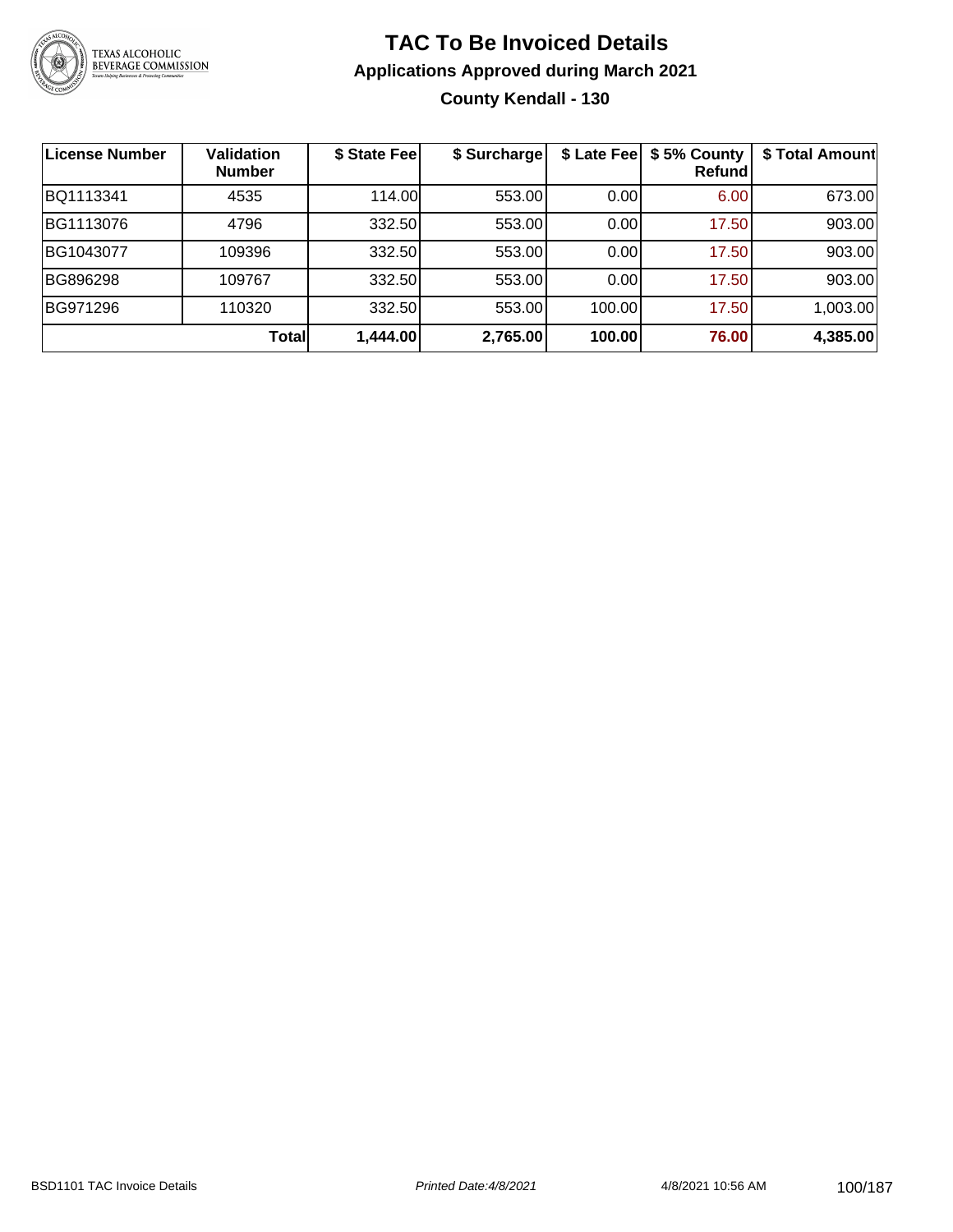# TAC To Be Invoiced Details

## Applications Approved during March 2021

### County Kendall - 130

| License Number | Validation Number | $ State Fee | $ Surcharge | $ Late Fee | $ 5% County Refund | $ Total Amount |
|---|---|---|---|---|---|---|
| BQ1113341 | 4535 | 114.00 | 553.00 | 0.00 | 6.00 | 673.00 |
| BG1113076 | 4796 | 332.50 | 553.00 | 0.00 | 17.50 | 903.00 |
| BG1043077 | 109396 | 332.50 | 553.00 | 0.00 | 17.50 | 903.00 |
| BG896298 | 109767 | 332.50 | 553.00 | 0.00 | 17.50 | 903.00 |
| BG971296 | 110320 | 332.50 | 553.00 | 100.00 | 17.50 | 1,003.00 |
| | **Total** | **1,444.00** | **2,765.00** | **100.00** | **76.00** | **4,385.00** |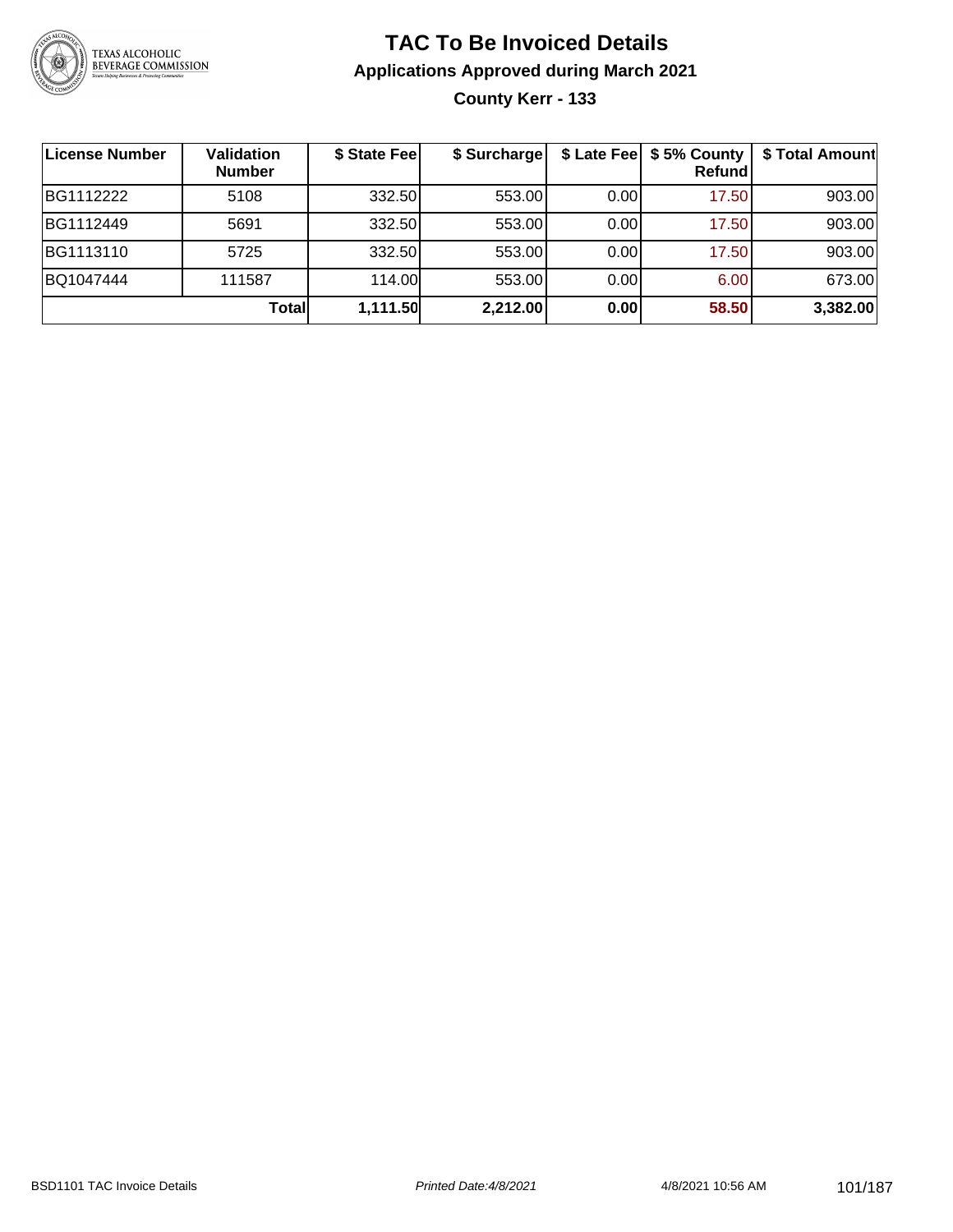# TAC To Be Invoiced Details

## Applications Approved during March 2021

### County Kerr - 133

| License Number | Validation Number | $ State Fee | $ Surcharge | $ Late Fee | $ 5% County Refund | $ Total Amount |
|---|---|---|---|---|---|---|
| BG1112222 | 5108 | 332.50 | 553.00 | 0.00 | 17.50 | 903.00 |
| BG1112449 | 5691 | 332.50 | 553.00 | 0.00 | 17.50 | 903.00 |
| BG1113110 | 5725 | 332.50 | 553.00 | 0.00 | 17.50 | 903.00 |
| BQ1047444 | 111587 | 114.00 | 553.00 | 0.00 | 6.00 | 673.00 |
| | **Total** | **1,111.50** | **2,212.00** | **0.00** | **58.50** | **3,382.00** |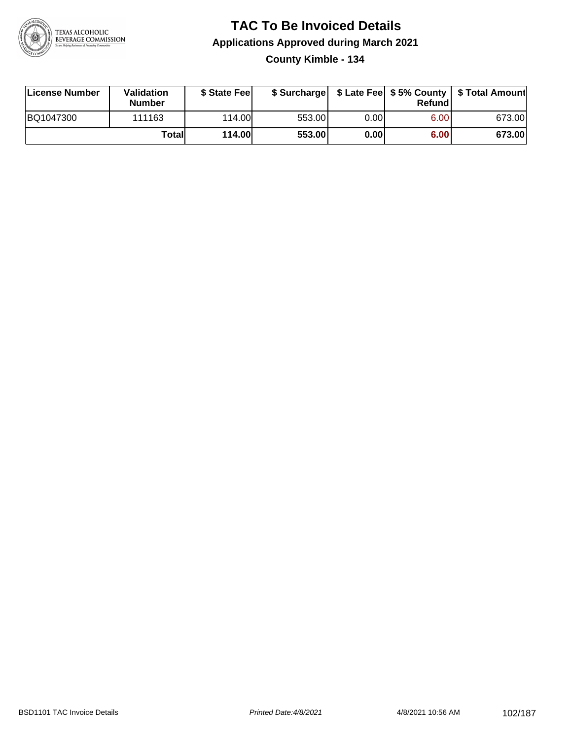# TAC To Be Invoiced Details

## Applications Approved during March 2021

### County Kimble - 134

| License Number | Validation Number | $ State Fee | $ Surcharge | $ Late Fee | $ 5% County Refund | $ Total Amount |
|---|---|---|---|---|---|---|
| BQ1047300 | 111163 | 114.00 | 553.00 | 0.00 | 6.00 | 673.00 |
| | **Total** | **114.00** | **553.00** | **0.00** | **6.00** | **673.00** |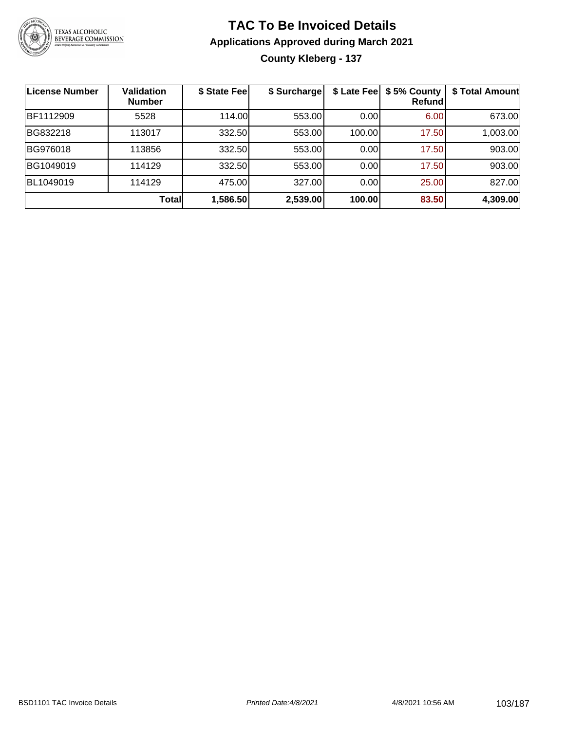# TAC To Be Invoiced Details

## Applications Approved during March 2021

### County Kleberg - 137

| License Number | Validation Number | $ State Fee | $ Surcharge | $ Late Fee | $ 5% County Refund | $ Total Amount |
|---|---|---|---|---|---|---|
| BF1112909 | 5528 | 114.00 | 553.00 | 0.00 | 6.00 | 673.00 |
| BG832218 | 113017 | 332.50 | 553.00 | 100.00 | 17.50 | 1,003.00 |
| BG976018 | 113856 | 332.50 | 553.00 | 0.00 | 17.50 | 903.00 |
| BG1049019 | 114129 | 332.50 | 553.00 | 0.00 | 17.50 | 903.00 |
| BL1049019 | 114129 | 475.00 | 327.00 | 0.00 | 25.00 | 827.00 |
| | **Total** | **1,586.50** | **2,539.00** | **100.00** | **83.50** | **4,309.00** |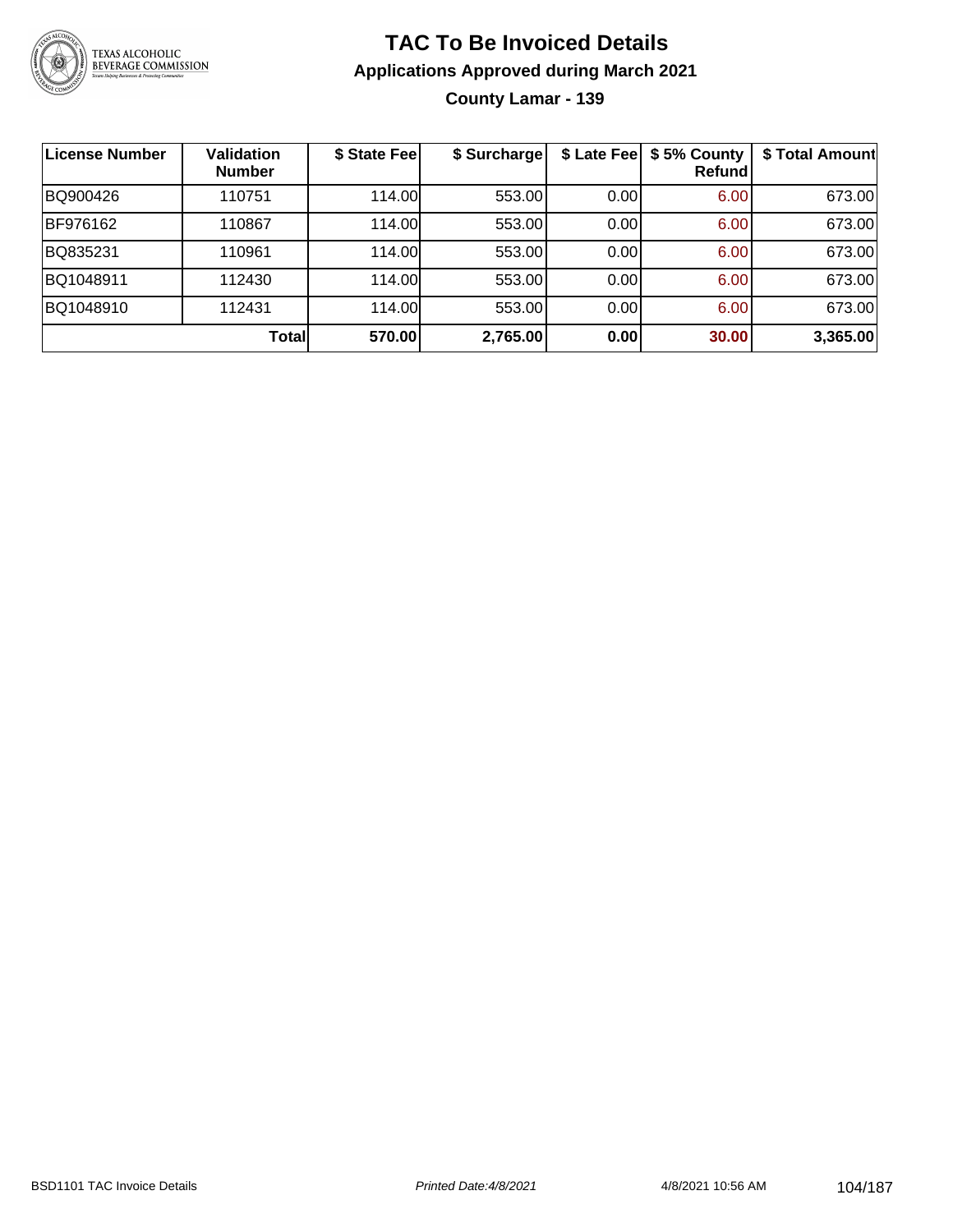# TAC To Be Invoiced Details

## Applications Approved during March 2021

### County Lamar - 139

| License Number | Validation Number | $ State Fee | $ Surcharge | $ Late Fee | $ 5% County Refund | $ Total Amount |
|---|---|---|---|---|---|---|
| BQ900426 | 110751 | 114.00 | 553.00 | 0.00 | 6.00 | 673.00 |
| BF976162 | 110867 | 114.00 | 553.00 | 0.00 | 6.00 | 673.00 |
| BQ835231 | 110961 | 114.00 | 553.00 | 0.00 | 6.00 | 673.00 |
| BQ1048911 | 112430 | 114.00 | 553.00 | 0.00 | 6.00 | 673.00 |
| BQ1048910 | 112431 | 114.00 | 553.00 | 0.00 | 6.00 | 673.00 |
| | **Total** | **570.00** | **2,765.00** | **0.00** | **30.00** | **3,365.00** |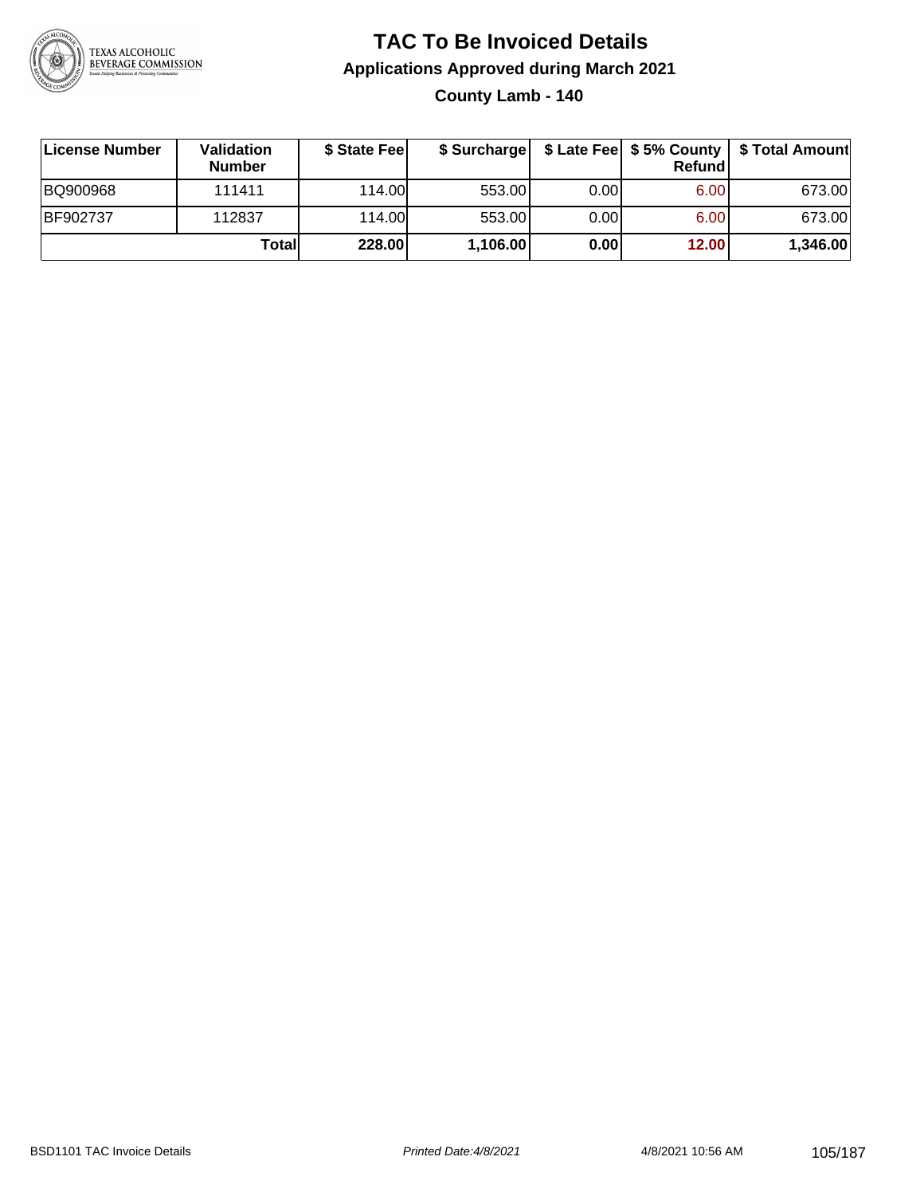# TAC To Be Invoiced Details

## Applications Approved during March 2021

### County Lamb - 140

| License Number | Validation Number | $ State Fee | $ Surcharge | $ Late Fee | $ 5% County Refund | $ Total Amount |
|---|---|---|---|---|---|---|
| BQ900968 | 111411 | 114.00 | 553.00 | 0.00 | 6.00 | 673.00 |
| BF902737 | 112837 | 114.00 | 553.00 | 0.00 | 6.00 | 673.00 |
| | **Total** | **228.00** | **1,106.00** | **0.00** | **12.00** | **1,346.00** |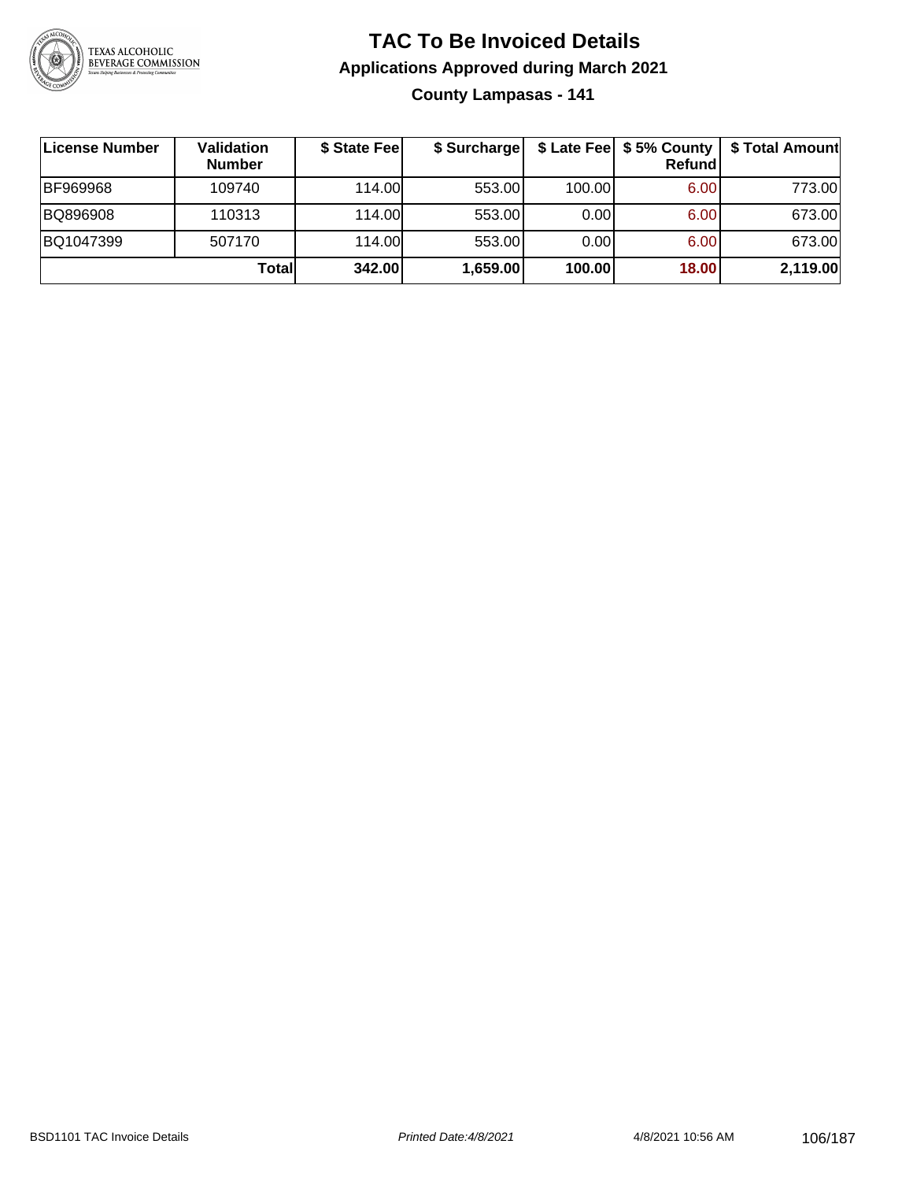# TAC To Be Invoiced Details

## Applications Approved during March 2021

### County Lampasas - 141

| License Number | Validation Number | $ State Fee | $ Surcharge | $ Late Fee | $ 5% County Refund | $ Total Amount |
|---|---|---|---|---|---|---|
| BF969968 | 109740 | 114.00 | 553.00 | 100.00 | 6.00 | 773.00 |
| BQ896908 | 110313 | 114.00 | 553.00 | 0.00 | 6.00 | 673.00 |
| BQ1047399 | 507170 | 114.00 | 553.00 | 0.00 | 6.00 | 673.00 |
| | **Total** | **342.00** | **1,659.00** | **100.00** | **18.00** | **2,119.00** |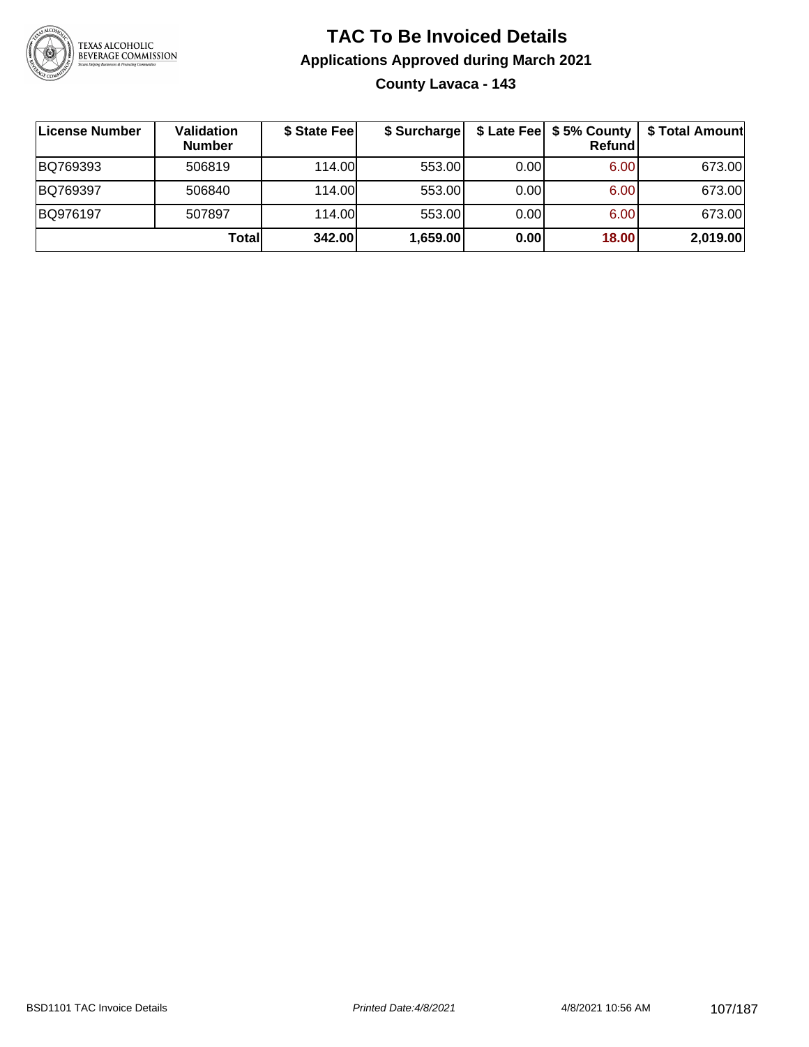# TAC To Be Invoiced Details

## Applications Approved during March 2021

### County Lavaca - 143

| License Number | Validation Number | $ State Fee | $ Surcharge | $ Late Fee | $ 5% County Refund | $ Total Amount |
|---|---|---|---|---|---|---|
| BQ769393 | 506819 | 114.00 | 553.00 | 0.00 | 6.00 | 673.00 |
| BQ769397 | 506840 | 114.00 | 553.00 | 0.00 | 6.00 | 673.00 |
| BQ976197 | 507897 | 114.00 | 553.00 | 0.00 | 6.00 | 673.00 |
| | **Total** | **342.00** | **1,659.00** | **0.00** | **18.00** | **2,019.00** |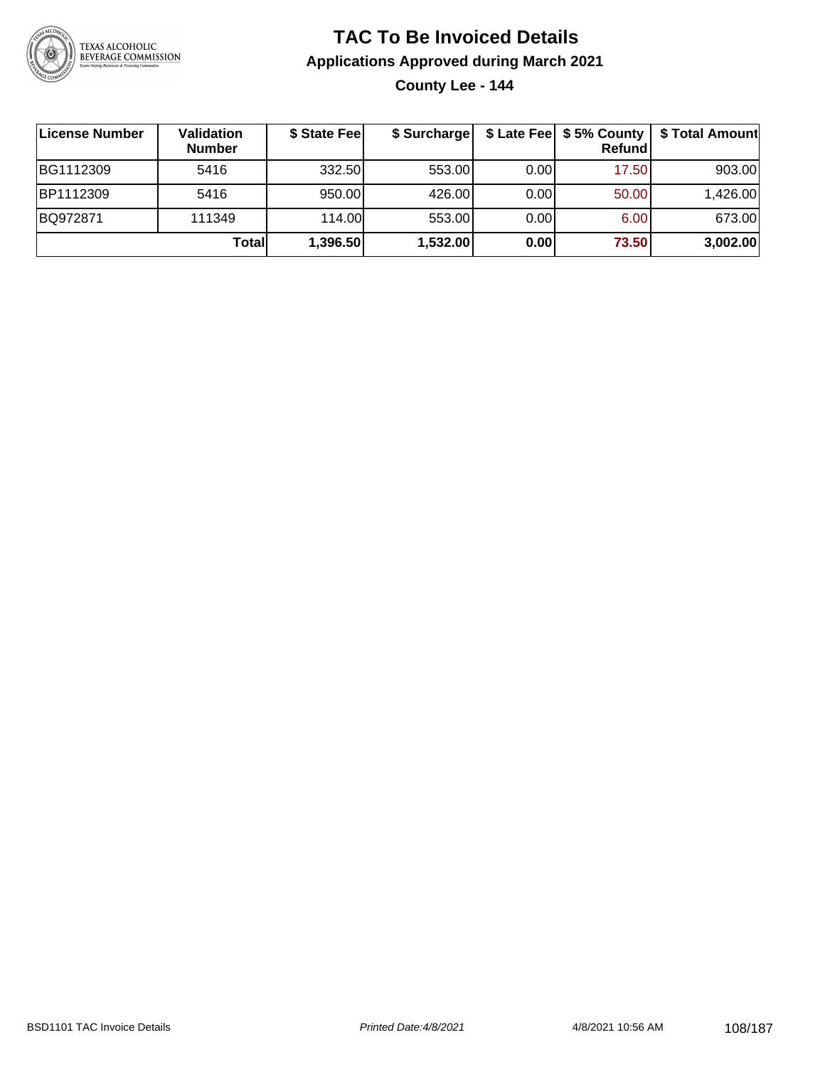# TAC To Be Invoiced Details

## Applications Approved during March 2021

### County Lee - 144

| License Number | Validation Number | $ State Fee | $ Surcharge | $ Late Fee | $ 5% County Refund | $ Total Amount |
|---|---|---|---|---|---|---|
| BG1112309 | 5416 | 332.50 | 553.00 | 0.00 | 17.50 | 903.00 |
| BP1112309 | 5416 | 950.00 | 426.00 | 0.00 | 50.00 | 1,426.00 |
| BQ972871 | 111349 | 114.00 | 553.00 | 0.00 | 6.00 | 673.00 |
| | **Total** | **1,396.50** | **1,532.00** | **0.00** | **73.50** | **3,002.00** |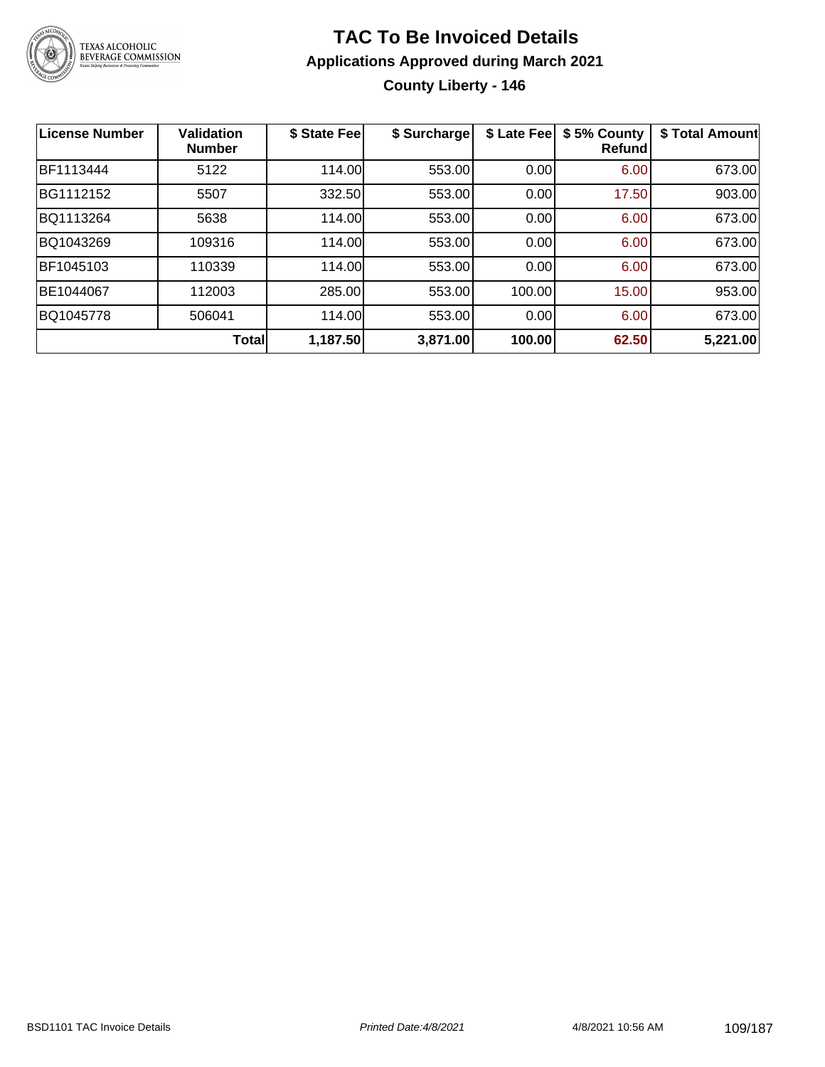# TAC To Be Invoiced Details

## Applications Approved during March 2021

### County Liberty - 146

| License Number | Validation Number | $ State Fee | $ Surcharge | $ Late Fee | $ 5% County Refund | $ Total Amount |
|---|---|---|---|---|---|---|
| BF1113444 | 5122 | 114.00 | 553.00 | 0.00 | 6.00 | 673.00 |
| BG1112152 | 5507 | 332.50 | 553.00 | 0.00 | 17.50 | 903.00 |
| BQ1113264 | 5638 | 114.00 | 553.00 | 0.00 | 6.00 | 673.00 |
| BQ1043269 | 109316 | 114.00 | 553.00 | 0.00 | 6.00 | 673.00 |
| BF1045103 | 110339 | 114.00 | 553.00 | 0.00 | 6.00 | 673.00 |
| BE1044067 | 112003 | 285.00 | 553.00 | 100.00 | 15.00 | 953.00 |
| BQ1045778 | 506041 | 114.00 | 553.00 | 0.00 | 6.00 | 673.00 |
| | **Total** | **1,187.50** | **3,871.00** | **100.00** | **62.50** | **5,221.00** |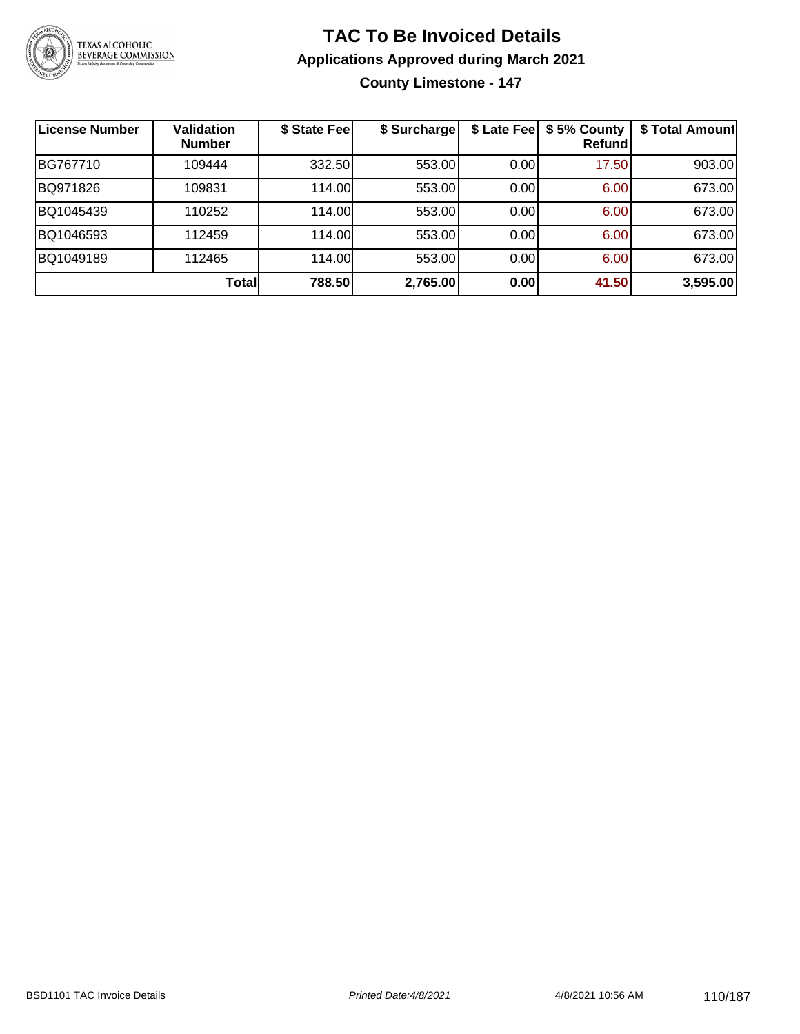# TAC To Be Invoiced Details

## Applications Approved during March 2021

### County Limestone - 147

| License Number | Validation Number | $ State Fee | $ Surcharge | $ Late Fee | $ 5% County Refund | $ Total Amount |
|---|---|---|---|---|---|---|
| BG767710 | 109444 | 332.50 | 553.00 | 0.00 | 17.50 | 903.00 |
| BQ971826 | 109831 | 114.00 | 553.00 | 0.00 | 6.00 | 673.00 |
| BQ1045439 | 110252 | 114.00 | 553.00 | 0.00 | 6.00 | 673.00 |
| BQ1046593 | 112459 | 114.00 | 553.00 | 0.00 | 6.00 | 673.00 |
| BQ1049189 | 112465 | 114.00 | 553.00 | 0.00 | 6.00 | 673.00 |
| | **Total** | **788.50** | **2,765.00** | **0.00** | **41.50** | **3,595.00** |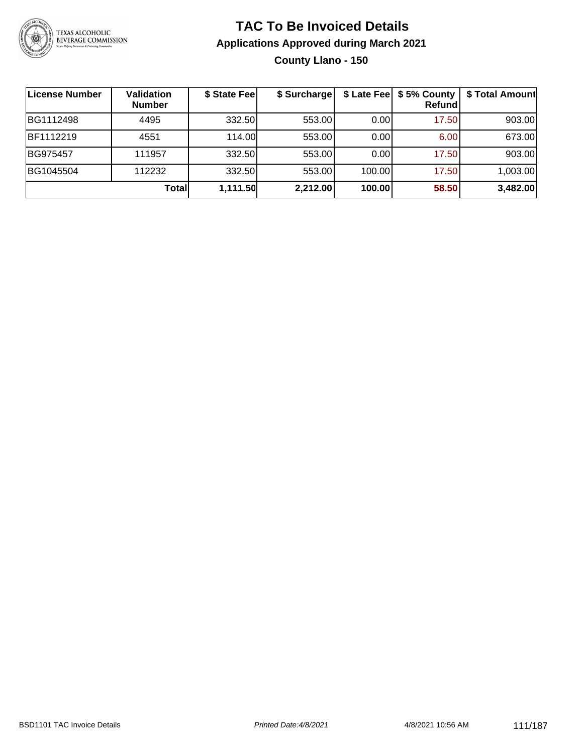# TAC To Be Invoiced Details

## Applications Approved during March 2021

### County Llano - 150

| License Number | Validation Number | $ State Fee | $ Surcharge | $ Late Fee | $ 5% County Refund | $ Total Amount |
|---|---|---|---|---|---|---|
| BG1112498 | 4495 | 332.50 | 553.00 | 0.00 | 17.50 | 903.00 |
| BF1112219 | 4551 | 114.00 | 553.00 | 0.00 | 6.00 | 673.00 |
| BG975457 | 111957 | 332.50 | 553.00 | 0.00 | 17.50 | 903.00 |
| BG1045504 | 112232 | 332.50 | 553.00 | 100.00 | 17.50 | 1,003.00 |
| | **Total** | **1,111.50** | **2,212.00** | **100.00** | **58.50** | **3,482.00** |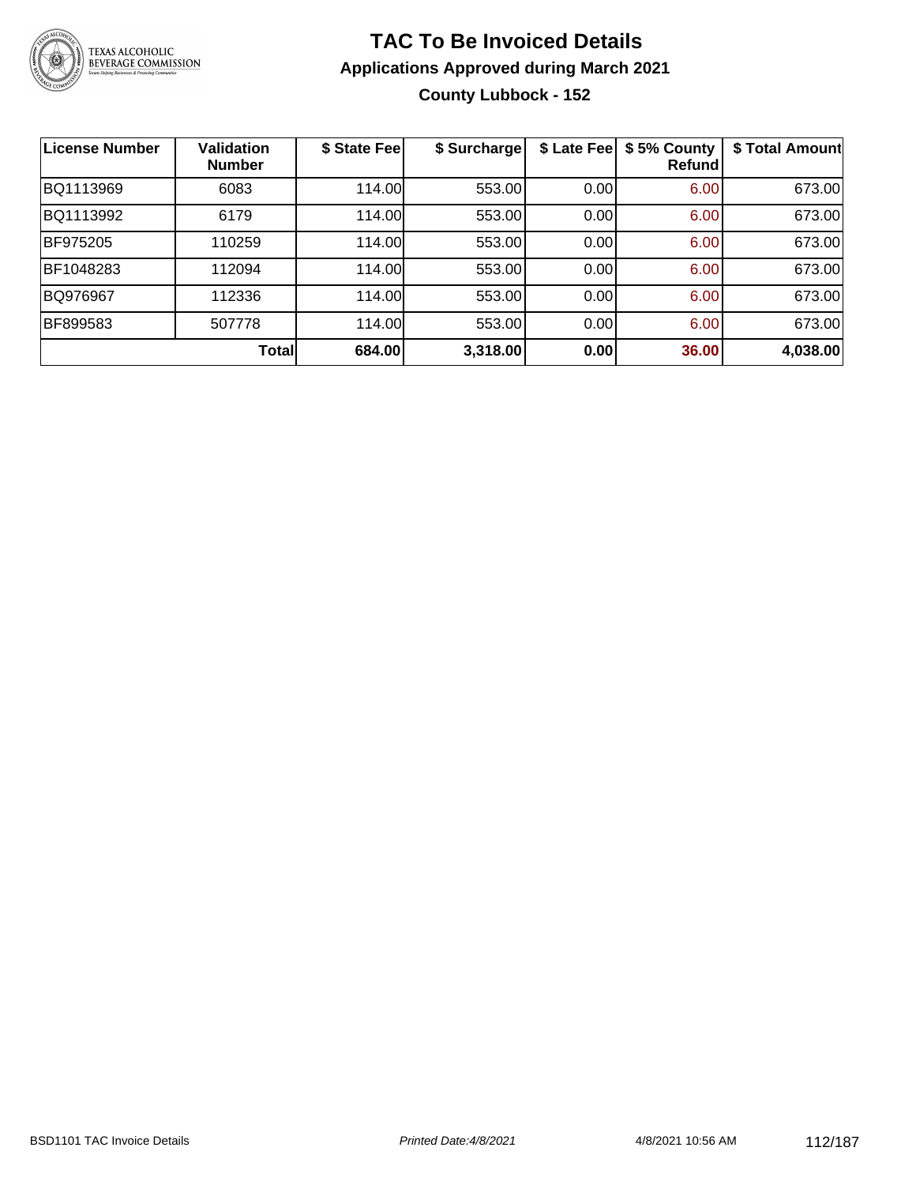# TAC To Be Invoiced Details

## Applications Approved during March 2021

### County Lubbock - 152

| License Number | Validation Number | $ State Fee | $ Surcharge | $ Late Fee | $ 5% County Refund | $ Total Amount |
|---|---|---|---|---|---|---|
| BQ1113969 | 6083 | 114.00 | 553.00 | 0.00 | 6.00 | 673.00 |
| BQ1113992 | 6179 | 114.00 | 553.00 | 0.00 | 6.00 | 673.00 |
| BF975205 | 110259 | 114.00 | 553.00 | 0.00 | 6.00 | 673.00 |
| BF1048283 | 112094 | 114.00 | 553.00 | 0.00 | 6.00 | 673.00 |
| BQ976967 | 112336 | 114.00 | 553.00 | 0.00 | 6.00 | 673.00 |
| BF899583 | 507778 | 114.00 | 553.00 | 0.00 | 6.00 | 673.00 |
| | **Total** | **684.00** | **3,318.00** | **0.00** | **36.00** | **4,038.00** |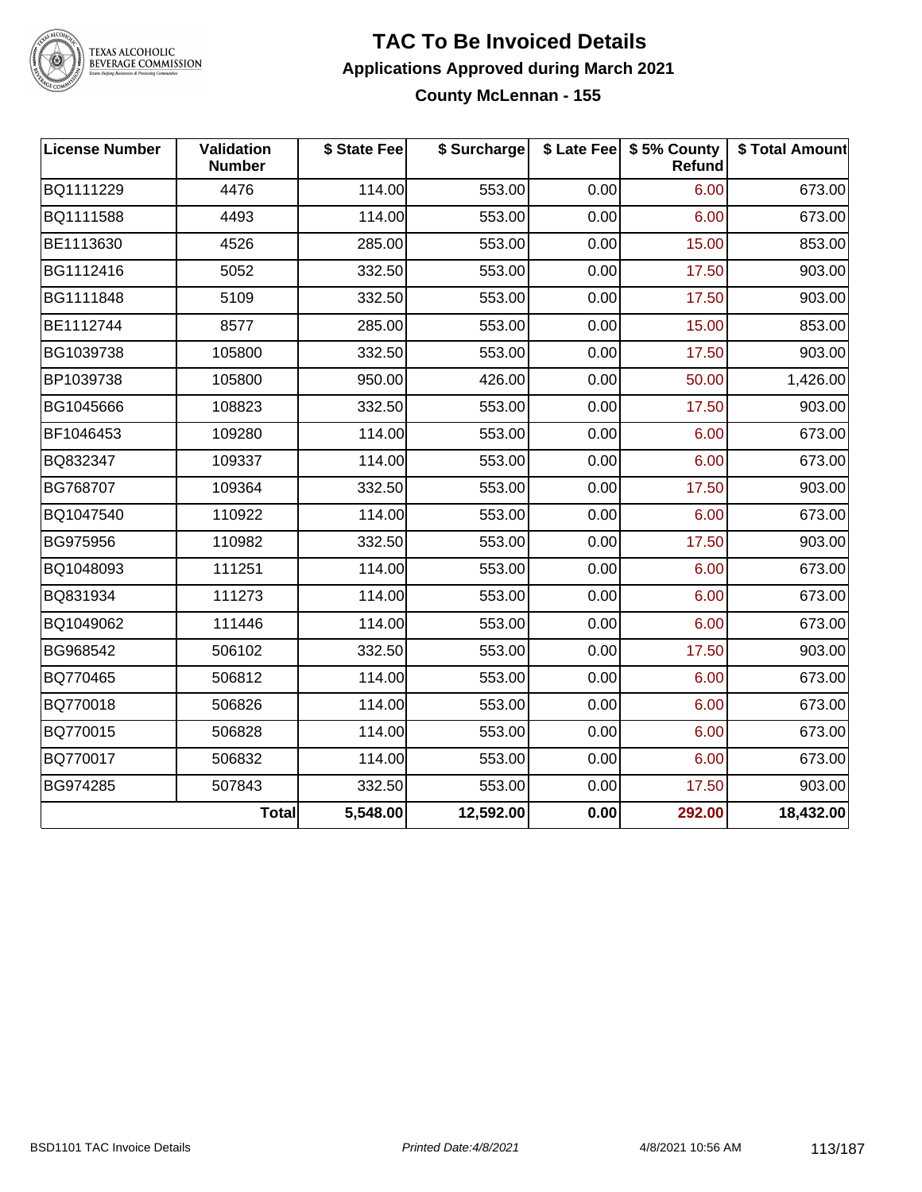# TAC To Be Invoiced Details

## Applications Approved during March 2021

### County McLennan - 155

| License Number | Validation Number | \$ State Fee | \$ Surcharge | \$ Late Fee | \$ 5% County Refund | \$ Total Amount |
|---|---|---|---|---|---|---|
| BQ1111229 | 4476 | 114.00 | 553.00 | 0.00 | 6.00 | 673.00 |
| BQ1111588 | 4493 | 114.00 | 553.00 | 0.00 | 6.00 | 673.00 |
| BE1113630 | 4526 | 285.00 | 553.00 | 0.00 | 15.00 | 853.00 |
| BG1112416 | 5052 | 332.50 | 553.00 | 0.00 | 17.50 | 903.00 |
| BG1111848 | 5109 | 332.50 | 553.00 | 0.00 | 17.50 | 903.00 |
| BE1112744 | 8577 | 285.00 | 553.00 | 0.00 | 15.00 | 853.00 |
| BG1039738 | 105800 | 332.50 | 553.00 | 0.00 | 17.50 | 903.00 |
| BP1039738 | 105800 | 950.00 | 426.00 | 0.00 | 50.00 | 1,426.00 |
| BG1045666 | 108823 | 332.50 | 553.00 | 0.00 | 17.50 | 903.00 |
| BF1046453 | 109280 | 114.00 | 553.00 | 0.00 | 6.00 | 673.00 |
| BQ832347 | 109337 | 114.00 | 553.00 | 0.00 | 6.00 | 673.00 |
| BG768707 | 109364 | 332.50 | 553.00 | 0.00 | 17.50 | 903.00 |
| BQ1047540 | 110922 | 114.00 | 553.00 | 0.00 | 6.00 | 673.00 |
| BG975956 | 110982 | 332.50 | 553.00 | 0.00 | 17.50 | 903.00 |
| BQ1048093 | 111251 | 114.00 | 553.00 | 0.00 | 6.00 | 673.00 |
| BQ831934 | 111273 | 114.00 | 553.00 | 0.00 | 6.00 | 673.00 |
| BQ1049062 | 111446 | 114.00 | 553.00 | 0.00 | 6.00 | 673.00 |
| BG968542 | 506102 | 332.50 | 553.00 | 0.00 | 17.50 | 903.00 |
| BQ770465 | 506812 | 114.00 | 553.00 | 0.00 | 6.00 | 673.00 |
| BQ770018 | 506826 | 114.00 | 553.00 | 0.00 | 6.00 | 673.00 |
| BQ770015 | 506828 | 114.00 | 553.00 | 0.00 | 6.00 | 673.00 |
| BQ770017 | 506832 | 114.00 | 553.00 | 0.00 | 6.00 | 673.00 |
| BG974285 | 507843 | 332.50 | 553.00 | 0.00 | 17.50 | 903.00 |
| | **Total** | **5,548.00** | **12,592.00** | **0.00** | **292.00** | **18,432.00** |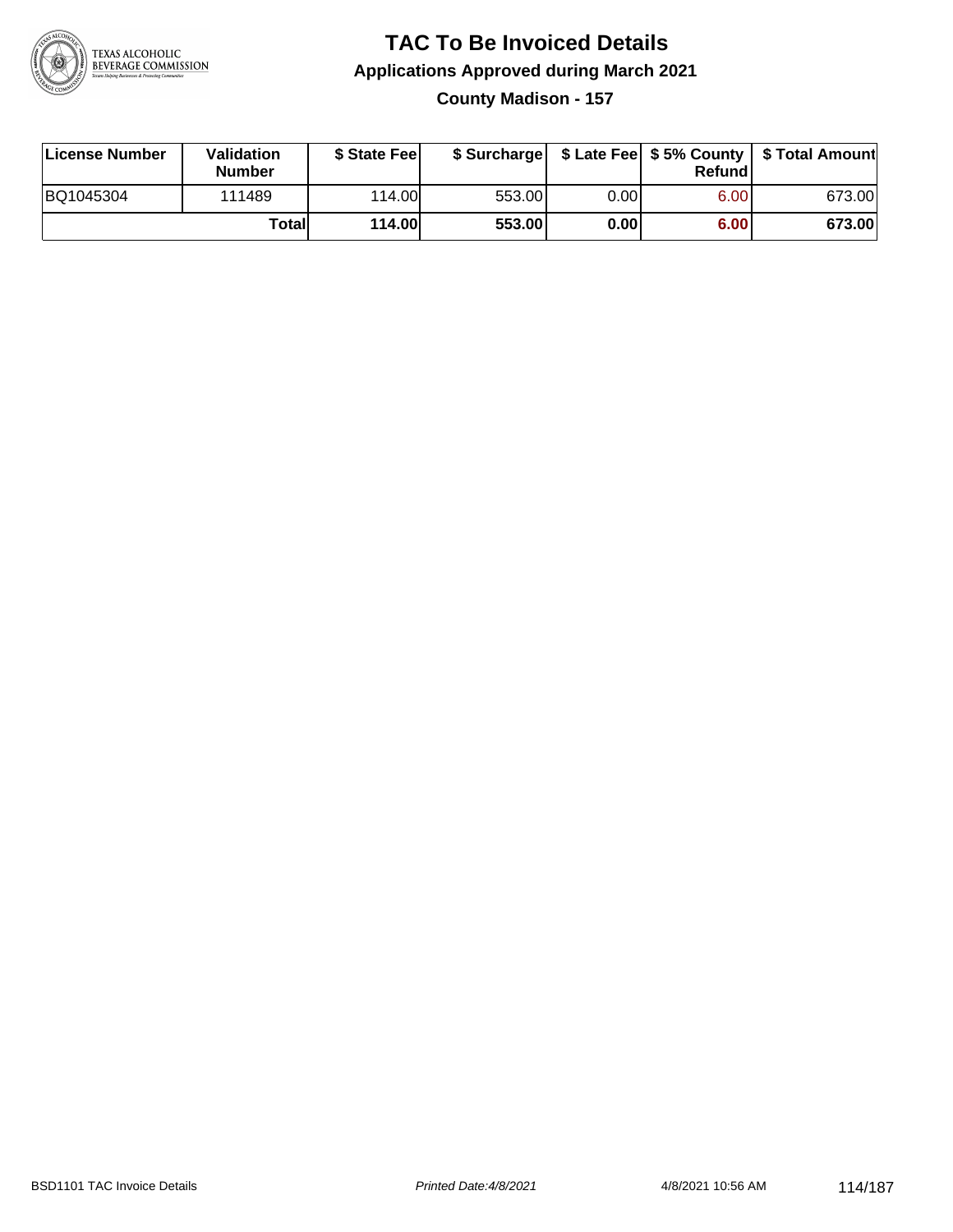# TAC To Be Invoiced Details

## Applications Approved during March 2021

### County Madison - 157

| License Number | Validation Number | $ State Fee | $ Surcharge | $ Late Fee | $ 5% County Refund | $ Total Amount |
|---|---|---|---|---|---|---|
| BQ1045304 | 111489 | 114.00 | 553.00 | 0.00 | 6.00 | 673.00 |
| | **Total** | **114.00** | **553.00** | **0.00** | **6.00** | **673.00** |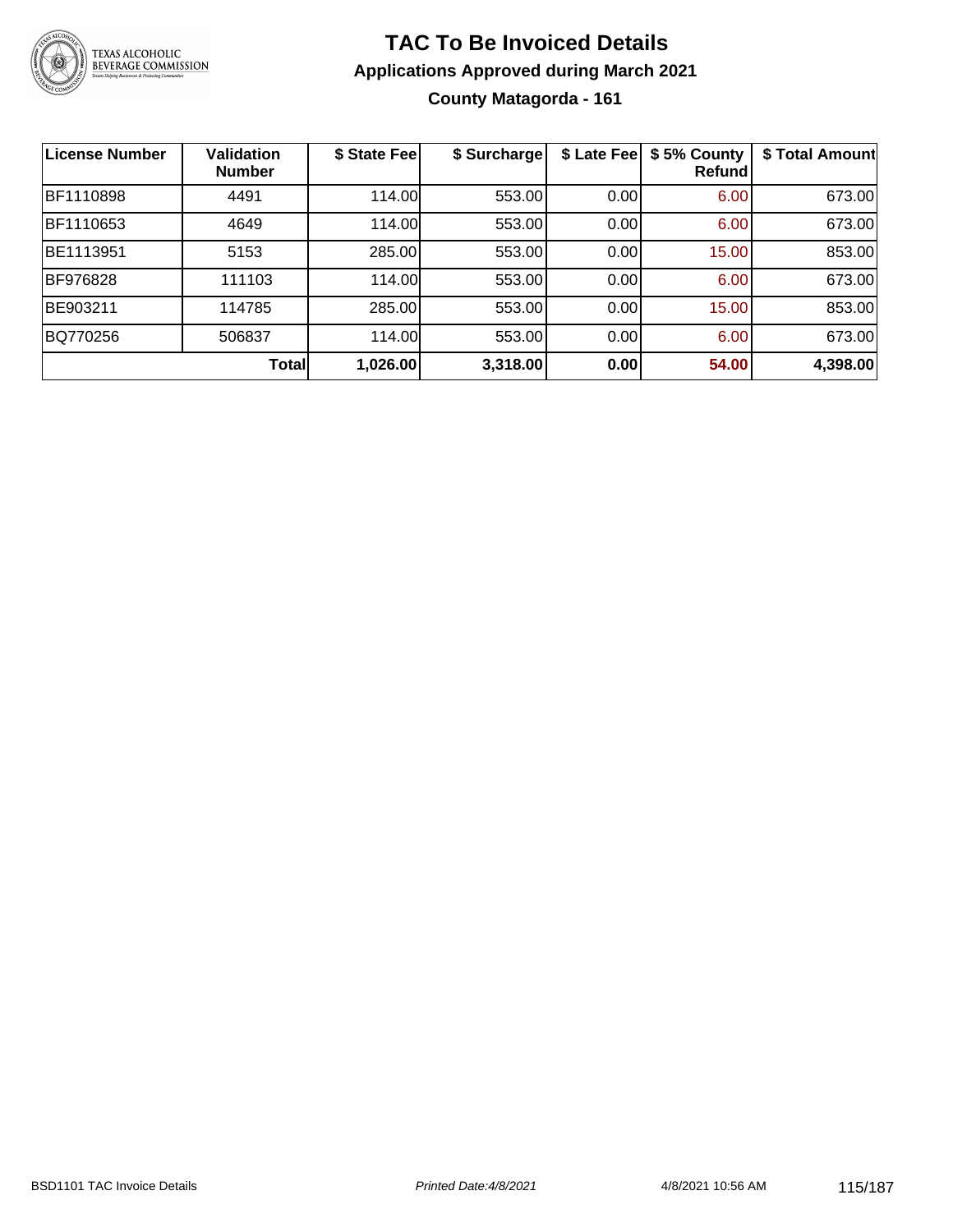# TAC To Be Invoiced Details

## Applications Approved during March 2021

### County Matagorda - 161

| License Number | Validation Number | $ State Fee | $ Surcharge | $ Late Fee | $ 5% County Refund | $ Total Amount |
|---|---|---|---|---|---|---|
| BF1110898 | 4491 | 114.00 | 553.00 | 0.00 | 6.00 | 673.00 |
| BF1110653 | 4649 | 114.00 | 553.00 | 0.00 | 6.00 | 673.00 |
| BE1113951 | 5153 | 285.00 | 553.00 | 0.00 | 15.00 | 853.00 |
| BF976828 | 111103 | 114.00 | 553.00 | 0.00 | 6.00 | 673.00 |
| BE903211 | 114785 | 285.00 | 553.00 | 0.00 | 15.00 | 853.00 |
| BQ770256 | 506837 | 114.00 | 553.00 | 0.00 | 6.00 | 673.00 |
| | **Total** | **1,026.00** | **3,318.00** | **0.00** | **54.00** | **4,398.00** |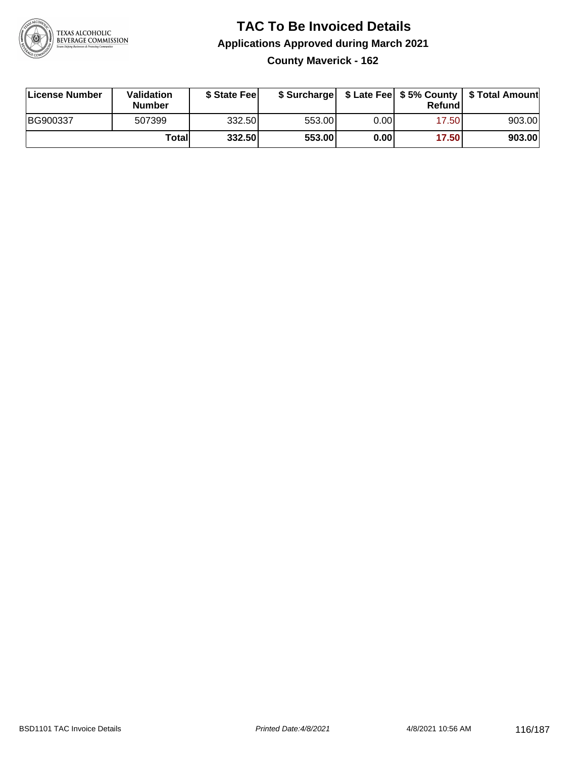# TAC To Be Invoiced Details

## Applications Approved during March 2021

### County Maverick - 162

| License Number | Validation Number | $ State Fee | $ Surcharge | $ Late Fee | $ 5% County Refund | $ Total Amount |
|---|---|---|---|---|---|---|
| BG900337 | 507399 | 332.50 | 553.00 | 0.00 | 17.50 | 903.00 |
| | **Total** | **332.50** | **553.00** | **0.00** | **17.50** | **903.00** |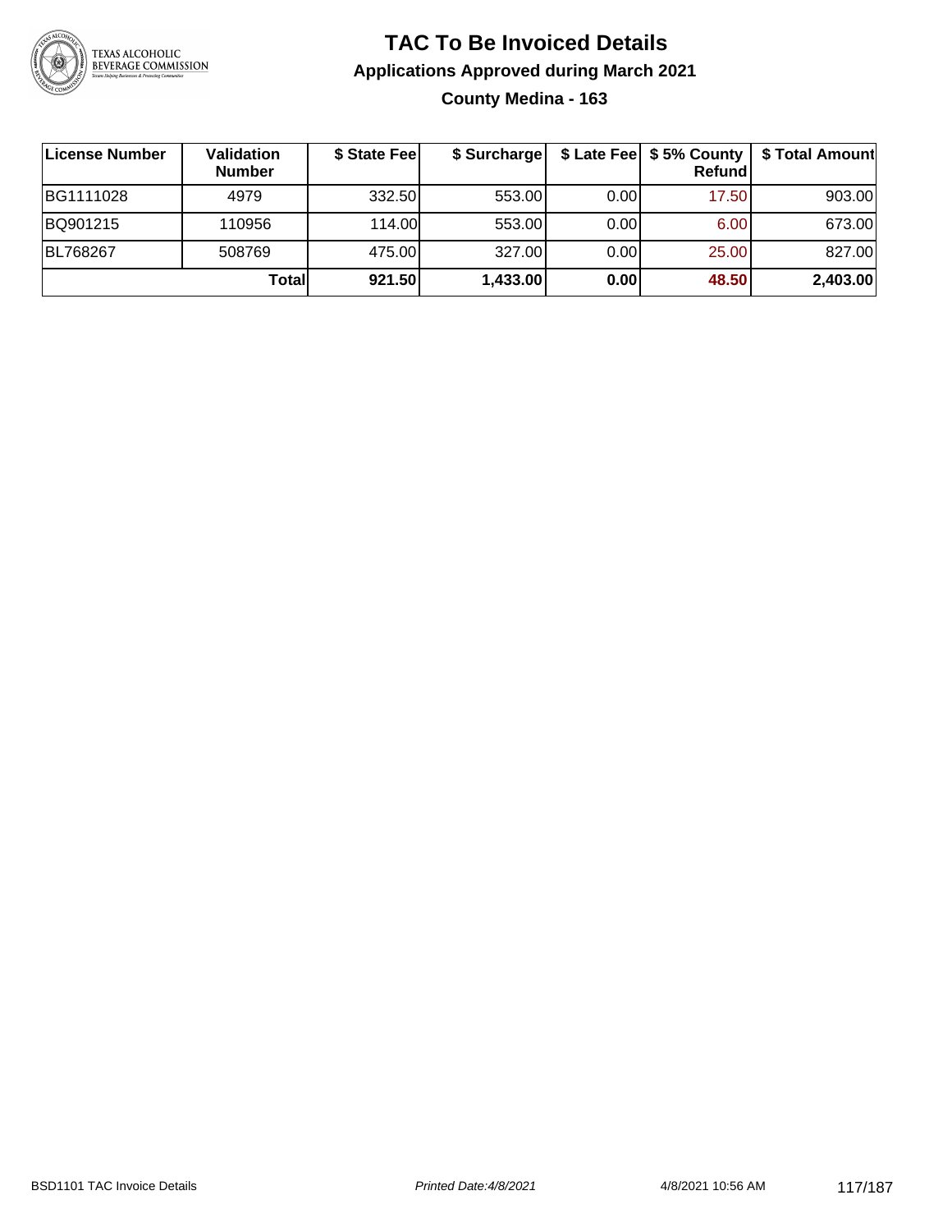# TAC To Be Invoiced Details

## Applications Approved during March 2021

### County Medina - 163

| License Number | Validation Number | $ State Fee | $ Surcharge | $ Late Fee | $ 5% County Refund | $ Total Amount |
|---|---|---|---|---|---|---|
| BG1111028 | 4979 | 332.50 | 553.00 | 0.00 | 17.50 | 903.00 |
| BQ901215 | 110956 | 114.00 | 553.00 | 0.00 | 6.00 | 673.00 |
| BL768267 | 508769 | 475.00 | 327.00 | 0.00 | 25.00 | 827.00 |
| | **Total** | **921.50** | **1,433.00** | **0.00** | **48.50** | **2,403.00** |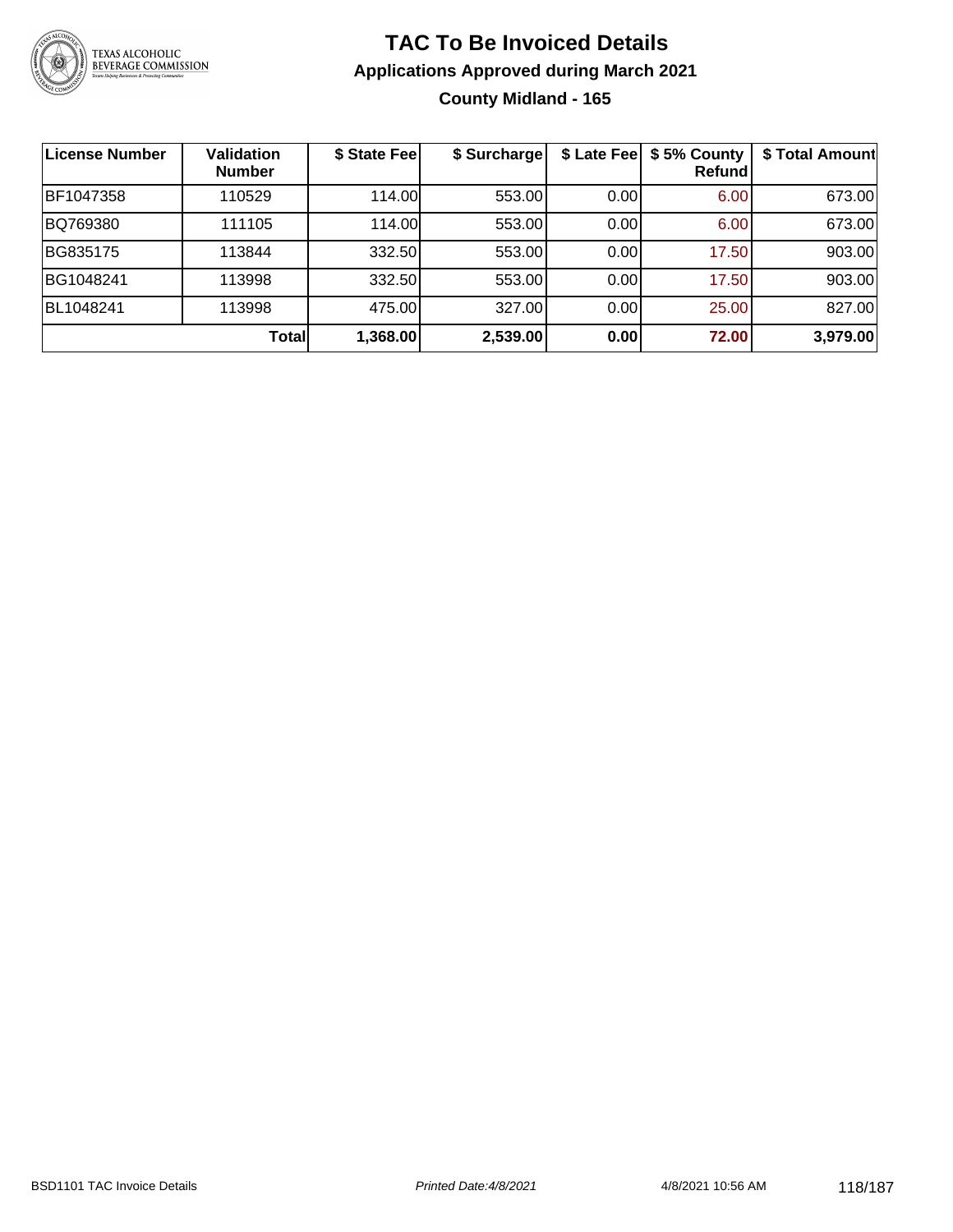# TAC To Be Invoiced Details

## Applications Approved during March 2021

### County Midland - 165

| License Number | Validation Number | $ State Fee | $ Surcharge | $ Late Fee | $ 5% County Refund | $ Total Amount |
|---|---|---|---|---|---|---|
| BF1047358 | 110529 | 114.00 | 553.00 | 0.00 | 6.00 | 673.00 |
| BQ769380 | 111105 | 114.00 | 553.00 | 0.00 | 6.00 | 673.00 |
| BG835175 | 113844 | 332.50 | 553.00 | 0.00 | 17.50 | 903.00 |
| BG1048241 | 113998 | 332.50 | 553.00 | 0.00 | 17.50 | 903.00 |
| BL1048241 | 113998 | 475.00 | 327.00 | 0.00 | 25.00 | 827.00 |
| | **Total** | **1,368.00** | **2,539.00** | **0.00** | **72.00** | **3,979.00** |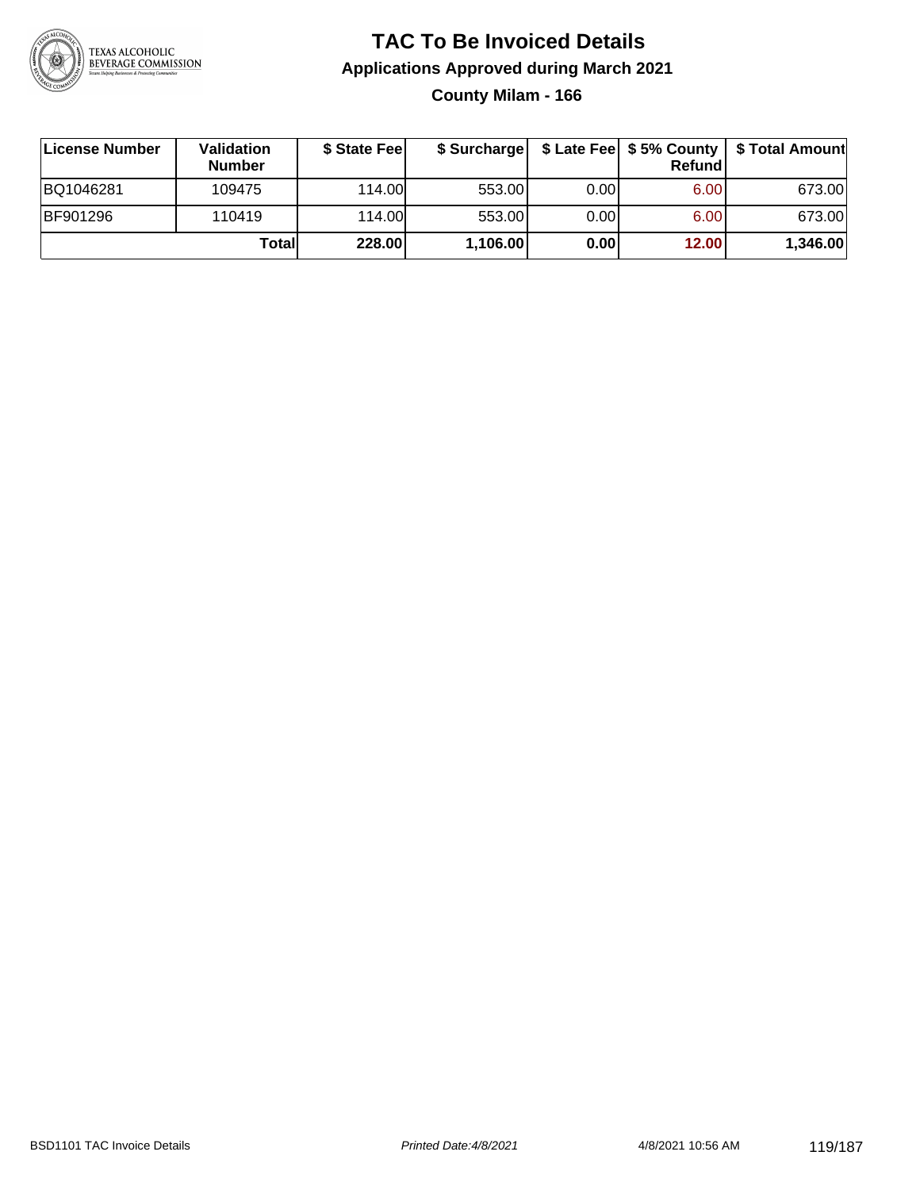# TAC To Be Invoiced Details

## Applications Approved during March 2021

### County Milam - 166

| License Number | Validation Number | $ State Fee | $ Surcharge | $ Late Fee | $ 5% County Refund | $ Total Amount |
|---|---|---|---|---|---|---|
| BQ1046281 | 109475 | 114.00 | 553.00 | 0.00 | 6.00 | 673.00 |
| BF901296 | 110419 | 114.00 | 553.00 | 0.00 | 6.00 | 673.00 |
| | **Total** | **228.00** | **1,106.00** | **0.00** | **12.00** | **1,346.00** |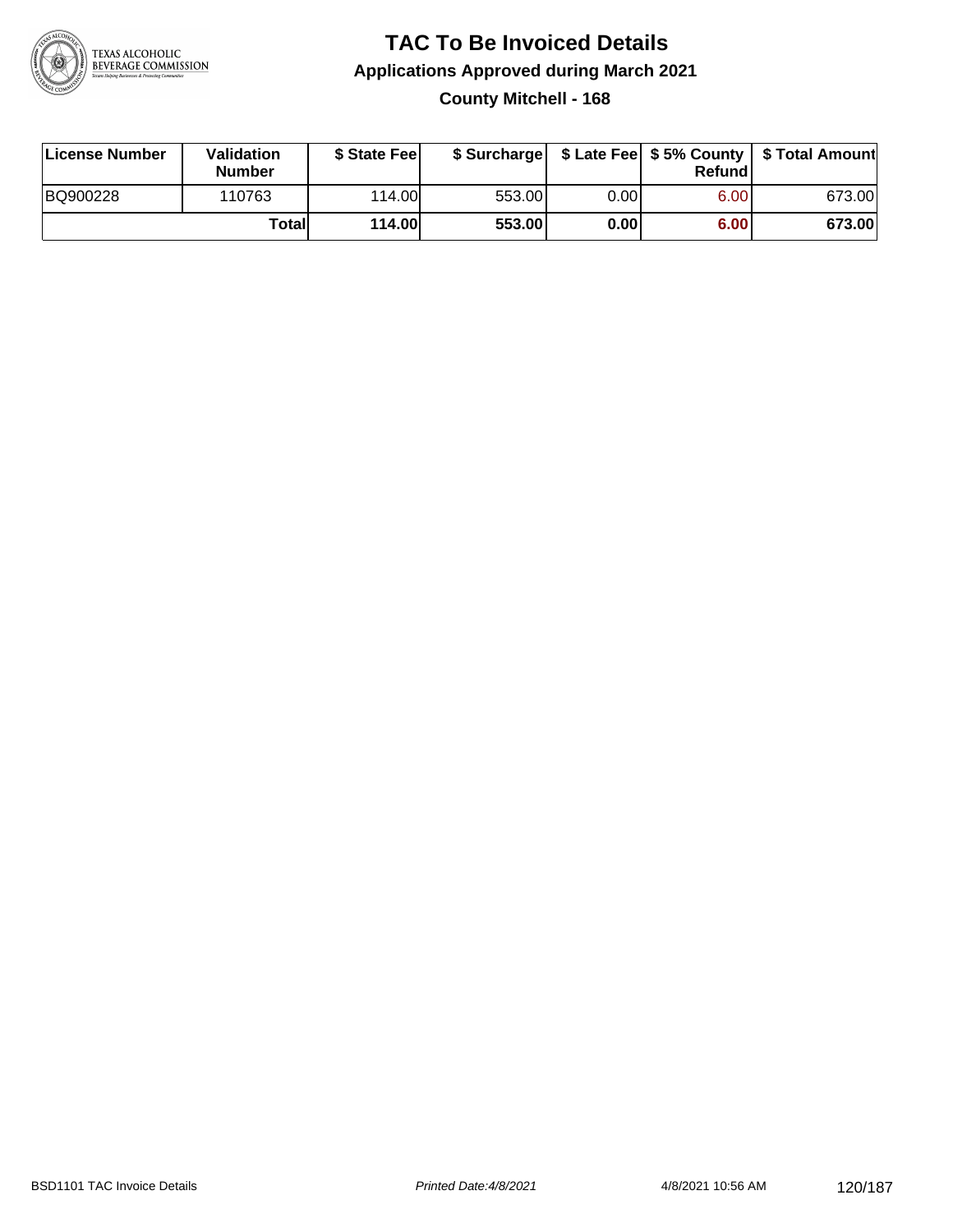# TAC To Be Invoiced Details

## Applications Approved during March 2021

### County Mitchell - 168

| License Number | Validation Number | $ State Fee | $ Surcharge | $ Late Fee | $ 5% County Refund | $ Total Amount |
|---|---|---|---|---|---|---|
| BQ900228 | 110763 | 114.00 | 553.00 | 0.00 | 6.00 | 673.00 |
| | **Total** | **114.00** | **553.00** | **0.00** | **6.00** | **673.00** |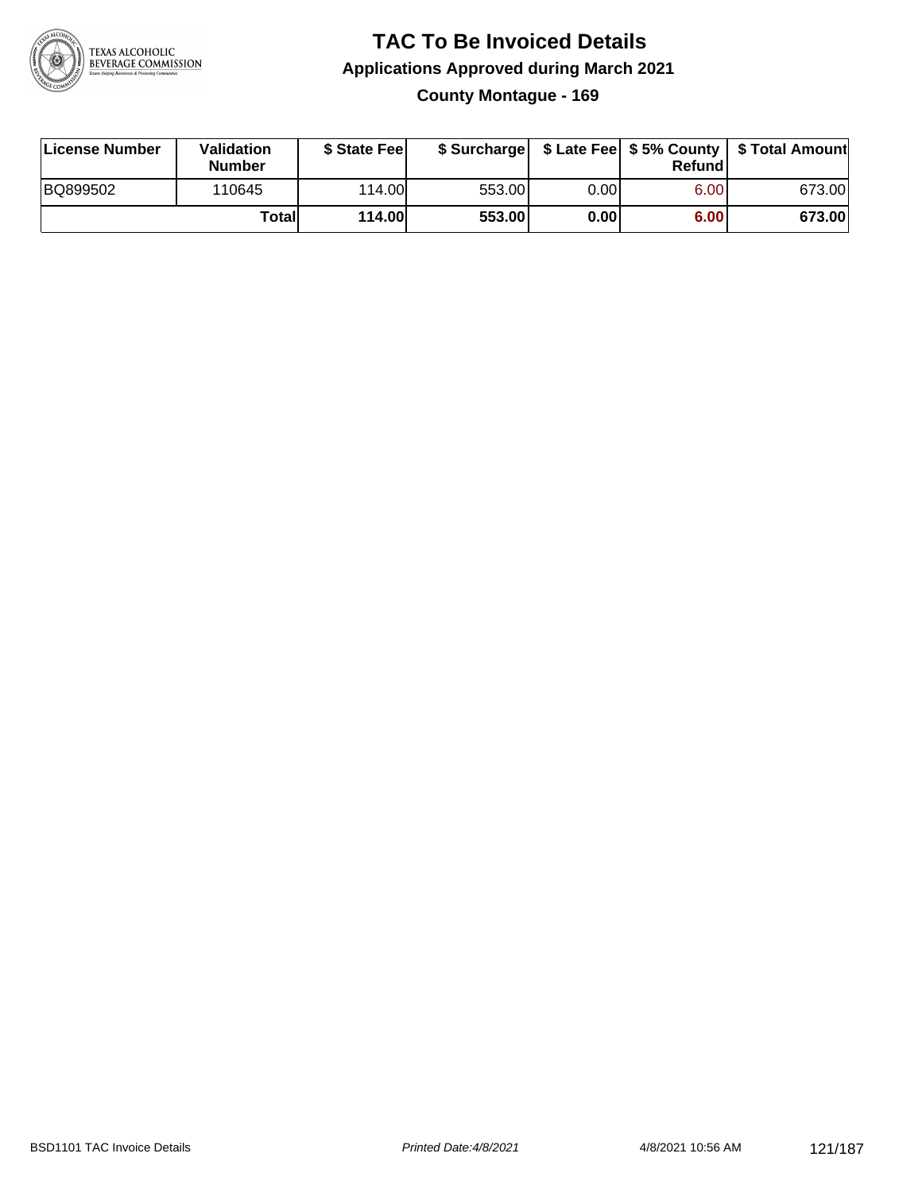# TAC To Be Invoiced Details

## Applications Approved during March 2021

### County Montague - 169

| License Number | Validation Number | $ State Fee | $ Surcharge | $ Late Fee | $ 5% County Refund | $ Total Amount |
|---|---|---|---|---|---|---|
| BQ899502 | 110645 | 114.00 | 553.00 | 0.00 | 6.00 | 673.00 |
| | **Total** | **114.00** | **553.00** | **0.00** | **6.00** | **673.00** |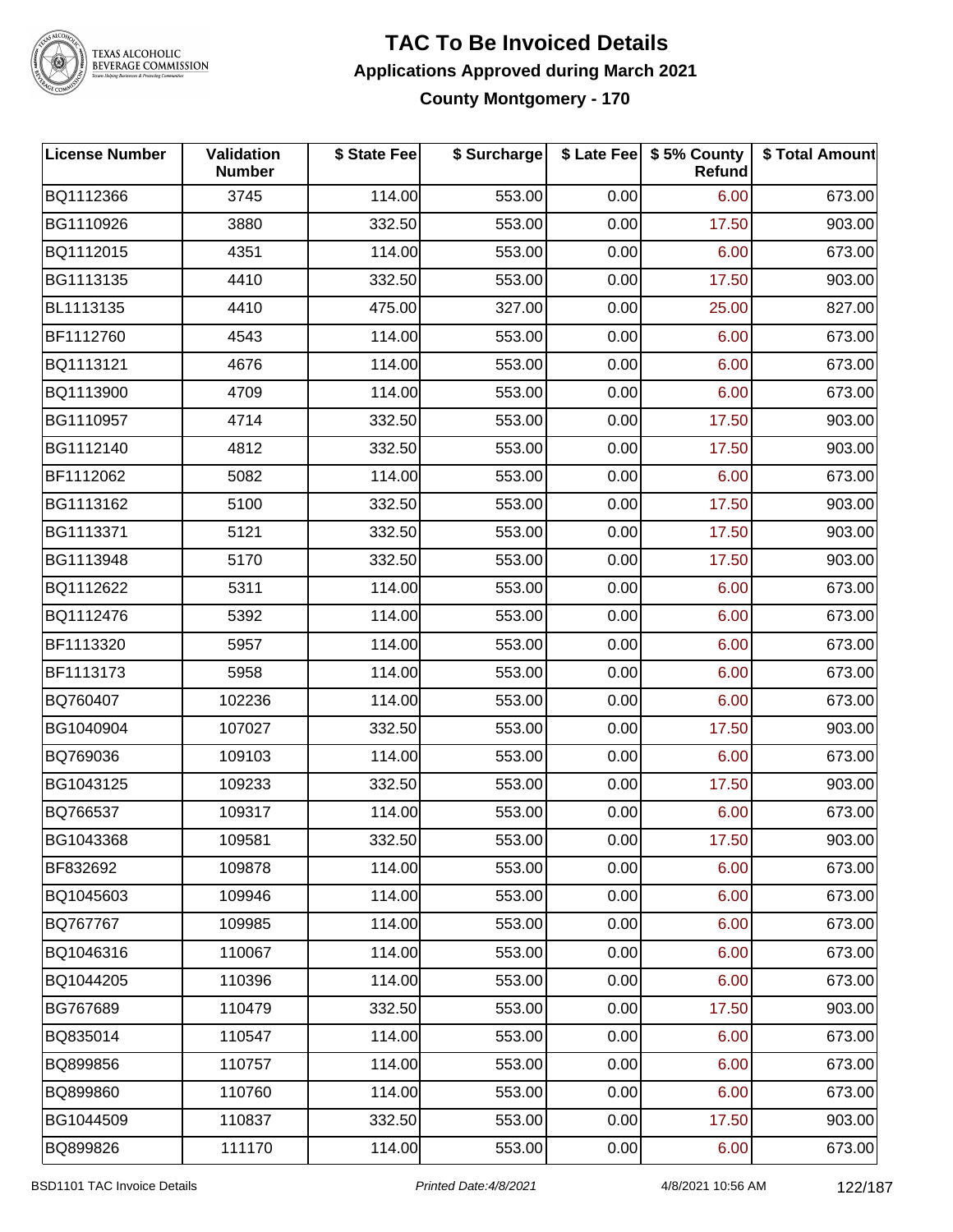# TAC To Be Invoiced Details

## Applications Approved during March 2021

### County Montgomery - 170

| License Number | Validation Number | $ State Fee | $ Surcharge | $ Late Fee | $ 5% County Refund | $ Total Amount |
|---|---|---|---|---|---|---|
| BQ1112366 | 3745 | 114.00 | 553.00 | 0.00 | 6.00 | 673.00 |
| BG1110926 | 3880 | 332.50 | 553.00 | 0.00 | 17.50 | 903.00 |
| BQ1112015 | 4351 | 114.00 | 553.00 | 0.00 | 6.00 | 673.00 |
| BG1113135 | 4410 | 332.50 | 553.00 | 0.00 | 17.50 | 903.00 |
| BL1113135 | 4410 | 475.00 | 327.00 | 0.00 | 25.00 | 827.00 |
| BF1112760 | 4543 | 114.00 | 553.00 | 0.00 | 6.00 | 673.00 |
| BQ1113121 | 4676 | 114.00 | 553.00 | 0.00 | 6.00 | 673.00 |
| BQ1113900 | 4709 | 114.00 | 553.00 | 0.00 | 6.00 | 673.00 |
| BG1110957 | 4714 | 332.50 | 553.00 | 0.00 | 17.50 | 903.00 |
| BG1112140 | 4812 | 332.50 | 553.00 | 0.00 | 17.50 | 903.00 |
| BF1112062 | 5082 | 114.00 | 553.00 | 0.00 | 6.00 | 673.00 |
| BG1113162 | 5100 | 332.50 | 553.00 | 0.00 | 17.50 | 903.00 |
| BG1113371 | 5121 | 332.50 | 553.00 | 0.00 | 17.50 | 903.00 |
| BG1113948 | 5170 | 332.50 | 553.00 | 0.00 | 17.50 | 903.00 |
| BQ1112622 | 5311 | 114.00 | 553.00 | 0.00 | 6.00 | 673.00 |
| BQ1112476 | 5392 | 114.00 | 553.00 | 0.00 | 6.00 | 673.00 |
| BF1113320 | 5957 | 114.00 | 553.00 | 0.00 | 6.00 | 673.00 |
| BF1113173 | 5958 | 114.00 | 553.00 | 0.00 | 6.00 | 673.00 |
| BQ760407 | 102236 | 114.00 | 553.00 | 0.00 | 6.00 | 673.00 |
| BG1040904 | 107027 | 332.50 | 553.00 | 0.00 | 17.50 | 903.00 |
| BQ769036 | 109103 | 114.00 | 553.00 | 0.00 | 6.00 | 673.00 |
| BG1043125 | 109233 | 332.50 | 553.00 | 0.00 | 17.50 | 903.00 |
| BQ766537 | 109317 | 114.00 | 553.00 | 0.00 | 6.00 | 673.00 |
| BG1043368 | 109581 | 332.50 | 553.00 | 0.00 | 17.50 | 903.00 |
| BF832692 | 109878 | 114.00 | 553.00 | 0.00 | 6.00 | 673.00 |
| BQ1045603 | 109946 | 114.00 | 553.00 | 0.00 | 6.00 | 673.00 |
| BQ767767 | 109985 | 114.00 | 553.00 | 0.00 | 6.00 | 673.00 |
| BQ1046316 | 110067 | 114.00 | 553.00 | 0.00 | 6.00 | 673.00 |
| BQ1044205 | 110396 | 114.00 | 553.00 | 0.00 | 6.00 | 673.00 |
| BG767689 | 110479 | 332.50 | 553.00 | 0.00 | 17.50 | 903.00 |
| BQ835014 | 110547 | 114.00 | 553.00 | 0.00 | 6.00 | 673.00 |
| BQ899856 | 110757 | 114.00 | 553.00 | 0.00 | 6.00 | 673.00 |
| BQ899860 | 110760 | 114.00 | 553.00 | 0.00 | 6.00 | 673.00 |
| BG1044509 | 110837 | 332.50 | 553.00 | 0.00 | 17.50 | 903.00 |
| BQ899826 | 111170 | 114.00 | 553.00 | 0.00 | 6.00 | 673.00 |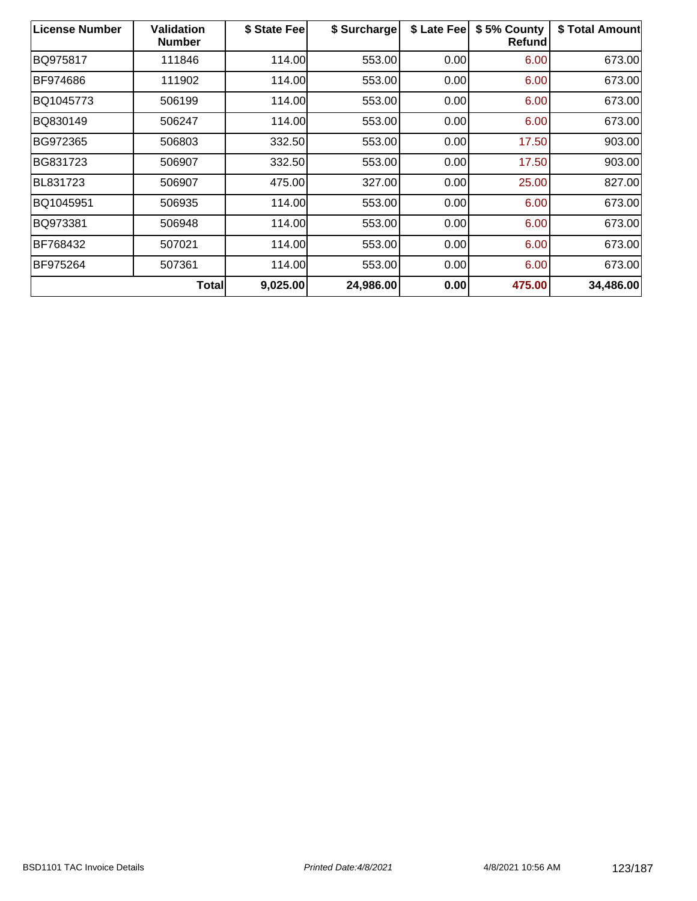| License Number | Validation Number | $ State Fee | $ Surcharge | $ Late Fee | $ 5% County Refund | $ Total Amount |
|---|---|---|---|---|---|---|
| BQ975817 | 111846 | 114.00 | 553.00 | 0.00 | 6.00 | 673.00 |
| BF974686 | 111902 | 114.00 | 553.00 | 0.00 | 6.00 | 673.00 |
| BQ1045773 | 506199 | 114.00 | 553.00 | 0.00 | 6.00 | 673.00 |
| BQ830149 | 506247 | 114.00 | 553.00 | 0.00 | 6.00 | 673.00 |
| BG972365 | 506803 | 332.50 | 553.00 | 0.00 | 17.50 | 903.00 |
| BG831723 | 506907 | 332.50 | 553.00 | 0.00 | 17.50 | 903.00 |
| BL831723 | 506907 | 475.00 | 327.00 | 0.00 | 25.00 | 827.00 |
| BQ1045951 | 506935 | 114.00 | 553.00 | 0.00 | 6.00 | 673.00 |
| BQ973381 | 506948 | 114.00 | 553.00 | 0.00 | 6.00 | 673.00 |
| BF768432 | 507021 | 114.00 | 553.00 | 0.00 | 6.00 | 673.00 |
| BF975264 | 507361 | 114.00 | 553.00 | 0.00 | 6.00 | 673.00 |
| | **Total** | **9,025.00** | **24,986.00** | **0.00** | **475.00** | **34,486.00** |

BSD1101 TAC Invoice Details | *Printed Date:4/8/2021* | 4/8/2021 10:56 AM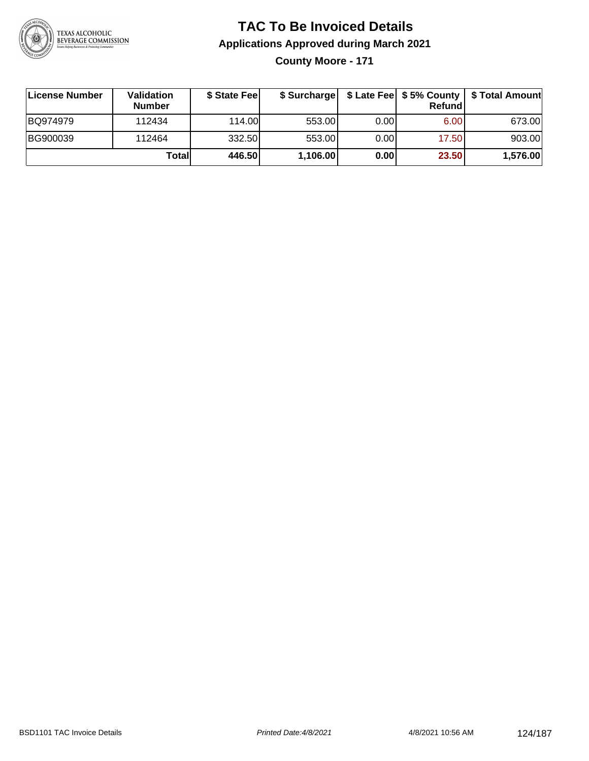# TAC To Be Invoiced Details

## Applications Approved during March 2021

### County Moore - 171

| License Number | Validation Number | $ State Fee | $ Surcharge | $ Late Fee | $ 5% County Refund | $ Total Amount |
|---|---|---|---|---|---|---|
| BQ974979 | 112434 | 114.00 | 553.00 | 0.00 | 6.00 | 673.00 |
| BG900039 | 112464 | 332.50 | 553.00 | 0.00 | 17.50 | 903.00 |
| | **Total** | **446.50** | **1,106.00** | **0.00** | **23.50** | **1,576.00** |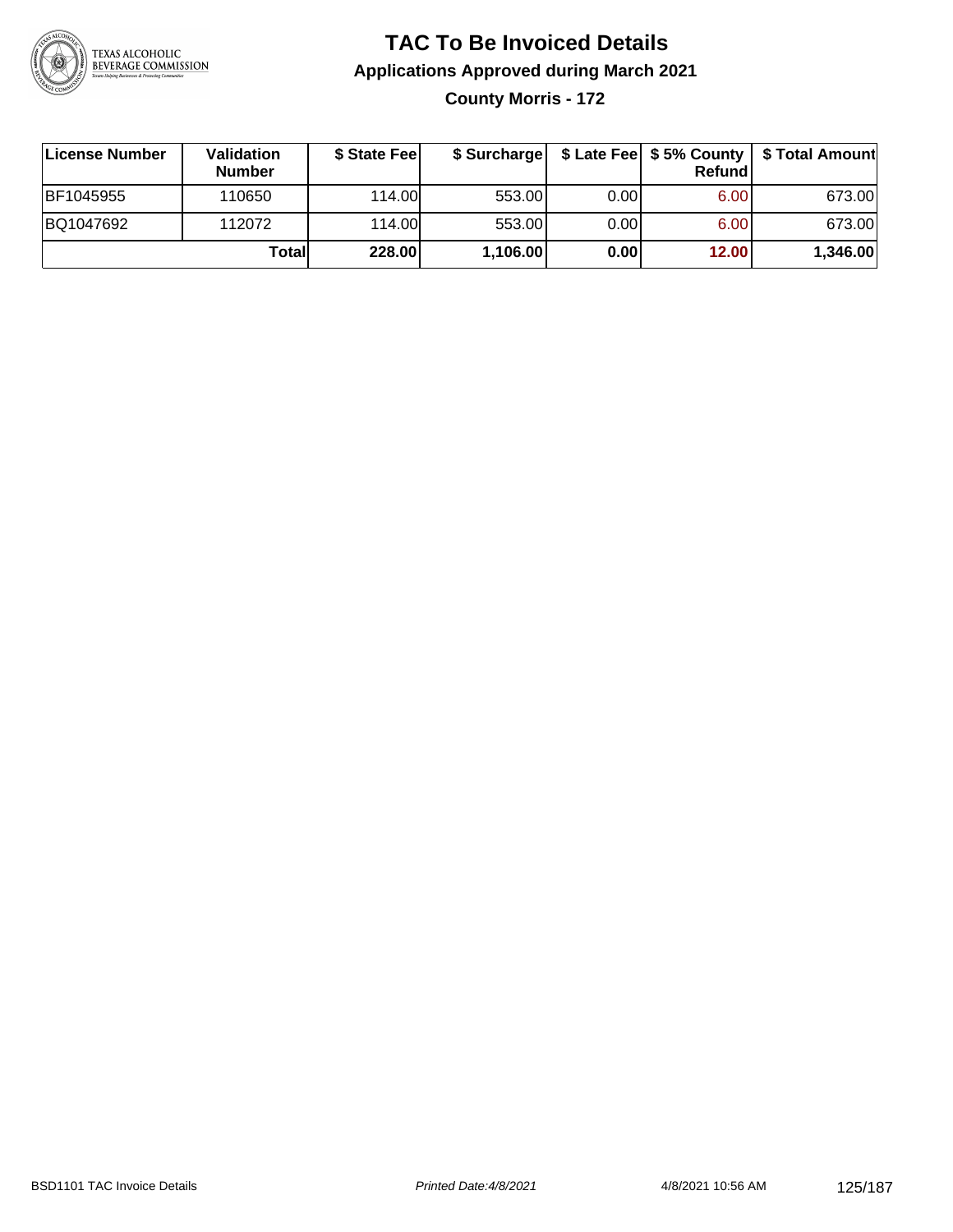# TAC To Be Invoiced Details

## Applications Approved during March 2021

### County Morris - 172

| License Number | Validation Number | $ State Fee | $ Surcharge | $ Late Fee | $ 5% County Refund | $ Total Amount |
|---|---|---|---|---|---|---|
| BF1045955 | 110650 | 114.00 | 553.00 | 0.00 | 6.00 | 673.00 |
| BQ1047692 | 112072 | 114.00 | 553.00 | 0.00 | 6.00 | 673.00 |
| | **Total** | **228.00** | **1,106.00** | **0.00** | **12.00** | **1,346.00** |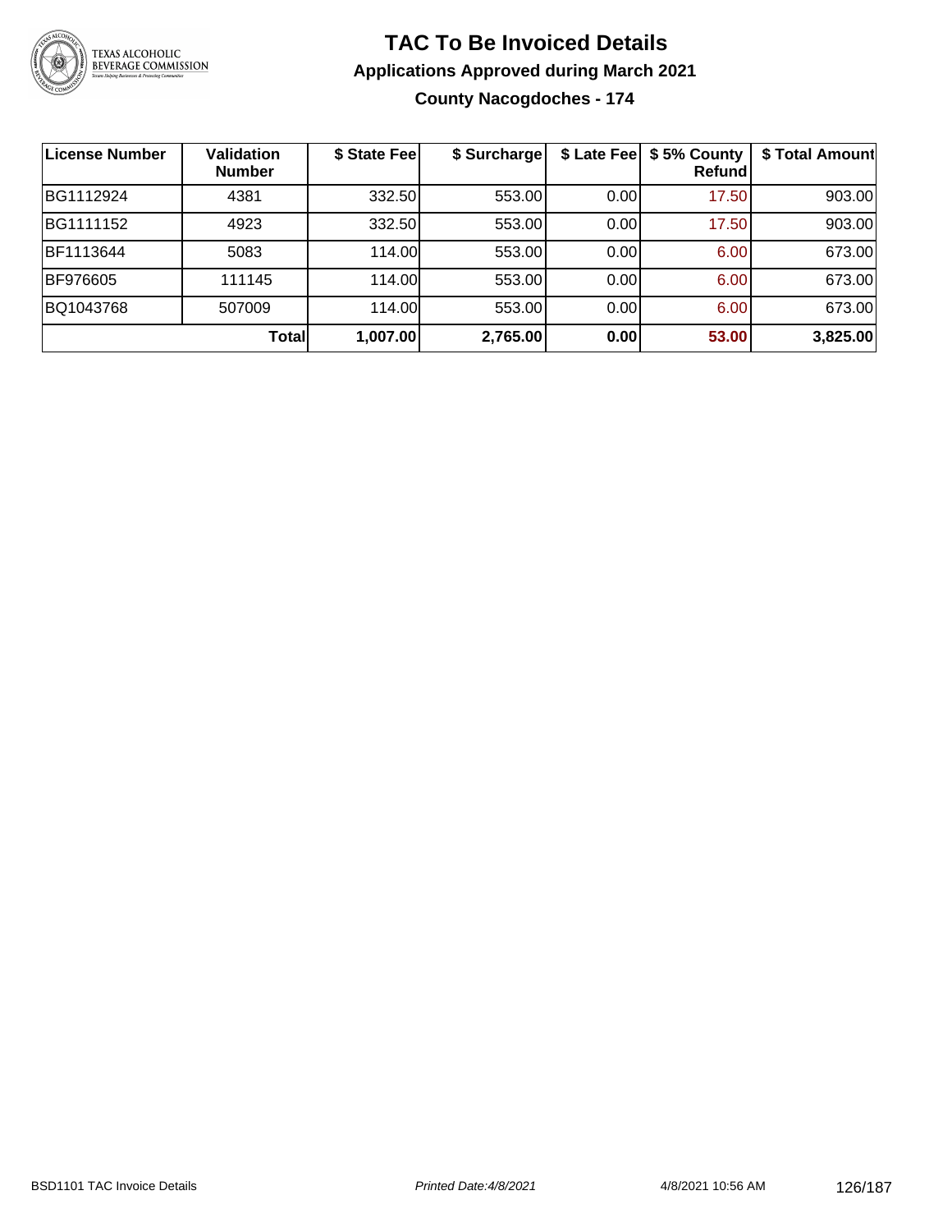# TAC To Be Invoiced Details

## Applications Approved during March 2021

### County Nacogdoches - 174

| License Number | Validation Number | $ State Fee | $ Surcharge | $ Late Fee | $ 5% County Refund | $ Total Amount |
|---|---|---|---|---|---|---|
| BG1112924 | 4381 | 332.50 | 553.00 | 0.00 | 17.50 | 903.00 |
| BG1111152 | 4923 | 332.50 | 553.00 | 0.00 | 17.50 | 903.00 |
| BF1113644 | 5083 | 114.00 | 553.00 | 0.00 | 6.00 | 673.00 |
| BF976605 | 111145 | 114.00 | 553.00 | 0.00 | 6.00 | 673.00 |
| BQ1043768 | 507009 | 114.00 | 553.00 | 0.00 | 6.00 | 673.00 |
| | **Total** | **1,007.00** | **2,765.00** | **0.00** | **53.00** | **3,825.00** |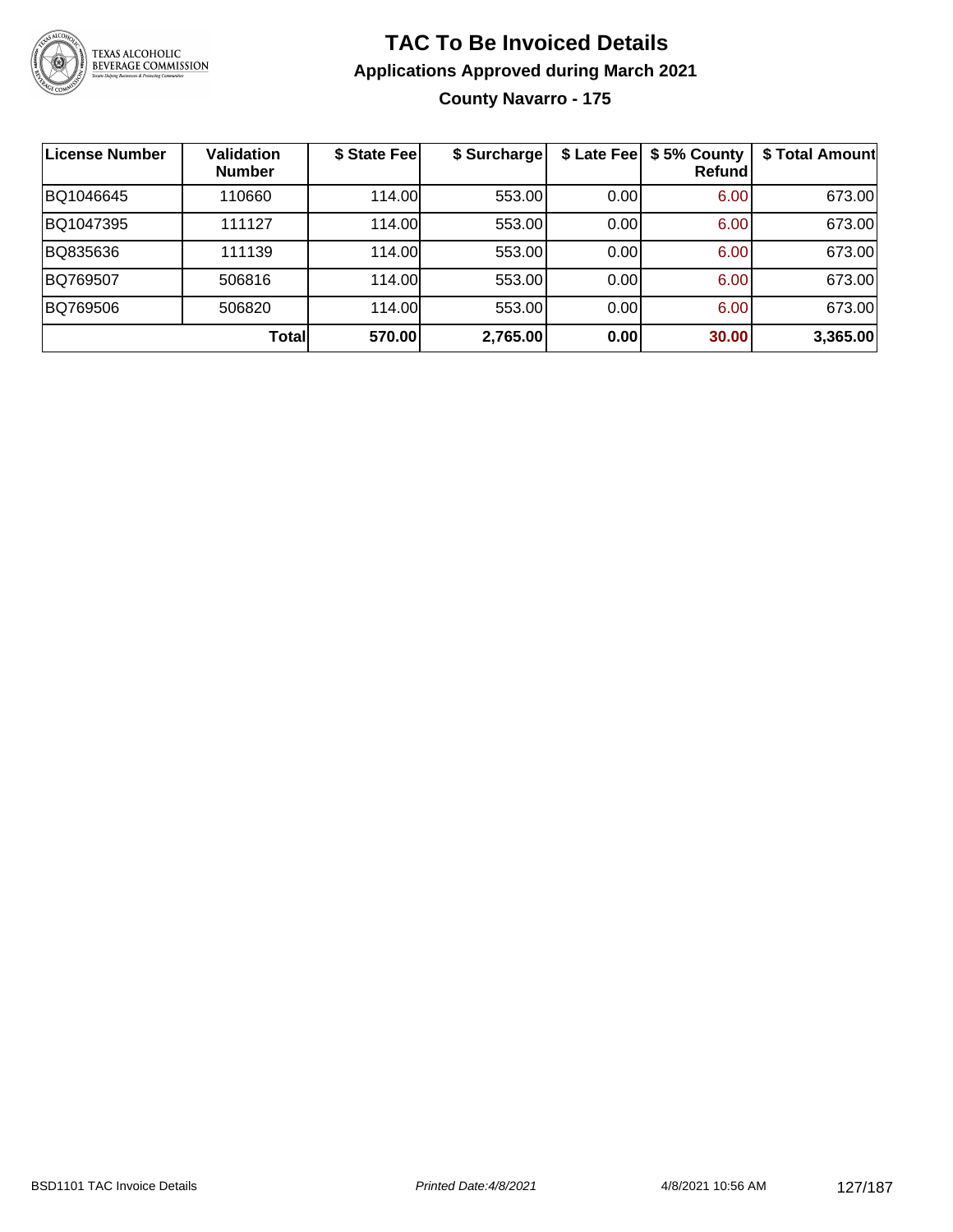# TAC To Be Invoiced Details

## Applications Approved during March 2021

### County Navarro - 175

| License Number | Validation Number | $ State Fee | $ Surcharge | $ Late Fee | $ 5% County Refund | $ Total Amount |
|---|---|---|---|---|---|---|
| BQ1046645 | 110660 | 114.00 | 553.00 | 0.00 | 6.00 | 673.00 |
| BQ1047395 | 111127 | 114.00 | 553.00 | 0.00 | 6.00 | 673.00 |
| BQ835636 | 111139 | 114.00 | 553.00 | 0.00 | 6.00 | 673.00 |
| BQ769507 | 506816 | 114.00 | 553.00 | 0.00 | 6.00 | 673.00 |
| BQ769506 | 506820 | 114.00 | 553.00 | 0.00 | 6.00 | 673.00 |
| | **Total** | **570.00** | **2,765.00** | **0.00** | **30.00** | **3,365.00** |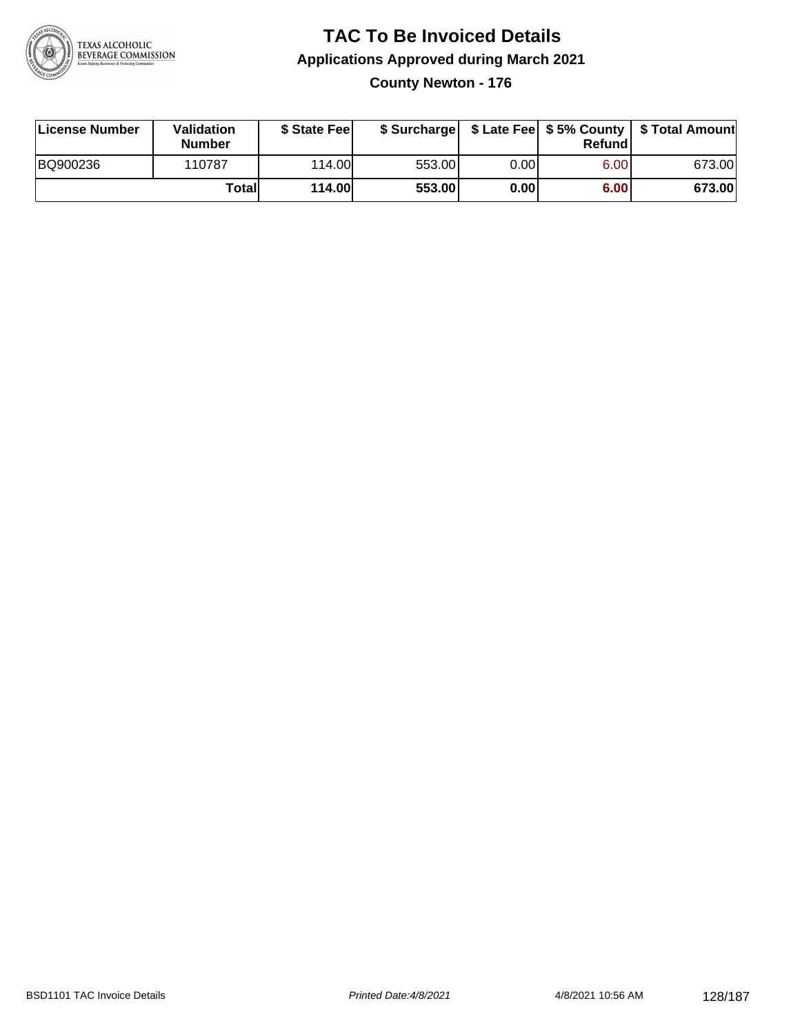# TAC To Be Invoiced Details

## Applications Approved during March 2021

### County Newton - 176

| License Number | Validation Number | \$ State Fee | \$ Surcharge | \$ Late Fee | \$ 5% County Refund | \$ Total Amount |
|---|---|---|---|---|---|---|
| BQ900236 | 110787 | 114.00 | 553.00 | 0.00 | 6.00 | 673.00 |
| | **Total** | **114.00** | **553.00** | **0.00** | **6.00** | **673.00** |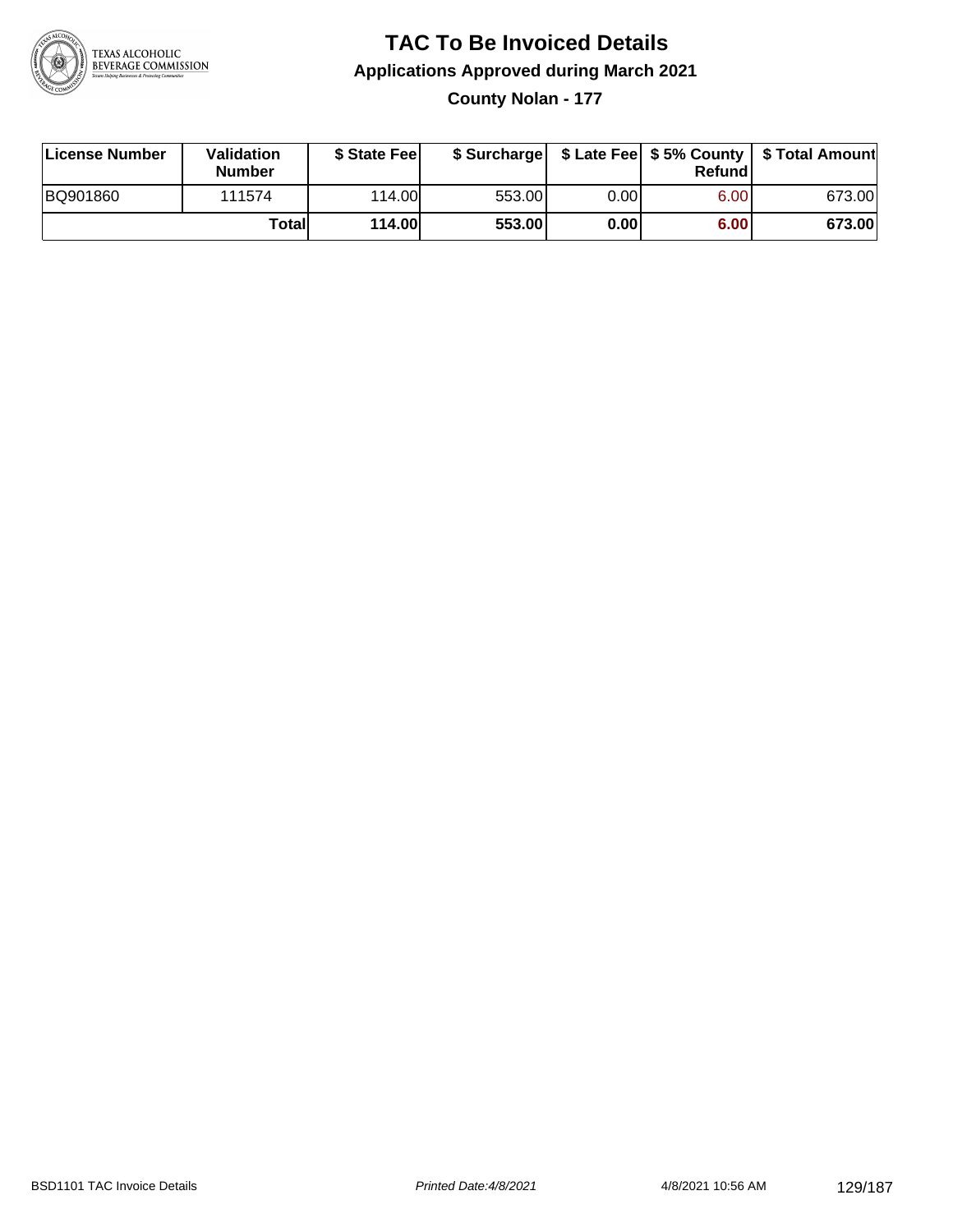# TAC To Be Invoiced Details

## Applications Approved during March 2021

### County Nolan - 177

| License Number | Validation Number | $ State Fee | $ Surcharge | $ Late Fee | $ 5% County Refund | $ Total Amount |
|---|---|---|---|---|---|---|
| BQ901860 | 111574 | 114.00 | 553.00 | 0.00 | 6.00 | 673.00 |
| | **Total** | **114.00** | **553.00** | **0.00** | **6.00** | **673.00** |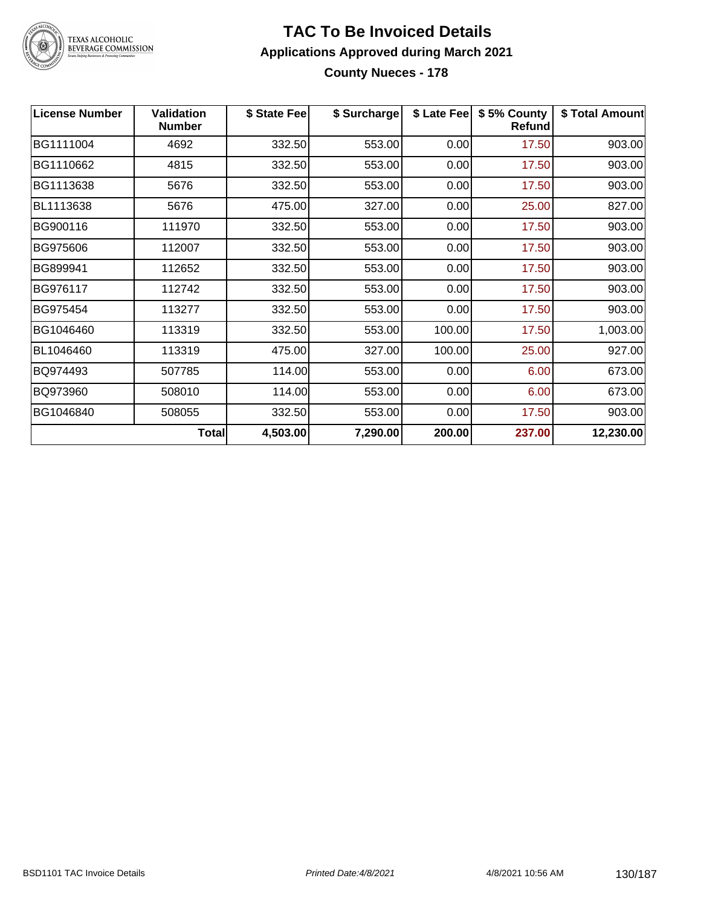# TAC To Be Invoiced Details

## Applications Approved during March 2021

### County Nueces - 178

| License Number | Validation Number | $ State Fee | $ Surcharge | $ Late Fee | $ 5% County Refund | $ Total Amount |
|---|---|---|---|---|---|---|
| BG1111004 | 4692 | 332.50 | 553.00 | 0.00 | 17.50 | 903.00 |
| BG1110662 | 4815 | 332.50 | 553.00 | 0.00 | 17.50 | 903.00 |
| BG1113638 | 5676 | 332.50 | 553.00 | 0.00 | 17.50 | 903.00 |
| BL1113638 | 5676 | 475.00 | 327.00 | 0.00 | 25.00 | 827.00 |
| BG900116 | 111970 | 332.50 | 553.00 | 0.00 | 17.50 | 903.00 |
| BG975606 | 112007 | 332.50 | 553.00 | 0.00 | 17.50 | 903.00 |
| BG899941 | 112652 | 332.50 | 553.00 | 0.00 | 17.50 | 903.00 |
| BG976117 | 112742 | 332.50 | 553.00 | 0.00 | 17.50 | 903.00 |
| BG975454 | 113277 | 332.50 | 553.00 | 0.00 | 17.50 | 903.00 |
| BG1046460 | 113319 | 332.50 | 553.00 | 100.00 | 17.50 | 1,003.00 |
| BL1046460 | 113319 | 475.00 | 327.00 | 100.00 | 25.00 | 927.00 |
| BQ974493 | 507785 | 114.00 | 553.00 | 0.00 | 6.00 | 673.00 |
| BQ973960 | 508010 | 114.00 | 553.00 | 0.00 | 6.00 | 673.00 |
| BG1046840 | 508055 | 332.50 | 553.00 | 0.00 | 17.50 | 903.00 |
| | **Total** | **4,503.00** | **7,290.00** | **200.00** | **237.00** | **12,230.00** |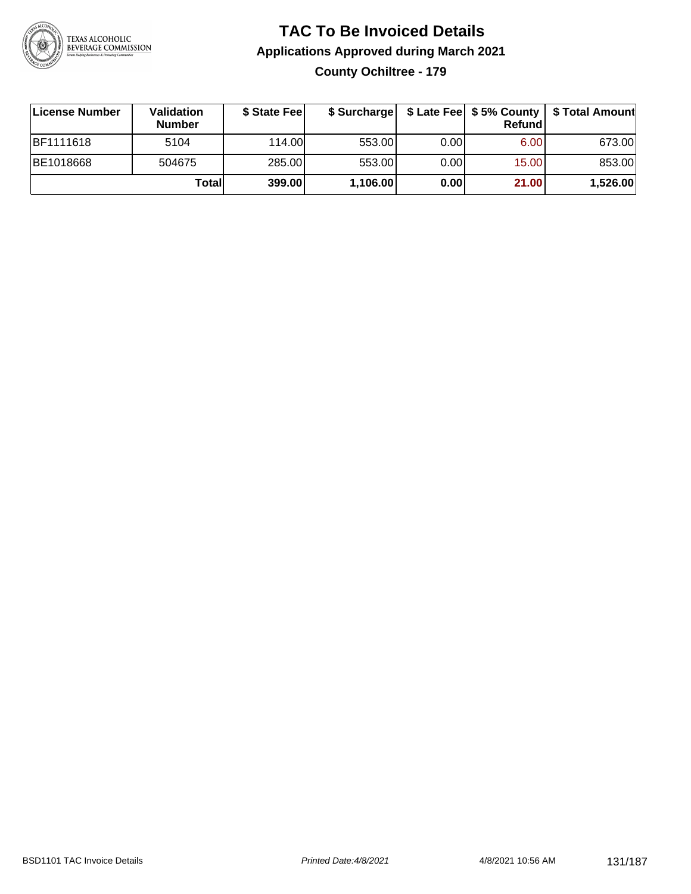# TAC To Be Invoiced Details

## Applications Approved during March 2021

### County Ochiltree - 179

| License Number | Validation Number | $ State Fee | $ Surcharge | $ Late Fee | $ 5% County Refund | $ Total Amount |
|---|---|---|---|---|---|---|
| BF1111618 | 5104 | 114.00 | 553.00 | 0.00 | 6.00 | 673.00 |
| BE1018668 | 504675 | 285.00 | 553.00 | 0.00 | 15.00 | 853.00 |
| | **Total** | **399.00** | **1,106.00** | **0.00** | **21.00** | **1,526.00** |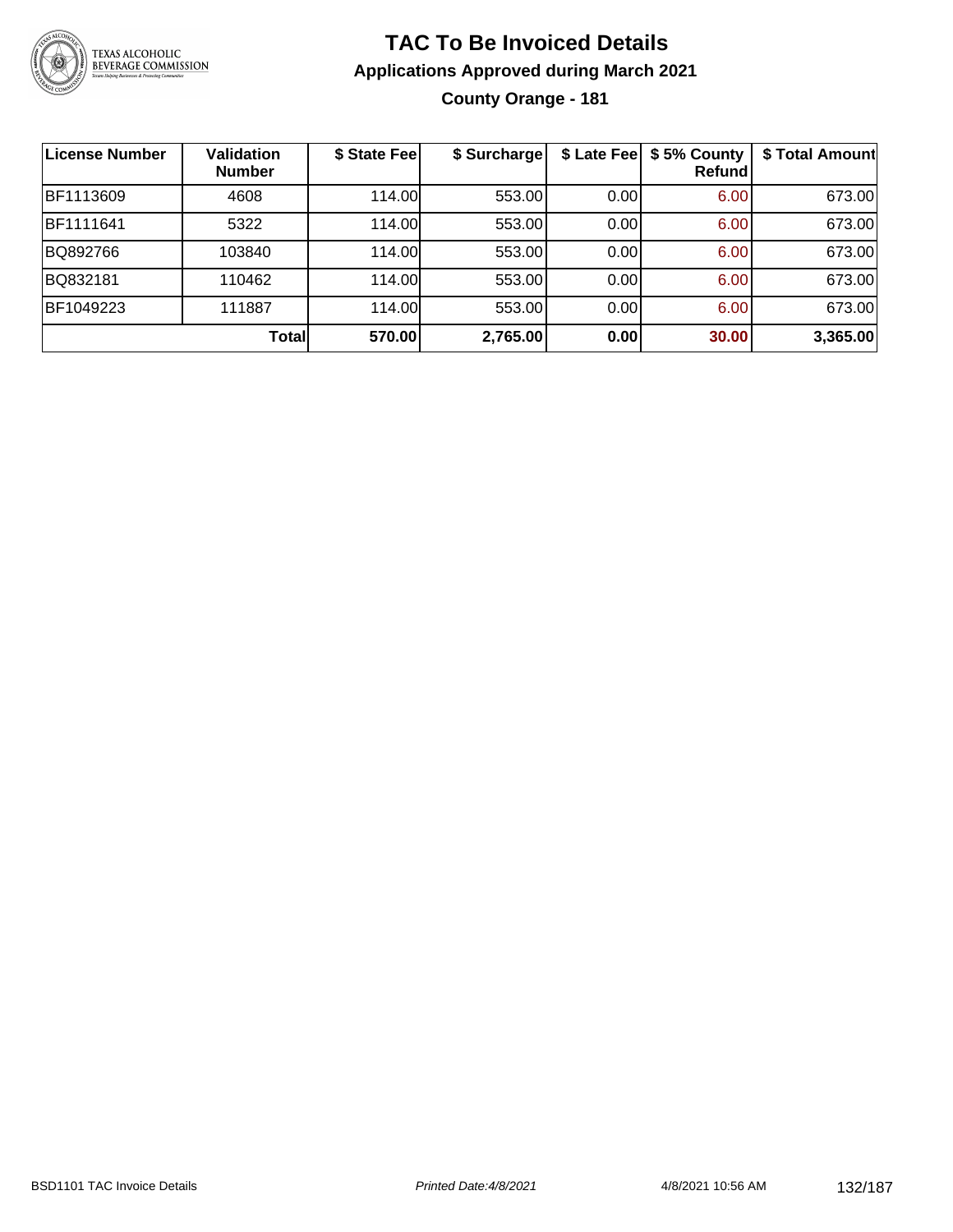# TAC To Be Invoiced Details

## Applications Approved during March 2021

### County Orange - 181

| License Number | Validation Number | $ State Fee | $ Surcharge | $ Late Fee | $ 5% County Refund | $ Total Amount |
|---|---|---|---|---|---|---|
| BF1113609 | 4608 | 114.00 | 553.00 | 0.00 | 6.00 | 673.00 |
| BF1111641 | 5322 | 114.00 | 553.00 | 0.00 | 6.00 | 673.00 |
| BQ892766 | 103840 | 114.00 | 553.00 | 0.00 | 6.00 | 673.00 |
| BQ832181 | 110462 | 114.00 | 553.00 | 0.00 | 6.00 | 673.00 |
| BF1049223 | 111887 | 114.00 | 553.00 | 0.00 | 6.00 | 673.00 |
| | **Total** | **570.00** | **2,765.00** | **0.00** | **30.00** | **3,365.00** |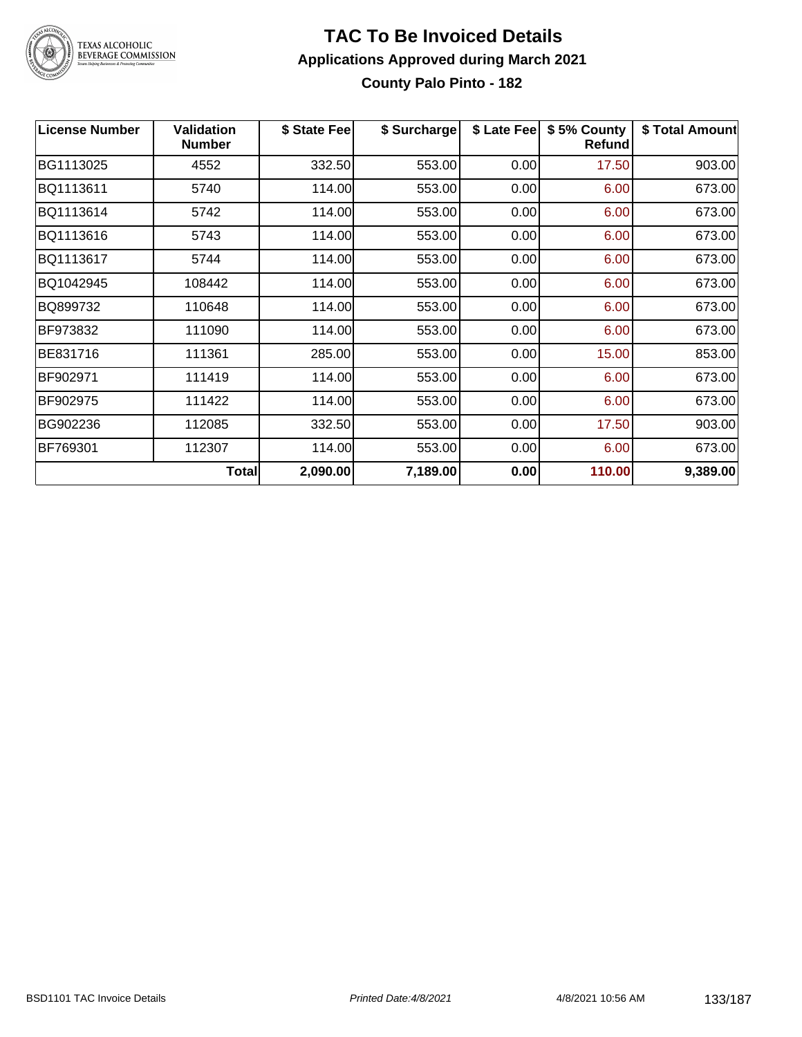# TAC To Be Invoiced Details

## Applications Approved during March 2021

### County Palo Pinto - 182

| License Number | Validation Number | $ State Fee | $ Surcharge | $ Late Fee | $ 5% County Refund | $ Total Amount |
|---|---|---|---|---|---|---|
| BG1113025 | 4552 | 332.50 | 553.00 | 0.00 | 17.50 | 903.00 |
| BQ1113611 | 5740 | 114.00 | 553.00 | 0.00 | 6.00 | 673.00 |
| BQ1113614 | 5742 | 114.00 | 553.00 | 0.00 | 6.00 | 673.00 |
| BQ1113616 | 5743 | 114.00 | 553.00 | 0.00 | 6.00 | 673.00 |
| BQ1113617 | 5744 | 114.00 | 553.00 | 0.00 | 6.00 | 673.00 |
| BQ1042945 | 108442 | 114.00 | 553.00 | 0.00 | 6.00 | 673.00 |
| BQ899732 | 110648 | 114.00 | 553.00 | 0.00 | 6.00 | 673.00 |
| BF973832 | 111090 | 114.00 | 553.00 | 0.00 | 6.00 | 673.00 |
| BE831716 | 111361 | 285.00 | 553.00 | 0.00 | 15.00 | 853.00 |
| BF902971 | 111419 | 114.00 | 553.00 | 0.00 | 6.00 | 673.00 |
| BF902975 | 111422 | 114.00 | 553.00 | 0.00 | 6.00 | 673.00 |
| BG902236 | 112085 | 332.50 | 553.00 | 0.00 | 17.50 | 903.00 |
| BF769301 | 112307 | 114.00 | 553.00 | 0.00 | 6.00 | 673.00 |
| | **Total** | **2,090.00** | **7,189.00** | **0.00** | **110.00** | **9,389.00** |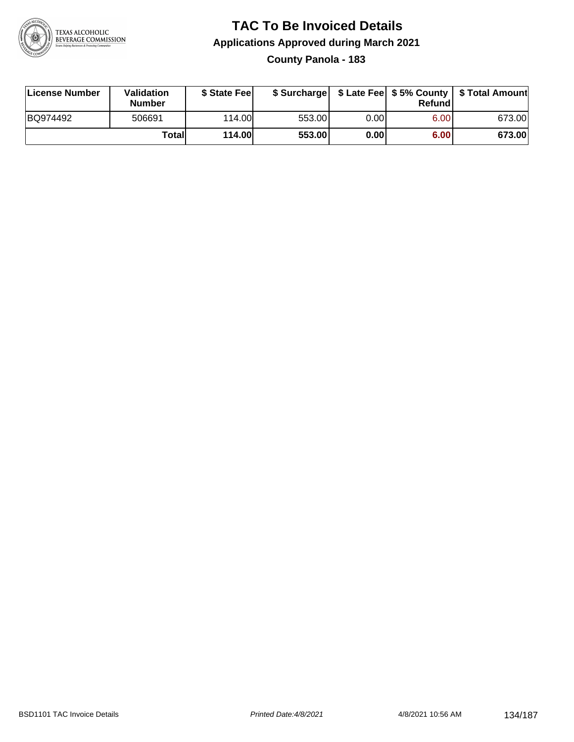# TAC To Be Invoiced Details

## Applications Approved during March 2021

### County Panola - 183

| License Number | Validation Number | $ State Fee | $ Surcharge | $ Late Fee | $ 5% County Refund | $ Total Amount |
|---|---|---|---|---|---|---|
| BQ974492 | 506691 | 114.00 | 553.00 | 0.00 | 6.00 | 673.00 |
| | **Total** | **114.00** | **553.00** | **0.00** | **6.00** | **673.00** |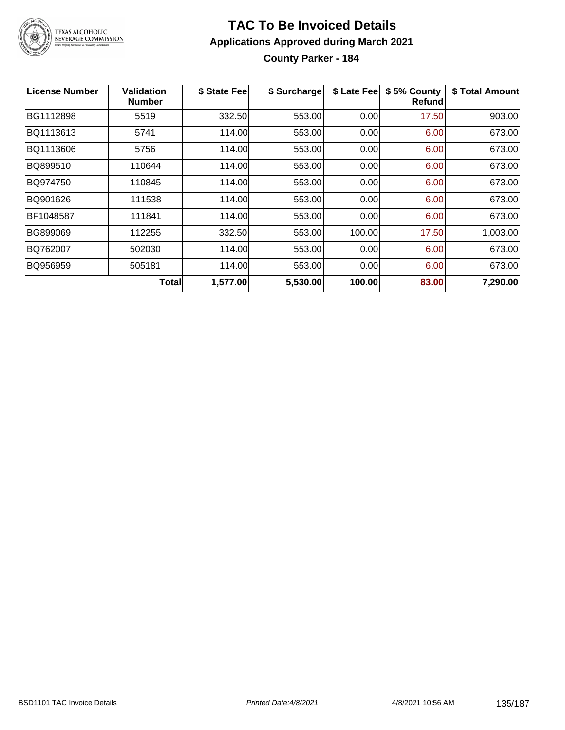# TAC To Be Invoiced Details

## Applications Approved during March 2021

### County Parker - 184

| License Number | Validation Number | $ State Fee | $ Surcharge | $ Late Fee | $ 5% County Refund | $ Total Amount |
|---|---|---|---|---|---|---|
| BG1112898 | 5519 | 332.50 | 553.00 | 0.00 | 17.50 | 903.00 |
| BQ1113613 | 5741 | 114.00 | 553.00 | 0.00 | 6.00 | 673.00 |
| BQ1113606 | 5756 | 114.00 | 553.00 | 0.00 | 6.00 | 673.00 |
| BQ899510 | 110644 | 114.00 | 553.00 | 0.00 | 6.00 | 673.00 |
| BQ974750 | 110845 | 114.00 | 553.00 | 0.00 | 6.00 | 673.00 |
| BQ901626 | 111538 | 114.00 | 553.00 | 0.00 | 6.00 | 673.00 |
| BF1048587 | 111841 | 114.00 | 553.00 | 0.00 | 6.00 | 673.00 |
| BG899069 | 112255 | 332.50 | 553.00 | 100.00 | 17.50 | 1,003.00 |
| BQ762007 | 502030 | 114.00 | 553.00 | 0.00 | 6.00 | 673.00 |
| BQ956959 | 505181 | 114.00 | 553.00 | 0.00 | 6.00 | 673.00 |
| | **Total** | **1,577.00** | **5,530.00** | **100.00** | **83.00** | **7,290.00** |

BSD1101 TAC Invoice Details *Printed Date:4/8/2021* 4/8/2021 10:56 AM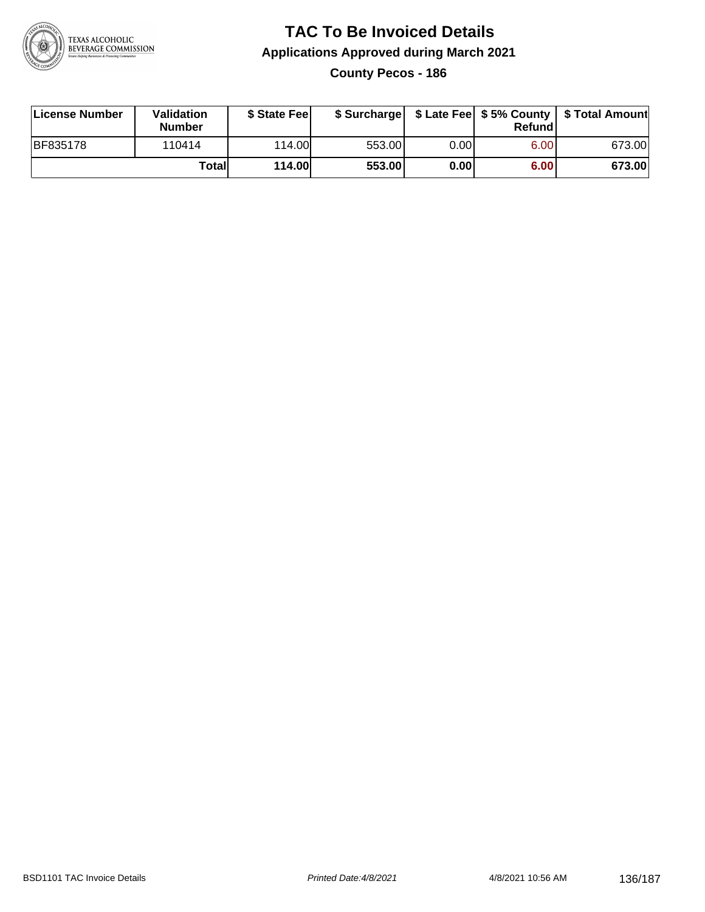# TAC To Be Invoiced Details

## Applications Approved during March 2021

### County Pecos - 186

| License Number | Validation Number | $ State Fee | $ Surcharge | $ Late Fee | $ 5% County Refund | $ Total Amount |
|---|---|---|---|---|---|---|
| BF835178 | 110414 | 114.00 | 553.00 | 0.00 | 6.00 | 673.00 |
| | **Total** | **114.00** | **553.00** | **0.00** | **6.00** | **673.00** |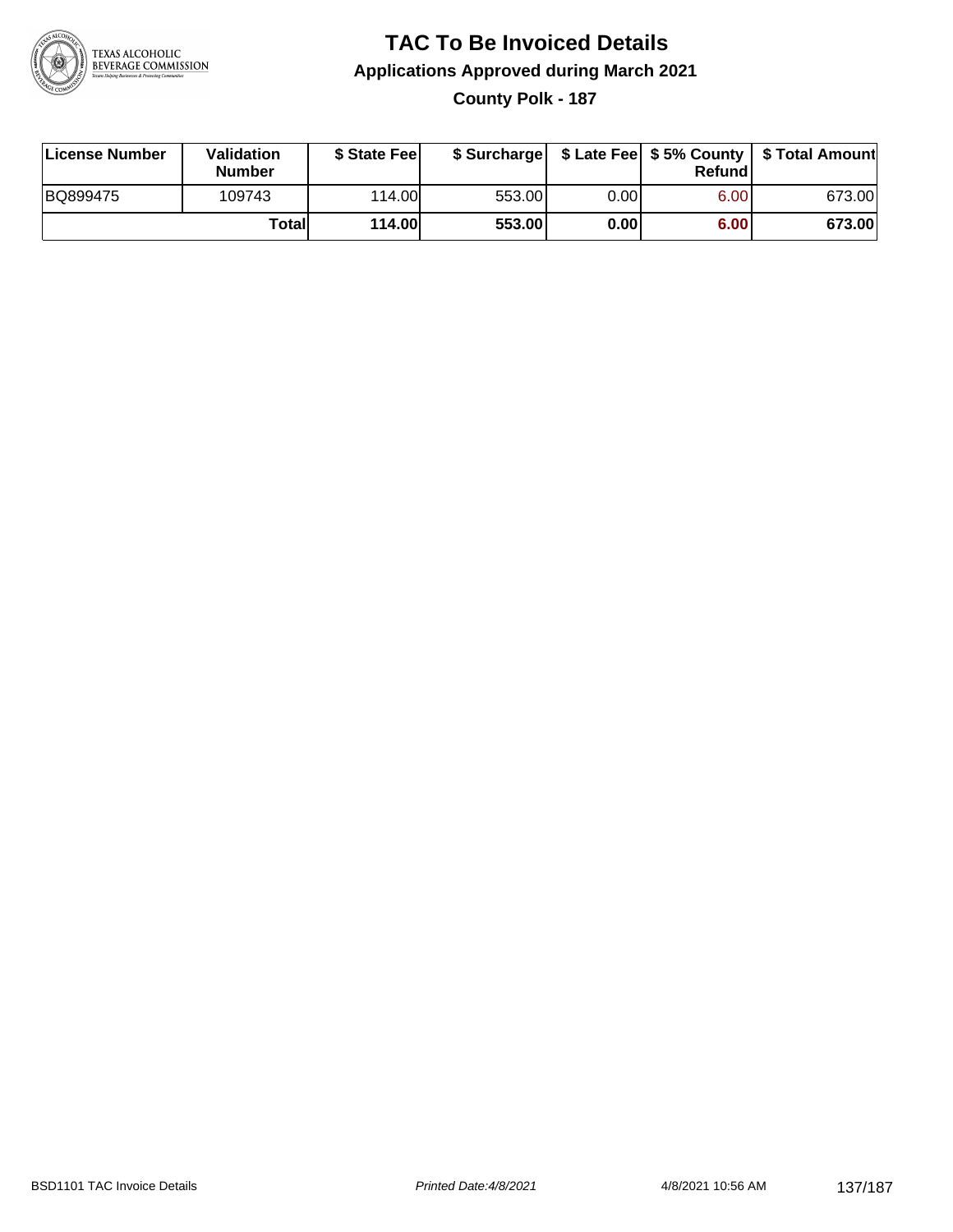# TAC To Be Invoiced Details

## Applications Approved during March 2021

### County Polk - 187

| License Number | Validation Number | $ State Fee | $ Surcharge | $ Late Fee | $ 5% County Refund | $ Total Amount |
|---|---|---|---|---|---|---|
| BQ899475 | 109743 | 114.00 | 553.00 | 0.00 | 6.00 | 673.00 |
| | **Total** | **114.00** | **553.00** | **0.00** | **6.00** | **673.00** |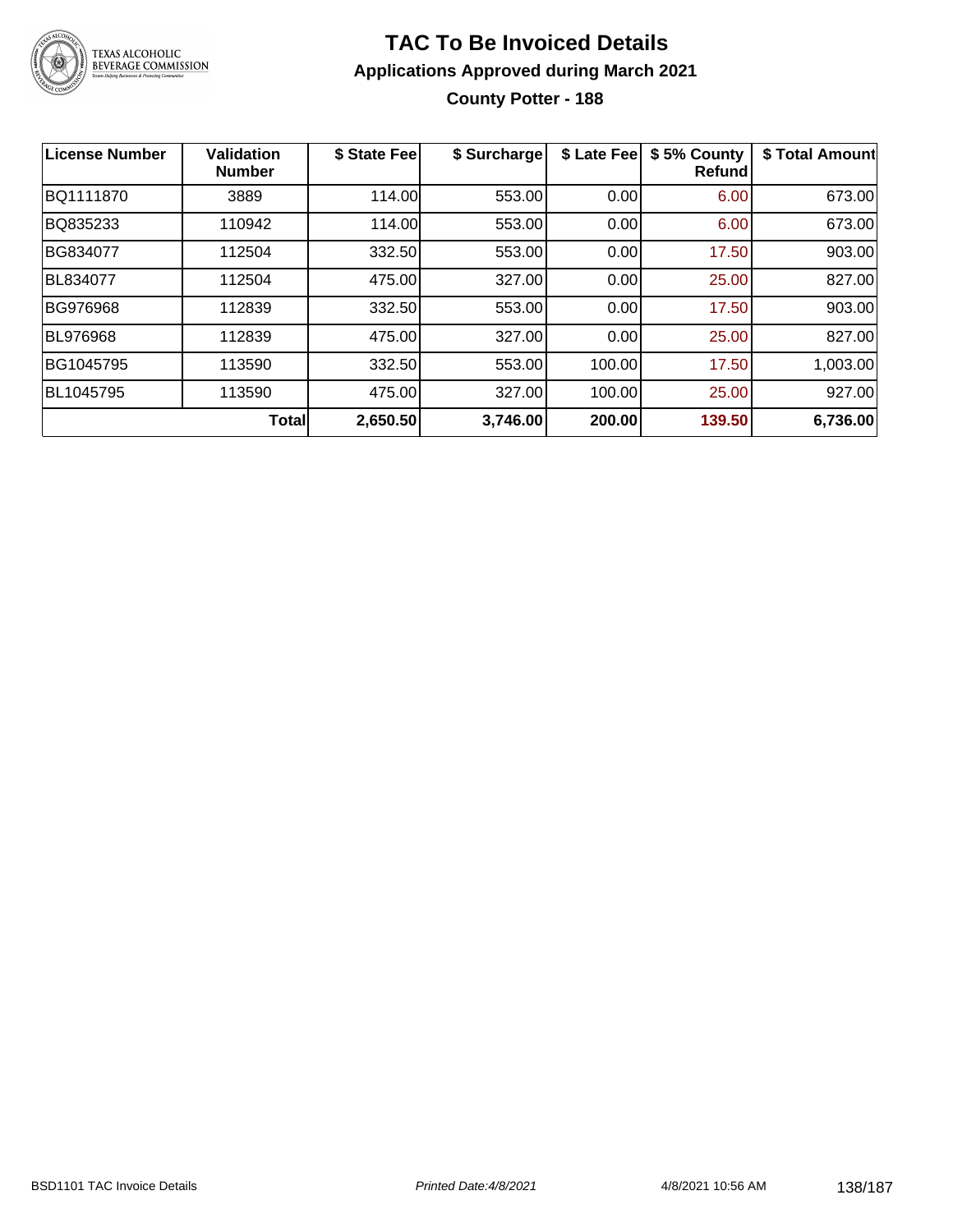# TAC To Be Invoiced Details

## Applications Approved during March 2021

### County Potter - 188

| License Number | Validation Number | $ State Fee | $ Surcharge | $ Late Fee | $ 5% County Refund | $ Total Amount |
|---|---|---|---|---|---|---|
| BQ1111870 | 3889 | 114.00 | 553.00 | 0.00 | 6.00 | 673.00 |
| BQ835233 | 110942 | 114.00 | 553.00 | 0.00 | 6.00 | 673.00 |
| BG834077 | 112504 | 332.50 | 553.00 | 0.00 | 17.50 | 903.00 |
| BL834077 | 112504 | 475.00 | 327.00 | 0.00 | 25.00 | 827.00 |
| BG976968 | 112839 | 332.50 | 553.00 | 0.00 | 17.50 | 903.00 |
| BL976968 | 112839 | 475.00 | 327.00 | 0.00 | 25.00 | 827.00 |
| BG1045795 | 113590 | 332.50 | 553.00 | 100.00 | 17.50 | 1,003.00 |
| BL1045795 | 113590 | 475.00 | 327.00 | 100.00 | 25.00 | 927.00 |
| | **Total** | **2,650.50** | **3,746.00** | **200.00** | **139.50** | **6,736.00** |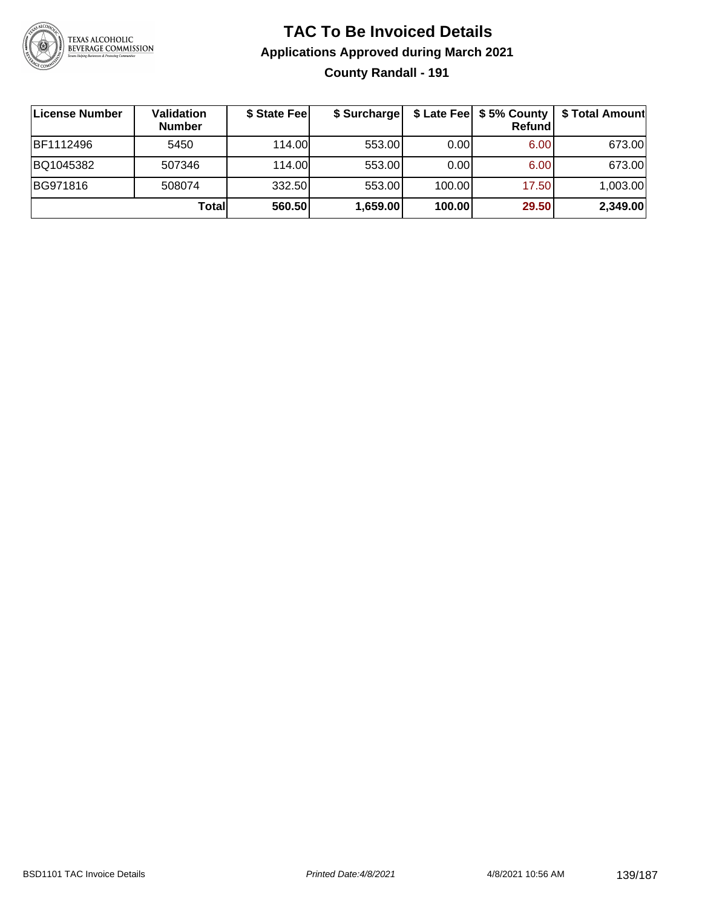# TAC To Be Invoiced Details

## Applications Approved during March 2021

### County Randall - 191

| License Number | Validation Number | $ State Fee | $ Surcharge | $ Late Fee | $ 5% County Refund | $ Total Amount |
|---|---|---|---|---|---|---|
| BF1112496 | 5450 | 114.00 | 553.00 | 0.00 | 6.00 | 673.00 |
| BQ1045382 | 507346 | 114.00 | 553.00 | 0.00 | 6.00 | 673.00 |
| BG971816 | 508074 | 332.50 | 553.00 | 100.00 | 17.50 | 1,003.00 |
| | **Total** | **560.50** | **1,659.00** | **100.00** | **29.50** | **2,349.00** |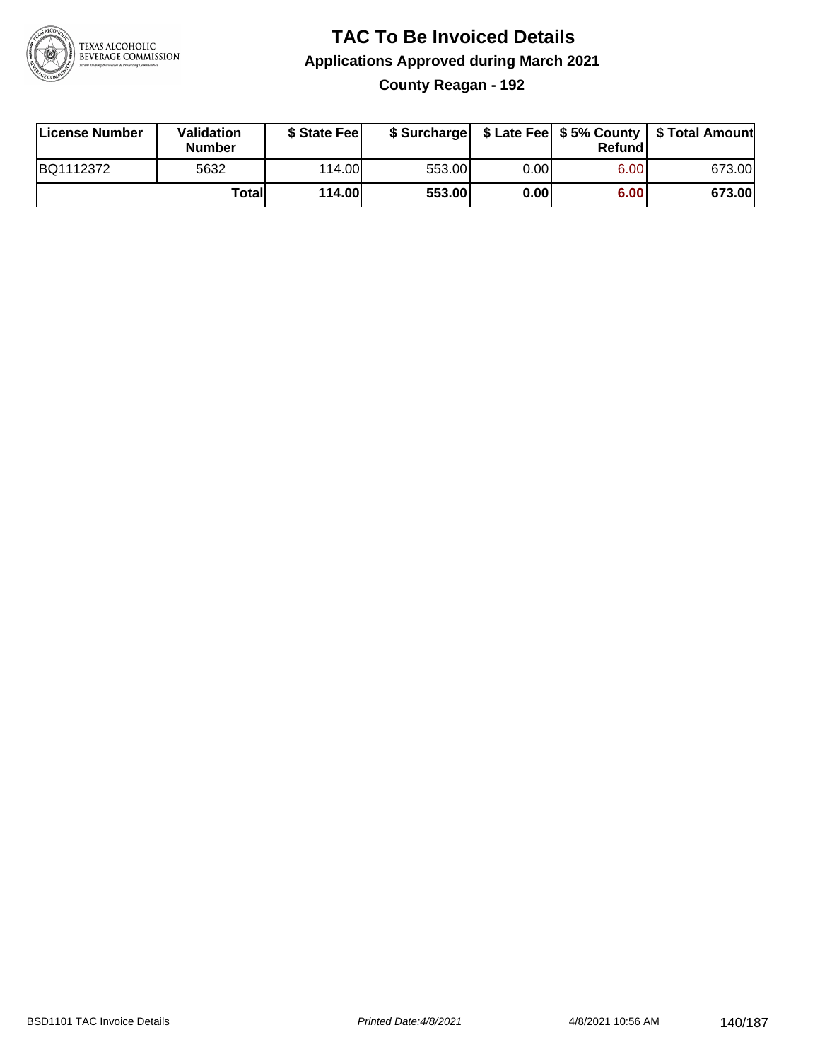# TAC To Be Invoiced Details

## Applications Approved during March 2021

### County Reagan - 192

| License Number | Validation Number | $ State Fee | $ Surcharge | $ Late Fee | $ 5% County Refund | $ Total Amount |
|---|---|---|---|---|---|---|
| BQ1112372 | 5632 | 114.00 | 553.00 | 0.00 | 6.00 | 673.00 |
| | **Total** | **114.00** | **553.00** | **0.00** | **6.00** | **673.00** |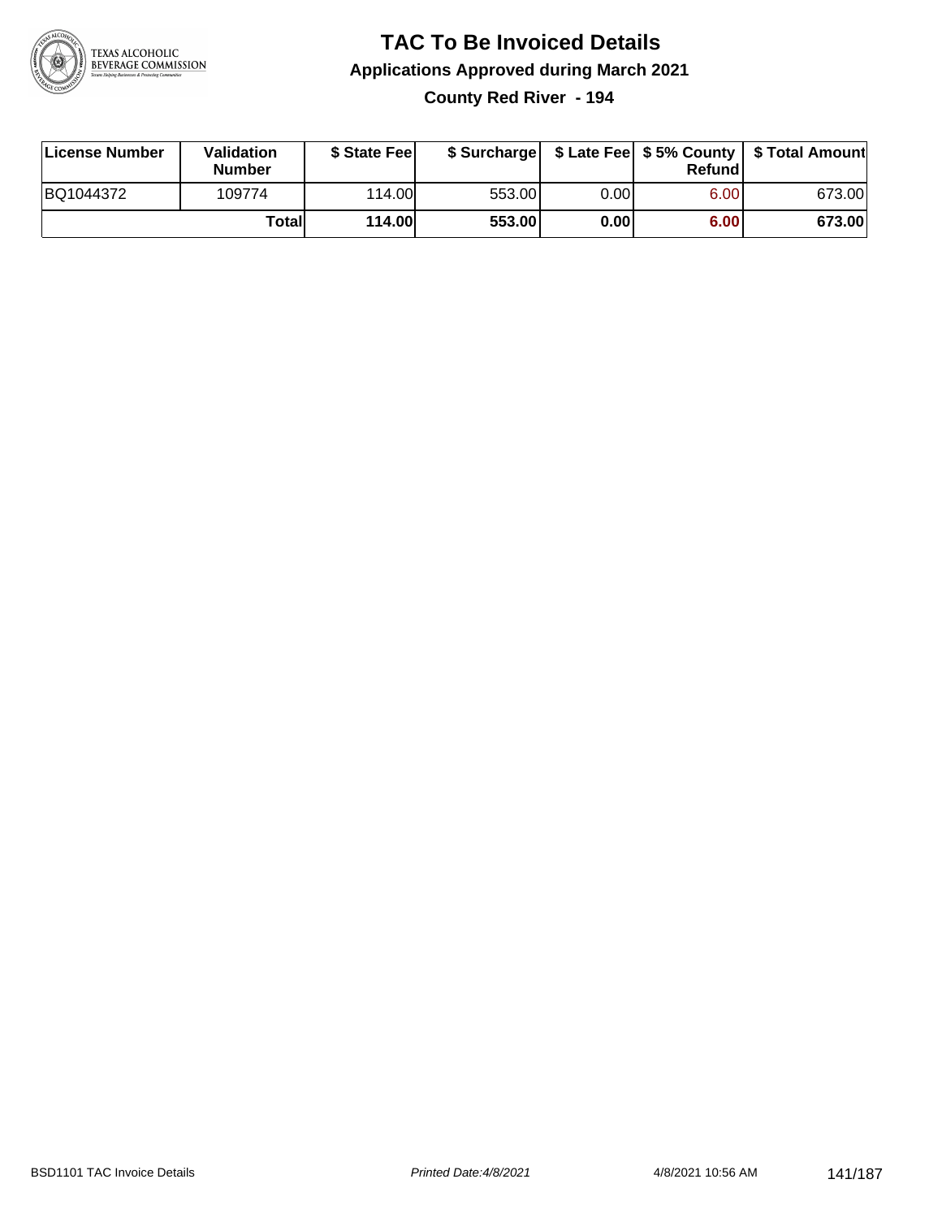# TAC To Be Invoiced Details

## Applications Approved during March 2021

### County Red River - 194

| License Number | Validation Number | $ State Fee | $ Surcharge | $ Late Fee | $ 5% County Refund | $ Total Amount |
|---|---|---|---|---|---|---|
| BQ1044372 | 109774 | 114.00 | 553.00 | 0.00 | 6.00 | 673.00 |
| | **Total** | **114.00** | **553.00** | **0.00** | **6.00** | **673.00** |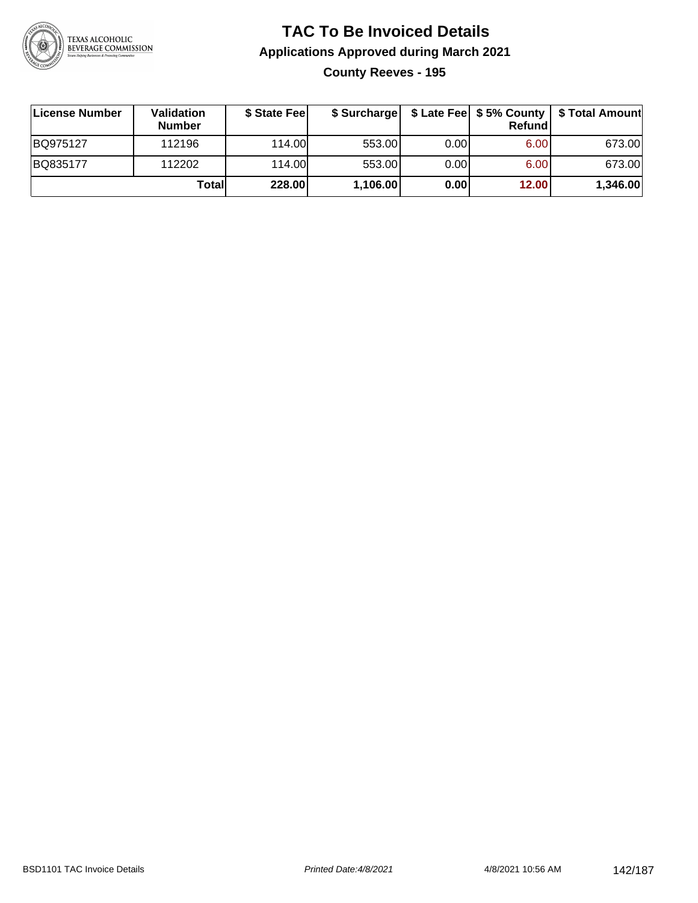# TAC To Be Invoiced Details

## Applications Approved during March 2021

### County Reeves - 195

| License Number | Validation Number | $ State Fee | $ Surcharge | $ Late Fee | $ 5% County Refund | $ Total Amount |
|---|---|---|---|---|---|---|
| BQ975127 | 112196 | 114.00 | 553.00 | 0.00 | 6.00 | 673.00 |
| BQ835177 | 112202 | 114.00 | 553.00 | 0.00 | 6.00 | 673.00 |
| | **Total** | **228.00** | **1,106.00** | **0.00** | **12.00** | **1,346.00** |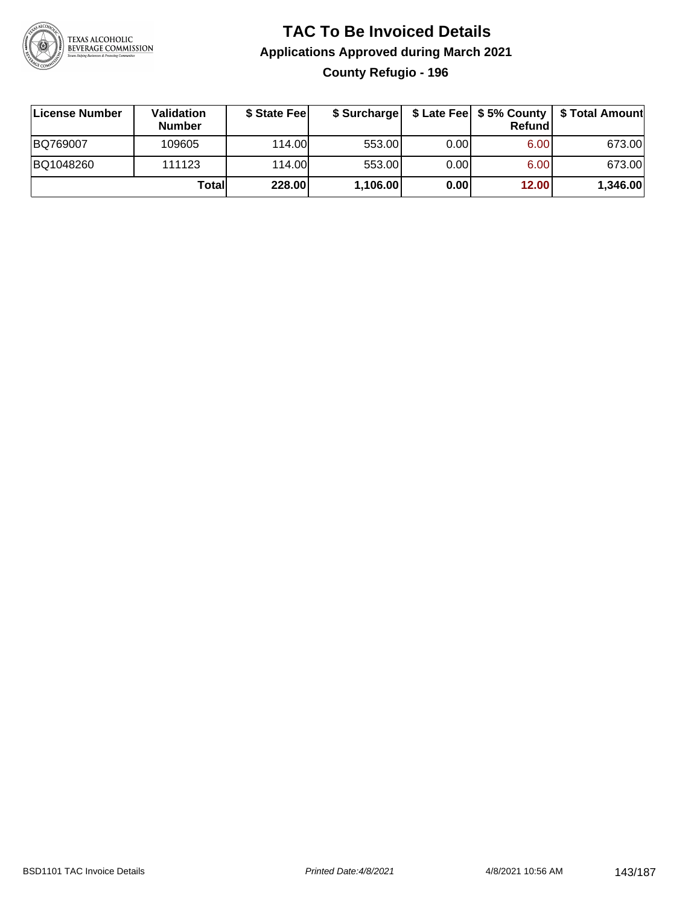# TAC To Be Invoiced Details

## Applications Approved during March 2021

### County Refugio - 196

| License Number | Validation Number | $ State Fee | $ Surcharge | $ Late Fee | $ 5% County Refund | $ Total Amount |
|---|---|---|---|---|---|---|
| BQ769007 | 109605 | 114.00 | 553.00 | 0.00 | 6.00 | 673.00 |
| BQ1048260 | 111123 | 114.00 | 553.00 | 0.00 | 6.00 | 673.00 |
| | **Total** | **228.00** | **1,106.00** | **0.00** | **12.00** | **1,346.00** |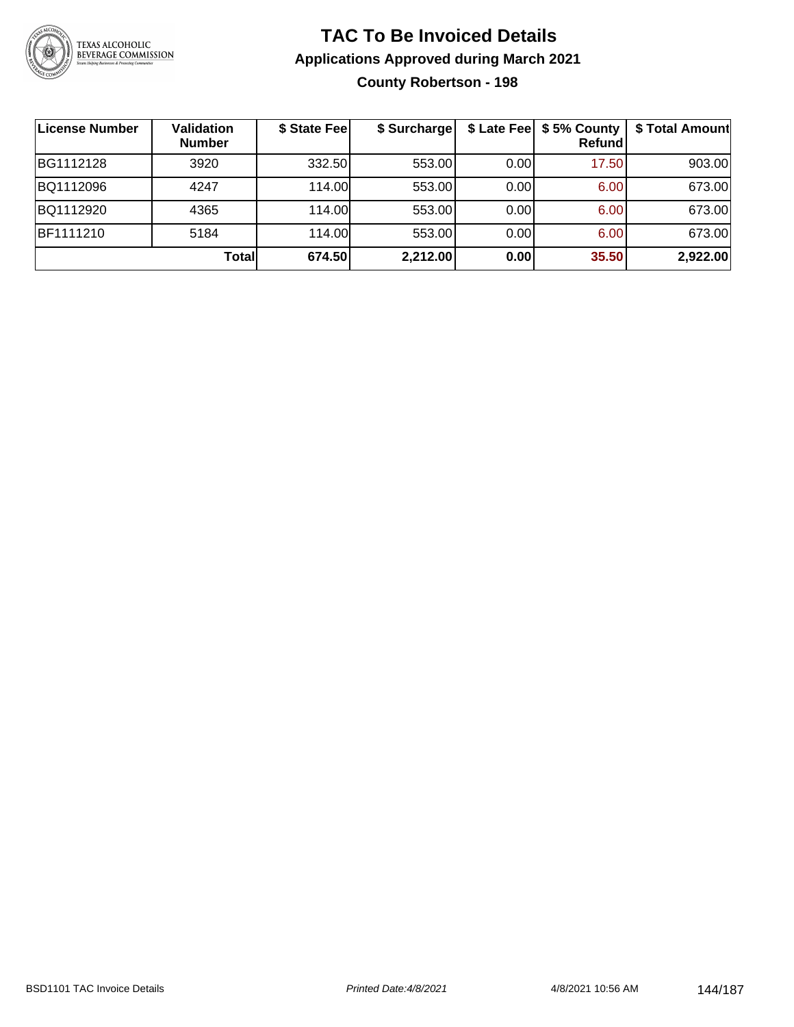# TAC To Be Invoiced Details

## Applications Approved during March 2021

### County Robertson - 198

| License Number | Validation Number | $ State Fee | $ Surcharge | $ Late Fee | $ 5% County Refund | $ Total Amount |
|---|---|---|---|---|---|---|
| BG1112128 | 3920 | 332.50 | 553.00 | 0.00 | 17.50 | 903.00 |
| BQ1112096 | 4247 | 114.00 | 553.00 | 0.00 | 6.00 | 673.00 |
| BQ1112920 | 4365 | 114.00 | 553.00 | 0.00 | 6.00 | 673.00 |
| BF1111210 | 5184 | 114.00 | 553.00 | 0.00 | 6.00 | 673.00 |
| | **Total** | **674.50** | **2,212.00** | **0.00** | **35.50** | **2,922.00** |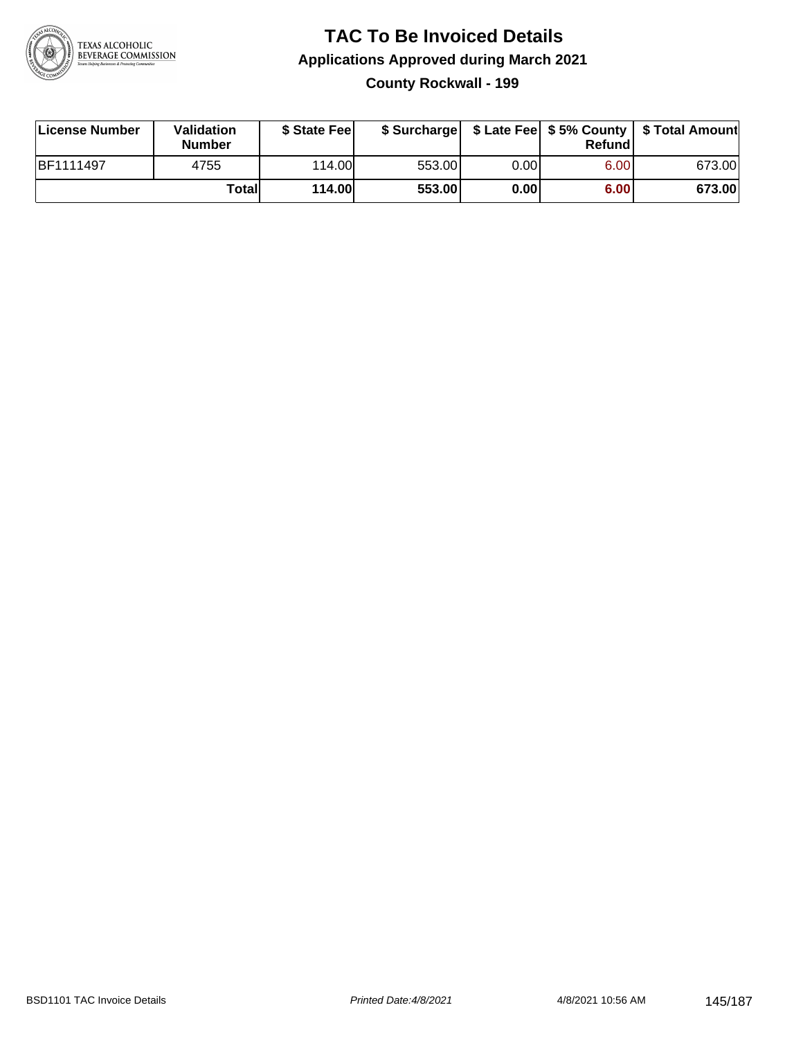# TAC To Be Invoiced Details

## Applications Approved during March 2021

### County Rockwall - 199

| License Number | Validation Number | $ State Fee | $ Surcharge | $ Late Fee | $ 5% County Refund | $ Total Amount |
|---|---|---|---|---|---|---|
| BF1111497 | 4755 | 114.00 | 553.00 | 0.00 | 6.00 | 673.00 |
| | **Total** | **114.00** | **553.00** | **0.00** | **6.00** | **673.00** |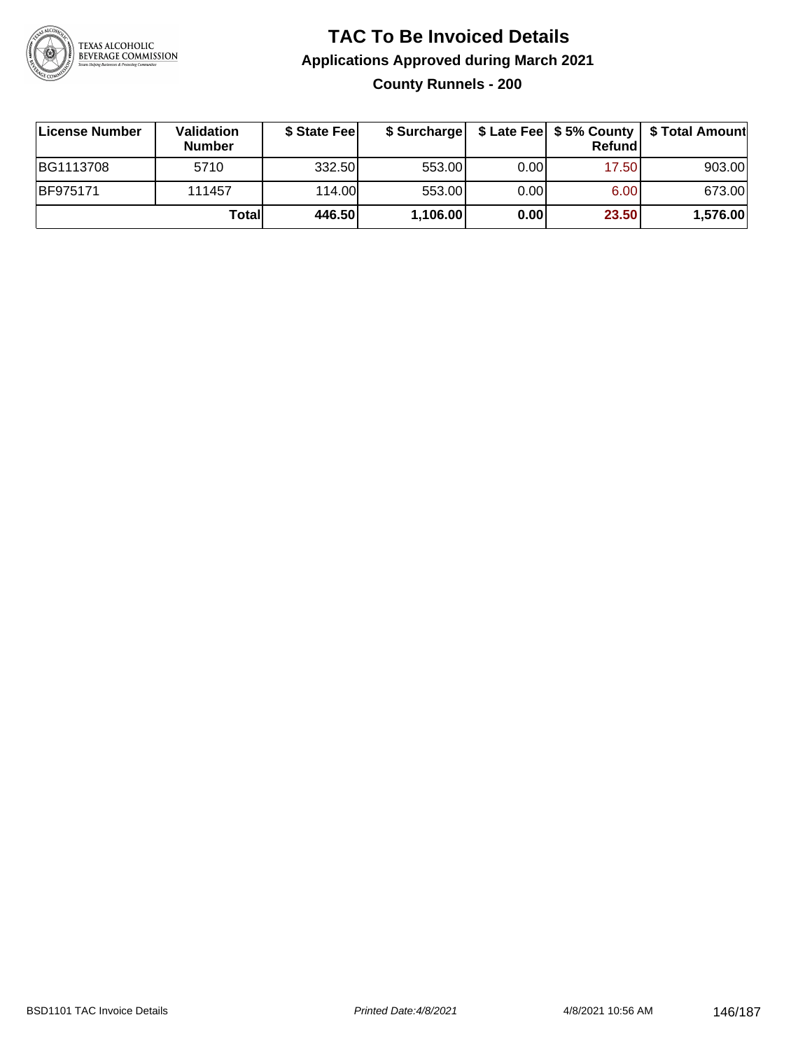# TAC To Be Invoiced Details

## Applications Approved during March 2021

### County Runnels - 200

| License Number | Validation Number | $ State Fee | $ Surcharge | $ Late Fee | $ 5% County Refund | $ Total Amount |
|---|---|---|---|---|---|---|
| BG1113708 | 5710 | 332.50 | 553.00 | 0.00 | 17.50 | 903.00 |
| BF975171 | 111457 | 114.00 | 553.00 | 0.00 | 6.00 | 673.00 |
| | **Total** | **446.50** | **1,106.00** | **0.00** | **23.50** | **1,576.00** |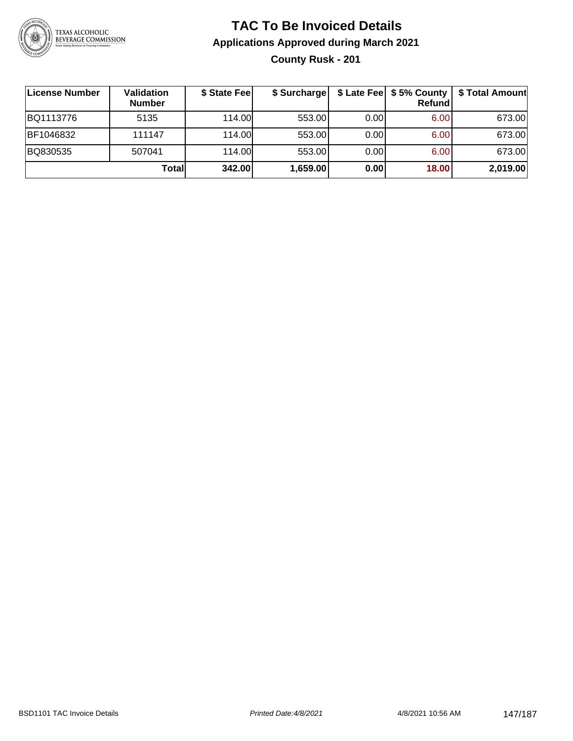# TAC To Be Invoiced Details

## Applications Approved during March 2021

### County Rusk - 201

| License Number | Validation Number | $ State Fee | $ Surcharge | $ Late Fee | $ 5% County Refund | $ Total Amount |
|---|---|---|---|---|---|---|
| BQ1113776 | 5135 | 114.00 | 553.00 | 0.00 | 6.00 | 673.00 |
| BF1046832 | 111147 | 114.00 | 553.00 | 0.00 | 6.00 | 673.00 |
| BQ830535 | 507041 | 114.00 | 553.00 | 0.00 | 6.00 | 673.00 |
| | **Total** | **342.00** | **1,659.00** | **0.00** | **18.00** | **2,019.00** |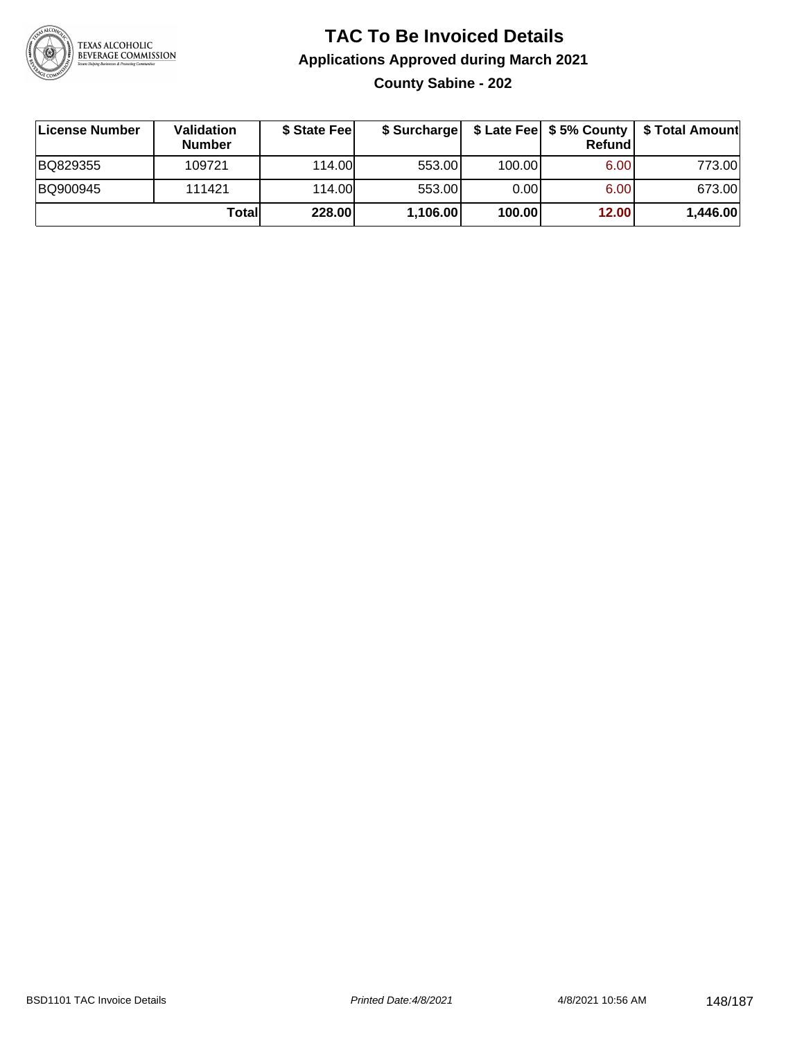# TAC To Be Invoiced Details

## Applications Approved during March 2021

### County Sabine - 202

| License Number | Validation Number | $ State Fee | $ Surcharge | $ Late Fee | $ 5% County Refund | $ Total Amount |
|---|---|---|---|---|---|---|
| BQ829355 | 109721 | 114.00 | 553.00 | 100.00 | 6.00 | 773.00 |
| BQ900945 | 111421 | 114.00 | 553.00 | 0.00 | 6.00 | 673.00 |
| | **Total** | **228.00** | **1,106.00** | **100.00** | **12.00** | **1,446.00** |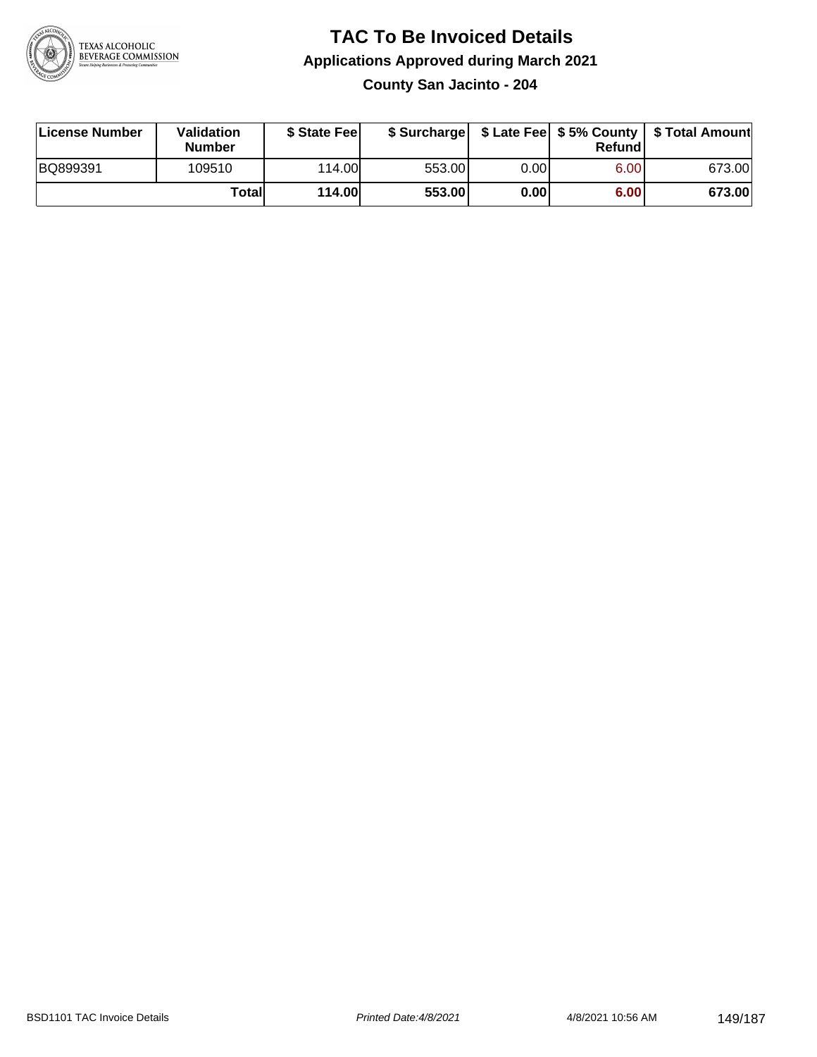# TAC To Be Invoiced Details

## Applications Approved during March 2021

### County San Jacinto - 204

| License Number | Validation Number | $ State Fee | $ Surcharge | $ Late Fee | $ 5% County Refund | $ Total Amount |
|---|---|---|---|---|---|---|
| BQ899391 | 109510 | 114.00 | 553.00 | 0.00 | 6.00 | 673.00 |
| | **Total** | **114.00** | **553.00** | **0.00** | **6.00** | **673.00** |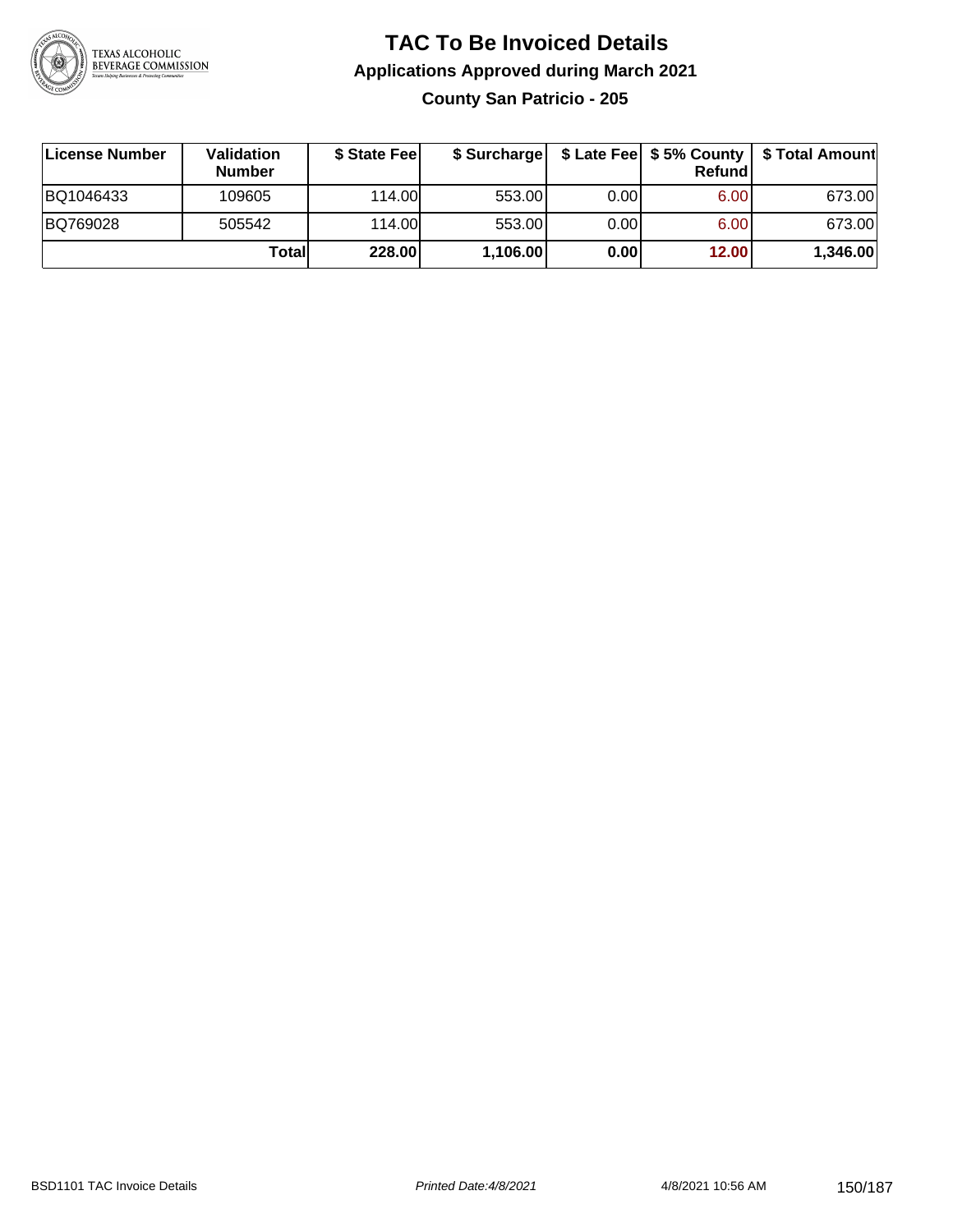# TAC To Be Invoiced Details

## Applications Approved during March 2021

### County San Patricio - 205

| License Number | Validation Number | $ State Fee | $ Surcharge | $ Late Fee | $ 5% County Refund | $ Total Amount |
|---|---|---|---|---|---|---|
| BQ1046433 | 109605 | 114.00 | 553.00 | 0.00 | 6.00 | 673.00 |
| BQ769028 | 505542 | 114.00 | 553.00 | 0.00 | 6.00 | 673.00 |
| | **Total** | **228.00** | **1,106.00** | **0.00** | **12.00** | **1,346.00** |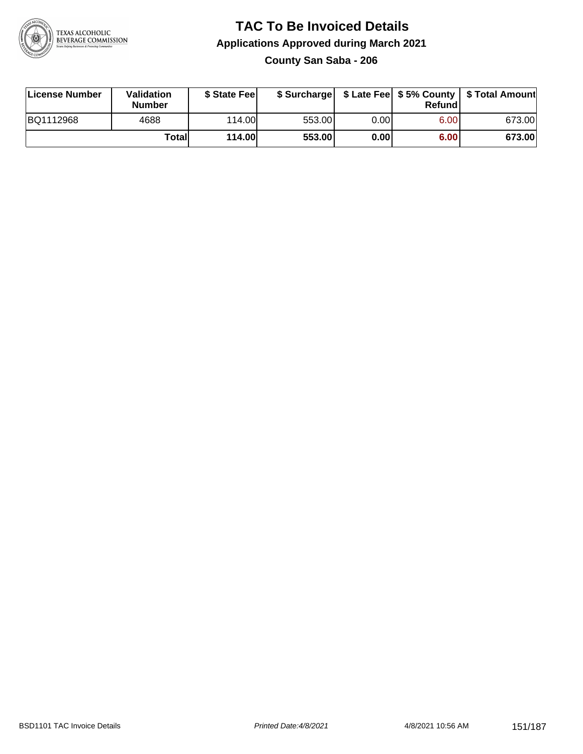# TAC To Be Invoiced Details

## Applications Approved during March 2021

### County San Saba - 206

| License Number | Validation Number | $ State Fee | $ Surcharge | $ Late Fee | $ 5% County Refund | $ Total Amount |
|---|---|---|---|---|---|---|
| BQ1112968 | 4688 | 114.00 | 553.00 | 0.00 | 6.00 | 673.00 |
| | **Total** | **114.00** | **553.00** | **0.00** | **6.00** | **673.00** |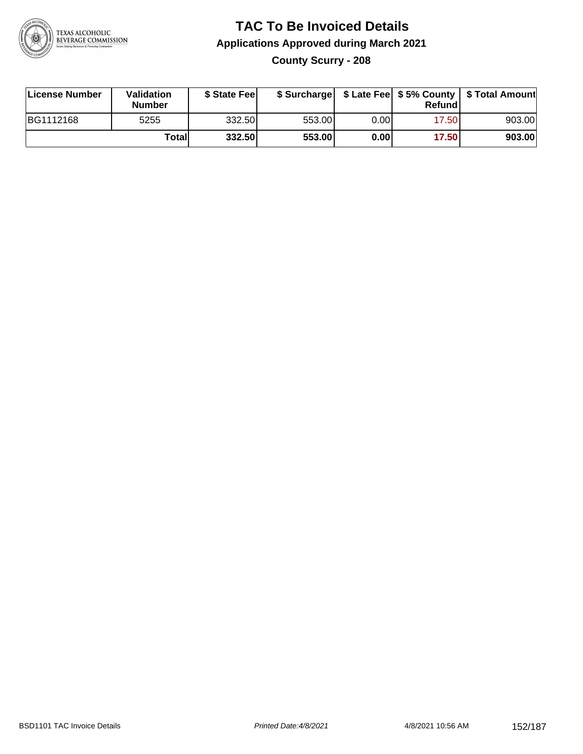# TAC To Be Invoiced Details

## Applications Approved during March 2021

### County Scurry - 208

| License Number | Validation Number | $ State Fee | $ Surcharge | $ Late Fee | $ 5% County Refund | $ Total Amount |
|---|---|---|---|---|---|---|
| BG1112168 | 5255 | 332.50 | 553.00 | 0.00 | 17.50 | 903.00 |
| | **Total** | **332.50** | **553.00** | **0.00** | **17.50** | **903.00** |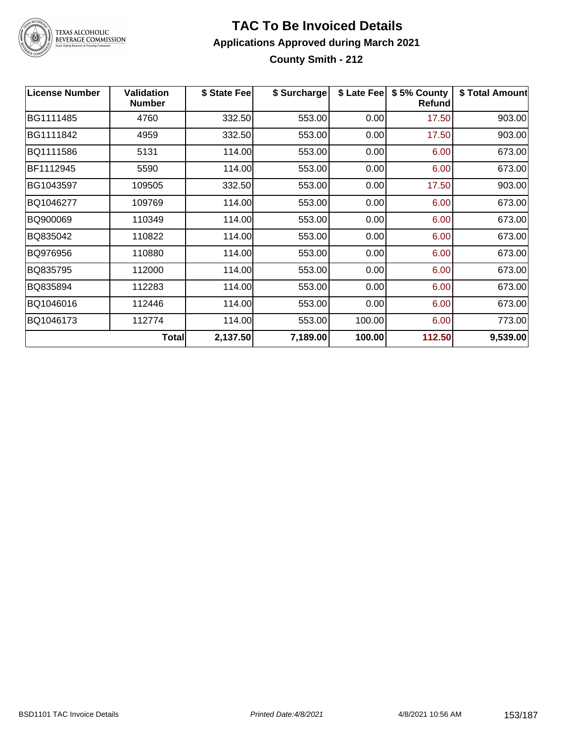# TAC To Be Invoiced Details

## Applications Approved during March 2021

### County Smith - 212

| License Number | Validation Number | $ State Fee | $ Surcharge | $ Late Fee | $ 5% County Refund | $ Total Amount |
|---|---|---|---|---|---|---|
| BG1111485 | 4760 | 332.50 | 553.00 | 0.00 | 17.50 | 903.00 |
| BG1111842 | 4959 | 332.50 | 553.00 | 0.00 | 17.50 | 903.00 |
| BQ1111586 | 5131 | 114.00 | 553.00 | 0.00 | 6.00 | 673.00 |
| BF1112945 | 5590 | 114.00 | 553.00 | 0.00 | 6.00 | 673.00 |
| BG1043597 | 109505 | 332.50 | 553.00 | 0.00 | 17.50 | 903.00 |
| BQ1046277 | 109769 | 114.00 | 553.00 | 0.00 | 6.00 | 673.00 |
| BQ900069 | 110349 | 114.00 | 553.00 | 0.00 | 6.00 | 673.00 |
| BQ835042 | 110822 | 114.00 | 553.00 | 0.00 | 6.00 | 673.00 |
| BQ976956 | 110880 | 114.00 | 553.00 | 0.00 | 6.00 | 673.00 |
| BQ835795 | 112000 | 114.00 | 553.00 | 0.00 | 6.00 | 673.00 |
| BQ835894 | 112283 | 114.00 | 553.00 | 0.00 | 6.00 | 673.00 |
| BQ1046016 | 112446 | 114.00 | 553.00 | 0.00 | 6.00 | 673.00 |
| BQ1046173 | 112774 | 114.00 | 553.00 | 100.00 | 6.00 | 773.00 |
| | **Total** | **2,137.50** | **7,189.00** | **100.00** | **112.50** | **9,539.00** |

BSD1101 TAC Invoice Details

*Printed Date:4/8/2021*

4/8/2021 10:56 AM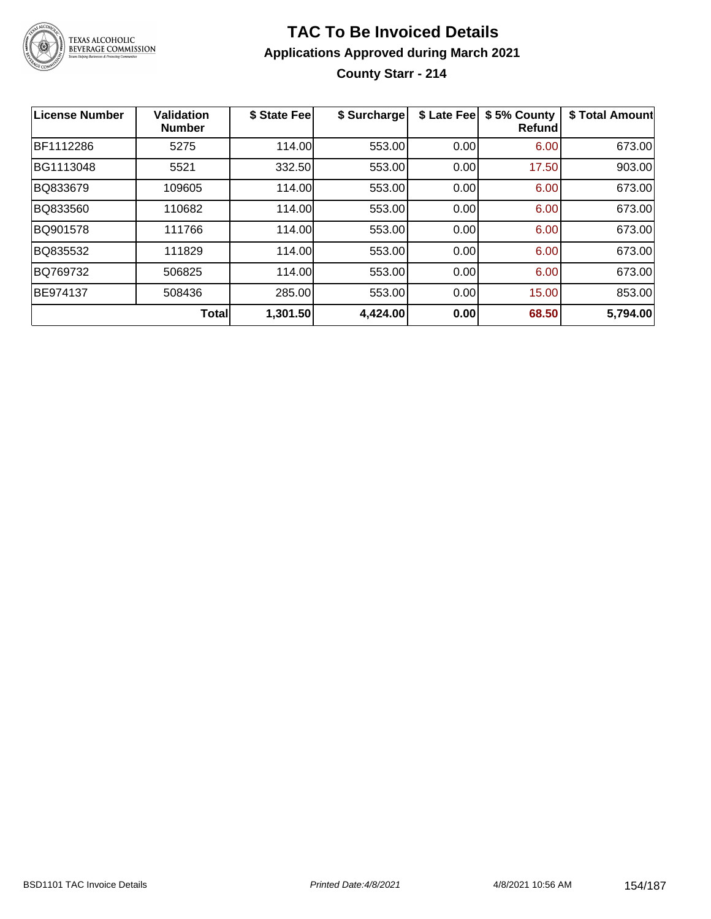# TAC To Be Invoiced Details

## Applications Approved during March 2021

### County Starr - 214

| License Number | Validation Number | $ State Fee | $ Surcharge | $ Late Fee | $ 5% County Refund | $ Total Amount |
|---|---|---|---|---|---|---|
| BF1112286 | 5275 | 114.00 | 553.00 | 0.00 | 6.00 | 673.00 |
| BG1113048 | 5521 | 332.50 | 553.00 | 0.00 | 17.50 | 903.00 |
| BQ833679 | 109605 | 114.00 | 553.00 | 0.00 | 6.00 | 673.00 |
| BQ833560 | 110682 | 114.00 | 553.00 | 0.00 | 6.00 | 673.00 |
| BQ901578 | 111766 | 114.00 | 553.00 | 0.00 | 6.00 | 673.00 |
| BQ835532 | 111829 | 114.00 | 553.00 | 0.00 | 6.00 | 673.00 |
| BQ769732 | 506825 | 114.00 | 553.00 | 0.00 | 6.00 | 673.00 |
| BE974137 | 508436 | 285.00 | 553.00 | 0.00 | 15.00 | 853.00 |
| | **Total** | **1,301.50** | **4,424.00** | **0.00** | **68.50** | **5,794.00** |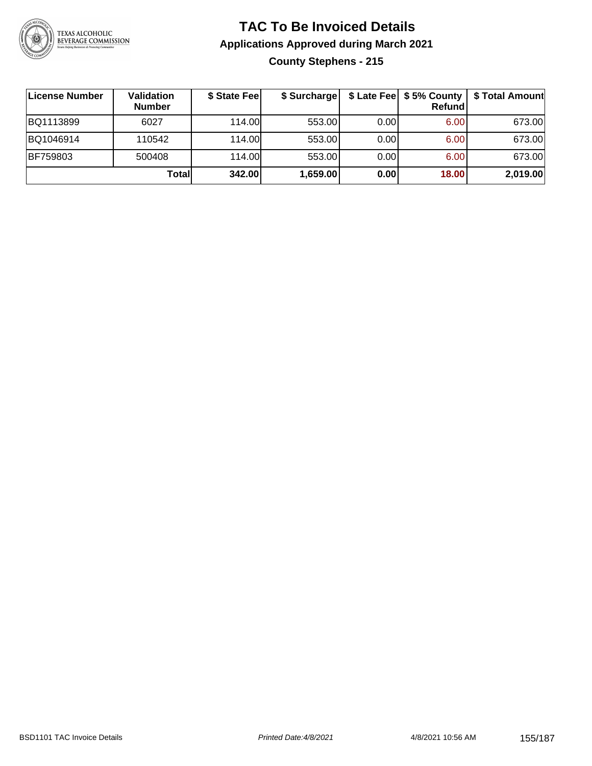# TAC To Be Invoiced Details

## Applications Approved during March 2021

### County Stephens - 215

| License Number | Validation Number | $ State Fee | $ Surcharge | $ Late Fee | $ 5% County Refund | $ Total Amount |
|---|---|---|---|---|---|---|
| BQ1113899 | 6027 | 114.00 | 553.00 | 0.00 | 6.00 | 673.00 |
| BQ1046914 | 110542 | 114.00 | 553.00 | 0.00 | 6.00 | 673.00 |
| BF759803 | 500408 | 114.00 | 553.00 | 0.00 | 6.00 | 673.00 |
| | **Total** | **342.00** | **1,659.00** | **0.00** | **18.00** | **2,019.00** |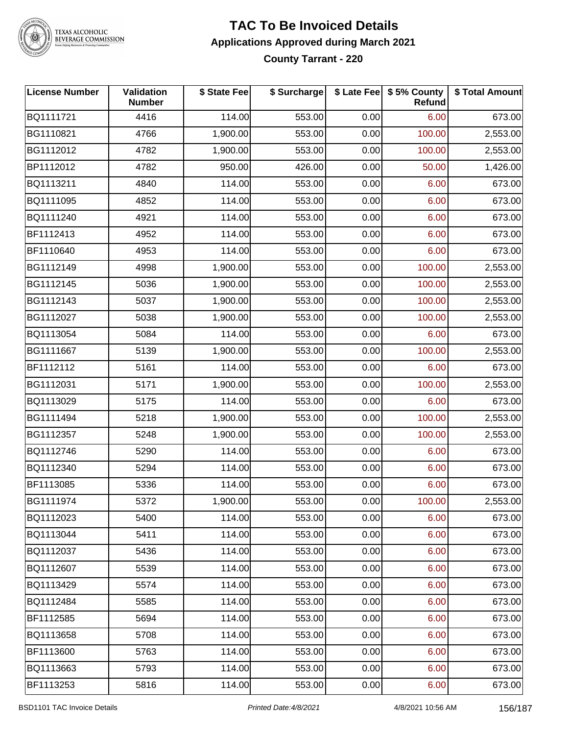# TAC To Be Invoiced Details

## Applications Approved during March 2021

### County Tarrant - 220

| License Number | Validation Number | $ State Fee | $ Surcharge | $ Late Fee | $ 5% County Refund | $ Total Amount |
|---|---|---|---|---|---|---|
| BQ1111721 | 4416 | 114.00 | 553.00 | 0.00 | 6.00 | 673.00 |
| BG1110821 | 4766 | 1,900.00 | 553.00 | 0.00 | 100.00 | 2,553.00 |
| BG1112012 | 4782 | 1,900.00 | 553.00 | 0.00 | 100.00 | 2,553.00 |
| BP1112012 | 4782 | 950.00 | 426.00 | 0.00 | 50.00 | 1,426.00 |
| BQ1113211 | 4840 | 114.00 | 553.00 | 0.00 | 6.00 | 673.00 |
| BQ1111095 | 4852 | 114.00 | 553.00 | 0.00 | 6.00 | 673.00 |
| BQ1111240 | 4921 | 114.00 | 553.00 | 0.00 | 6.00 | 673.00 |
| BF1112413 | 4952 | 114.00 | 553.00 | 0.00 | 6.00 | 673.00 |
| BF1110640 | 4953 | 114.00 | 553.00 | 0.00 | 6.00 | 673.00 |
| BG1112149 | 4998 | 1,900.00 | 553.00 | 0.00 | 100.00 | 2,553.00 |
| BG1112145 | 5036 | 1,900.00 | 553.00 | 0.00 | 100.00 | 2,553.00 |
| BG1112143 | 5037 | 1,900.00 | 553.00 | 0.00 | 100.00 | 2,553.00 |
| BG1112027 | 5038 | 1,900.00 | 553.00 | 0.00 | 100.00 | 2,553.00 |
| BQ1113054 | 5084 | 114.00 | 553.00 | 0.00 | 6.00 | 673.00 |
| BG1111667 | 5139 | 1,900.00 | 553.00 | 0.00 | 100.00 | 2,553.00 |
| BF1112112 | 5161 | 114.00 | 553.00 | 0.00 | 6.00 | 673.00 |
| BG1112031 | 5171 | 1,900.00 | 553.00 | 0.00 | 100.00 | 2,553.00 |
| BQ1113029 | 5175 | 114.00 | 553.00 | 0.00 | 6.00 | 673.00 |
| BG1111494 | 5218 | 1,900.00 | 553.00 | 0.00 | 100.00 | 2,553.00 |
| BG1112357 | 5248 | 1,900.00 | 553.00 | 0.00 | 100.00 | 2,553.00 |
| BQ1112746 | 5290 | 114.00 | 553.00 | 0.00 | 6.00 | 673.00 |
| BQ1112340 | 5294 | 114.00 | 553.00 | 0.00 | 6.00 | 673.00 |
| BF1113085 | 5336 | 114.00 | 553.00 | 0.00 | 6.00 | 673.00 |
| BG1111974 | 5372 | 1,900.00 | 553.00 | 0.00 | 100.00 | 2,553.00 |
| BQ1112023 | 5400 | 114.00 | 553.00 | 0.00 | 6.00 | 673.00 |
| BQ1113044 | 5411 | 114.00 | 553.00 | 0.00 | 6.00 | 673.00 |
| BQ1112037 | 5436 | 114.00 | 553.00 | 0.00 | 6.00 | 673.00 |
| BQ1112607 | 5539 | 114.00 | 553.00 | 0.00 | 6.00 | 673.00 |
| BQ1113429 | 5574 | 114.00 | 553.00 | 0.00 | 6.00 | 673.00 |
| BQ1112484 | 5585 | 114.00 | 553.00 | 0.00 | 6.00 | 673.00 |
| BF1112585 | 5694 | 114.00 | 553.00 | 0.00 | 6.00 | 673.00 |
| BQ1113658 | 5708 | 114.00 | 553.00 | 0.00 | 6.00 | 673.00 |
| BF1113600 | 5763 | 114.00 | 553.00 | 0.00 | 6.00 | 673.00 |
| BQ1113663 | 5793 | 114.00 | 553.00 | 0.00 | 6.00 | 673.00 |
| BF1113253 | 5816 | 114.00 | 553.00 | 0.00 | 6.00 | 673.00 |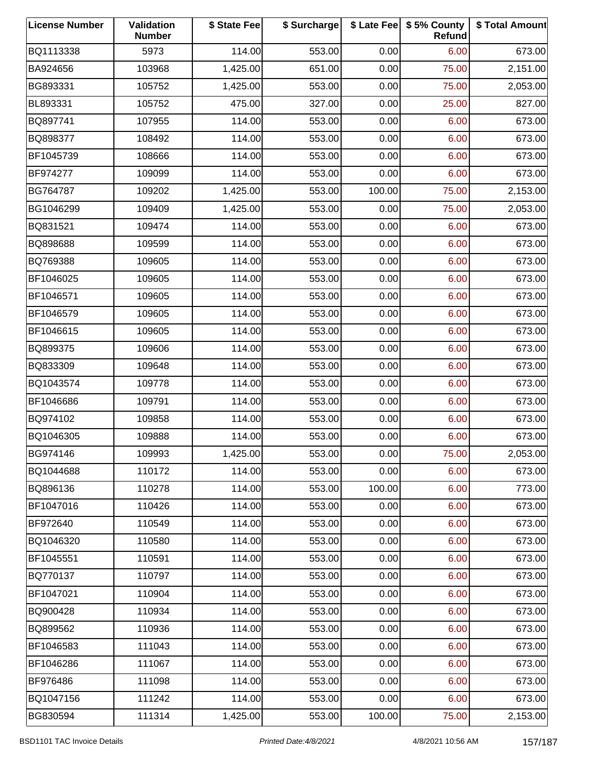| License Number | Validation Number | $ State Fee | $ Surcharge | $ Late Fee | $ 5% County Refund | $ Total Amount |
|---|---|---|---|---|---|---|
| BQ1113338 | 5973 | 114.00 | 553.00 | 0.00 | 6.00 | 673.00 |
| BA924656 | 103968 | 1,425.00 | 651.00 | 0.00 | 75.00 | 2,151.00 |
| BG893331 | 105752 | 1,425.00 | 553.00 | 0.00 | 75.00 | 2,053.00 |
| BL893331 | 105752 | 475.00 | 327.00 | 0.00 | 25.00 | 827.00 |
| BQ897741 | 107955 | 114.00 | 553.00 | 0.00 | 6.00 | 673.00 |
| BQ898377 | 108492 | 114.00 | 553.00 | 0.00 | 6.00 | 673.00 |
| BF1045739 | 108666 | 114.00 | 553.00 | 0.00 | 6.00 | 673.00 |
| BF974277 | 109099 | 114.00 | 553.00 | 0.00 | 6.00 | 673.00 |
| BG764787 | 109202 | 1,425.00 | 553.00 | 100.00 | 75.00 | 2,153.00 |
| BG1046299 | 109409 | 1,425.00 | 553.00 | 0.00 | 75.00 | 2,053.00 |
| BQ831521 | 109474 | 114.00 | 553.00 | 0.00 | 6.00 | 673.00 |
| BQ898688 | 109599 | 114.00 | 553.00 | 0.00 | 6.00 | 673.00 |
| BQ769388 | 109605 | 114.00 | 553.00 | 0.00 | 6.00 | 673.00 |
| BF1046025 | 109605 | 114.00 | 553.00 | 0.00 | 6.00 | 673.00 |
| BF1046571 | 109605 | 114.00 | 553.00 | 0.00 | 6.00 | 673.00 |
| BF1046579 | 109605 | 114.00 | 553.00 | 0.00 | 6.00 | 673.00 |
| BF1046615 | 109605 | 114.00 | 553.00 | 0.00 | 6.00 | 673.00 |
| BQ899375 | 109606 | 114.00 | 553.00 | 0.00 | 6.00 | 673.00 |
| BQ833309 | 109648 | 114.00 | 553.00 | 0.00 | 6.00 | 673.00 |
| BQ1043574 | 109778 | 114.00 | 553.00 | 0.00 | 6.00 | 673.00 |
| BF1046686 | 109791 | 114.00 | 553.00 | 0.00 | 6.00 | 673.00 |
| BQ974102 | 109858 | 114.00 | 553.00 | 0.00 | 6.00 | 673.00 |
| BQ1046305 | 109888 | 114.00 | 553.00 | 0.00 | 6.00 | 673.00 |
| BG974146 | 109993 | 1,425.00 | 553.00 | 0.00 | 75.00 | 2,053.00 |
| BQ1044688 | 110172 | 114.00 | 553.00 | 0.00 | 6.00 | 673.00 |
| BQ896136 | 110278 | 114.00 | 553.00 | 100.00 | 6.00 | 773.00 |
| BF1047016 | 110426 | 114.00 | 553.00 | 0.00 | 6.00 | 673.00 |
| BF972640 | 110549 | 114.00 | 553.00 | 0.00 | 6.00 | 673.00 |
| BQ1046320 | 110580 | 114.00 | 553.00 | 0.00 | 6.00 | 673.00 |
| BF1045551 | 110591 | 114.00 | 553.00 | 0.00 | 6.00 | 673.00 |
| BQ770137 | 110797 | 114.00 | 553.00 | 0.00 | 6.00 | 673.00 |
| BF1047021 | 110904 | 114.00 | 553.00 | 0.00 | 6.00 | 673.00 |
| BQ900428 | 110934 | 114.00 | 553.00 | 0.00 | 6.00 | 673.00 |
| BQ899562 | 110936 | 114.00 | 553.00 | 0.00 | 6.00 | 673.00 |
| BF1046583 | 111043 | 114.00 | 553.00 | 0.00 | 6.00 | 673.00 |
| BF1046286 | 111067 | 114.00 | 553.00 | 0.00 | 6.00 | 673.00 |
| BF976486 | 111098 | 114.00 | 553.00 | 0.00 | 6.00 | 673.00 |
| BQ1047156 | 111242 | 114.00 | 553.00 | 0.00 | 6.00 | 673.00 |
| BG830594 | 111314 | 1,425.00 | 553.00 | 100.00 | 75.00 | 2,153.00 |

BSD1101 TAC Invoice Details *Printed Date:4/8/2021* 4/8/2021 10:56 AM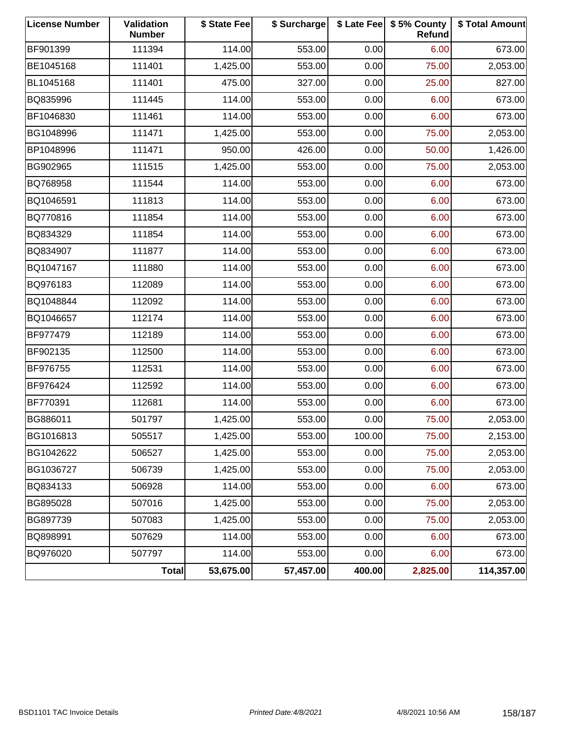| License Number | Validation Number | $ State Fee | $ Surcharge | $ Late Fee | $ 5% County Refund | $ Total Amount |
|---|---|---|---|---|---|---|
| BF901399 | 111394 | 114.00 | 553.00 | 0.00 | 6.00 | 673.00 |
| BE1045168 | 111401 | 1,425.00 | 553.00 | 0.00 | 75.00 | 2,053.00 |
| BL1045168 | 111401 | 475.00 | 327.00 | 0.00 | 25.00 | 827.00 |
| BQ835996 | 111445 | 114.00 | 553.00 | 0.00 | 6.00 | 673.00 |
| BF1046830 | 111461 | 114.00 | 553.00 | 0.00 | 6.00 | 673.00 |
| BG1048996 | 111471 | 1,425.00 | 553.00 | 0.00 | 75.00 | 2,053.00 |
| BP1048996 | 111471 | 950.00 | 426.00 | 0.00 | 50.00 | 1,426.00 |
| BG902965 | 111515 | 1,425.00 | 553.00 | 0.00 | 75.00 | 2,053.00 |
| BQ768958 | 111544 | 114.00 | 553.00 | 0.00 | 6.00 | 673.00 |
| BQ1046591 | 111813 | 114.00 | 553.00 | 0.00 | 6.00 | 673.00 |
| BQ770816 | 111854 | 114.00 | 553.00 | 0.00 | 6.00 | 673.00 |
| BQ834329 | 111854 | 114.00 | 553.00 | 0.00 | 6.00 | 673.00 |
| BQ834907 | 111877 | 114.00 | 553.00 | 0.00 | 6.00 | 673.00 |
| BQ1047167 | 111880 | 114.00 | 553.00 | 0.00 | 6.00 | 673.00 |
| BQ976183 | 112089 | 114.00 | 553.00 | 0.00 | 6.00 | 673.00 |
| BQ1048844 | 112092 | 114.00 | 553.00 | 0.00 | 6.00 | 673.00 |
| BQ1046657 | 112174 | 114.00 | 553.00 | 0.00 | 6.00 | 673.00 |
| BF977479 | 112189 | 114.00 | 553.00 | 0.00 | 6.00 | 673.00 |
| BF902135 | 112500 | 114.00 | 553.00 | 0.00 | 6.00 | 673.00 |
| BF976755 | 112531 | 114.00 | 553.00 | 0.00 | 6.00 | 673.00 |
| BF976424 | 112592 | 114.00 | 553.00 | 0.00 | 6.00 | 673.00 |
| BF770391 | 112681 | 114.00 | 553.00 | 0.00 | 6.00 | 673.00 |
| BG886011 | 501797 | 1,425.00 | 553.00 | 0.00 | 75.00 | 2,053.00 |
| BG1016813 | 505517 | 1,425.00 | 553.00 | 100.00 | 75.00 | 2,153.00 |
| BG1042622 | 506527 | 1,425.00 | 553.00 | 0.00 | 75.00 | 2,053.00 |
| BG1036727 | 506739 | 1,425.00 | 553.00 | 0.00 | 75.00 | 2,053.00 |
| BQ834133 | 506928 | 114.00 | 553.00 | 0.00 | 6.00 | 673.00 |
| BG895028 | 507016 | 1,425.00 | 553.00 | 0.00 | 75.00 | 2,053.00 |
| BG897739 | 507083 | 1,425.00 | 553.00 | 0.00 | 75.00 | 2,053.00 |
| BQ898991 | 507629 | 114.00 | 553.00 | 0.00 | 6.00 | 673.00 |
| BQ976020 | 507797 | 114.00 | 553.00 | 0.00 | 6.00 | 673.00 |
| | **Total** | **53,675.00** | **57,457.00** | **400.00** | **2,825.00** | **114,357.00** |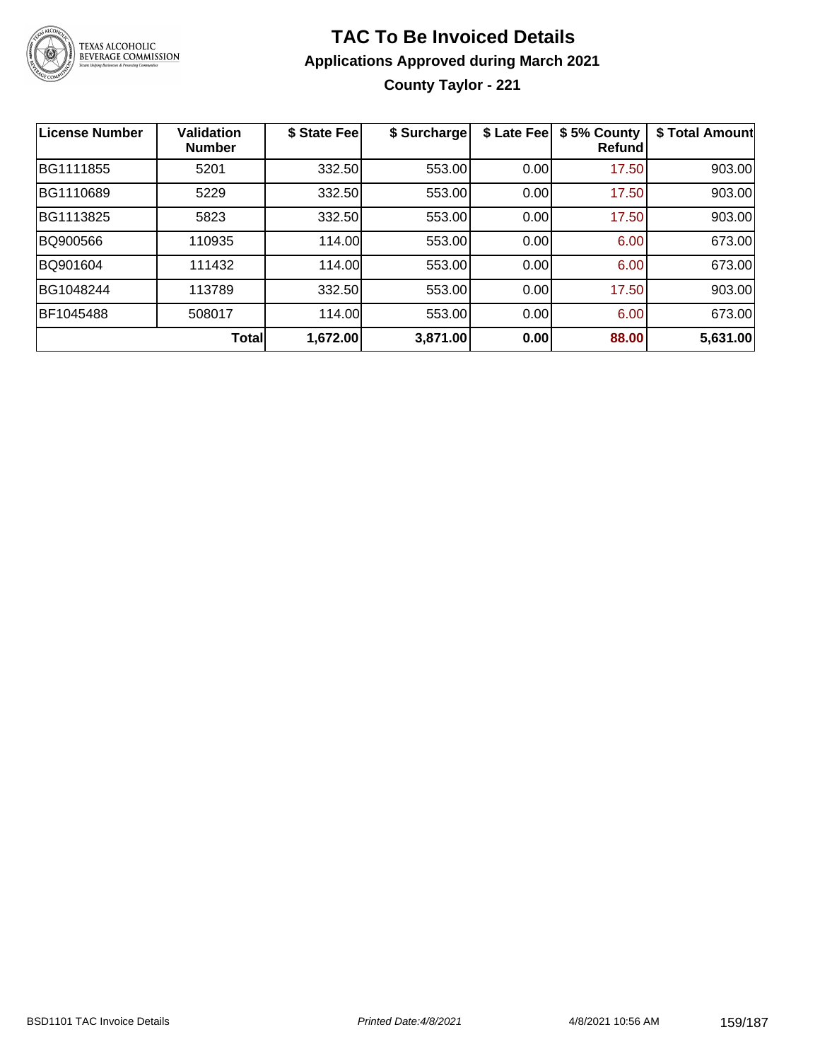# TAC To Be Invoiced Details

## Applications Approved during March 2021

### County Taylor - 221

| License Number | Validation Number | $ State Fee | $ Surcharge | $ Late Fee | $ 5% County Refund | $ Total Amount |
|---|---|---|---|---|---|---|
| BG1111855 | 5201 | 332.50 | 553.00 | 0.00 | 17.50 | 903.00 |
| BG1110689 | 5229 | 332.50 | 553.00 | 0.00 | 17.50 | 903.00 |
| BG1113825 | 5823 | 332.50 | 553.00 | 0.00 | 17.50 | 903.00 |
| BQ900566 | 110935 | 114.00 | 553.00 | 0.00 | 6.00 | 673.00 |
| BQ901604 | 111432 | 114.00 | 553.00 | 0.00 | 6.00 | 673.00 |
| BG1048244 | 113789 | 332.50 | 553.00 | 0.00 | 17.50 | 903.00 |
| BF1045488 | 508017 | 114.00 | 553.00 | 0.00 | 6.00 | 673.00 |
| | **Total** | **1,672.00** | **3,871.00** | **0.00** | **88.00** | **5,631.00** |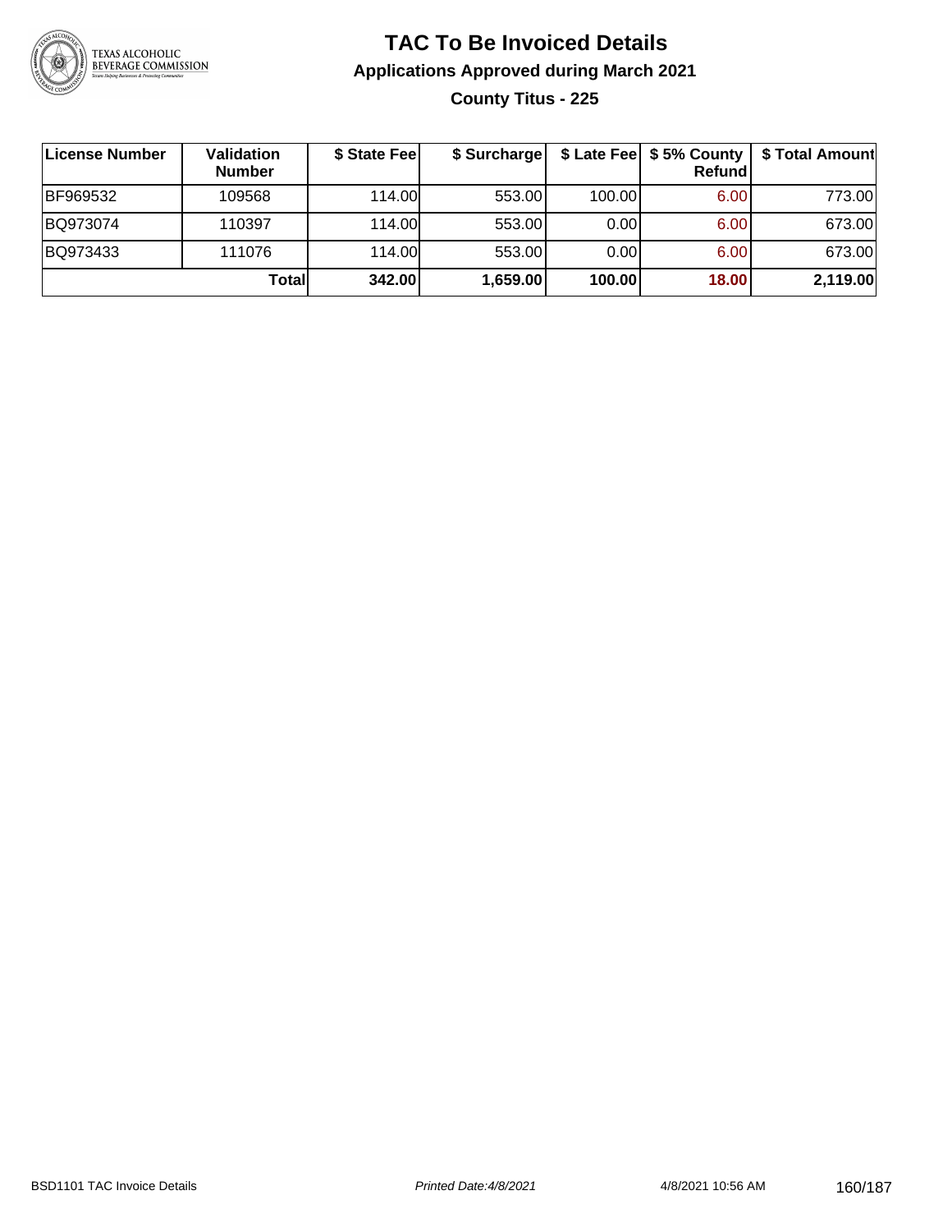# TAC To Be Invoiced Details

## Applications Approved during March 2021

### County Titus - 225

| License Number | Validation Number | $ State Fee | $ Surcharge | $ Late Fee | $ 5% County Refund | $ Total Amount |
|---|---|---|---|---|---|---|
| BF969532 | 109568 | 114.00 | 553.00 | 100.00 | 6.00 | 773.00 |
| BQ973074 | 110397 | 114.00 | 553.00 | 0.00 | 6.00 | 673.00 |
| BQ973433 | 111076 | 114.00 | 553.00 | 0.00 | 6.00 | 673.00 |
| | **Total** | **342.00** | **1,659.00** | **100.00** | **18.00** | **2,119.00** |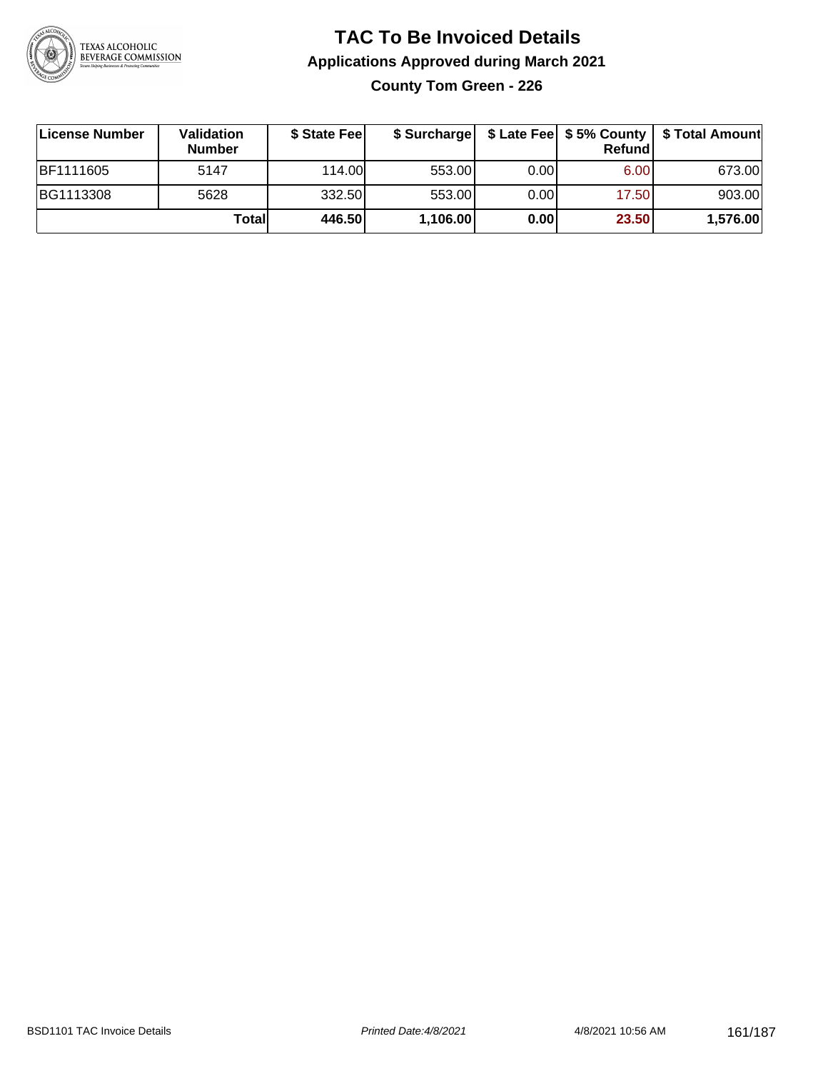# TAC To Be Invoiced Details

## Applications Approved during March 2021

### County Tom Green - 226

| License Number | Validation Number | $ State Fee | $ Surcharge | $ Late Fee | $ 5% County Refund | $ Total Amount |
|---|---|---|---|---|---|---|
| BF1111605 | 5147 | 114.00 | 553.00 | 0.00 | 6.00 | 673.00 |
| BG1113308 | 5628 | 332.50 | 553.00 | 0.00 | 17.50 | 903.00 |
| | **Total** | **446.50** | **1,106.00** | **0.00** | **23.50** | **1,576.00** |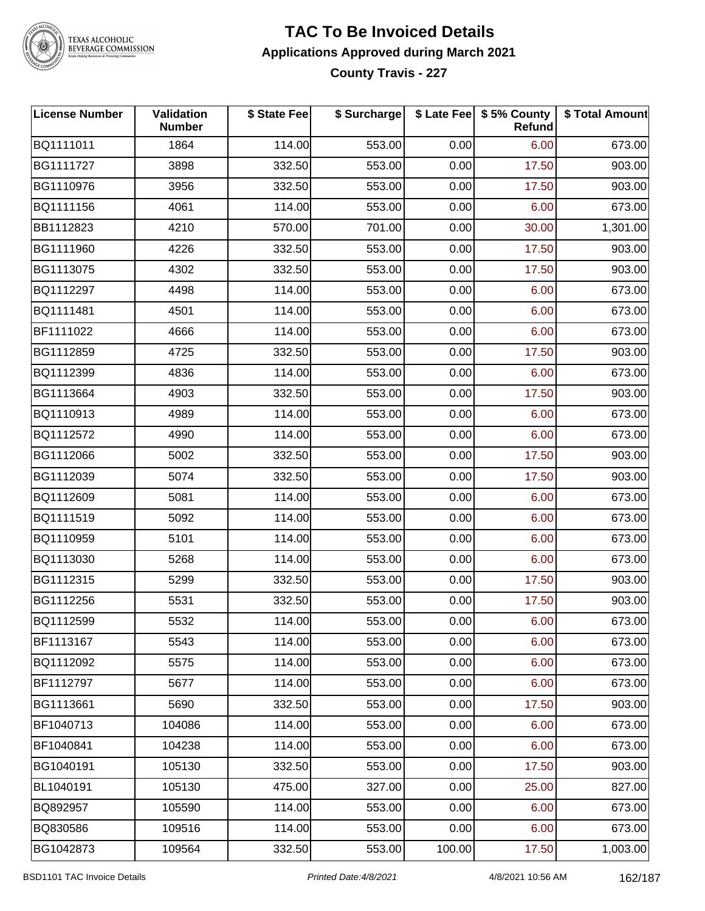# TAC To Be Invoiced Details

## Applications Approved during March 2021

### County Travis - 227

| License Number | Validation Number | $ State Fee | $ Surcharge | $ Late Fee | $ 5% County Refund | $ Total Amount |
|---|---|---|---|---|---|---|
| BQ1111011 | 1864 | 114.00 | 553.00 | 0.00 | 6.00 | 673.00 |
| BG1111727 | 3898 | 332.50 | 553.00 | 0.00 | 17.50 | 903.00 |
| BG1110976 | 3956 | 332.50 | 553.00 | 0.00 | 17.50 | 903.00 |
| BQ1111156 | 4061 | 114.00 | 553.00 | 0.00 | 6.00 | 673.00 |
| BB1112823 | 4210 | 570.00 | 701.00 | 0.00 | 30.00 | 1,301.00 |
| BG1111960 | 4226 | 332.50 | 553.00 | 0.00 | 17.50 | 903.00 |
| BG1113075 | 4302 | 332.50 | 553.00 | 0.00 | 17.50 | 903.00 |
| BQ1112297 | 4498 | 114.00 | 553.00 | 0.00 | 6.00 | 673.00 |
| BQ1111481 | 4501 | 114.00 | 553.00 | 0.00 | 6.00 | 673.00 |
| BF1111022 | 4666 | 114.00 | 553.00 | 0.00 | 6.00 | 673.00 |
| BG1112859 | 4725 | 332.50 | 553.00 | 0.00 | 17.50 | 903.00 |
| BQ1112399 | 4836 | 114.00 | 553.00 | 0.00 | 6.00 | 673.00 |
| BG1113664 | 4903 | 332.50 | 553.00 | 0.00 | 17.50 | 903.00 |
| BQ1110913 | 4989 | 114.00 | 553.00 | 0.00 | 6.00 | 673.00 |
| BQ1112572 | 4990 | 114.00 | 553.00 | 0.00 | 6.00 | 673.00 |
| BG1112066 | 5002 | 332.50 | 553.00 | 0.00 | 17.50 | 903.00 |
| BG1112039 | 5074 | 332.50 | 553.00 | 0.00 | 17.50 | 903.00 |
| BQ1112609 | 5081 | 114.00 | 553.00 | 0.00 | 6.00 | 673.00 |
| BQ1111519 | 5092 | 114.00 | 553.00 | 0.00 | 6.00 | 673.00 |
| BQ1110959 | 5101 | 114.00 | 553.00 | 0.00 | 6.00 | 673.00 |
| BQ1113030 | 5268 | 114.00 | 553.00 | 0.00 | 6.00 | 673.00 |
| BG1112315 | 5299 | 332.50 | 553.00 | 0.00 | 17.50 | 903.00 |
| BG1112256 | 5531 | 332.50 | 553.00 | 0.00 | 17.50 | 903.00 |
| BQ1112599 | 5532 | 114.00 | 553.00 | 0.00 | 6.00 | 673.00 |
| BF1113167 | 5543 | 114.00 | 553.00 | 0.00 | 6.00 | 673.00 |
| BQ1112092 | 5575 | 114.00 | 553.00 | 0.00 | 6.00 | 673.00 |
| BF1112797 | 5677 | 114.00 | 553.00 | 0.00 | 6.00 | 673.00 |
| BG1113661 | 5690 | 332.50 | 553.00 | 0.00 | 17.50 | 903.00 |
| BF1040713 | 104086 | 114.00 | 553.00 | 0.00 | 6.00 | 673.00 |
| BF1040841 | 104238 | 114.00 | 553.00 | 0.00 | 6.00 | 673.00 |
| BG1040191 | 105130 | 332.50 | 553.00 | 0.00 | 17.50 | 903.00 |
| BL1040191 | 105130 | 475.00 | 327.00 | 0.00 | 25.00 | 827.00 |
| BQ892957 | 105590 | 114.00 | 553.00 | 0.00 | 6.00 | 673.00 |
| BQ830586 | 109516 | 114.00 | 553.00 | 0.00 | 6.00 | 673.00 |
| BG1042873 | 109564 | 332.50 | 553.00 | 100.00 | 17.50 | 1,003.00 |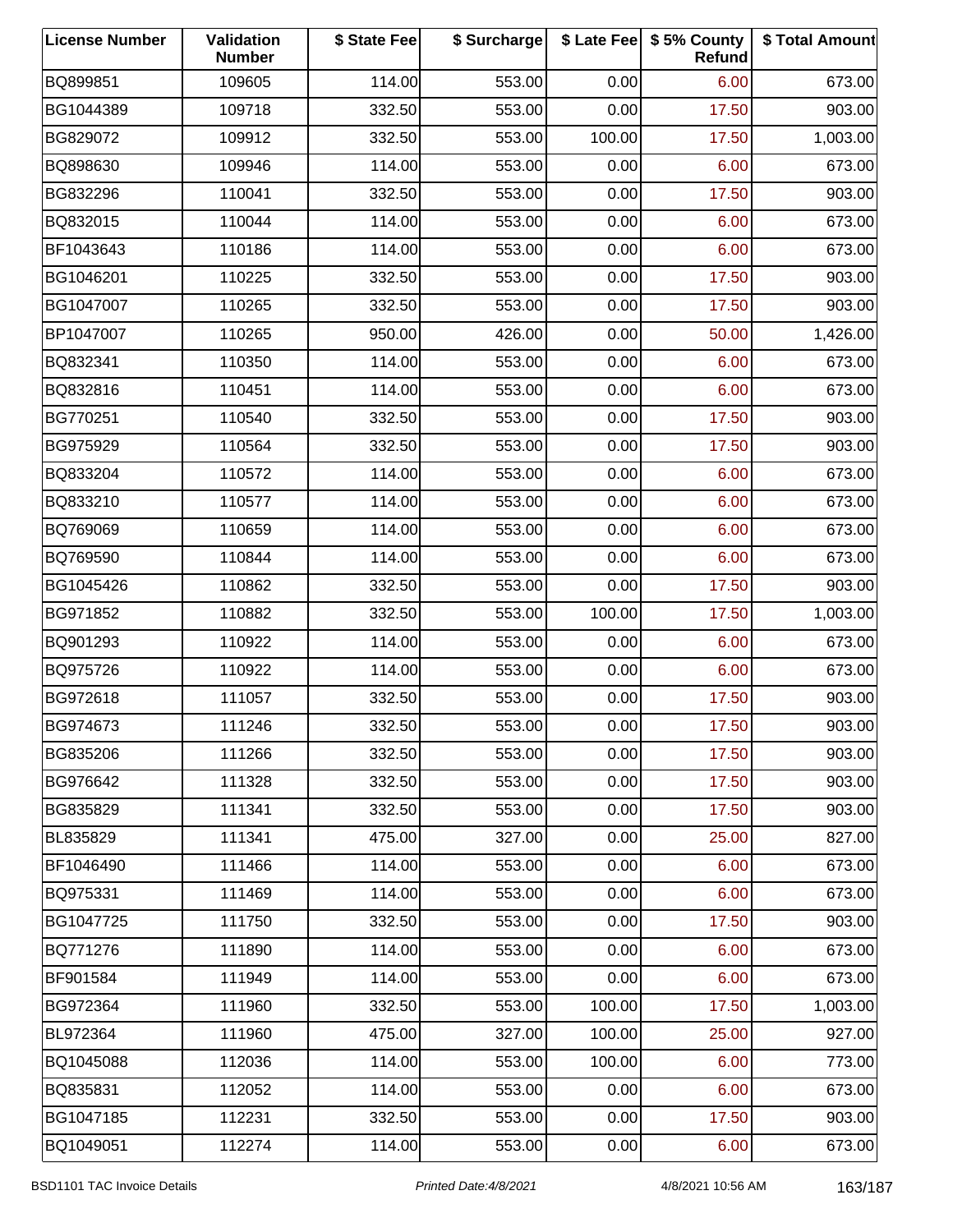| License Number | Validation Number | $ State Fee | $ Surcharge | $ Late Fee | $ 5% County Refund | $ Total Amount |
|---|---|---|---|---|---|---|
| BQ899851 | 109605 | 114.00 | 553.00 | 0.00 | 6.00 | 673.00 |
| BG1044389 | 109718 | 332.50 | 553.00 | 0.00 | 17.50 | 903.00 |
| BG829072 | 109912 | 332.50 | 553.00 | 100.00 | 17.50 | 1,003.00 |
| BQ898630 | 109946 | 114.00 | 553.00 | 0.00 | 6.00 | 673.00 |
| BG832296 | 110041 | 332.50 | 553.00 | 0.00 | 17.50 | 903.00 |
| BQ832015 | 110044 | 114.00 | 553.00 | 0.00 | 6.00 | 673.00 |
| BF1043643 | 110186 | 114.00 | 553.00 | 0.00 | 6.00 | 673.00 |
| BG1046201 | 110225 | 332.50 | 553.00 | 0.00 | 17.50 | 903.00 |
| BG1047007 | 110265 | 332.50 | 553.00 | 0.00 | 17.50 | 903.00 |
| BP1047007 | 110265 | 950.00 | 426.00 | 0.00 | 50.00 | 1,426.00 |
| BQ832341 | 110350 | 114.00 | 553.00 | 0.00 | 6.00 | 673.00 |
| BQ832816 | 110451 | 114.00 | 553.00 | 0.00 | 6.00 | 673.00 |
| BG770251 | 110540 | 332.50 | 553.00 | 0.00 | 17.50 | 903.00 |
| BG975929 | 110564 | 332.50 | 553.00 | 0.00 | 17.50 | 903.00 |
| BQ833204 | 110572 | 114.00 | 553.00 | 0.00 | 6.00 | 673.00 |
| BQ833210 | 110577 | 114.00 | 553.00 | 0.00 | 6.00 | 673.00 |
| BQ769069 | 110659 | 114.00 | 553.00 | 0.00 | 6.00 | 673.00 |
| BQ769590 | 110844 | 114.00 | 553.00 | 0.00 | 6.00 | 673.00 |
| BG1045426 | 110862 | 332.50 | 553.00 | 0.00 | 17.50 | 903.00 |
| BG971852 | 110882 | 332.50 | 553.00 | 100.00 | 17.50 | 1,003.00 |
| BQ901293 | 110922 | 114.00 | 553.00 | 0.00 | 6.00 | 673.00 |
| BQ975726 | 110922 | 114.00 | 553.00 | 0.00 | 6.00 | 673.00 |
| BG972618 | 111057 | 332.50 | 553.00 | 0.00 | 17.50 | 903.00 |
| BG974673 | 111246 | 332.50 | 553.00 | 0.00 | 17.50 | 903.00 |
| BG835206 | 111266 | 332.50 | 553.00 | 0.00 | 17.50 | 903.00 |
| BG976642 | 111328 | 332.50 | 553.00 | 0.00 | 17.50 | 903.00 |
| BG835829 | 111341 | 332.50 | 553.00 | 0.00 | 17.50 | 903.00 |
| BL835829 | 111341 | 475.00 | 327.00 | 0.00 | 25.00 | 827.00 |
| BF1046490 | 111466 | 114.00 | 553.00 | 0.00 | 6.00 | 673.00 |
| BQ975331 | 111469 | 114.00 | 553.00 | 0.00 | 6.00 | 673.00 |
| BG1047725 | 111750 | 332.50 | 553.00 | 0.00 | 17.50 | 903.00 |
| BQ771276 | 111890 | 114.00 | 553.00 | 0.00 | 6.00 | 673.00 |
| BF901584 | 111949 | 114.00 | 553.00 | 0.00 | 6.00 | 673.00 |
| BG972364 | 111960 | 332.50 | 553.00 | 100.00 | 17.50 | 1,003.00 |
| BL972364 | 111960 | 475.00 | 327.00 | 100.00 | 25.00 | 927.00 |
| BQ1045088 | 112036 | 114.00 | 553.00 | 100.00 | 6.00 | 773.00 |
| BQ835831 | 112052 | 114.00 | 553.00 | 0.00 | 6.00 | 673.00 |
| BG1047185 | 112231 | 332.50 | 553.00 | 0.00 | 17.50 | 903.00 |
| BQ1049051 | 112274 | 114.00 | 553.00 | 0.00 | 6.00 | 673.00 |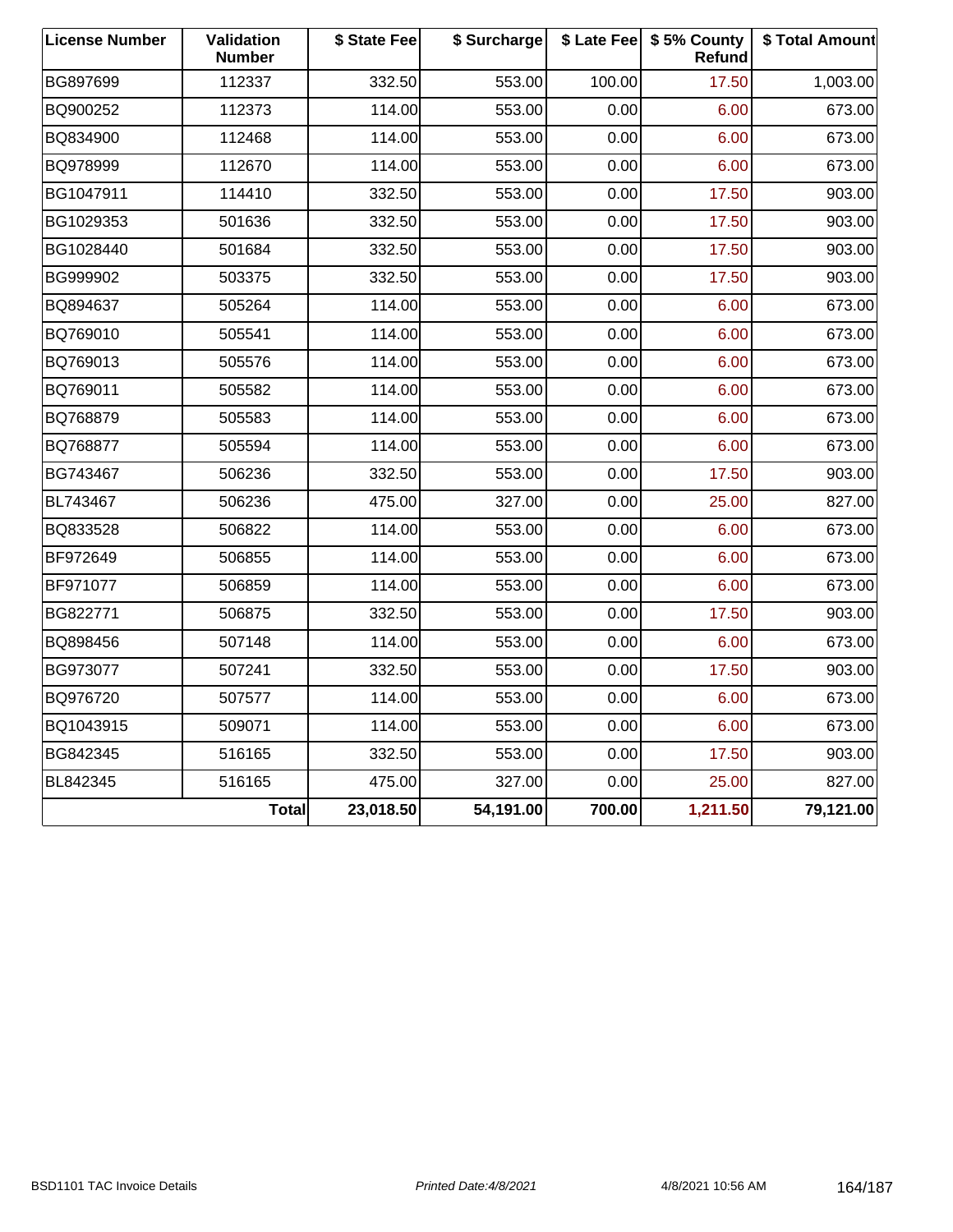| License Number | Validation Number | $ State Fee | $ Surcharge | $ Late Fee | $ 5% County Refund | $ Total Amount |
|---|---|---|---|---|---|---|
| BG897699 | 112337 | 332.50 | 553.00 | 100.00 | 17.50 | 1,003.00 |
| BQ900252 | 112373 | 114.00 | 553.00 | 0.00 | 6.00 | 673.00 |
| BQ834900 | 112468 | 114.00 | 553.00 | 0.00 | 6.00 | 673.00 |
| BQ978999 | 112670 | 114.00 | 553.00 | 0.00 | 6.00 | 673.00 |
| BG1047911 | 114410 | 332.50 | 553.00 | 0.00 | 17.50 | 903.00 |
| BG1029353 | 501636 | 332.50 | 553.00 | 0.00 | 17.50 | 903.00 |
| BG1028440 | 501684 | 332.50 | 553.00 | 0.00 | 17.50 | 903.00 |
| BG999902 | 503375 | 332.50 | 553.00 | 0.00 | 17.50 | 903.00 |
| BQ894637 | 505264 | 114.00 | 553.00 | 0.00 | 6.00 | 673.00 |
| BQ769010 | 505541 | 114.00 | 553.00 | 0.00 | 6.00 | 673.00 |
| BQ769013 | 505576 | 114.00 | 553.00 | 0.00 | 6.00 | 673.00 |
| BQ769011 | 505582 | 114.00 | 553.00 | 0.00 | 6.00 | 673.00 |
| BQ768879 | 505583 | 114.00 | 553.00 | 0.00 | 6.00 | 673.00 |
| BQ768877 | 505594 | 114.00 | 553.00 | 0.00 | 6.00 | 673.00 |
| BG743467 | 506236 | 332.50 | 553.00 | 0.00 | 17.50 | 903.00 |
| BL743467 | 506236 | 475.00 | 327.00 | 0.00 | 25.00 | 827.00 |
| BQ833528 | 506822 | 114.00 | 553.00 | 0.00 | 6.00 | 673.00 |
| BF972649 | 506855 | 114.00 | 553.00 | 0.00 | 6.00 | 673.00 |
| BF971077 | 506859 | 114.00 | 553.00 | 0.00 | 6.00 | 673.00 |
| BG822771 | 506875 | 332.50 | 553.00 | 0.00 | 17.50 | 903.00 |
| BQ898456 | 507148 | 114.00 | 553.00 | 0.00 | 6.00 | 673.00 |
| BG973077 | 507241 | 332.50 | 553.00 | 0.00 | 17.50 | 903.00 |
| BQ976720 | 507577 | 114.00 | 553.00 | 0.00 | 6.00 | 673.00 |
| BQ1043915 | 509071 | 114.00 | 553.00 | 0.00 | 6.00 | 673.00 |
| BG842345 | 516165 | 332.50 | 553.00 | 0.00 | 17.50 | 903.00 |
| BL842345 | 516165 | 475.00 | 327.00 | 0.00 | 25.00 | 827.00 |
| | **Total** | **23,018.50** | **54,191.00** | **700.00** | **1,211.50** | **79,121.00** |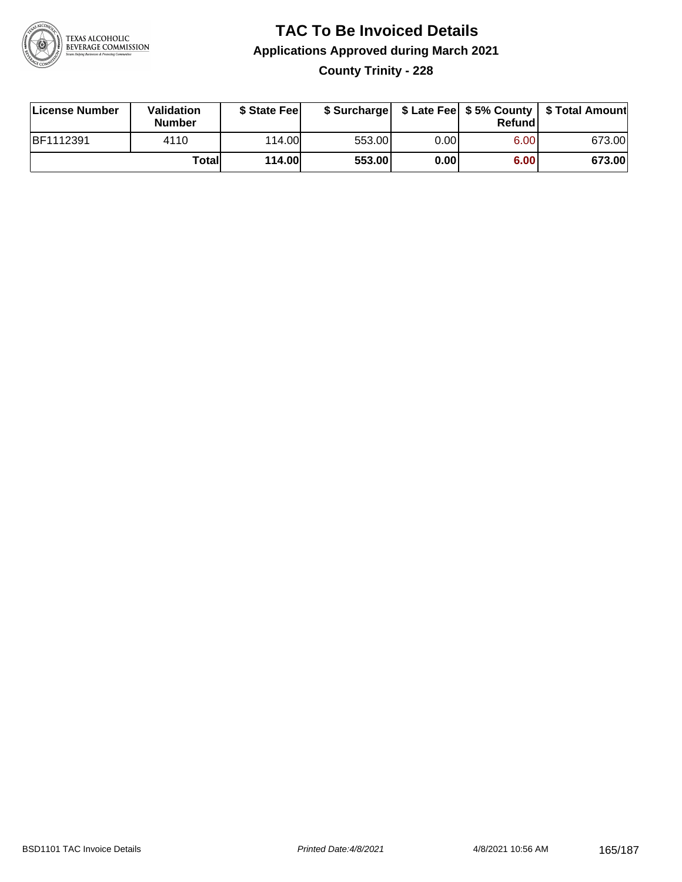# TAC To Be Invoiced Details

## Applications Approved during March 2021

### County Trinity - 228

| License Number | Validation Number | $ State Fee | $ Surcharge | $ Late Fee | $ 5% County Refund | $ Total Amount |
|---|---|---|---|---|---|---|
| BF1112391 | 4110 | 114.00 | 553.00 | 0.00 | 6.00 | 673.00 |
| | **Total** | **114.00** | **553.00** | **0.00** | **6.00** | **673.00** |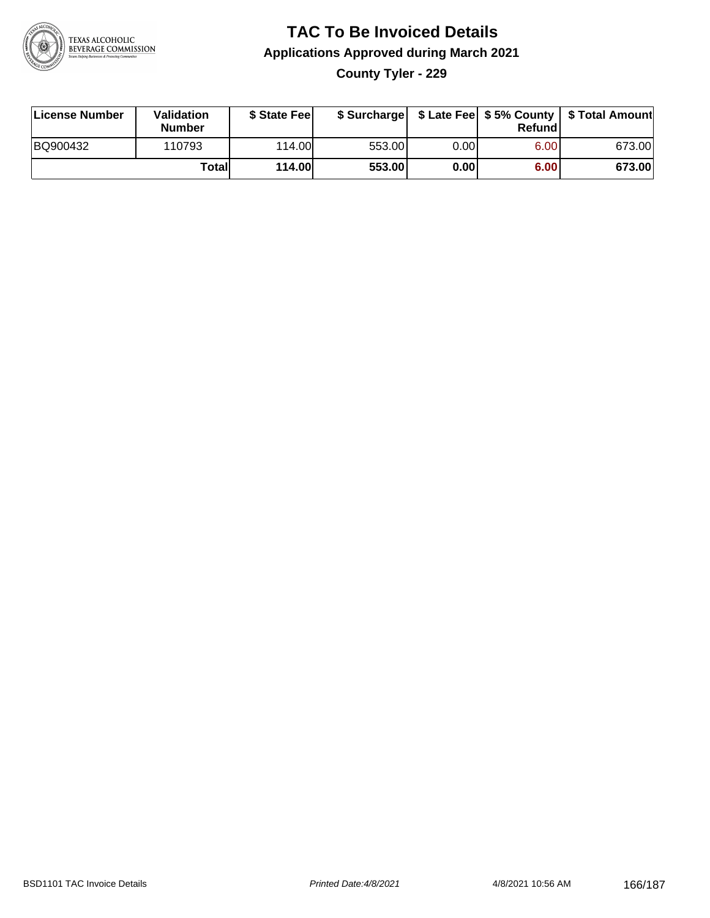# TAC To Be Invoiced Details

## Applications Approved during March 2021

### County Tyler - 229

| License Number | Validation Number | $ State Fee | $ Surcharge | $ Late Fee | $ 5% County Refund | $ Total Amount |
|---|---|---|---|---|---|---|
| BQ900432 | 110793 | 114.00 | 553.00 | 0.00 | 6.00 | 673.00 |
| | **Total** | **114.00** | **553.00** | **0.00** | **6.00** | **673.00** |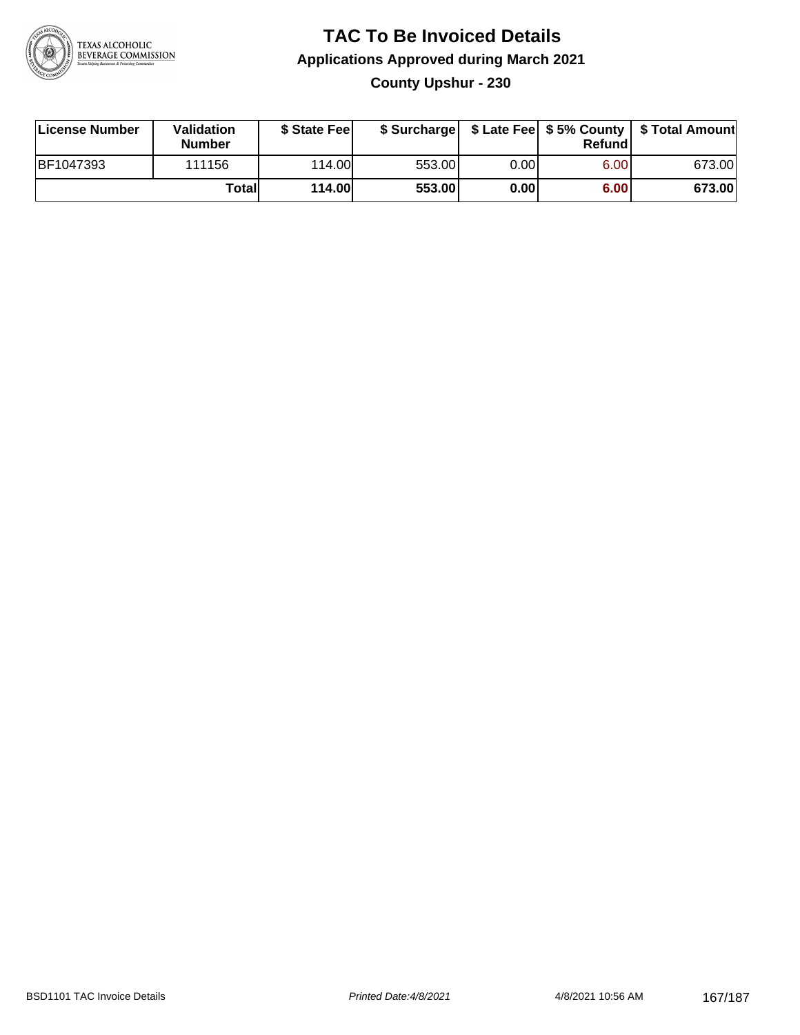# TAC To Be Invoiced Details

## Applications Approved during March 2021

### County Upshur - 230

| License Number | Validation Number | $ State Fee | $ Surcharge | $ Late Fee | $ 5% County Refund | $ Total Amount |
|---|---|---|---|---|---|---|
| BF1047393 | 111156 | 114.00 | 553.00 | 0.00 | 6.00 | 673.00 |
| | **Total** | **114.00** | **553.00** | **0.00** | **6.00** | **673.00** |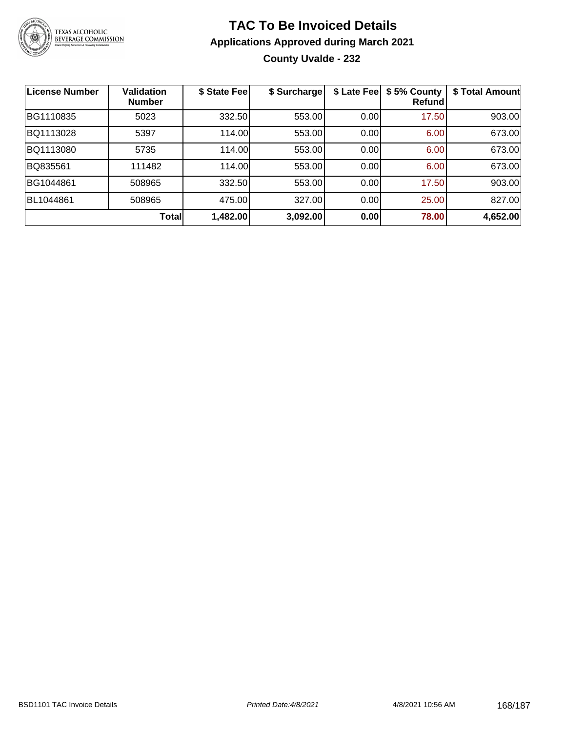# TAC To Be Invoiced Details

## Applications Approved during March 2021

### County Uvalde - 232

| License Number | Validation Number | $ State Fee | $ Surcharge | $ Late Fee | $ 5% County Refund | $ Total Amount |
|---|---|---|---|---|---|---|
| BG1110835 | 5023 | 332.50 | 553.00 | 0.00 | 17.50 | 903.00 |
| BQ1113028 | 5397 | 114.00 | 553.00 | 0.00 | 6.00 | 673.00 |
| BQ1113080 | 5735 | 114.00 | 553.00 | 0.00 | 6.00 | 673.00 |
| BQ835561 | 111482 | 114.00 | 553.00 | 0.00 | 6.00 | 673.00 |
| BG1044861 | 508965 | 332.50 | 553.00 | 0.00 | 17.50 | 903.00 |
| BL1044861 | 508965 | 475.00 | 327.00 | 0.00 | 25.00 | 827.00 |
| | **Total** | **1,482.00** | **3,092.00** | **0.00** | **78.00** | **4,652.00** |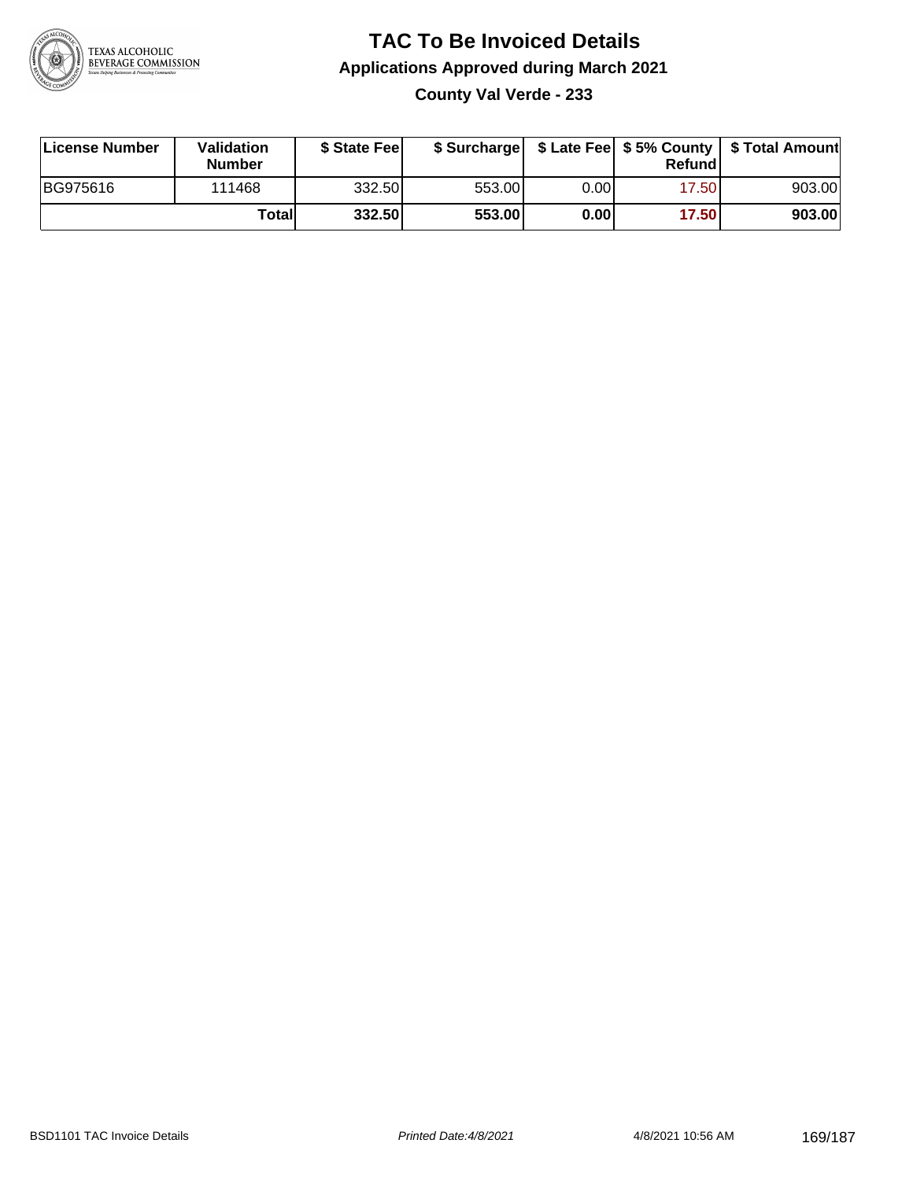# TAC To Be Invoiced Details

## Applications Approved during March 2021

### County Val Verde - 233

| License Number | Validation Number | $ State Fee | $ Surcharge | $ Late Fee | $ 5% County Refund | $ Total Amount |
|---|---|---|---|---|---|---|
| BG975616 | 111468 | 332.50 | 553.00 | 0.00 | 17.50 | 903.00 |
| | **Total** | **332.50** | **553.00** | **0.00** | **17.50** | **903.00** |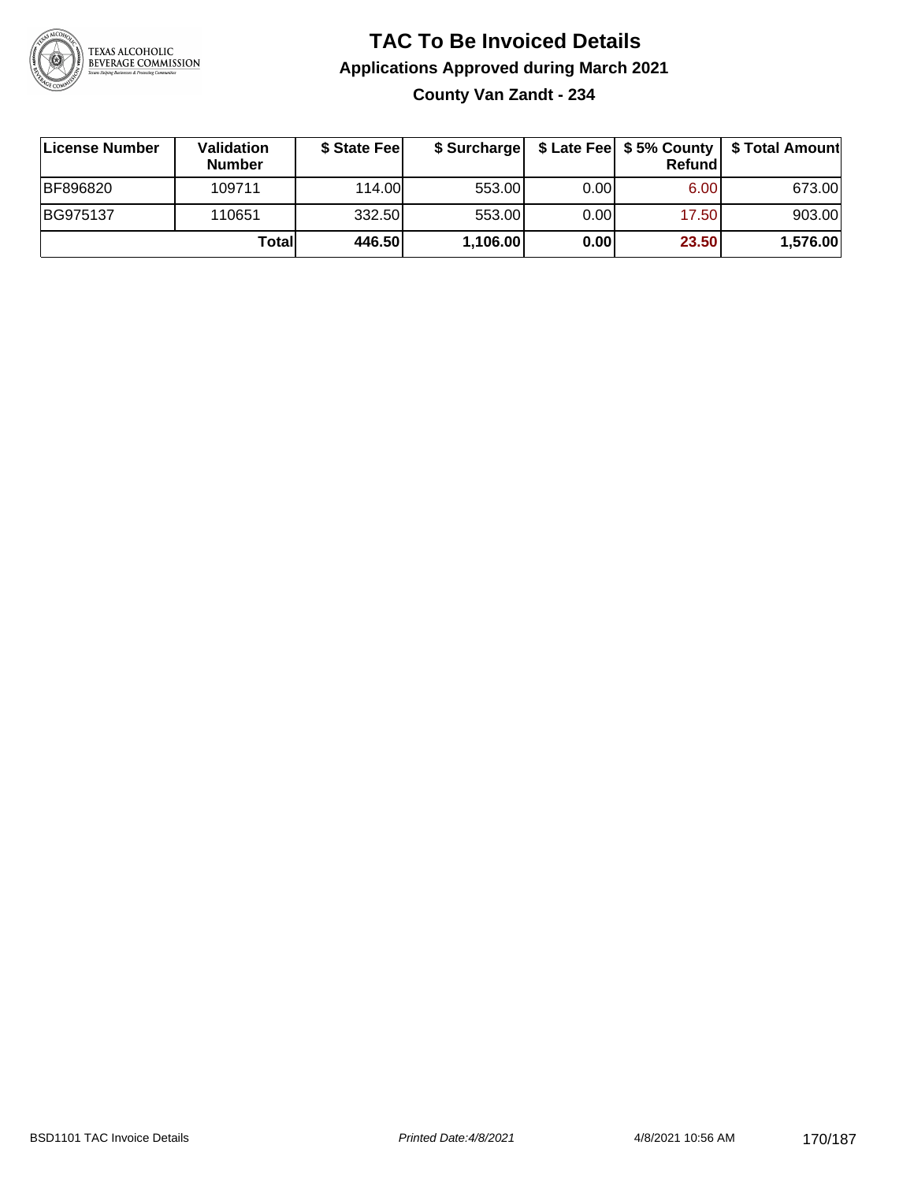# TAC To Be Invoiced Details

## Applications Approved during March 2021

### County Van Zandt - 234

| License Number | Validation Number | $ State Fee | $ Surcharge | $ Late Fee | $ 5% County Refund | $ Total Amount |
|---|---|---|---|---|---|---|
| BF896820 | 109711 | 114.00 | 553.00 | 0.00 | 6.00 | 673.00 |
| BG975137 | 110651 | 332.50 | 553.00 | 0.00 | 17.50 | 903.00 |
| | **Total** | **446.50** | **1,106.00** | **0.00** | **23.50** | **1,576.00** |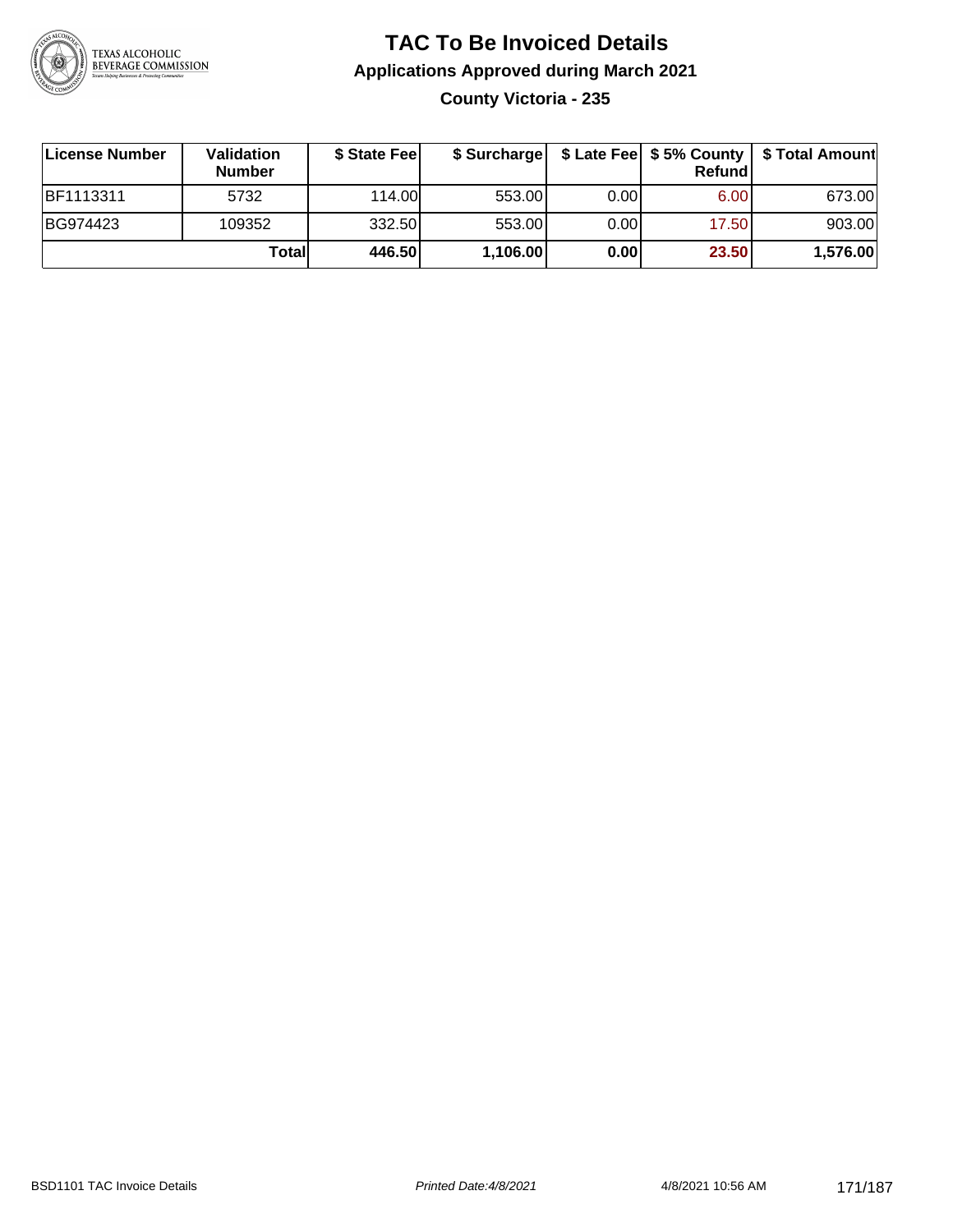# TAC To Be Invoiced Details

## Applications Approved during March 2021

### County Victoria - 235

| License Number | Validation Number | $ State Fee | $ Surcharge | $ Late Fee | $ 5% County Refund | $ Total Amount |
|---|---|---|---|---|---|---|
| BF1113311 | 5732 | 114.00 | 553.00 | 0.00 | 6.00 | 673.00 |
| BG974423 | 109352 | 332.50 | 553.00 | 0.00 | 17.50 | 903.00 |
| | **Total** | **446.50** | **1,106.00** | **0.00** | **23.50** | **1,576.00** |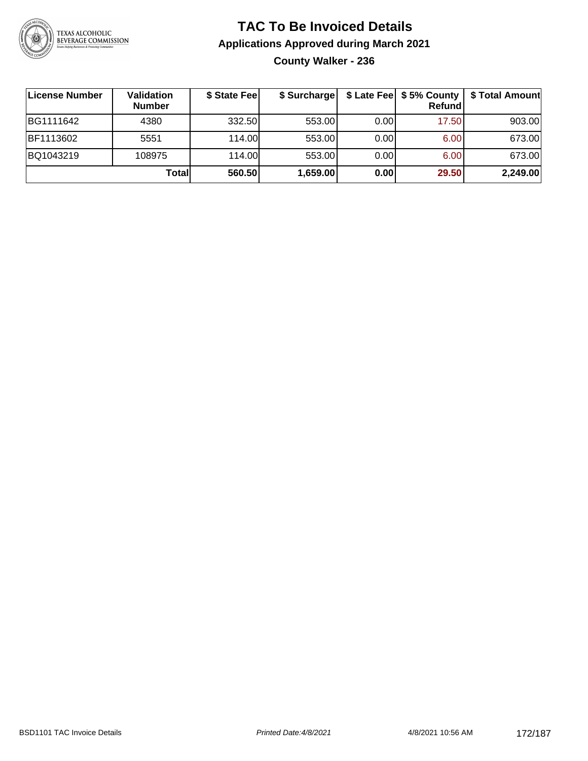# TAC To Be Invoiced Details

## Applications Approved during March 2021

### County Walker - 236

| License Number | Validation Number | $ State Fee | $ Surcharge | $ Late Fee | $ 5% County Refund | $ Total Amount |
|---|---|---|---|---|---|---|
| BG1111642 | 4380 | 332.50 | 553.00 | 0.00 | 17.50 | 903.00 |
| BF1113602 | 5551 | 114.00 | 553.00 | 0.00 | 6.00 | 673.00 |
| BQ1043219 | 108975 | 114.00 | 553.00 | 0.00 | 6.00 | 673.00 |
| | **Total** | **560.50** | **1,659.00** | **0.00** | **29.50** | **2,249.00** |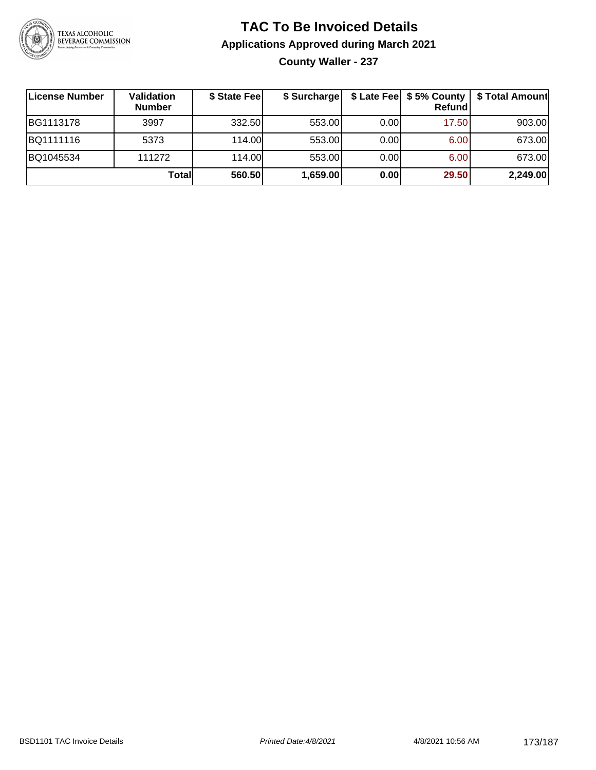# TAC To Be Invoiced Details

## Applications Approved during March 2021

### County Waller - 237

| License Number | Validation Number | $ State Fee | $ Surcharge | $ Late Fee | $ 5% County Refund | $ Total Amount |
|---|---|---|---|---|---|---|
| BG1113178 | 3997 | 332.50 | 553.00 | 0.00 | 17.50 | 903.00 |
| BQ1111116 | 5373 | 114.00 | 553.00 | 0.00 | 6.00 | 673.00 |
| BQ1045534 | 111272 | 114.00 | 553.00 | 0.00 | 6.00 | 673.00 |
| | **Total** | **560.50** | **1,659.00** | **0.00** | **29.50** | **2,249.00** |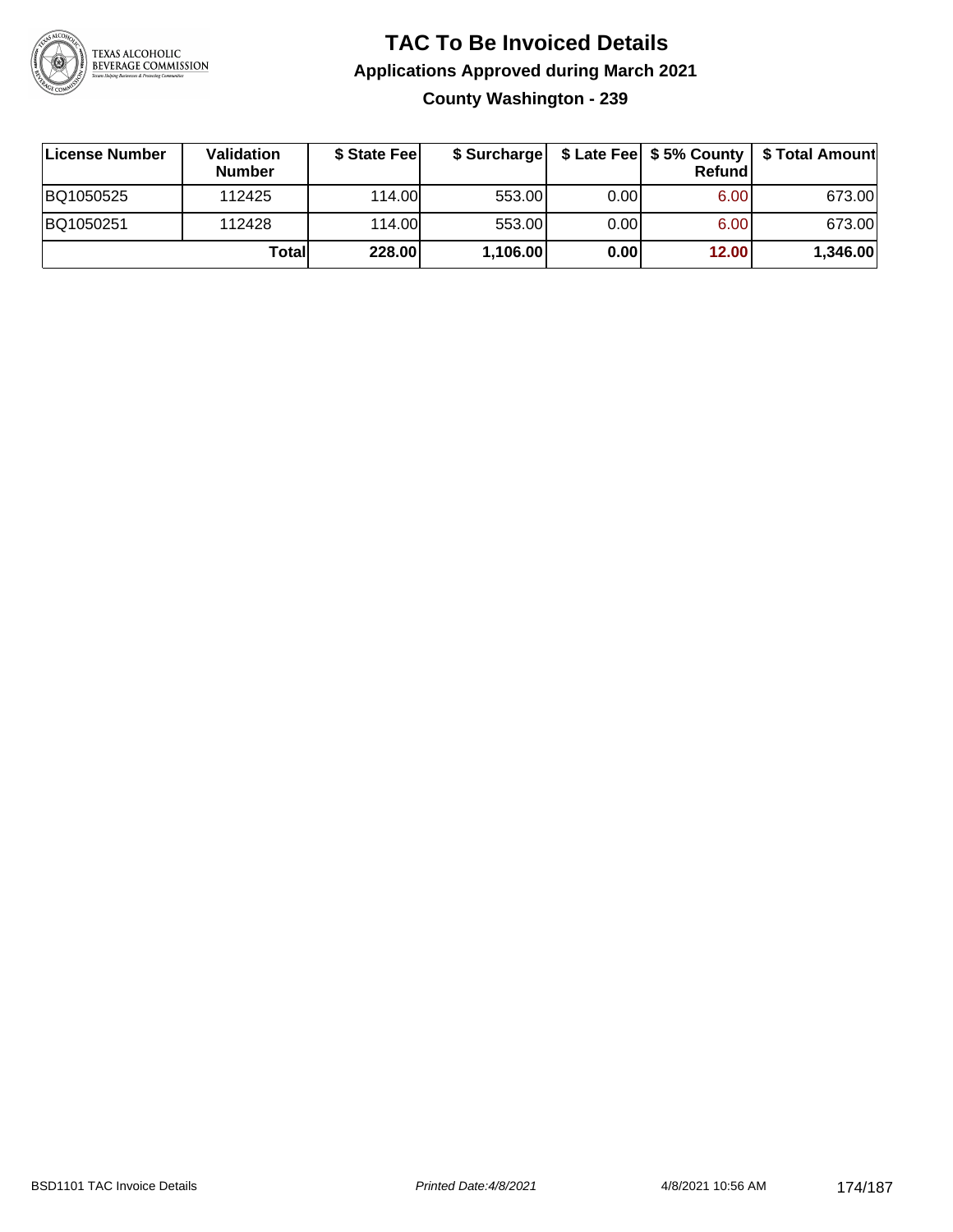# TAC To Be Invoiced Details

## Applications Approved during March 2021

### County Washington - 239

| License Number | Validation Number | $ State Fee | $ Surcharge | $ Late Fee | $ 5% County Refund | $ Total Amount |
|---|---|---|---|---|---|---|
| BQ1050525 | 112425 | 114.00 | 553.00 | 0.00 | 6.00 | 673.00 |
| BQ1050251 | 112428 | 114.00 | 553.00 | 0.00 | 6.00 | 673.00 |
| | **Total** | **228.00** | **1,106.00** | **0.00** | **12.00** | **1,346.00** |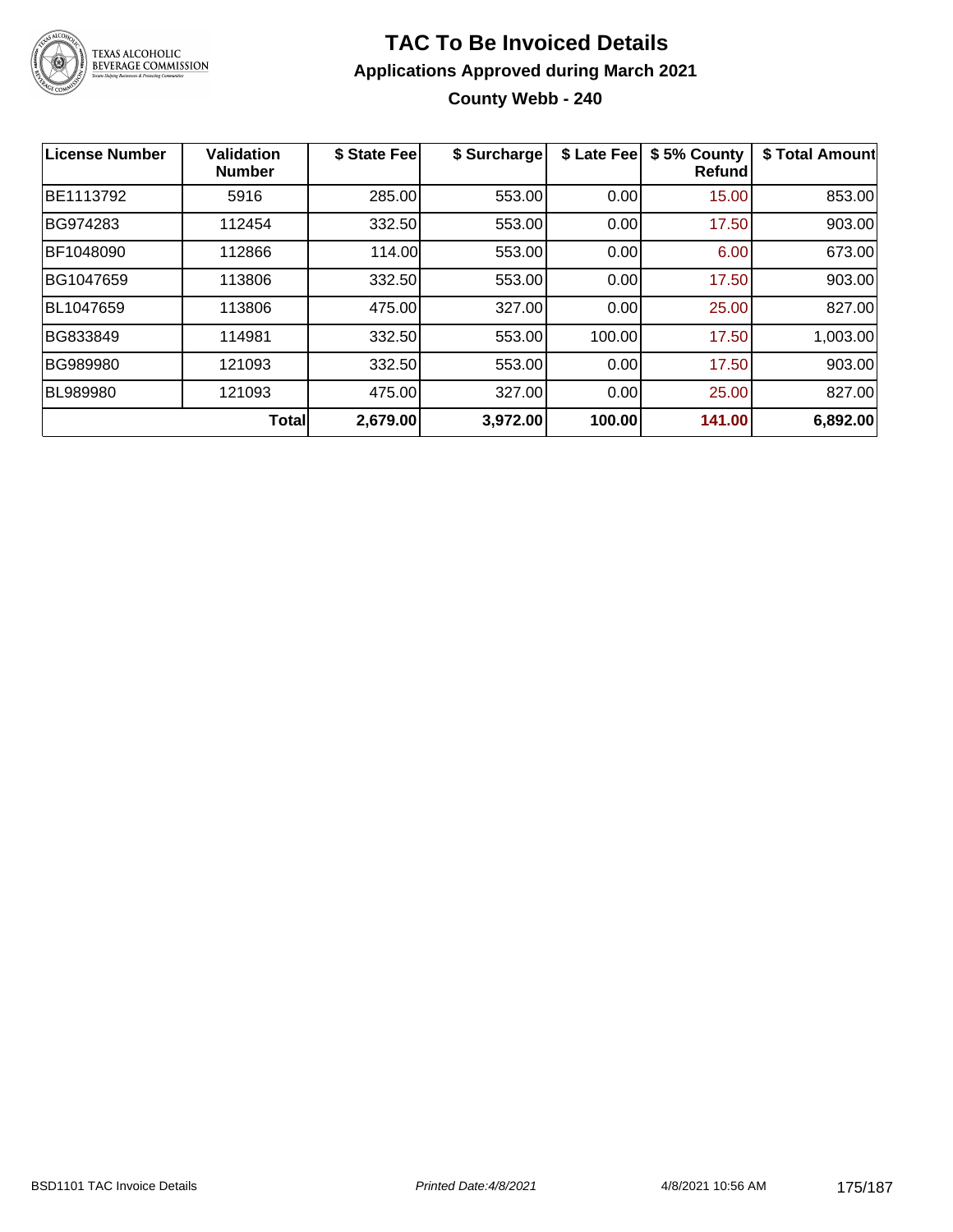# TAC To Be Invoiced Details

## Applications Approved during March 2021

### County Webb - 240

| License Number | Validation Number | $ State Fee | $ Surcharge | $ Late Fee | $ 5% County Refund | $ Total Amount |
|---|---|---|---|---|---|---|
| BE1113792 | 5916 | 285.00 | 553.00 | 0.00 | 15.00 | 853.00 |
| BG974283 | 112454 | 332.50 | 553.00 | 0.00 | 17.50 | 903.00 |
| BF1048090 | 112866 | 114.00 | 553.00 | 0.00 | 6.00 | 673.00 |
| BG1047659 | 113806 | 332.50 | 553.00 | 0.00 | 17.50 | 903.00 |
| BL1047659 | 113806 | 475.00 | 327.00 | 0.00 | 25.00 | 827.00 |
| BG833849 | 114981 | 332.50 | 553.00 | 100.00 | 17.50 | 1,003.00 |
| BG989980 | 121093 | 332.50 | 553.00 | 0.00 | 17.50 | 903.00 |
| BL989980 | 121093 | 475.00 | 327.00 | 0.00 | 25.00 | 827.00 |
| | **Total** | **2,679.00** | **3,972.00** | **100.00** | **141.00** | **6,892.00** |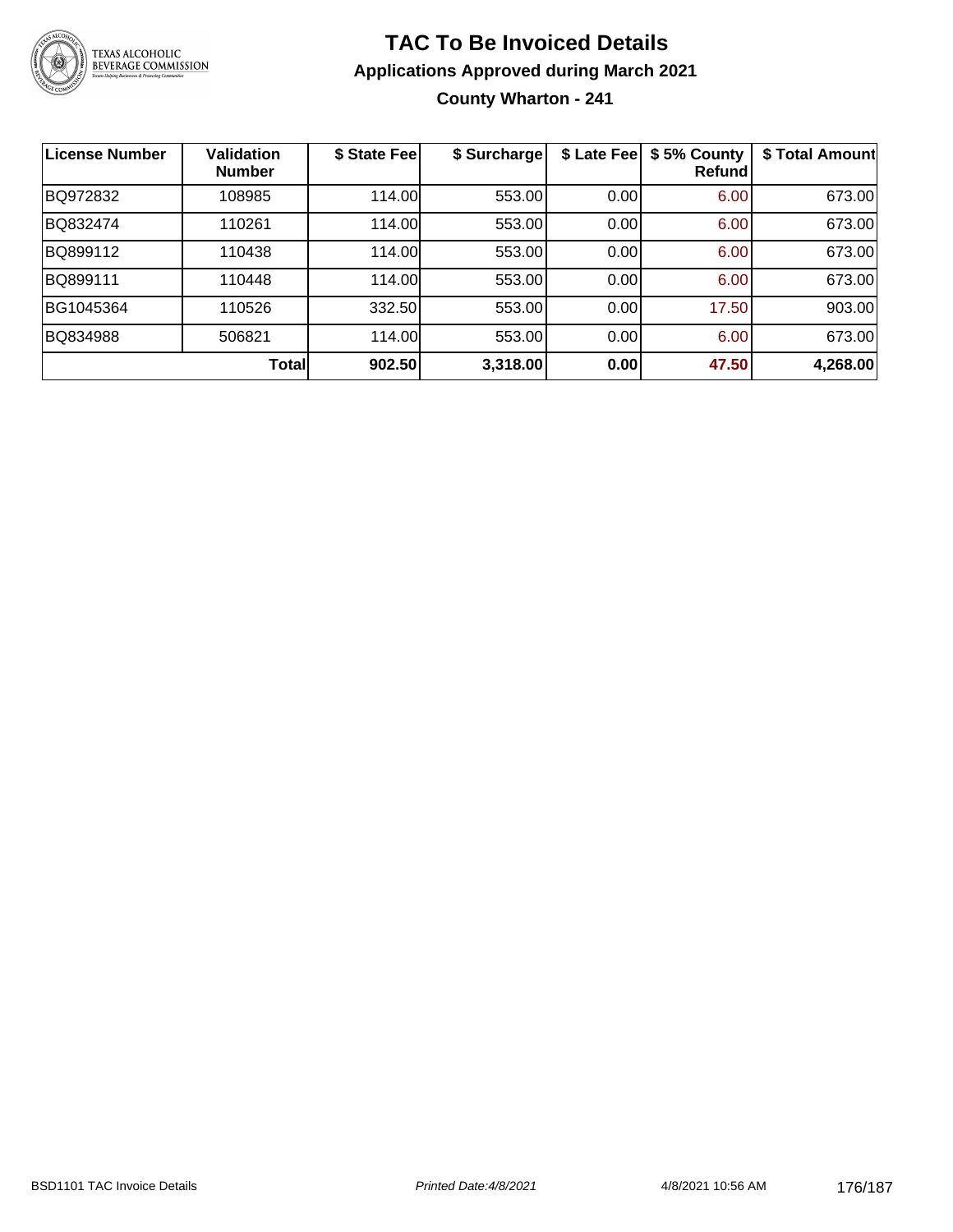# TAC To Be Invoiced Details

## Applications Approved during March 2021

### County Wharton - 241

| License Number | Validation Number | $ State Fee | $ Surcharge | $ Late Fee | $ 5% County Refund | $ Total Amount |
|---|---|---|---|---|---|---|
| BQ972832 | 108985 | 114.00 | 553.00 | 0.00 | 6.00 | 673.00 |
| BQ832474 | 110261 | 114.00 | 553.00 | 0.00 | 6.00 | 673.00 |
| BQ899112 | 110438 | 114.00 | 553.00 | 0.00 | 6.00 | 673.00 |
| BQ899111 | 110448 | 114.00 | 553.00 | 0.00 | 6.00 | 673.00 |
| BG1045364 | 110526 | 332.50 | 553.00 | 0.00 | 17.50 | 903.00 |
| BQ834988 | 506821 | 114.00 | 553.00 | 0.00 | 6.00 | 673.00 |
| | **Total** | **902.50** | **3,318.00** | **0.00** | **47.50** | **4,268.00** |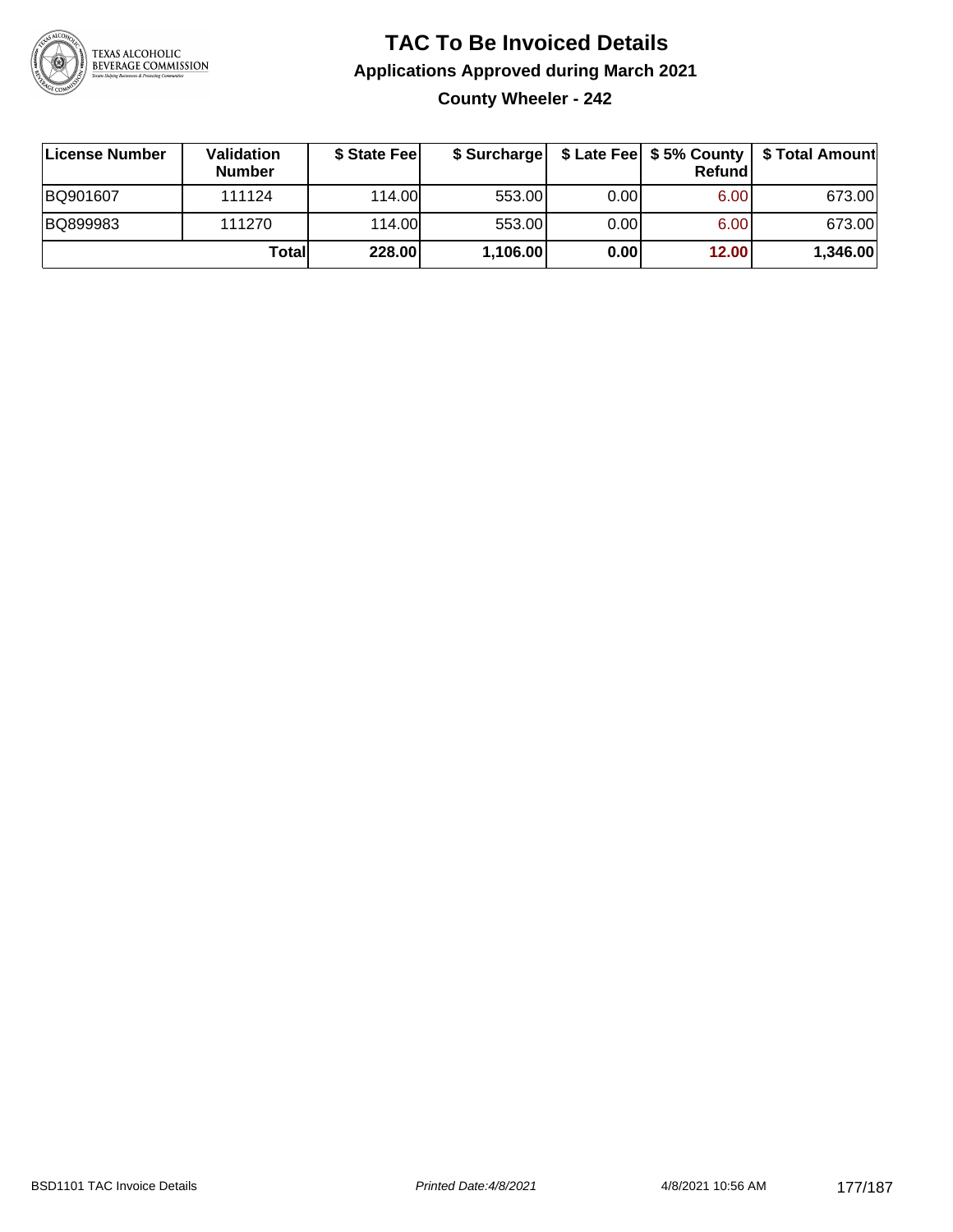# TAC To Be Invoiced Details

## Applications Approved during March 2021

### County Wheeler - 242

| License Number | Validation Number | $ State Fee | $ Surcharge | $ Late Fee | $ 5% County Refund | $ Total Amount |
|---|---|---|---|---|---|---|
| BQ901607 | 111124 | 114.00 | 553.00 | 0.00 | 6.00 | 673.00 |
| BQ899983 | 111270 | 114.00 | 553.00 | 0.00 | 6.00 | 673.00 |
| | **Total** | **228.00** | **1,106.00** | **0.00** | **12.00** | **1,346.00** |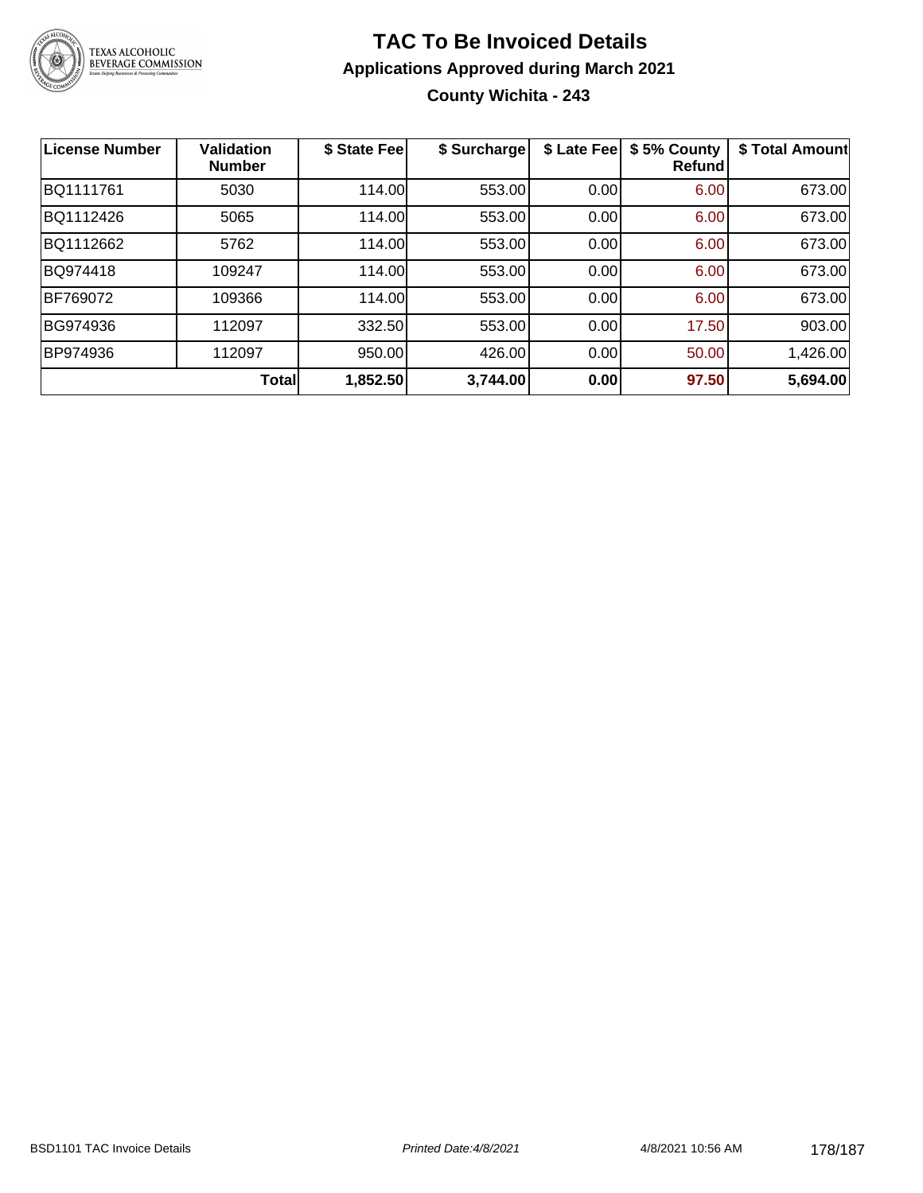# TAC To Be Invoiced Details

## Applications Approved during March 2021

### County Wichita - 243

| License Number | Validation Number | $ State Fee | $ Surcharge | $ Late Fee | $ 5% County Refund | $ Total Amount |
|---|---|---|---|---|---|---|
| BQ1111761 | 5030 | 114.00 | 553.00 | 0.00 | 6.00 | 673.00 |
| BQ1112426 | 5065 | 114.00 | 553.00 | 0.00 | 6.00 | 673.00 |
| BQ1112662 | 5762 | 114.00 | 553.00 | 0.00 | 6.00 | 673.00 |
| BQ974418 | 109247 | 114.00 | 553.00 | 0.00 | 6.00 | 673.00 |
| BF769072 | 109366 | 114.00 | 553.00 | 0.00 | 6.00 | 673.00 |
| BG974936 | 112097 | 332.50 | 553.00 | 0.00 | 17.50 | 903.00 |
| BP974936 | 112097 | 950.00 | 426.00 | 0.00 | 50.00 | 1,426.00 |
| | **Total** | **1,852.50** | **3,744.00** | **0.00** | **97.50** | **5,694.00** |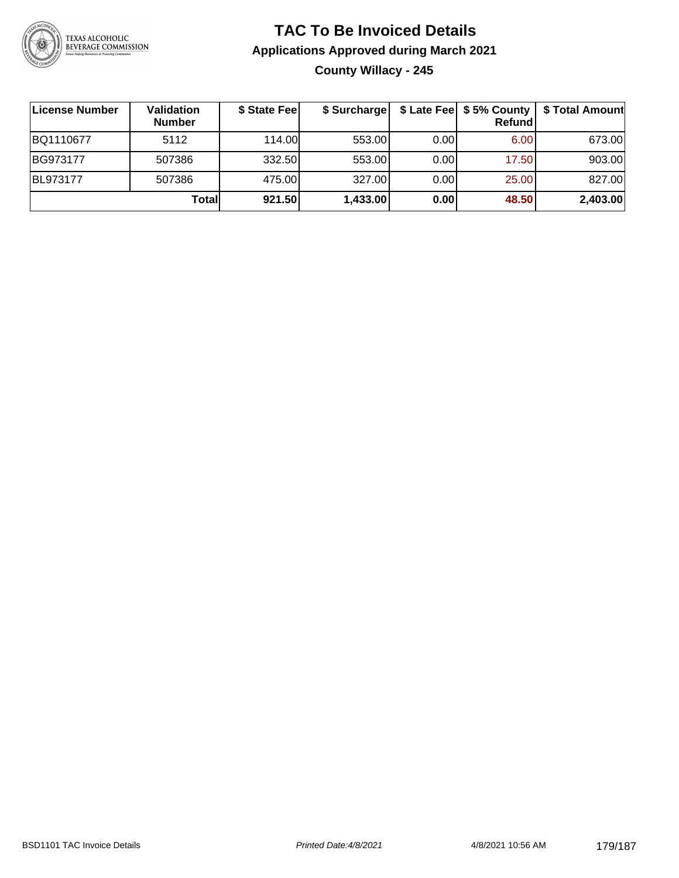# TAC To Be Invoiced Details

## Applications Approved during March 2021

### County Willacy - 245

| License Number | Validation Number | $ State Fee | $ Surcharge | $ Late Fee | $ 5% County Refund | $ Total Amount |
|---|---|---|---|---|---|---|
| BQ1110677 | 5112 | 114.00 | 553.00 | 0.00 | 6.00 | 673.00 |
| BG973177 | 507386 | 332.50 | 553.00 | 0.00 | 17.50 | 903.00 |
| BL973177 | 507386 | 475.00 | 327.00 | 0.00 | 25.00 | 827.00 |
| | **Total** | **921.50** | **1,433.00** | **0.00** | **48.50** | **2,403.00** |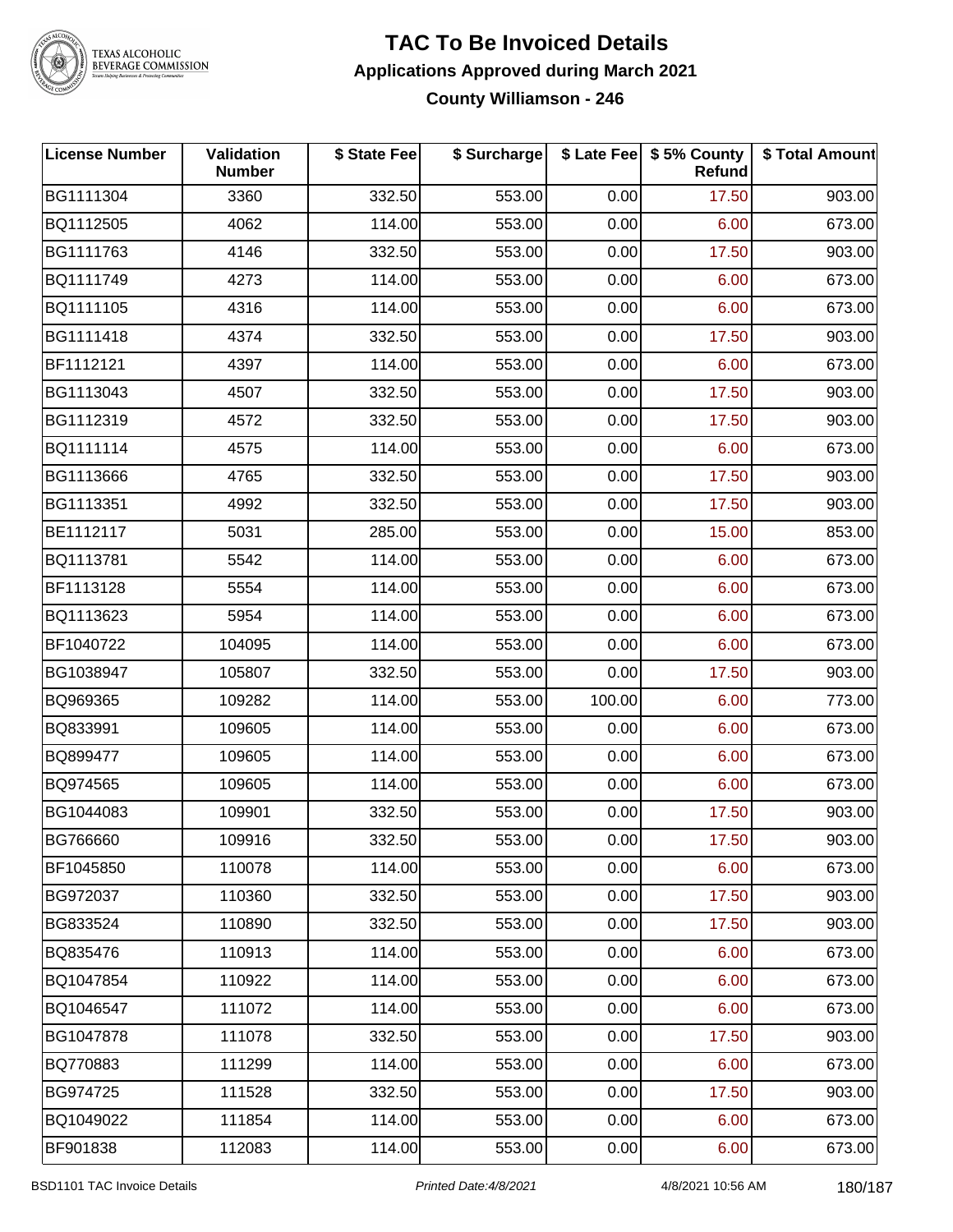# TAC To Be Invoiced Details

## Applications Approved during March 2021

### County Williamson - 246

| License Number | Validation Number | $ State Fee | $ Surcharge | $ Late Fee | $ 5% County Refund | $ Total Amount |
|---|---|---|---|---|---|---|
| BG1111304 | 3360 | 332.50 | 553.00 | 0.00 | 17.50 | 903.00 |
| BQ1112505 | 4062 | 114.00 | 553.00 | 0.00 | 6.00 | 673.00 |
| BG1111763 | 4146 | 332.50 | 553.00 | 0.00 | 17.50 | 903.00 |
| BQ1111749 | 4273 | 114.00 | 553.00 | 0.00 | 6.00 | 673.00 |
| BQ1111105 | 4316 | 114.00 | 553.00 | 0.00 | 6.00 | 673.00 |
| BG1111418 | 4374 | 332.50 | 553.00 | 0.00 | 17.50 | 903.00 |
| BF1112121 | 4397 | 114.00 | 553.00 | 0.00 | 6.00 | 673.00 |
| BG1113043 | 4507 | 332.50 | 553.00 | 0.00 | 17.50 | 903.00 |
| BG1112319 | 4572 | 332.50 | 553.00 | 0.00 | 17.50 | 903.00 |
| BQ1111114 | 4575 | 114.00 | 553.00 | 0.00 | 6.00 | 673.00 |
| BG1113666 | 4765 | 332.50 | 553.00 | 0.00 | 17.50 | 903.00 |
| BG1113351 | 4992 | 332.50 | 553.00 | 0.00 | 17.50 | 903.00 |
| BE1112117 | 5031 | 285.00 | 553.00 | 0.00 | 15.00 | 853.00 |
| BQ1113781 | 5542 | 114.00 | 553.00 | 0.00 | 6.00 | 673.00 |
| BF1113128 | 5554 | 114.00 | 553.00 | 0.00 | 6.00 | 673.00 |
| BQ1113623 | 5954 | 114.00 | 553.00 | 0.00 | 6.00 | 673.00 |
| BF1040722 | 104095 | 114.00 | 553.00 | 0.00 | 6.00 | 673.00 |
| BG1038947 | 105807 | 332.50 | 553.00 | 0.00 | 17.50 | 903.00 |
| BQ969365 | 109282 | 114.00 | 553.00 | 100.00 | 6.00 | 773.00 |
| BQ833991 | 109605 | 114.00 | 553.00 | 0.00 | 6.00 | 673.00 |
| BQ899477 | 109605 | 114.00 | 553.00 | 0.00 | 6.00 | 673.00 |
| BQ974565 | 109605 | 114.00 | 553.00 | 0.00 | 6.00 | 673.00 |
| BG1044083 | 109901 | 332.50 | 553.00 | 0.00 | 17.50 | 903.00 |
| BG766660 | 109916 | 332.50 | 553.00 | 0.00 | 17.50 | 903.00 |
| BF1045850 | 110078 | 114.00 | 553.00 | 0.00 | 6.00 | 673.00 |
| BG972037 | 110360 | 332.50 | 553.00 | 0.00 | 17.50 | 903.00 |
| BG833524 | 110890 | 332.50 | 553.00 | 0.00 | 17.50 | 903.00 |
| BQ835476 | 110913 | 114.00 | 553.00 | 0.00 | 6.00 | 673.00 |
| BQ1047854 | 110922 | 114.00 | 553.00 | 0.00 | 6.00 | 673.00 |
| BQ1046547 | 111072 | 114.00 | 553.00 | 0.00 | 6.00 | 673.00 |
| BG1047878 | 111078 | 332.50 | 553.00 | 0.00 | 17.50 | 903.00 |
| BQ770883 | 111299 | 114.00 | 553.00 | 0.00 | 6.00 | 673.00 |
| BG974725 | 111528 | 332.50 | 553.00 | 0.00 | 17.50 | 903.00 |
| BQ1049022 | 111854 | 114.00 | 553.00 | 0.00 | 6.00 | 673.00 |
| BF901838 | 112083 | 114.00 | 553.00 | 0.00 | 6.00 | 673.00 |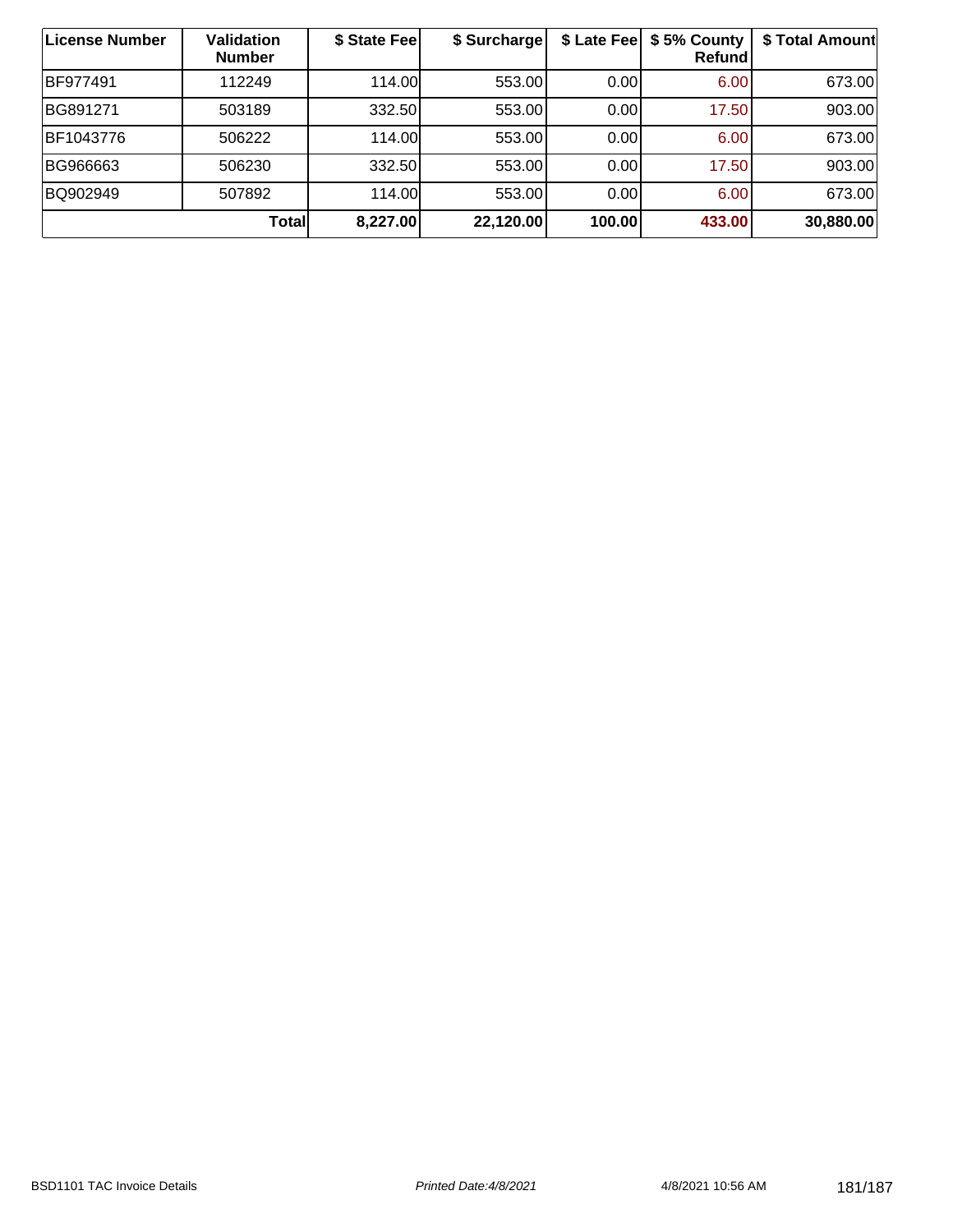| License Number | Validation Number | $ State Fee | $ Surcharge | $ Late Fee | $ 5% County Refund | $ Total Amount |
| --- | --- | --- | --- | --- | --- | --- |
| BF977491 | 112249 | 114.00 | 553.00 | 0.00 | 6.00 | 673.00 |
| BG891271 | 503189 | 332.50 | 553.00 | 0.00 | 17.50 | 903.00 |
| BF1043776 | 506222 | 114.00 | 553.00 | 0.00 | 6.00 | 673.00 |
| BG966663 | 506230 | 332.50 | 553.00 | 0.00 | 17.50 | 903.00 |
| BQ902949 | 507892 | 114.00 | 553.00 | 0.00 | 6.00 | 673.00 |
| | **Total** | **8,227.00** | **22,120.00** | **100.00** | **433.00** | **30,880.00** |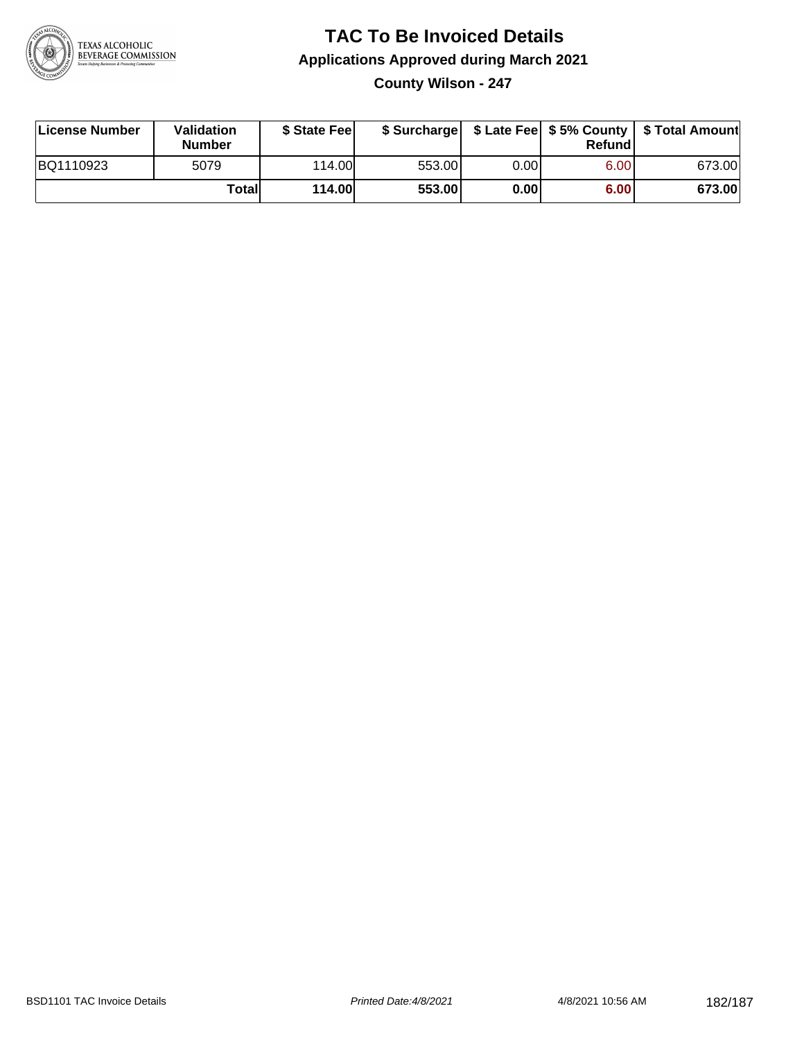# TAC To Be Invoiced Details

## Applications Approved during March 2021

### County Wilson - 247

| License Number | Validation Number | $ State Fee | $ Surcharge | $ Late Fee | $ 5% County Refund | $ Total Amount |
|---|---|---|---|---|---|---|
| BQ1110923 | 5079 | 114.00 | 553.00 | 0.00 | 6.00 | 673.00 |
| | **Total** | **114.00** | **553.00** | **0.00** | **6.00** | **673.00** |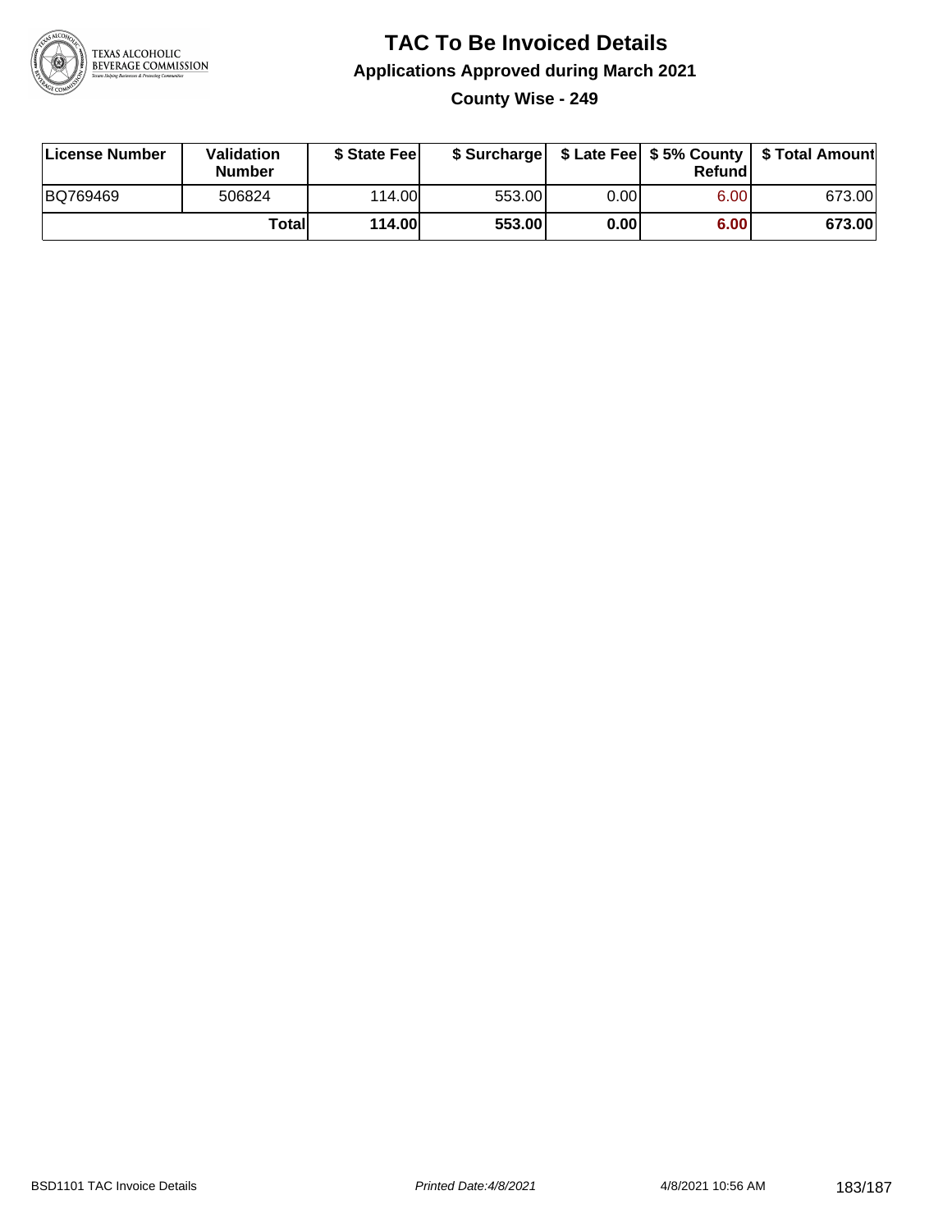# TAC To Be Invoiced Details

## Applications Approved during March 2021

### County Wise - 249

| License Number | Validation Number | $ State Fee | $ Surcharge | $ Late Fee | $ 5% County Refund | $ Total Amount |
|---|---|---|---|---|---|---|
| BQ769469 | 506824 | 114.00 | 553.00 | 0.00 | 6.00 | 673.00 |
| | Total | 114.00 | 553.00 | 0.00 | 6.00 | 673.00 |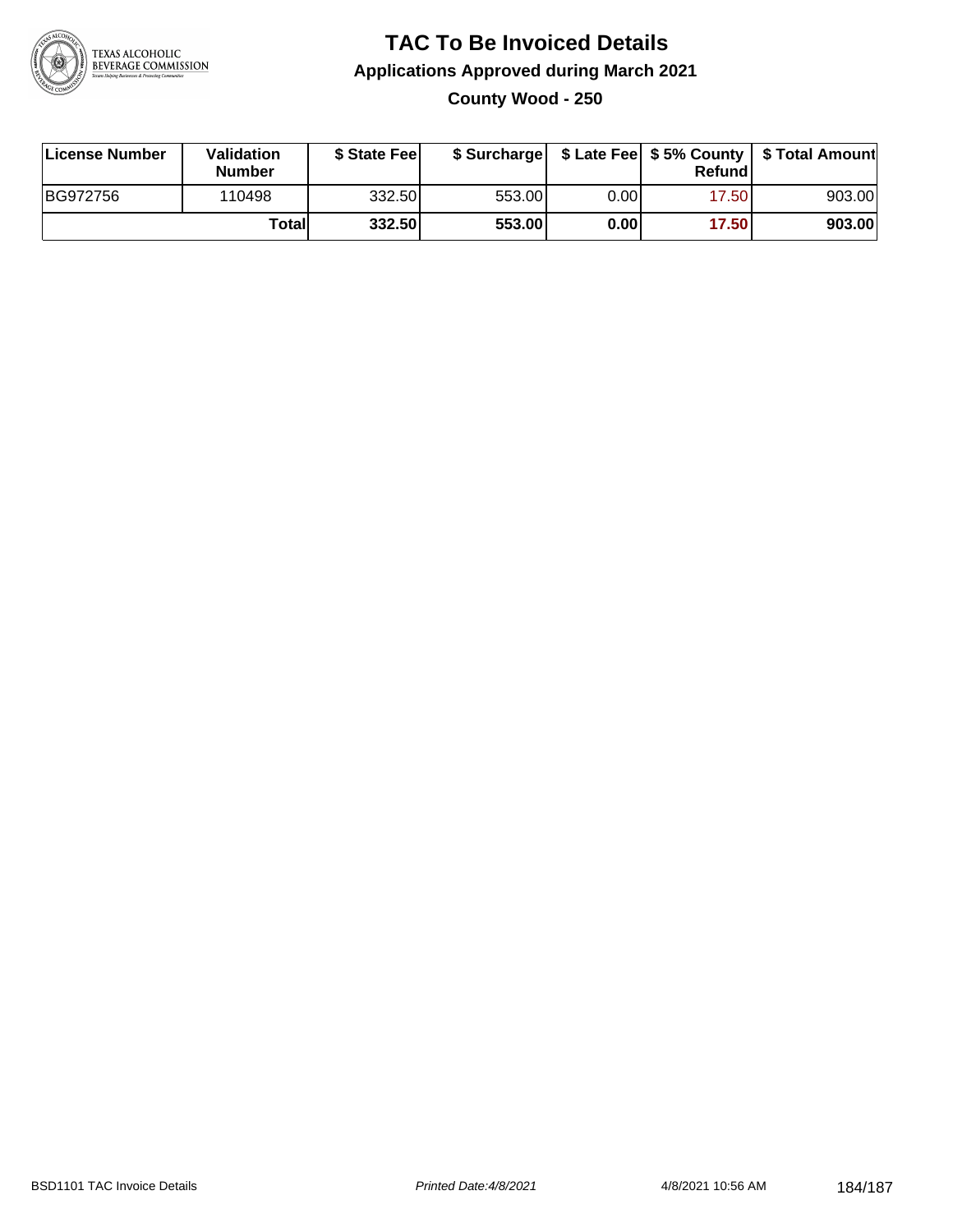# TAC To Be Invoiced Details

## Applications Approved during March 2021

### County Wood - 250

| License Number | Validation Number | $ State Fee | $ Surcharge | $ Late Fee | $ 5% County Refund | $ Total Amount |
|---|---|---|---|---|---|---|
| BG972756 | 110498 | 332.50 | 553.00 | 0.00 | 17.50 | 903.00 |
| | **Total** | **332.50** | **553.00** | **0.00** | **17.50** | **903.00** |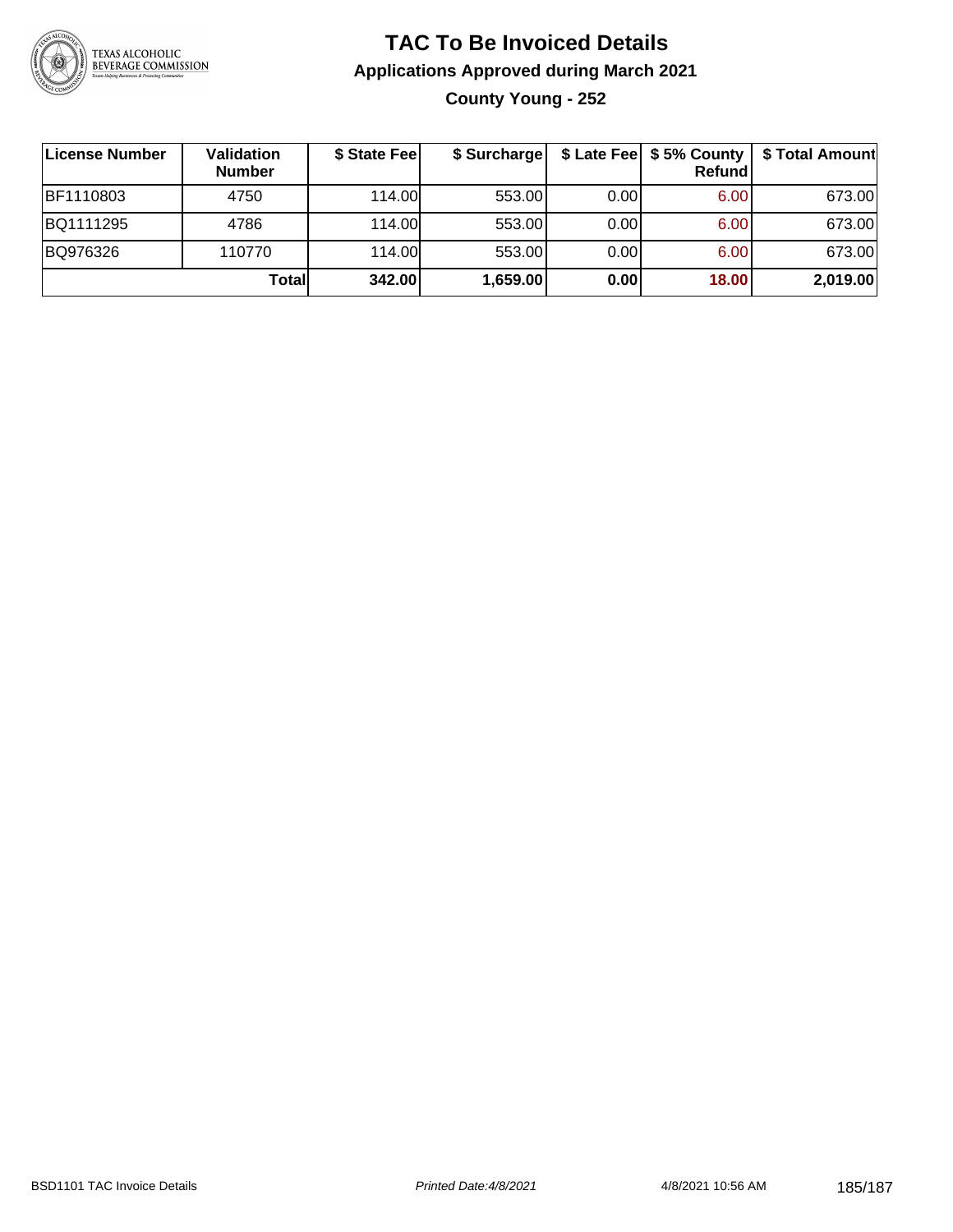# TAC To Be Invoiced Details

## Applications Approved during March 2021

### County Young - 252

| License Number | Validation Number | $ State Fee | $ Surcharge | $ Late Fee | $ 5% County Refund | $ Total Amount |
|---|---|---|---|---|---|---|
| BF1110803 | 4750 | 114.00 | 553.00 | 0.00 | 6.00 | 673.00 |
| BQ1111295 | 4786 | 114.00 | 553.00 | 0.00 | 6.00 | 673.00 |
| BQ976326 | 110770 | 114.00 | 553.00 | 0.00 | 6.00 | 673.00 |
| | **Total** | **342.00** | **1,659.00** | **0.00** | **18.00** | **2,019.00** |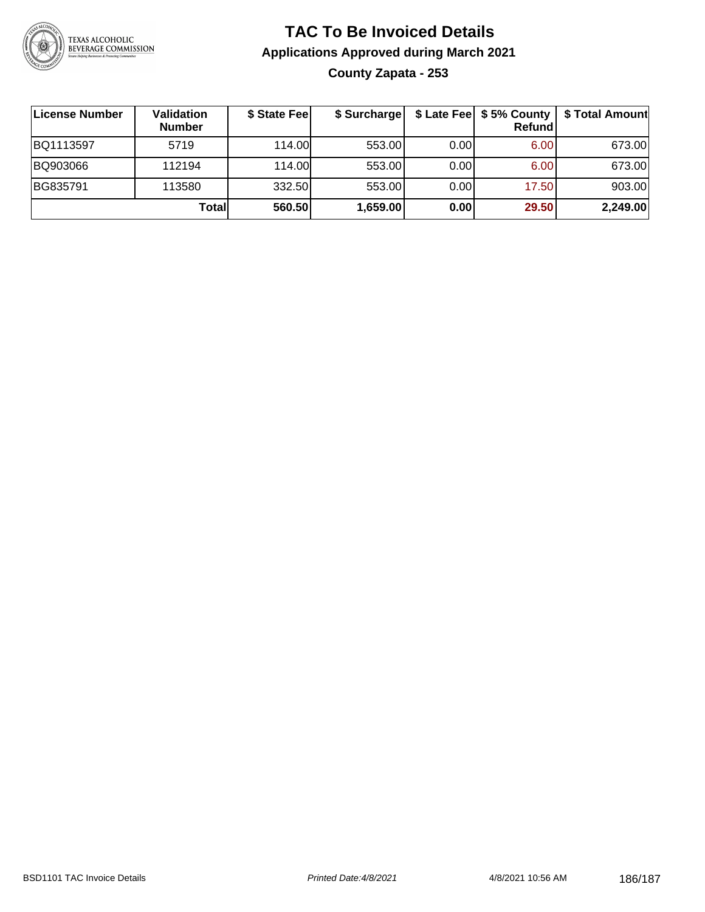# TAC To Be Invoiced Details

## Applications Approved during March 2021

### County Zapata - 253

| License Number | Validation Number | $ State Fee | $ Surcharge | $ Late Fee | $ 5% County Refund | $ Total Amount |
|---|---|---|---|---|---|---|
| BQ1113597 | 5719 | 114.00 | 553.00 | 0.00 | 6.00 | 673.00 |
| BQ903066 | 112194 | 114.00 | 553.00 | 0.00 | 6.00 | 673.00 |
| BG835791 | 113580 | 332.50 | 553.00 | 0.00 | 17.50 | 903.00 |
| | **Total** | **560.50** | **1,659.00** | **0.00** | **29.50** | **2,249.00** |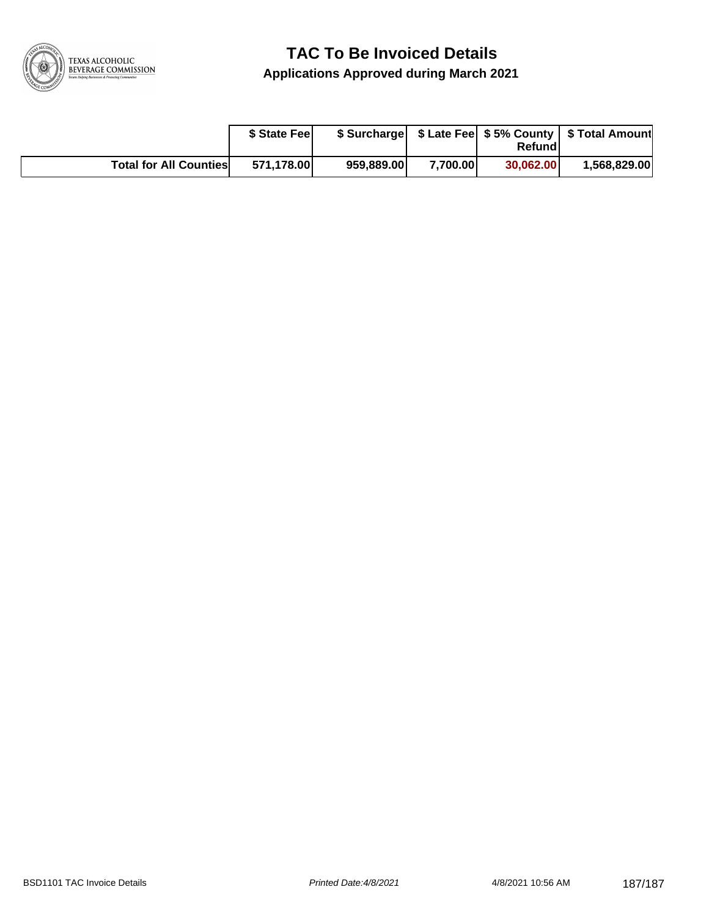# TAC To Be Invoiced Details

## Applications Approved during March 2021

| | $ State Fee | $ Surcharge | $ Late Fee | $ 5% County Refund | $ Total Amount |
|---|---|---|---|---|---|
| **Total for All Counties** | 571,178.00 | 959,889.00 | 7,700.00 | 30,062.00 | 1,568,829.00 |

BSD1101 TAC Invoice Details *Printed Date:4/8/2021* 4/8/2021 10:56 AM